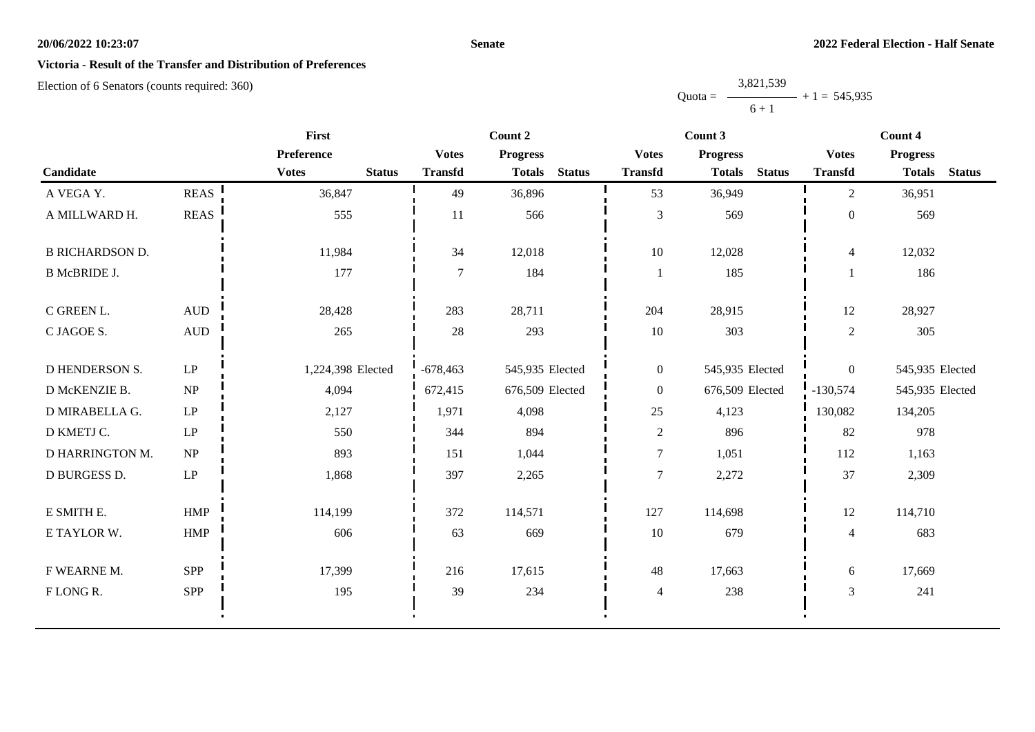## Victoria - Result of the Transfer and Distribution of Preferences

Election of 6 Senators (counts required: 360)

$$\text{Quota} = \frac{3,821,539}{6 + 1} + 1 = 545,935$$

| Candidate | | First Preference | | Count 2 | | | Count 3 | | | Count 4 | | |
|---|---|---|---|---|---|---|---|---|---|---|---|---|
| | | Votes | Status | Votes Transfd | Progress Totals | Status | Votes Transfd | Progress Totals | Status | Votes Transfd | Progress Totals | Status |
| A VEGA Y. | REAS | 36,847 | | 49 | 36,896 | | 53 | 36,949 | | 2 | 36,951 | |
| A MILLWARD H. | REAS | 555 | | 11 | 566 | | 3 | 569 | | 0 | 569 | |
| B RICHARDSON D. | | 11,984 | | 34 | 12,018 | | 10 | 12,028 | | 4 | 12,032 | |
| B McBRIDE J. | | 177 | | 7 | 184 | | 1 | 185 | | 1 | 186 | |
| C GREEN L. | AUD | 28,428 | | 283 | 28,711 | | 204 | 28,915 | | 12 | 28,927 | |
| C JAGOE S. | AUD | 265 | | 28 | 293 | | 10 | 303 | | 2 | 305 | |
| D HENDERSON S. | LP | 1,224,398 | Elected | -678,463 | 545,935 | Elected | 0 | 545,935 | Elected | 0 | 545,935 | Elected |
| D McKENZIE B. | NP | 4,094 | | 672,415 | 676,509 | Elected | 0 | 676,509 | Elected | -130,574 | 545,935 | Elected |
| D MIRABELLA G. | LP | 2,127 | | 1,971 | 4,098 | | 25 | 4,123 | | 130,082 | 134,205 | |
| D KMETJ C. | LP | 550 | | 344 | 894 | | 2 | 896 | | 82 | 978 | |
| D HARRINGTON M. | NP | 893 | | 151 | 1,044 | | 7 | 1,051 | | 112 | 1,163 | |
| D BURGESS D. | LP | 1,868 | | 397 | 2,265 | | 7 | 2,272 | | 37 | 2,309 | |
| E SMITH E. | HMP | 114,199 | | 372 | 114,571 | | 127 | 114,698 | | 12 | 114,710 | |
| E TAYLOR W. | HMP | 606 | | 63 | 669 | | 10 | 679 | | 4 | 683 | |
| F WEARNE M. | SPP | 17,399 | | 216 | 17,615 | | 48 | 17,663 | | 6 | 17,669 | |
| F LONG R. | SPP | 195 | | 39 | 234 | | 4 | 238 | | 3 | 241 | |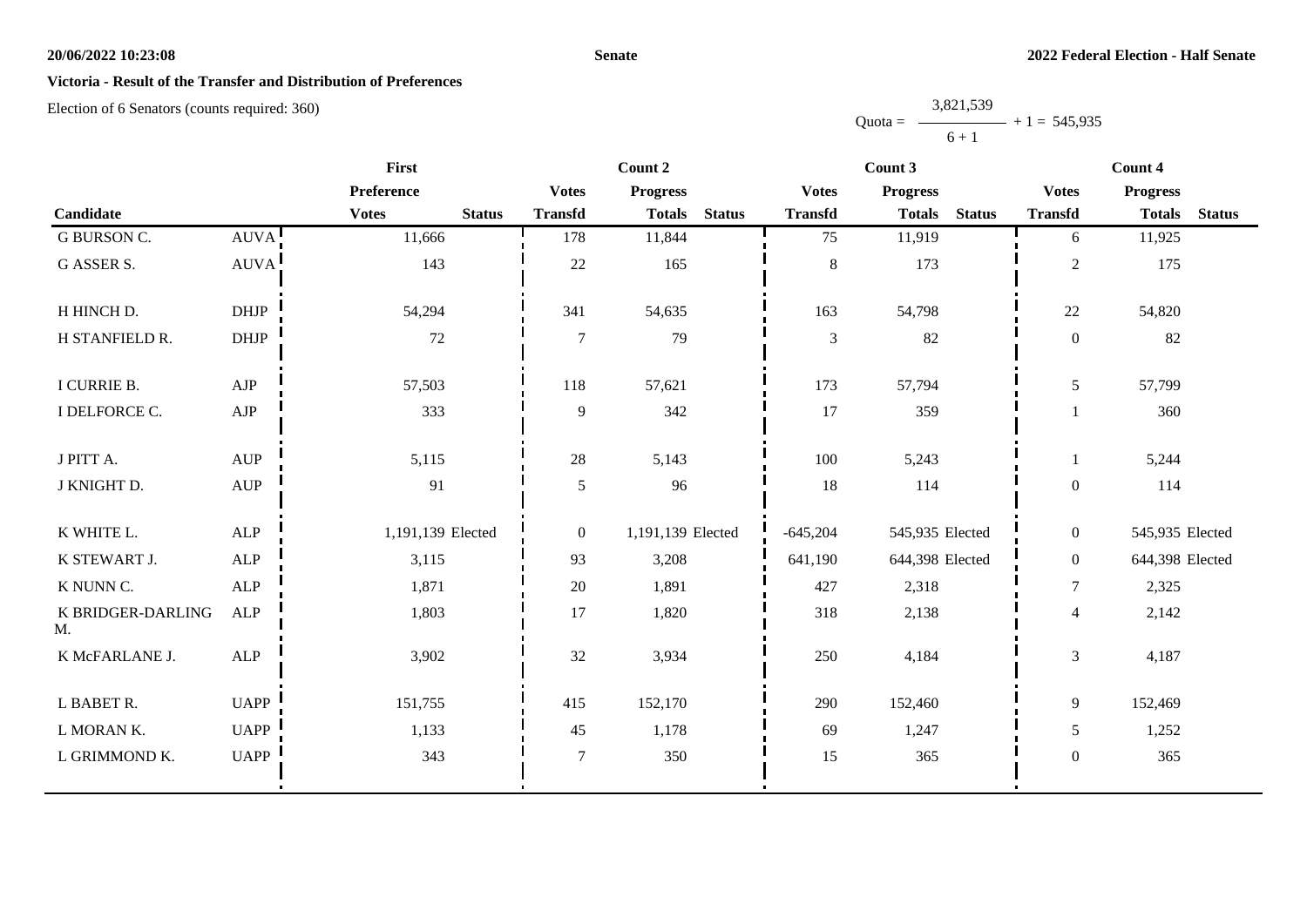**Victoria - Result of the Transfer and Distribution of Preferences**

Election of 6 Senators (counts required: 360)

$$\text{Quota} = \frac{3{,}821{,}539}{6 + 1} + 1 = 545{,}935$$

| Candidate | | First Preference | | Count 2 | | | Count 3 | | | Count 4 | | |
|---|---|---|---|---|---|---|---|---|---|---|---|---|
| | | Votes | Status | Votes Transfd | Progress Totals | Status | Votes Transfd | Progress Totals | Status | Votes Transfd | Progress Totals | Status |
| G BURSON C. | AUVA | 11,666 | | 178 | 11,844 | | 75 | 11,919 | | 6 | 11,925 | |
| G ASSER S. | AUVA | 143 | | 22 | 165 | | 8 | 173 | | 2 | 175 | |
| H HINCH D. | DHJP | 54,294 | | 341 | 54,635 | | 163 | 54,798 | | 22 | 54,820 | |
| H STANFIELD R. | DHJP | 72 | | 7 | 79 | | 3 | 82 | | 0 | 82 | |
| I CURRIE B. | AJP | 57,503 | | 118 | 57,621 | | 173 | 57,794 | | 5 | 57,799 | |
| I DELFORCE C. | AJP | 333 | | 9 | 342 | | 17 | 359 | | 1 | 360 | |
| J PITT A. | AUP | 5,115 | | 28 | 5,143 | | 100 | 5,243 | | 1 | 5,244 | |
| J KNIGHT D. | AUP | 91 | | 5 | 96 | | 18 | 114 | | 0 | 114 | |
| K WHITE L. | ALP | 1,191,139 | Elected | 0 | 1,191,139 | Elected | -645,204 | 545,935 | Elected | 0 | 545,935 | Elected |
| K STEWART J. | ALP | 3,115 | | 93 | 3,208 | | 641,190 | 644,398 | Elected | 0 | 644,398 | Elected |
| K NUNN C. | ALP | 1,871 | | 20 | 1,891 | | 427 | 2,318 | | 7 | 2,325 | |
| K BRIDGER-DARLING M. | ALP | 1,803 | | 17 | 1,820 | | 318 | 2,138 | | 4 | 2,142 | |
| K McFARLANE J. | ALP | 3,902 | | 32 | 3,934 | | 250 | 4,184 | | 3 | 4,187 | |
| L BABET R. | UAPP | 151,755 | | 415 | 152,170 | | 290 | 152,460 | | 9 | 152,469 | |
| L MORAN K. | UAPP | 1,133 | | 45 | 1,178 | | 69 | 1,247 | | 5 | 1,252 | |
| L GRIMMOND K. | UAPP | 343 | | 7 | 350 | | 15 | 365 | | 0 | 365 | |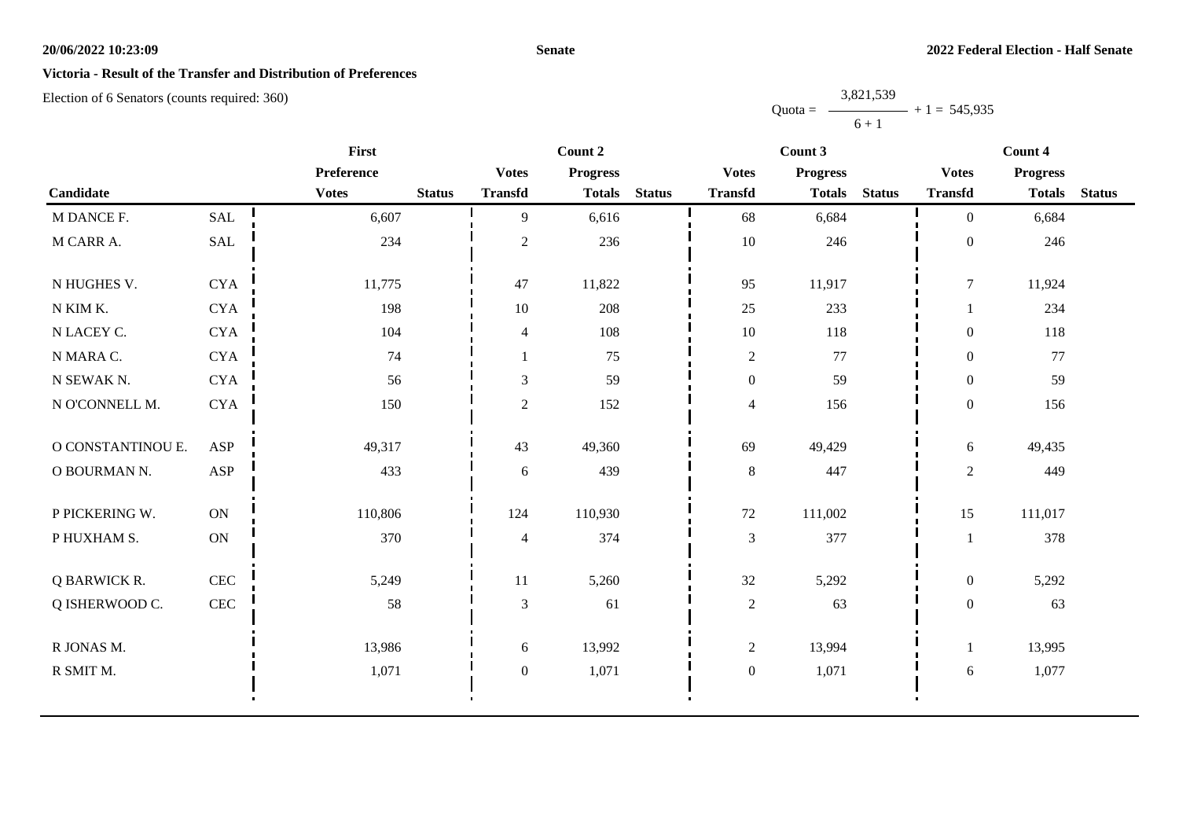**Victoria - Result of the Transfer and Distribution of Preferences**

Election of 6 Senators (counts required: 360)

$$\text{Quota} = \frac{3,821,539}{6 + 1} + 1 = 545,935$$

| Candidate | | First Preference Votes | Status | Count 2 Votes Transfd | Count 2 Progress Totals | Status | Count 3 Votes Transfd | Count 3 Progress Totals | Status | Count 4 Votes Transfd | Count 4 Progress Totals | Status |
|---|---|---|---|---|---|---|---|---|---|---|---|---|
| M DANCE F. | SAL | 6,607 | | 9 | 6,616 | | 68 | 6,684 | | 0 | 6,684 | |
| M CARR A. | SAL | 234 | | 2 | 236 | | 10 | 246 | | 0 | 246 | |
| N HUGHES V. | CYA | 11,775 | | 47 | 11,822 | | 95 | 11,917 | | 7 | 11,924 | |
| N KIM K. | CYA | 198 | | 10 | 208 | | 25 | 233 | | 1 | 234 | |
| N LACEY C. | CYA | 104 | | 4 | 108 | | 10 | 118 | | 0 | 118 | |
| N MARA C. | CYA | 74 | | 1 | 75 | | 2 | 77 | | 0 | 77 | |
| N SEWAK N. | CYA | 56 | | 3 | 59 | | 0 | 59 | | 0 | 59 | |
| N O'CONNELL M. | CYA | 150 | | 2 | 152 | | 4 | 156 | | 0 | 156 | |
| O CONSTANTINOU E. | ASP | 49,317 | | 43 | 49,360 | | 69 | 49,429 | | 6 | 49,435 | |
| O BOURMAN N. | ASP | 433 | | 6 | 439 | | 8 | 447 | | 2 | 449 | |
| P PICKERING W. | ON | 110,806 | | 124 | 110,930 | | 72 | 111,002 | | 15 | 111,017 | |
| P HUXHAM S. | ON | 370 | | 4 | 374 | | 3 | 377 | | 1 | 378 | |
| Q BARWICK R. | CEC | 5,249 | | 11 | 5,260 | | 32 | 5,292 | | 0 | 5,292 | |
| Q ISHERWOOD C. | CEC | 58 | | 3 | 61 | | 2 | 63 | | 0 | 63 | |
| R JONAS M. | | 13,986 | | 6 | 13,992 | | 2 | 13,994 | | 1 | 13,995 | |
| R SMIT M. | | 1,071 | | 0 | 1,071 | | 0 | 1,071 | | 6 | 1,077 | |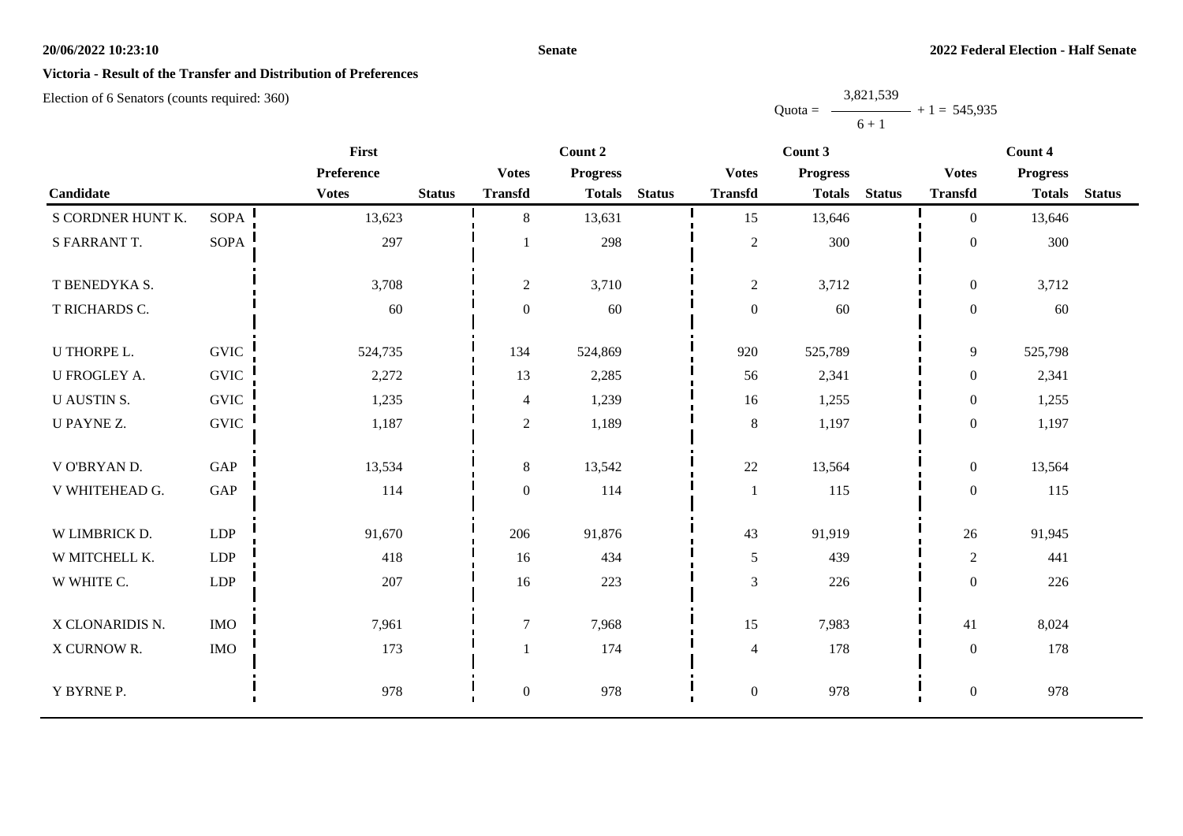**20/06/2022 10:23:10** **Senate** **2022 Federal Election - Half Senate**

## Victoria - Result of the Transfer and Distribution of Preferences

Election of 6 Senators (counts required: 360)

$$\text{Quota} = \frac{3,821,539}{6 + 1} + 1 = 545,935$$

| Candidate | | First Preference Votes | Status | Count 2 Votes Transfd | Count 2 Progress Totals | Status | Count 3 Votes Transfd | Count 3 Progress Totals | Status | Count 4 Votes Transfd | Count 4 Progress Totals | Status |
|---|---|---|---|---|---|---|---|---|---|---|---|---|
| S CORDNER HUNT K. | SOPA | 13,623 | | 8 | 13,631 | | 15 | 13,646 | | 0 | 13,646 | |
| S FARRANT T. | SOPA | 297 | | 1 | 298 | | 2 | 300 | | 0 | 300 | |
| T BENEDYKA S. | | 3,708 | | 2 | 3,710 | | 2 | 3,712 | | 0 | 3,712 | |
| T RICHARDS C. | | 60 | | 0 | 60 | | 0 | 60 | | 0 | 60 | |
| U THORPE L. | GVIC | 524,735 | | 134 | 524,869 | | 920 | 525,789 | | 9 | 525,798 | |
| U FROGLEY A. | GVIC | 2,272 | | 13 | 2,285 | | 56 | 2,341 | | 0 | 2,341 | |
| U AUSTIN S. | GVIC | 1,235 | | 4 | 1,239 | | 16 | 1,255 | | 0 | 1,255 | |
| U PAYNE Z. | GVIC | 1,187 | | 2 | 1,189 | | 8 | 1,197 | | 0 | 1,197 | |
| V O'BRYAN D. | GAP | 13,534 | | 8 | 13,542 | | 22 | 13,564 | | 0 | 13,564 | |
| V WHITEHEAD G. | GAP | 114 | | 0 | 114 | | 1 | 115 | | 0 | 115 | |
| W LIMBRICK D. | LDP | 91,670 | | 206 | 91,876 | | 43 | 91,919 | | 26 | 91,945 | |
| W MITCHELL K. | LDP | 418 | | 16 | 434 | | 5 | 439 | | 2 | 441 | |
| W WHITE C. | LDP | 207 | | 16 | 223 | | 3 | 226 | | 0 | 226 | |
| X CLONARIDIS N. | IMO | 7,961 | | 7 | 7,968 | | 15 | 7,983 | | 41 | 8,024 | |
| X CURNOW R. | IMO | 173 | | 1 | 174 | | 4 | 178 | | 0 | 178 | |
| Y BYRNE P. | | 978 | | 0 | 978 | | 0 | 978 | | 0 | 978 | |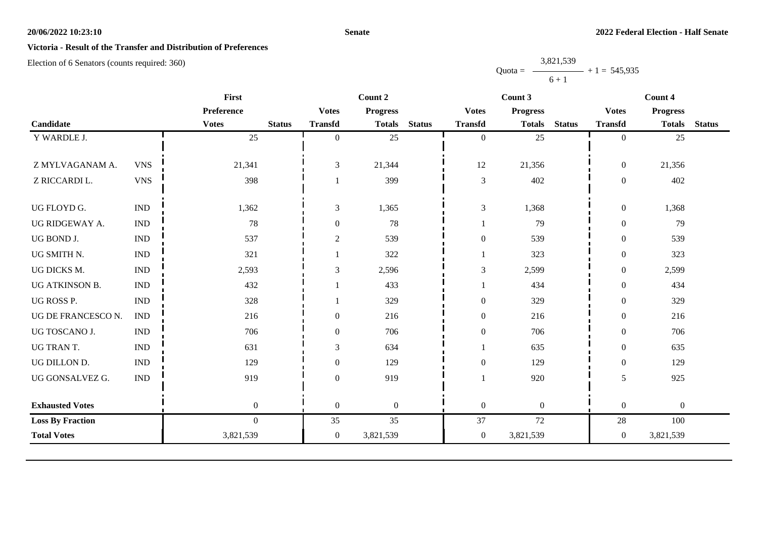**Victoria - Result of the Transfer and Distribution of Preferences**

Election of 6 Senators (counts required: 360)

$$\text{Quota} = \frac{3,821,539}{6 + 1} + 1 = 545,935$$

| Candidate | | First Preference | | Count 2 | | | Count 3 | | | Count 4 | | |
|---|---|---|---|---|---|---|---|---|---|---|---|---|
| | | **Votes** | **Status** | **Votes Transfd** | **Progress Totals** | **Status** | **Votes Transfd** | **Progress Totals** | **Status** | **Votes Transfd** | **Progress Totals** | **Status** |
| Y WARDLE J. | | 25 | | 0 | 25 | | 0 | 25 | | 0 | 25 | |
| Z MYLVAGANAM A. | VNS | 21,341 | | 3 | 21,344 | | 12 | 21,356 | | 0 | 21,356 | |
| Z RICCARDI L. | VNS | 398 | | 1 | 399 | | 3 | 402 | | 0 | 402 | |
| UG FLOYD G. | IND | 1,362 | | 3 | 1,365 | | 3 | 1,368 | | 0 | 1,368 | |
| UG RIDGEWAY A. | IND | 78 | | 0 | 78 | | 1 | 79 | | 0 | 79 | |
| UG BOND J. | IND | 537 | | 2 | 539 | | 0 | 539 | | 0 | 539 | |
| UG SMITH N. | IND | 321 | | 1 | 322 | | 1 | 323 | | 0 | 323 | |
| UG DICKS M. | IND | 2,593 | | 3 | 2,596 | | 3 | 2,599 | | 0 | 2,599 | |
| UG ATKINSON B. | IND | 432 | | 1 | 433 | | 1 | 434 | | 0 | 434 | |
| UG ROSS P. | IND | 328 | | 1 | 329 | | 0 | 329 | | 0 | 329 | |
| UG DE FRANCESCO N. | IND | 216 | | 0 | 216 | | 0 | 216 | | 0 | 216 | |
| UG TOSCANO J. | IND | 706 | | 0 | 706 | | 0 | 706 | | 0 | 706 | |
| UG TRAN T. | IND | 631 | | 3 | 634 | | 1 | 635 | | 0 | 635 | |
| UG DILLON D. | IND | 129 | | 0 | 129 | | 0 | 129 | | 0 | 129 | |
| UG GONSALVEZ G. | IND | 919 | | 0 | 919 | | 1 | 920 | | 5 | 925 | |
| **Exhausted Votes** | | 0 | | 0 | 0 | | 0 | 0 | | 0 | 0 | |
| **Loss By Fraction** | | 0 | | 35 | 35 | | 37 | 72 | | 28 | 100 | |
| **Total Votes** | | 3,821,539 | | 0 | 3,821,539 | | 0 | 3,821,539 | | 0 | 3,821,539 | |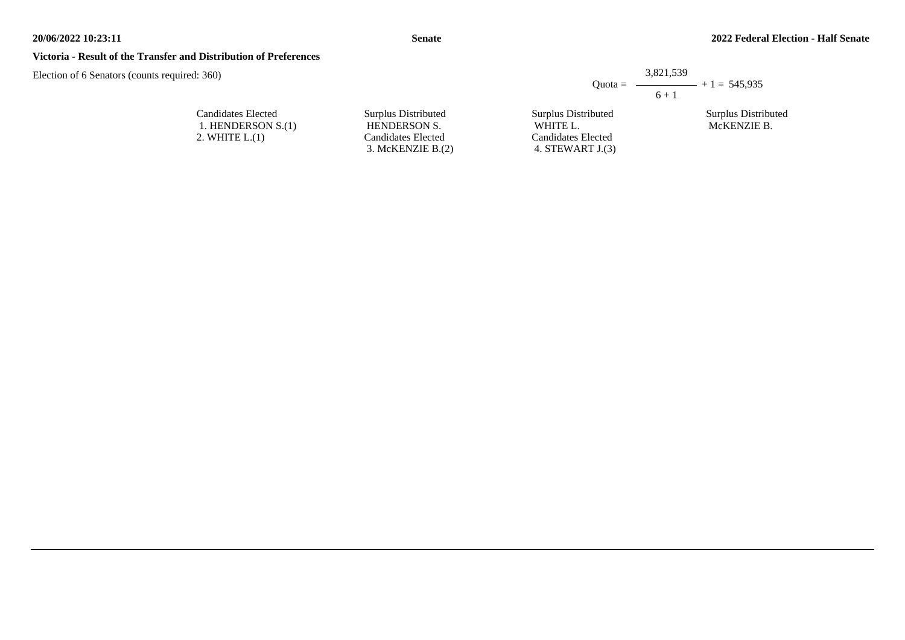**Victoria - Result of the Transfer and Distribution of Preferences**

Election of 6 Senators (counts required: 360)

$$\text{Quota} = \frac{3,821,539}{6 + 1} + 1 = 545,935$$

| Candidates Elected | Surplus Distributed | Surplus Distributed | Surplus Distributed |
|---|---|---|---|
| 1. HENDERSON S.(1) | HENDERSON S. | WHITE L. | McKENZIE B. |
| 2. WHITE L.(1) | Candidates Elected | Candidates Elected | |
| | 3. McKENZIE B.(2) | 4. STEWART J.(3) | |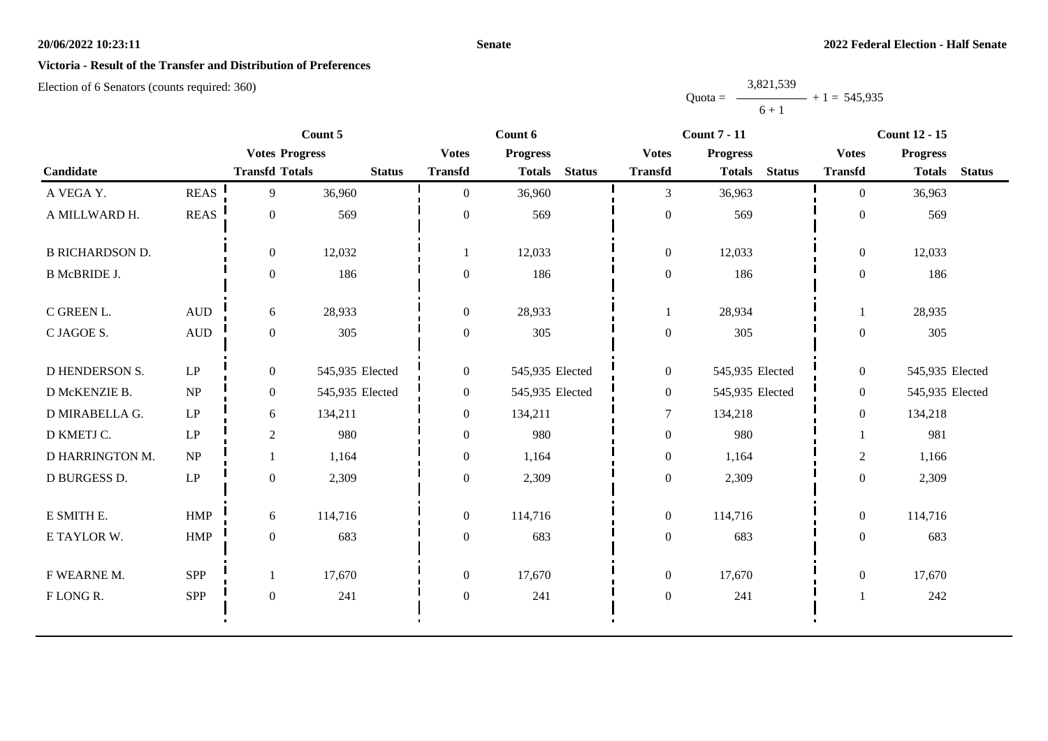**20/06/2022 10:23:11** **Senate** **2022 Federal Election - Half Senate**

## Victoria - Result of the Transfer and Distribution of Preferences

Election of 6 Senators (counts required: 360)

$$\text{Quota} = \frac{3{,}821{,}539}{6 + 1} + 1 = 545{,}935$$

| Candidate | | Count 5 | | | Count 6 | | | Count 7 - 11 | | | Count 12 - 15 | | |
|---|---|---|---|---|---|---|---|---|---|---|---|---|---|
| | | Votes Transfd | Progress Totals | Status | Votes Transfd | Progress Totals | Status | Votes Transfd | Progress Totals | Status | Votes Transfd | Progress Totals | Status |
| A VEGA Y. | REAS | 9 | 36,960 | | 0 | 36,960 | | 3 | 36,963 | | 0 | 36,963 | |
| A MILLWARD H. | REAS | 0 | 569 | | 0 | 569 | | 0 | 569 | | 0 | 569 | |
| B RICHARDSON D. | | 0 | 12,032 | | 1 | 12,033 | | 0 | 12,033 | | 0 | 12,033 | |
| B McBRIDE J. | | 0 | 186 | | 0 | 186 | | 0 | 186 | | 0 | 186 | |
| C GREEN L. | AUD | 6 | 28,933 | | 0 | 28,933 | | 1 | 28,934 | | 1 | 28,935 | |
| C JAGOE S. | AUD | 0 | 305 | | 0 | 305 | | 0 | 305 | | 0 | 305 | |
| D HENDERSON S. | LP | 0 | 545,935 | Elected | 0 | 545,935 | Elected | 0 | 545,935 | Elected | 0 | 545,935 | Elected |
| D McKENZIE B. | NP | 0 | 545,935 | Elected | 0 | 545,935 | Elected | 0 | 545,935 | Elected | 0 | 545,935 | Elected |
| D MIRABELLA G. | LP | 6 | 134,211 | | 0 | 134,211 | | 7 | 134,218 | | 0 | 134,218 | |
| D KMETJ C. | LP | 2 | 980 | | 0 | 980 | | 0 | 980 | | 1 | 981 | |
| D HARRINGTON M. | NP | 1 | 1,164 | | 0 | 1,164 | | 0 | 1,164 | | 2 | 1,166 | |
| D BURGESS D. | LP | 0 | 2,309 | | 0 | 2,309 | | 0 | 2,309 | | 0 | 2,309 | |
| E SMITH E. | HMP | 6 | 114,716 | | 0 | 114,716 | | 0 | 114,716 | | 0 | 114,716 | |
| E TAYLOR W. | HMP | 0 | 683 | | 0 | 683 | | 0 | 683 | | 0 | 683 | |
| F WEARNE M. | SPP | 1 | 17,670 | | 0 | 17,670 | | 0 | 17,670 | | 0 | 17,670 | |
| F LONG R. | SPP | 0 | 241 | | 0 | 241 | | 0 | 241 | | 1 | 242 | |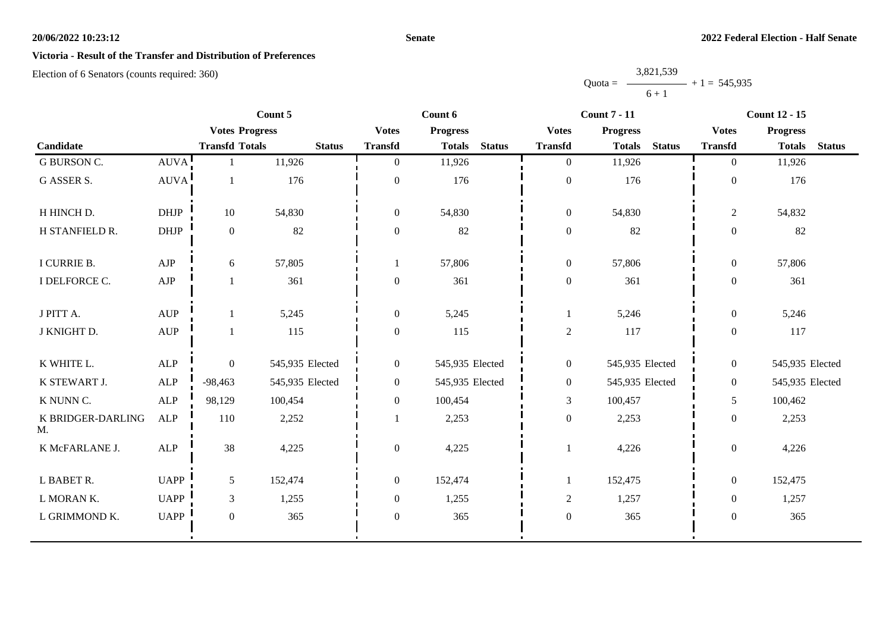**Victoria - Result of the Transfer and Distribution of Preferences**

Election of 6 Senators (counts required: 360)

$$\text{Quota} = \frac{3,821,539}{6 + 1} + 1 = 545,935$$

| Candidate | | Count 5 | | | Count 6 | | | Count 7 - 11 | | | Count 12 - 15 | | |
|---|---|---|---|---|---|---|---|---|---|---|---|---|---|
| | | Votes Transfd | Progress Totals | Status | Votes Transfd | Progress Totals | Status | Votes Transfd | Progress Totals | Status | Votes Transfd | Progress Totals | Status |
| G BURSON C. | AUVA | 1 | 11,926 | | 0 | 11,926 | | 0 | 11,926 | | 0 | 11,926 | |
| G ASSER S. | AUVA | 1 | 176 | | 0 | 176 | | 0 | 176 | | 0 | 176 | |
| H HINCH D. | DHJP | 10 | 54,830 | | 0 | 54,830 | | 0 | 54,830 | | 2 | 54,832 | |
| H STANFIELD R. | DHJP | 0 | 82 | | 0 | 82 | | 0 | 82 | | 0 | 82 | |
| I CURRIE B. | AJP | 6 | 57,805 | | 1 | 57,806 | | 0 | 57,806 | | 0 | 57,806 | |
| I DELFORCE C. | AJP | 1 | 361 | | 0 | 361 | | 0 | 361 | | 0 | 361 | |
| J PITT A. | AUP | 1 | 5,245 | | 0 | 5,245 | | 1 | 5,246 | | 0 | 5,246 | |
| J KNIGHT D. | AUP | 1 | 115 | | 0 | 115 | | 2 | 117 | | 0 | 117 | |
| K WHITE L. | ALP | 0 | 545,935 | Elected | 0 | 545,935 | Elected | 0 | 545,935 | Elected | 0 | 545,935 | Elected |
| K STEWART J. | ALP | -98,463 | 545,935 | Elected | 0 | 545,935 | Elected | 0 | 545,935 | Elected | 0 | 545,935 | Elected |
| K NUNN C. | ALP | 98,129 | 100,454 | | 0 | 100,454 | | 3 | 100,457 | | 5 | 100,462 | |
| K BRIDGER-DARLING M. | ALP | 110 | 2,252 | | 1 | 2,253 | | 0 | 2,253 | | 0 | 2,253 | |
| K McFARLANE J. | ALP | 38 | 4,225 | | 0 | 4,225 | | 1 | 4,226 | | 0 | 4,226 | |
| L BABET R. | UAPP | 5 | 152,474 | | 0 | 152,474 | | 1 | 152,475 | | 0 | 152,475 | |
| L MORAN K. | UAPP | 3 | 1,255 | | 0 | 1,255 | | 2 | 1,257 | | 0 | 1,257 | |
| L GRIMMOND K. | UAPP | 0 | 365 | | 0 | 365 | | 0 | 365 | | 0 | 365 | |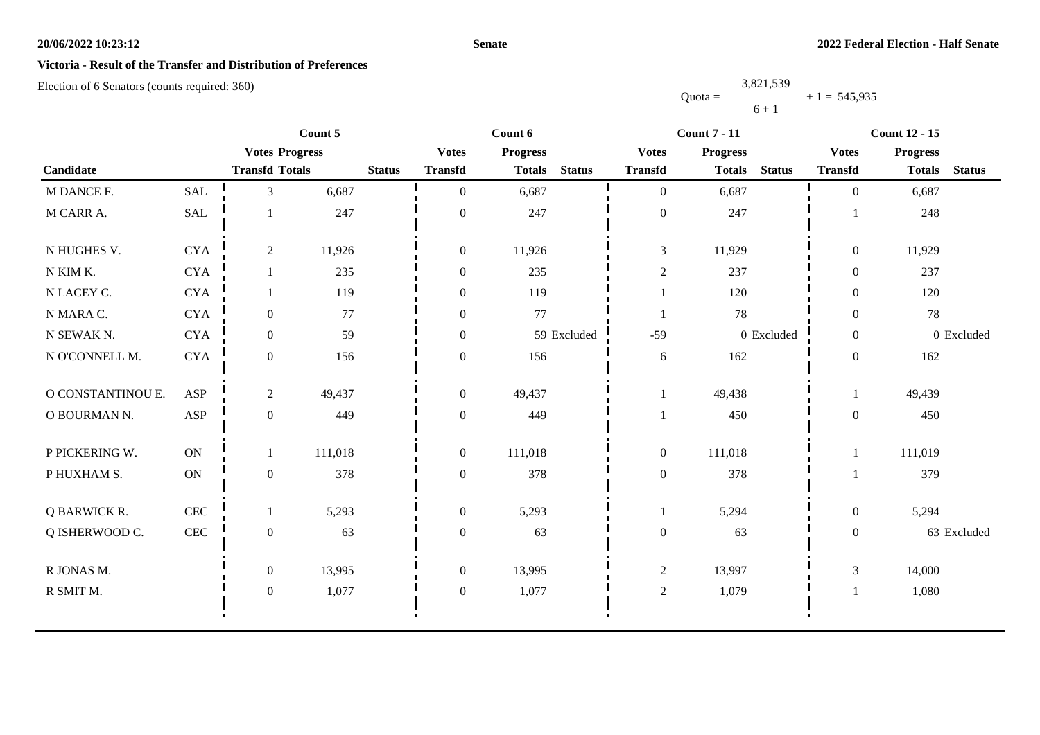# Victoria - Result of the Transfer and Distribution of Preferences

Election of 6 Senators (counts required: 360)

$$\text{Quota} = \frac{3{,}821{,}539}{6 + 1} + 1 = 545{,}935$$

| Candidate | | Count 5 | | | Count 6 | | | Count 7 - 11 | | | Count 12 - 15 | | |
|---|---|---|---|---|---|---|---|---|---|---|---|---|---|
| | | Votes Transfd | Progress Totals | Status | Votes Transfd | Progress Totals | Status | Votes Transfd | Progress Totals | Status | Votes Transfd | Progress Totals | Status |
| M DANCE F. | SAL | 3 | 6,687 | | 0 | 6,687 | | 0 | 6,687 | | 0 | 6,687 | |
| M CARR A. | SAL | 1 | 247 | | 0 | 247 | | 0 | 247 | | 1 | 248 | |
| N HUGHES V. | CYA | 2 | 11,926 | | 0 | 11,926 | | 3 | 11,929 | | 0 | 11,929 | |
| N KIM K. | CYA | 1 | 235 | | 0 | 235 | | 2 | 237 | | 0 | 237 | |
| N LACEY C. | CYA | 1 | 119 | | 0 | 119 | | 1 | 120 | | 0 | 120 | |
| N MARA C. | CYA | 0 | 77 | | 0 | 77 | | 1 | 78 | | 0 | 78 | |
| N SEWAK N. | CYA | 0 | 59 | | 0 | 59 | Excluded | -59 | 0 | Excluded | 0 | 0 | Excluded |
| N O'CONNELL M. | CYA | 0 | 156 | | 0 | 156 | | 6 | 162 | | 0 | 162 | |
| O CONSTANTINOU E. | ASP | 2 | 49,437 | | 0 | 49,437 | | 1 | 49,438 | | 1 | 49,439 | |
| O BOURMAN N. | ASP | 0 | 449 | | 0 | 449 | | 1 | 450 | | 0 | 450 | |
| P PICKERING W. | ON | 1 | 111,018 | | 0 | 111,018 | | 0 | 111,018 | | 1 | 111,019 | |
| P HUXHAM S. | ON | 0 | 378 | | 0 | 378 | | 0 | 378 | | 1 | 379 | |
| Q BARWICK R. | CEC | 1 | 5,293 | | 0 | 5,293 | | 1 | 5,294 | | 0 | 5,294 | |
| Q ISHERWOOD C. | CEC | 0 | 63 | | 0 | 63 | | 0 | 63 | | 0 | 63 | Excluded |
| R JONAS M. | | 0 | 13,995 | | 0 | 13,995 | | 2 | 13,997 | | 3 | 14,000 | |
| R SMIT M. | | 0 | 1,077 | | 0 | 1,077 | | 2 | 1,079 | | 1 | 1,080 | |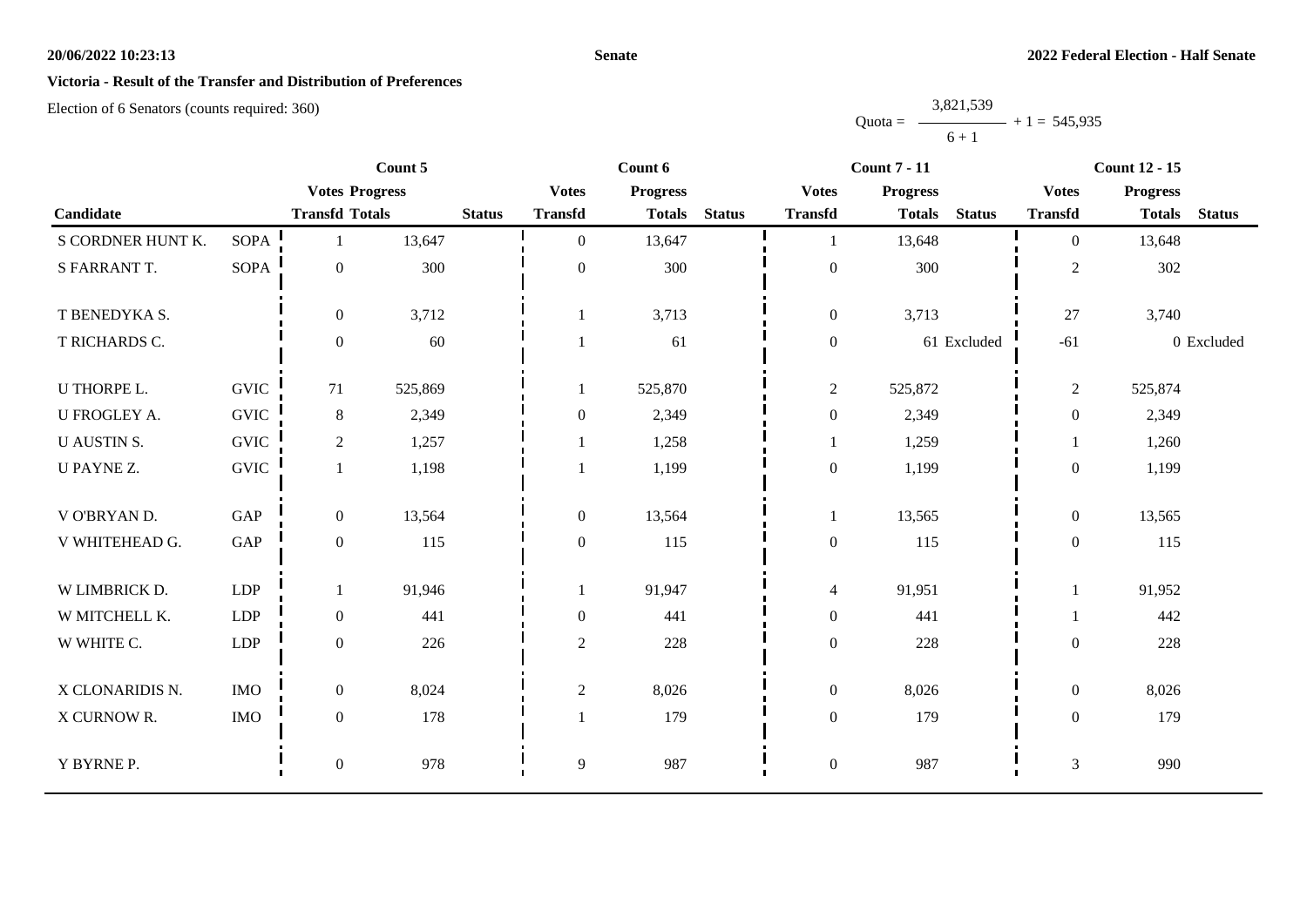**Victoria - Result of the Transfer and Distribution of Preferences**

Election of 6 Senators (counts required: 360)

$$\text{Quota} = \frac{3{,}821{,}539}{6 + 1} + 1 = 545{,}935$$

| Candidate | | Count 5 | | | Count 6 | | | Count 7 - 11 | | | Count 12 - 15 | | |
|---|---|---|---|---|---|---|---|---|---|---|---|---|---|
| | | Votes Transfd | Progress Totals | Status | Votes Transfd | Progress Totals | Status | Votes Transfd | Progress Totals | Status | Votes Transfd | Progress Totals | Status |
| S CORDNER HUNT K. | SOPA | 1 | 13,647 | | 0 | 13,647 | | 1 | 13,648 | | 0 | 13,648 | |
| S FARRANT T. | SOPA | 0 | 300 | | 0 | 300 | | 0 | 300 | | 2 | 302 | |
| T BENEDYKA S. | | 0 | 3,712 | | 1 | 3,713 | | 0 | 3,713 | | 27 | 3,740 | |
| T RICHARDS C. | | 0 | 60 | | 1 | 61 | | 0 | 61 | Excluded | -61 | 0 | Excluded |
| U THORPE L. | GVIC | 71 | 525,869 | | 1 | 525,870 | | 2 | 525,872 | | 2 | 525,874 | |
| U FROGLEY A. | GVIC | 8 | 2,349 | | 0 | 2,349 | | 0 | 2,349 | | 0 | 2,349 | |
| U AUSTIN S. | GVIC | 2 | 1,257 | | 1 | 1,258 | | 1 | 1,259 | | 1 | 1,260 | |
| U PAYNE Z. | GVIC | 1 | 1,198 | | 1 | 1,199 | | 0 | 1,199 | | 0 | 1,199 | |
| V O'BRYAN D. | GAP | 0 | 13,564 | | 0 | 13,564 | | 1 | 13,565 | | 0 | 13,565 | |
| V WHITEHEAD G. | GAP | 0 | 115 | | 0 | 115 | | 0 | 115 | | 0 | 115 | |
| W LIMBRICK D. | LDP | 1 | 91,946 | | 1 | 91,947 | | 4 | 91,951 | | 1 | 91,952 | |
| W MITCHELL K. | LDP | 0 | 441 | | 0 | 441 | | 0 | 441 | | 1 | 442 | |
| W WHITE C. | LDP | 0 | 226 | | 2 | 228 | | 0 | 228 | | 0 | 228 | |
| X CLONARIDIS N. | IMO | 0 | 8,024 | | 2 | 8,026 | | 0 | 8,026 | | 0 | 8,026 | |
| X CURNOW R. | IMO | 0 | 178 | | 1 | 179 | | 0 | 179 | | 0 | 179 | |
| Y BYRNE P. | | 0 | 978 | | 9 | 987 | | 0 | 987 | | 3 | 990 | |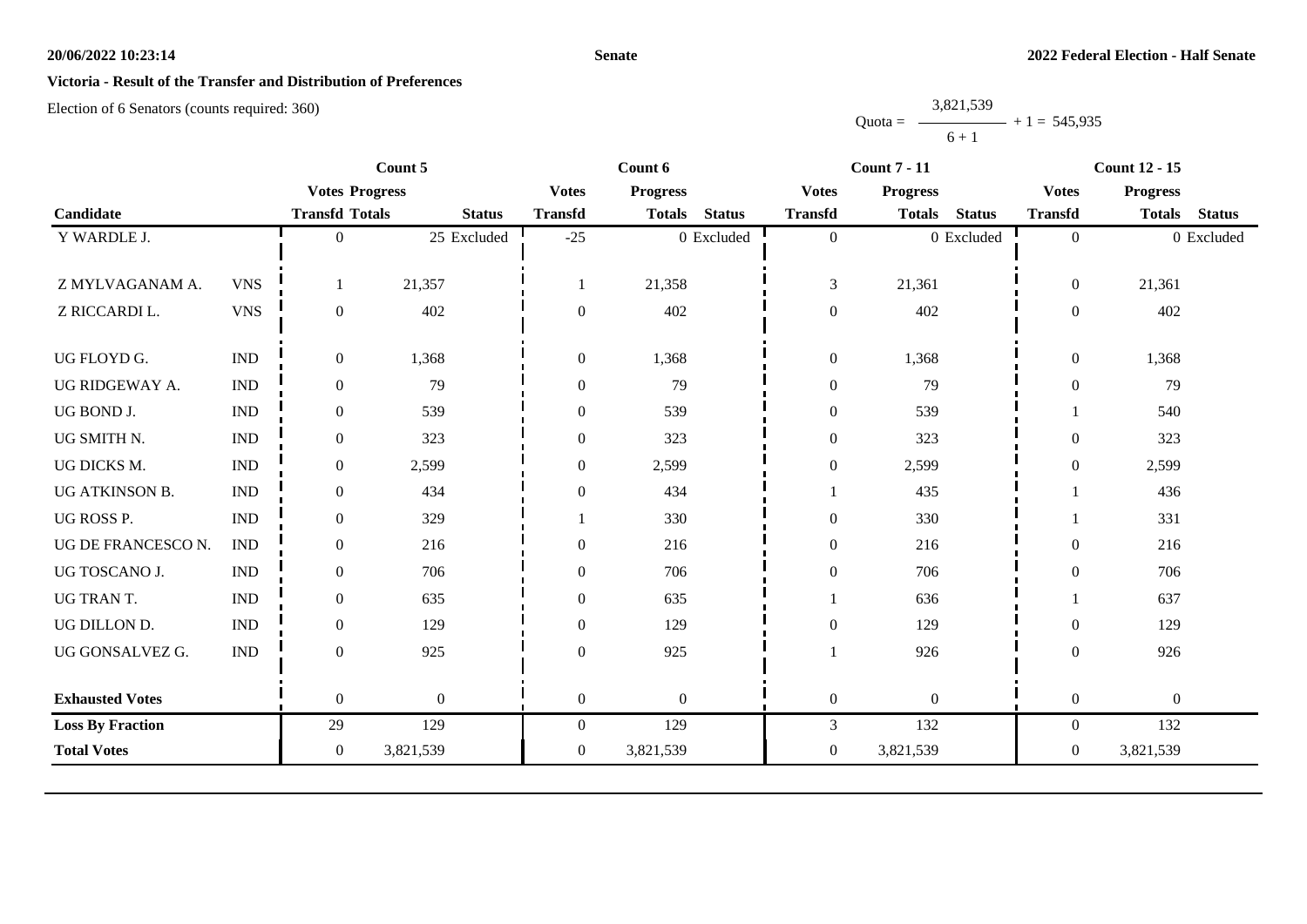**Victoria - Result of the Transfer and Distribution of Preferences**

Election of 6 Senators (counts required: 360)

$$\text{Quota} = \frac{3{,}821{,}539}{6 + 1} + 1 = 545{,}935$$

| Candidate | | Count 5 | | | Count 6 | | | Count 7 - 11 | | | Count 12 - 15 | | |
|---|---|---|---|---|---|---|---|---|---|---|---|---|---|
| | | Votes Transfd | Progress Totals | Status | Votes Transfd | Progress Totals | Status | Votes Transfd | Progress Totals | Status | Votes Transfd | Progress Totals | Status |
| Y WARDLE J. | | 0 | 25 | Excluded | -25 | 0 | Excluded | 0 | 0 | Excluded | 0 | 0 | Excluded |
| Z MYLVAGANAM A. | VNS | 1 | 21,357 | | 1 | 21,358 | | 3 | 21,361 | | 0 | 21,361 | |
| Z RICCARDI L. | VNS | 0 | 402 | | 0 | 402 | | 0 | 402 | | 0 | 402 | |
| UG FLOYD G. | IND | 0 | 1,368 | | 0 | 1,368 | | 0 | 1,368 | | 0 | 1,368 | |
| UG RIDGEWAY A. | IND | 0 | 79 | | 0 | 79 | | 0 | 79 | | 0 | 79 | |
| UG BOND J. | IND | 0 | 539 | | 0 | 539 | | 0 | 539 | | 1 | 540 | |
| UG SMITH N. | IND | 0 | 323 | | 0 | 323 | | 0 | 323 | | 0 | 323 | |
| UG DICKS M. | IND | 0 | 2,599 | | 0 | 2,599 | | 0 | 2,599 | | 0 | 2,599 | |
| UG ATKINSON B. | IND | 0 | 434 | | 0 | 434 | | 1 | 435 | | 1 | 436 | |
| UG ROSS P. | IND | 0 | 329 | | 1 | 330 | | 0 | 330 | | 1 | 331 | |
| UG DE FRANCESCO N. | IND | 0 | 216 | | 0 | 216 | | 0 | 216 | | 0 | 216 | |
| UG TOSCANO J. | IND | 0 | 706 | | 0 | 706 | | 0 | 706 | | 0 | 706 | |
| UG TRAN T. | IND | 0 | 635 | | 0 | 635 | | 1 | 636 | | 1 | 637 | |
| UG DILLON D. | IND | 0 | 129 | | 0 | 129 | | 0 | 129 | | 0 | 129 | |
| UG GONSALVEZ G. | IND | 0 | 925 | | 0 | 925 | | 1 | 926 | | 0 | 926 | |
| **Exhausted Votes** | | 0 | 0 | | 0 | 0 | | 0 | 0 | | 0 | 0 | |
| **Loss By Fraction** | | 29 | 129 | | 0 | 129 | | 3 | 132 | | 0 | 132 | |
| **Total Votes** | | 0 | 3,821,539 | | 0 | 3,821,539 | | 0 | 3,821,539 | | 0 | 3,821,539 | |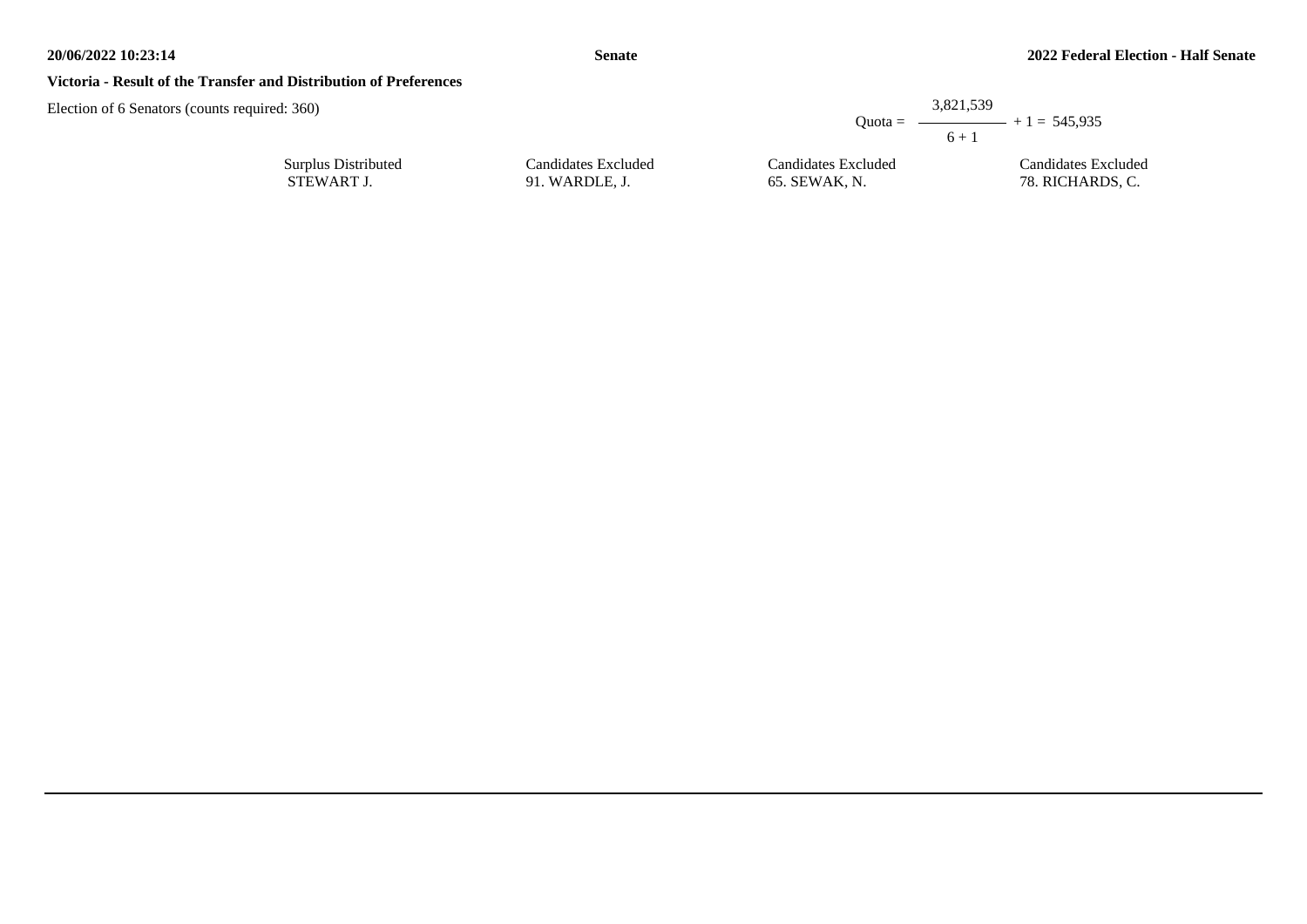**Victoria - Result of the Transfer and Distribution of Preferences**

Election of 6 Senators (counts required: 360)

$$\text{Quota} = \frac{3{,}821{,}539}{6 + 1} + 1 = 545{,}935$$

| Surplus Distributed | Candidates Excluded | Candidates Excluded | Candidates Excluded |
|---|---|---|---|
| STEWART J. | 91. WARDLE, J. | 65. SEWAK, N. | 78. RICHARDS, C. |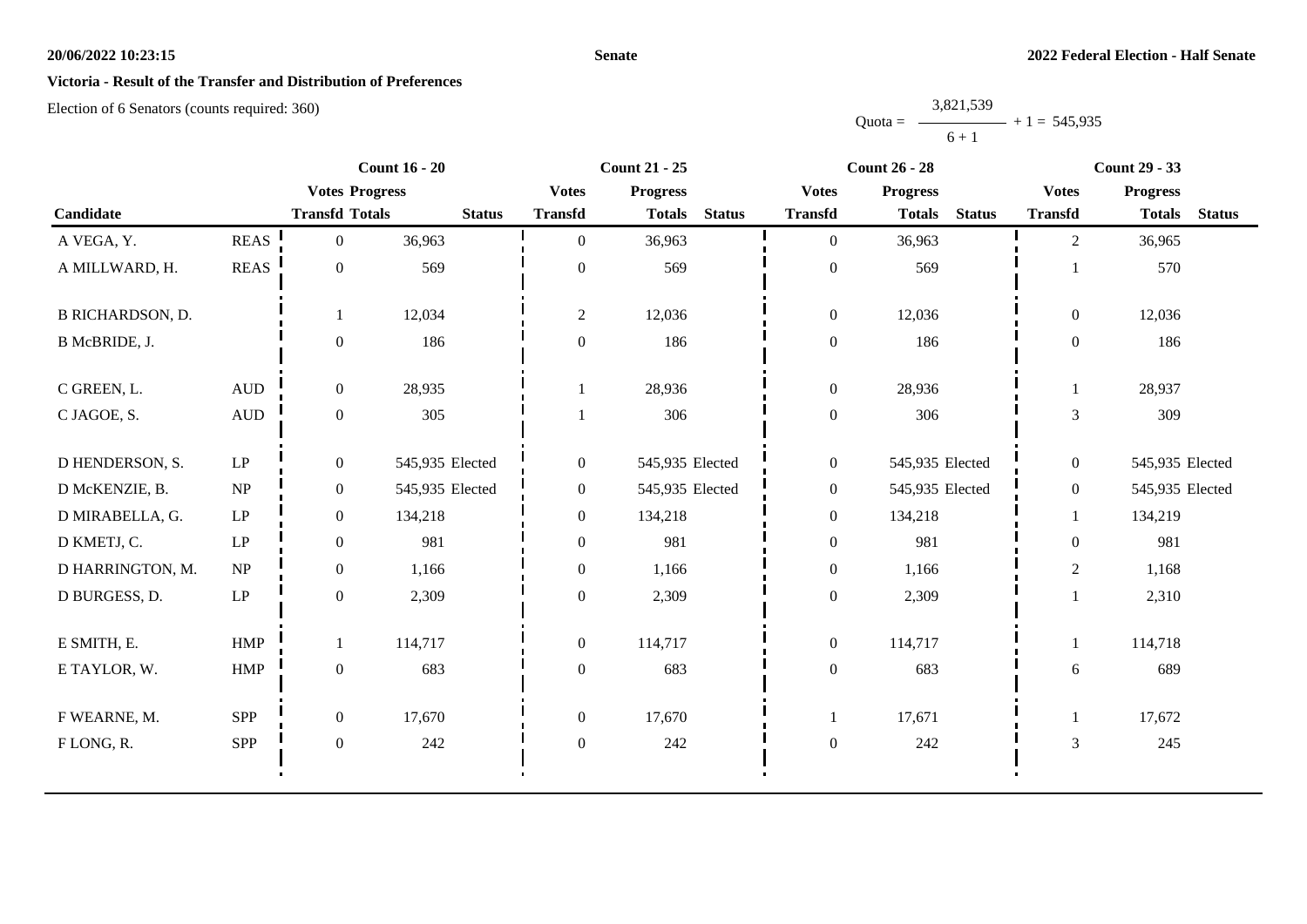**20/06/2022 10:23:15** **Senate** **2022 Federal Election - Half Senate**

## Victoria - Result of the Transfer and Distribution of Preferences

Election of 6 Senators (counts required: 360)

$$\text{Quota} = \frac{3,821,539}{6 + 1} + 1 = 545,935$$

| Candidate | | Count 16 - 20 | | | Count 21 - 25 | | | Count 26 - 28 | | | Count 29 - 33 | | |
|---|---|---|---|---|---|---|---|---|---|---|---|---|---|
| | | Votes Transfd | Progress Totals | Status | Votes Transfd | Progress Totals | Status | Votes Transfd | Progress Totals | Status | Votes Transfd | Progress Totals | Status |
| A VEGA, Y. | REAS | 0 | 36,963 | | 0 | 36,963 | | 0 | 36,963 | | 2 | 36,965 | |
| A MILLWARD, H. | REAS | 0 | 569 | | 0 | 569 | | 0 | 569 | | 1 | 570 | |
| B RICHARDSON, D. | | 1 | 12,034 | | 2 | 12,036 | | 0 | 12,036 | | 0 | 12,036 | |
| B McBRIDE, J. | | 0 | 186 | | 0 | 186 | | 0 | 186 | | 0 | 186 | |
| C GREEN, L. | AUD | 0 | 28,935 | | 1 | 28,936 | | 0 | 28,936 | | 1 | 28,937 | |
| C JAGOE, S. | AUD | 0 | 305 | | 1 | 306 | | 0 | 306 | | 3 | 309 | |
| D HENDERSON, S. | LP | 0 | 545,935 | Elected | 0 | 545,935 | Elected | 0 | 545,935 | Elected | 0 | 545,935 | Elected |
| D McKENZIE, B. | NP | 0 | 545,935 | Elected | 0 | 545,935 | Elected | 0 | 545,935 | Elected | 0 | 545,935 | Elected |
| D MIRABELLA, G. | LP | 0 | 134,218 | | 0 | 134,218 | | 0 | 134,218 | | 1 | 134,219 | |
| D KMETJ, C. | LP | 0 | 981 | | 0 | 981 | | 0 | 981 | | 0 | 981 | |
| D HARRINGTON, M. | NP | 0 | 1,166 | | 0 | 1,166 | | 0 | 1,166 | | 2 | 1,168 | |
| D BURGESS, D. | LP | 0 | 2,309 | | 0 | 2,309 | | 0 | 2,309 | | 1 | 2,310 | |
| E SMITH, E. | HMP | 1 | 114,717 | | 0 | 114,717 | | 0 | 114,717 | | 1 | 114,718 | |
| E TAYLOR, W. | HMP | 0 | 683 | | 0 | 683 | | 0 | 683 | | 6 | 689 | |
| F WEARNE, M. | SPP | 0 | 17,670 | | 0 | 17,670 | | 1 | 17,671 | | 1 | 17,672 | |
| F LONG, R. | SPP | 0 | 242 | | 0 | 242 | | 0 | 242 | | 3 | 245 | |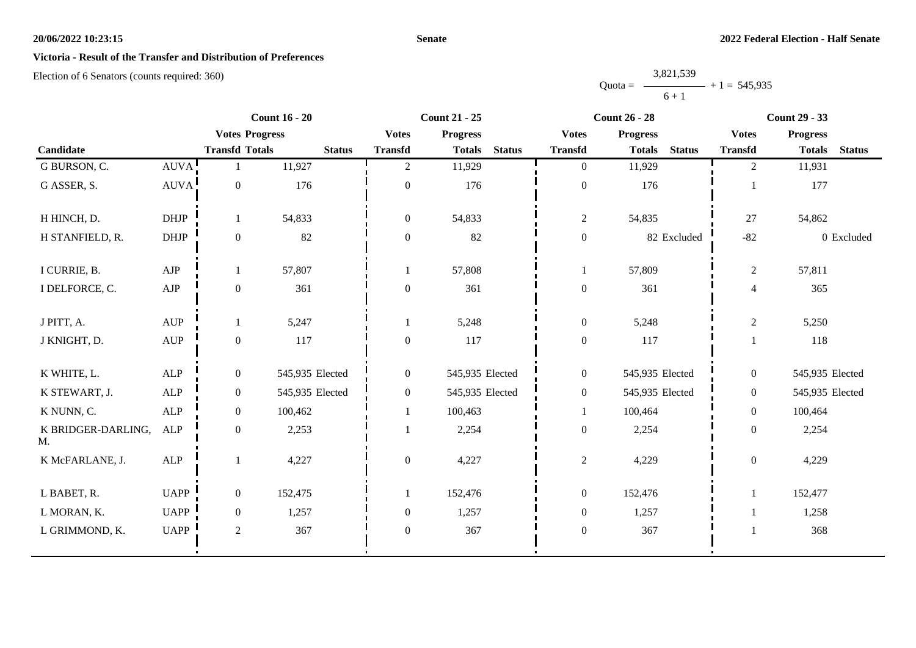**20/06/2022 10:23:15** **Senate** **2022 Federal Election - Half Senate**

## Victoria - Result of the Transfer and Distribution of Preferences

Election of 6 Senators (counts required: 360)

$$\text{Quota} = \frac{3,821,539}{6 + 1} + 1 = 545,935$$

| Candidate | | Count 16 - 20 | | | Count 21 - 25 | | | Count 26 - 28 | | | Count 29 - 33 | | |
|---|---|---|---|---|---|---|---|---|---|---|---|---|---|
| | | Votes Transfd | Progress Totals | Status | Votes Transfd | Progress Totals | Status | Votes Transfd | Progress Totals | Status | Votes Transfd | Progress Totals | Status |
| G BURSON, C. | AUVA | 1 | 11,927 | | 2 | 11,929 | | 0 | 11,929 | | 2 | 11,931 | |
| G ASSER, S. | AUVA | 0 | 176 | | 0 | 176 | | 0 | 176 | | 1 | 177 | |
| H HINCH, D. | DHJP | 1 | 54,833 | | 0 | 54,833 | | 2 | 54,835 | | 27 | 54,862 | |
| H STANFIELD, R. | DHJP | 0 | 82 | | 0 | 82 | | 0 | 82 | Excluded | -82 | 0 | Excluded |
| I CURRIE, B. | AJP | 1 | 57,807 | | 1 | 57,808 | | 1 | 57,809 | | 2 | 57,811 | |
| I DELFORCE, C. | AJP | 0 | 361 | | 0 | 361 | | 0 | 361 | | 4 | 365 | |
| J PITT, A. | AUP | 1 | 5,247 | | 1 | 5,248 | | 0 | 5,248 | | 2 | 5,250 | |
| J KNIGHT, D. | AUP | 0 | 117 | | 0 | 117 | | 0 | 117 | | 1 | 118 | |
| K WHITE, L. | ALP | 0 | 545,935 | Elected | 0 | 545,935 | Elected | 0 | 545,935 | Elected | 0 | 545,935 | Elected |
| K STEWART, J. | ALP | 0 | 545,935 | Elected | 0 | 545,935 | Elected | 0 | 545,935 | Elected | 0 | 545,935 | Elected |
| K NUNN, C. | ALP | 0 | 100,462 | | 1 | 100,463 | | 1 | 100,464 | | 0 | 100,464 | |
| K BRIDGER-DARLING, M. | ALP | 0 | 2,253 | | 1 | 2,254 | | 0 | 2,254 | | 0 | 2,254 | |
| K McFARLANE, J. | ALP | 1 | 4,227 | | 0 | 4,227 | | 2 | 4,229 | | 0 | 4,229 | |
| L BABET, R. | UAPP | 0 | 152,475 | | 1 | 152,476 | | 0 | 152,476 | | 1 | 152,477 | |
| L MORAN, K. | UAPP | 0 | 1,257 | | 0 | 1,257 | | 0 | 1,257 | | 1 | 1,258 | |
| L GRIMMOND, K. | UAPP | 2 | 367 | | 0 | 367 | | 0 | 367 | | 1 | 368 | |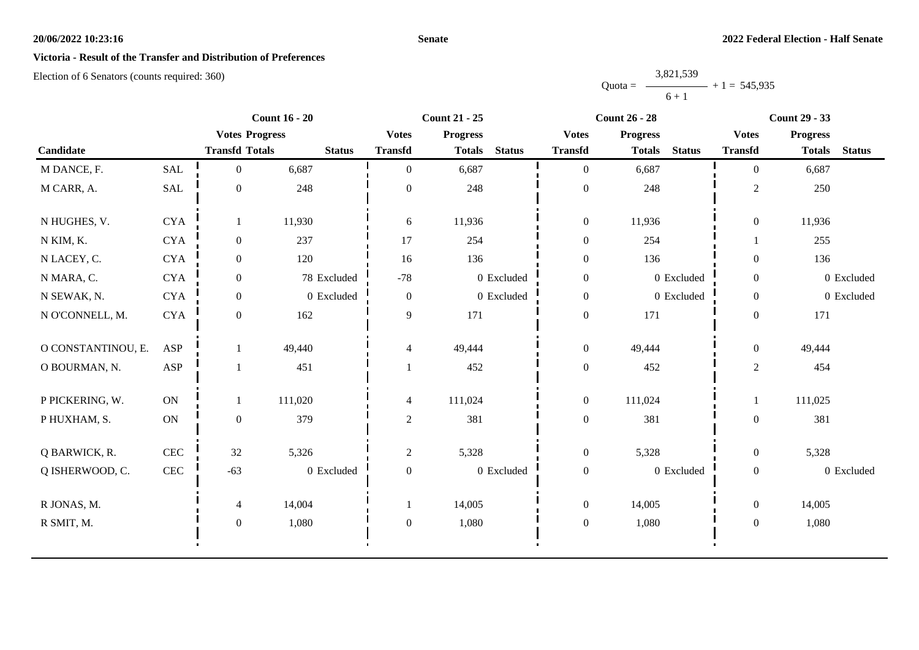**20/06/2022 10:23:16** | **Senate** | **2022 Federal Election - Half Senate**

## Victoria - Result of the Transfer and Distribution of Preferences

Election of 6 Senators (counts required: 360)

$$\text{Quota} = \frac{3,821,539}{6+1} + 1 = 545,935$$

| Candidate | | Count 16 - 20 | | | Count 21 - 25 | | | Count 26 - 28 | | | Count 29 - 33 | | |
|---|---|---|---|---|---|---|---|---|---|---|---|---|---|
| | | Votes Transfd | Progress Totals | Status | Votes Transfd | Progress Totals | Status | Votes Transfd | Progress Totals | Status | Votes Transfd | Progress Totals | Status |
| M DANCE, F. | SAL | 0 | 6,687 | | 0 | 6,687 | | 0 | 6,687 | | 0 | 6,687 | |
| M CARR, A. | SAL | 0 | 248 | | 0 | 248 | | 0 | 248 | | 2 | 250 | |
| N HUGHES, V. | CYA | 1 | 11,930 | | 6 | 11,936 | | 0 | 11,936 | | 0 | 11,936 | |
| N KIM, K. | CYA | 0 | 237 | | 17 | 254 | | 0 | 254 | | 1 | 255 | |
| N LACEY, C. | CYA | 0 | 120 | | 16 | 136 | | 0 | 136 | | 0 | 136 | |
| N MARA, C. | CYA | 0 | 78 | Excluded | -78 | 0 | Excluded | 0 | 0 | Excluded | 0 | 0 | Excluded |
| N SEWAK, N. | CYA | 0 | 0 | Excluded | 0 | 0 | Excluded | 0 | 0 | Excluded | 0 | 0 | Excluded |
| N O'CONNELL, M. | CYA | 0 | 162 | | 9 | 171 | | 0 | 171 | | 0 | 171 | |
| O CONSTANTINOU, E. | ASP | 1 | 49,440 | | 4 | 49,444 | | 0 | 49,444 | | 0 | 49,444 | |
| O BOURMAN, N. | ASP | 1 | 451 | | 1 | 452 | | 0 | 452 | | 2 | 454 | |
| P PICKERING, W. | ON | 1 | 111,020 | | 4 | 111,024 | | 0 | 111,024 | | 1 | 111,025 | |
| P HUXHAM, S. | ON | 0 | 379 | | 2 | 381 | | 0 | 381 | | 0 | 381 | |
| Q BARWICK, R. | CEC | 32 | 5,326 | | 2 | 5,328 | | 0 | 5,328 | | 0 | 5,328 | |
| Q ISHERWOOD, C. | CEC | -63 | 0 | Excluded | 0 | 0 | Excluded | 0 | 0 | Excluded | 0 | 0 | Excluded |
| R JONAS, M. | | 4 | 14,004 | | 1 | 14,005 | | 0 | 14,005 | | 0 | 14,005 | |
| R SMIT, M. | | 0 | 1,080 | | 0 | 1,080 | | 0 | 1,080 | | 0 | 1,080 | |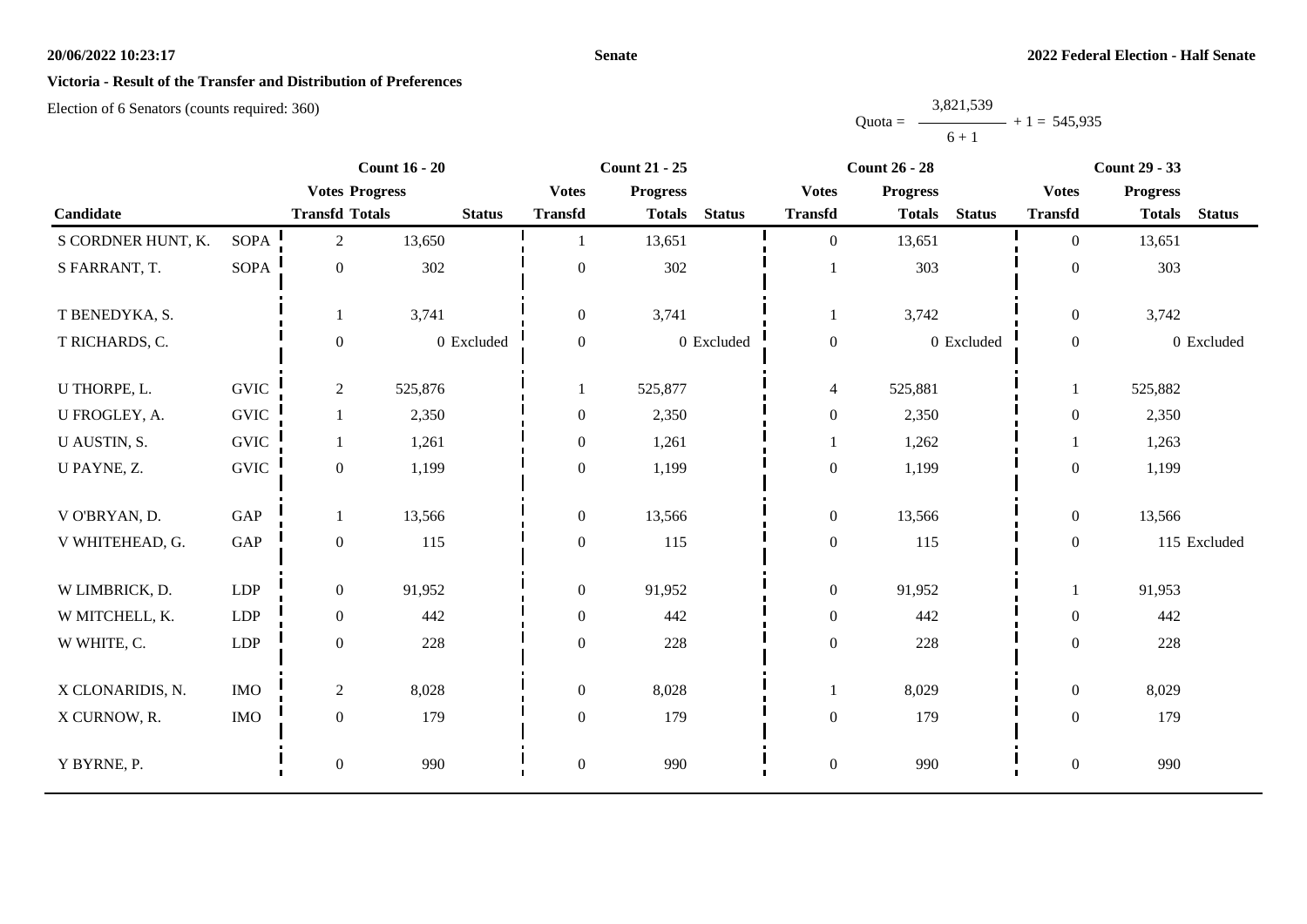**Senate**

**2022 Federal Election - Half Senate**

**Victoria - Result of the Transfer and Distribution of Preferences**

Election of 6 Senators (counts required: 360)

$$\text{Quota} = \frac{3{,}821{,}539}{6+1} + 1 = 545{,}935$$

| Candidate | | Count 16 - 20 | | | Count 21 - 25 | | | Count 26 - 28 | | | Count 29 - 33 | | |
|---|---|---|---|---|---|---|---|---|---|---|---|---|---|
| | | Votes Transfd | Progress Totals | Status | Votes Transfd | Progress Totals | Status | Votes Transfd | Progress Totals | Status | Votes Transfd | Progress Totals | Status |
| S CORDNER HUNT, K. | SOPA | 2 | 13,650 | | 1 | 13,651 | | 0 | 13,651 | | 0 | 13,651 | |
| S FARRANT, T. | SOPA | 0 | 302 | | 0 | 302 | | 1 | 303 | | 0 | 303 | |
| T BENEDYKA, S. | | 1 | 3,741 | | 0 | 3,741 | | 1 | 3,742 | | 0 | 3,742 | |
| T RICHARDS, C. | | 0 | 0 | Excluded | 0 | 0 | Excluded | 0 | 0 | Excluded | 0 | 0 | Excluded |
| U THORPE, L. | GVIC | 2 | 525,876 | | 1 | 525,877 | | 4 | 525,881 | | 1 | 525,882 | |
| U FROGLEY, A. | GVIC | 1 | 2,350 | | 0 | 2,350 | | 0 | 2,350 | | 0 | 2,350 | |
| U AUSTIN, S. | GVIC | 1 | 1,261 | | 0 | 1,261 | | 1 | 1,262 | | 1 | 1,263 | |
| U PAYNE, Z. | GVIC | 0 | 1,199 | | 0 | 1,199 | | 0 | 1,199 | | 0 | 1,199 | |
| V O'BRYAN, D. | GAP | 1 | 13,566 | | 0 | 13,566 | | 0 | 13,566 | | 0 | 13,566 | |
| V WHITEHEAD, G. | GAP | 0 | 115 | | 0 | 115 | | 0 | 115 | | 0 | 115 | Excluded |
| W LIMBRICK, D. | LDP | 0 | 91,952 | | 0 | 91,952 | | 0 | 91,952 | | 1 | 91,953 | |
| W MITCHELL, K. | LDP | 0 | 442 | | 0 | 442 | | 0 | 442 | | 0 | 442 | |
| W WHITE, C. | LDP | 0 | 228 | | 0 | 228 | | 0 | 228 | | 0 | 228 | |
| X CLONARIDIS, N. | IMO | 2 | 8,028 | | 0 | 8,028 | | 1 | 8,029 | | 0 | 8,029 | |
| X CURNOW, R. | IMO | 0 | 179 | | 0 | 179 | | 0 | 179 | | 0 | 179 | |
| Y BYRNE, P. | | 0 | 990 | | 0 | 990 | | 0 | 990 | | 0 | 990 | |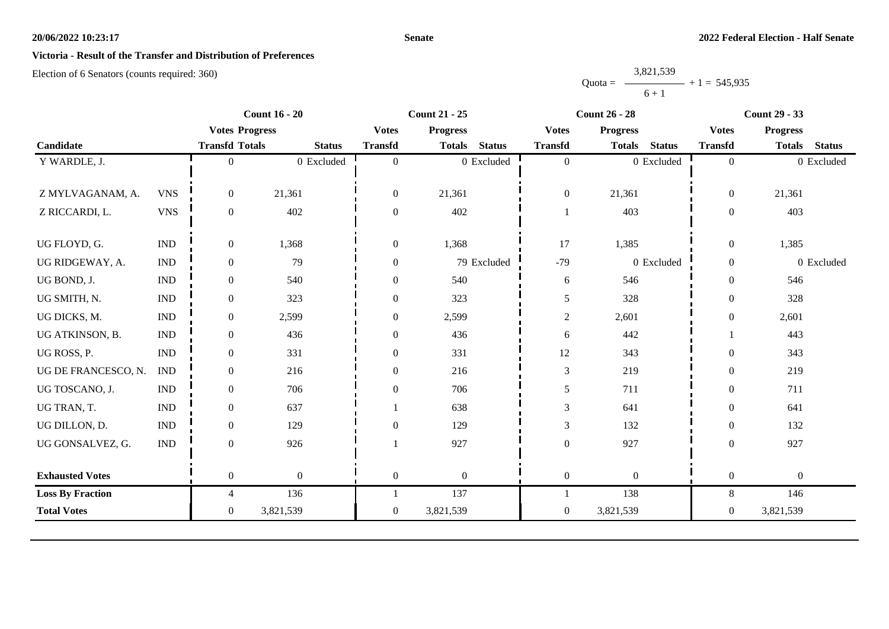**Victoria - Result of the Transfer and Distribution of Preferences**

Election of 6 Senators (counts required: 360)

$$\text{Quota} = \frac{3{,}821{,}539}{6 + 1} + 1 = 545{,}935$$

| | | Count 16 - 20 | | | Count 21 - 25 | | | Count 26 - 28 | | | Count 29 - 33 | | |
|---|---|---|---|---|---|---|---|---|---|---|---|---|---|
| | | Votes | Progress | | Votes | Progress | | Votes | Progress | | Votes | Progress | |
| Candidate | | Transfd | Totals | Status | Transfd | Totals | Status | Transfd | Totals | Status | Transfd | Totals | Status |
| Y WARDLE, J. | | 0 | 0 | Excluded | 0 | 0 | Excluded | 0 | 0 | Excluded | 0 | 0 | Excluded |
| Z MYLVAGANAM, A. | VNS | 0 | 21,361 | | 0 | 21,361 | | 0 | 21,361 | | 0 | 21,361 | |
| Z RICCARDI, L. | VNS | 0 | 402 | | 0 | 402 | | 1 | 403 | | 0 | 403 | |
| UG FLOYD, G. | IND | 0 | 1,368 | | 0 | 1,368 | | 17 | 1,385 | | 0 | 1,385 | |
| UG RIDGEWAY, A. | IND | 0 | 79 | | 0 | 79 | Excluded | -79 | 0 | Excluded | 0 | 0 | Excluded |
| UG BOND, J. | IND | 0 | 540 | | 0 | 540 | | 6 | 546 | | 0 | 546 | |
| UG SMITH, N. | IND | 0 | 323 | | 0 | 323 | | 5 | 328 | | 0 | 328 | |
| UG DICKS, M. | IND | 0 | 2,599 | | 0 | 2,599 | | 2 | 2,601 | | 0 | 2,601 | |
| UG ATKINSON, B. | IND | 0 | 436 | | 0 | 436 | | 6 | 442 | | 1 | 443 | |
| UG ROSS, P. | IND | 0 | 331 | | 0 | 331 | | 12 | 343 | | 0 | 343 | |
| UG DE FRANCESCO, N. | IND | 0 | 216 | | 0 | 216 | | 3 | 219 | | 0 | 219 | |
| UG TOSCANO, J. | IND | 0 | 706 | | 0 | 706 | | 5 | 711 | | 0 | 711 | |
| UG TRAN, T. | IND | 0 | 637 | | 1 | 638 | | 3 | 641 | | 0 | 641 | |
| UG DILLON, D. | IND | 0 | 129 | | 0 | 129 | | 3 | 132 | | 0 | 132 | |
| UG GONSALVEZ, G. | IND | 0 | 926 | | 1 | 927 | | 0 | 927 | | 0 | 927 | |
| **Exhausted Votes** | | 0 | 0 | | 0 | 0 | | 0 | 0 | | 0 | 0 | |
| **Loss By Fraction** | | 4 | 136 | | 1 | 137 | | 1 | 138 | | 8 | 146 | |
| **Total Votes** | | 0 | 3,821,539 | | 0 | 3,821,539 | | 0 | 3,821,539 | | 0 | 3,821,539 | |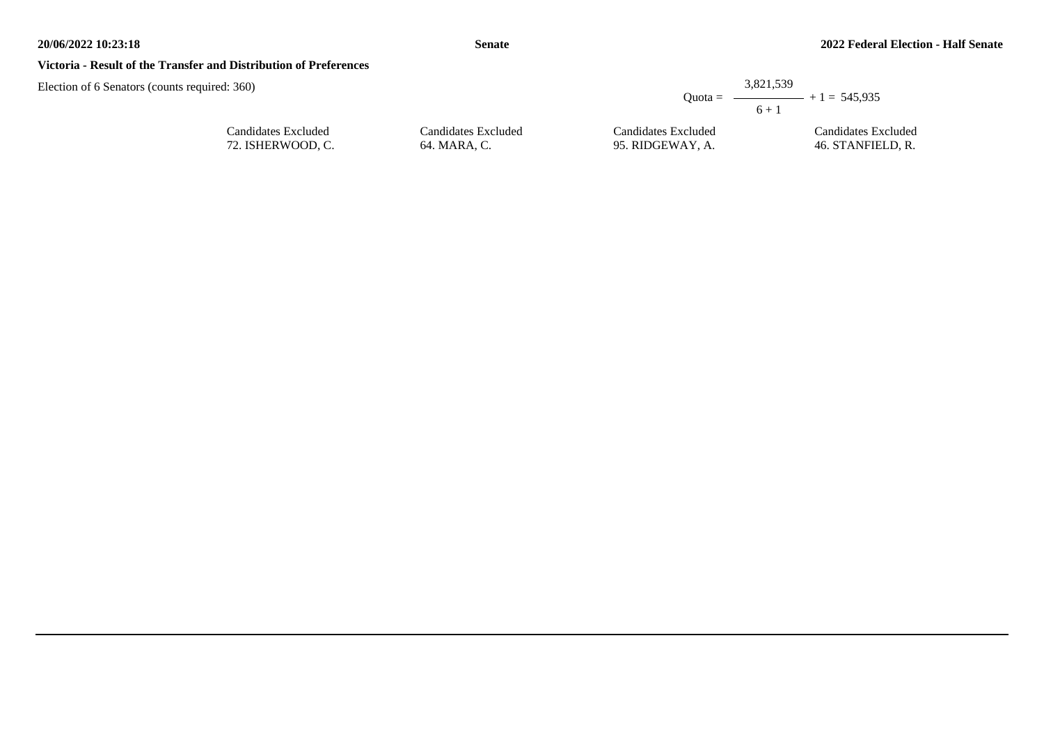**Victoria - Result of the Transfer and Distribution of Preferences**

Election of 6 Senators (counts required: 360)

$$\text{Quota} = \frac{3,821,539}{6 + 1} + 1 = 545,935$$

| Candidates Excluded | Candidates Excluded | Candidates Excluded | Candidates Excluded |
|---|---|---|---|
| 72. ISHERWOOD, C. | 64. MARA, C. | 95. RIDGEWAY, A. | 46. STANFIELD, R. |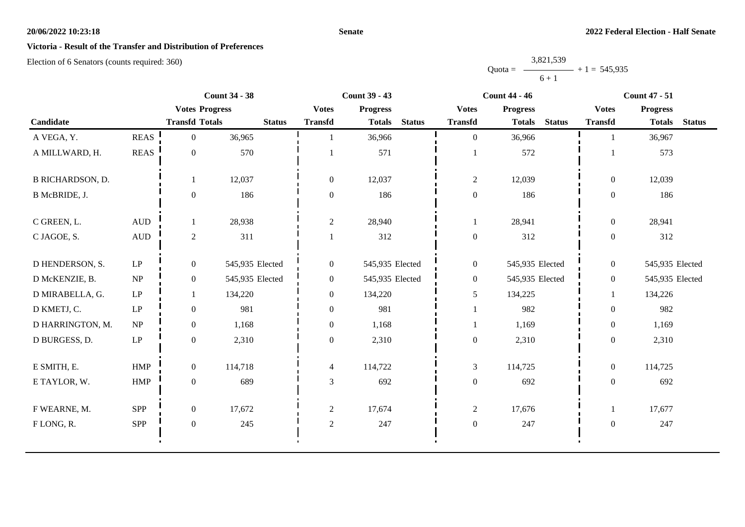**Senate**

**2022 Federal Election - Half Senate**

**Victoria - Result of the Transfer and Distribution of Preferences**

Election of 6 Senators (counts required: 360)

Quota = 3,821,539 / (6 + 1) + 1 = 545,935

| Candidate | | Count 34 - 38 | | | Count 39 - 43 | | | Count 44 - 46 | | | Count 47 - 51 | | |
|---|---|---|---|---|---|---|---|---|---|---|---|---|---|
| | | Votes Transfd | Progress Totals | Status | Votes Transfd | Progress Totals | Status | Votes Transfd | Progress Totals | Status | Votes Transfd | Progress Totals | Status |
| A VEGA, Y. | REAS | 0 | 36,965 | | 1 | 36,966 | | 0 | 36,966 | | 1 | 36,967 | |
| A MILLWARD, H. | REAS | 0 | 570 | | 1 | 571 | | 1 | 572 | | 1 | 573 | |
| B RICHARDSON, D. | | 1 | 12,037 | | 0 | 12,037 | | 2 | 12,039 | | 0 | 12,039 | |
| B McBRIDE, J. | | 0 | 186 | | 0 | 186 | | 0 | 186 | | 0 | 186 | |
| C GREEN, L. | AUD | 1 | 28,938 | | 2 | 28,940 | | 1 | 28,941 | | 0 | 28,941 | |
| C JAGOE, S. | AUD | 2 | 311 | | 1 | 312 | | 0 | 312 | | 0 | 312 | |
| D HENDERSON, S. | LP | 0 | 545,935 | Elected | 0 | 545,935 | Elected | 0 | 545,935 | Elected | 0 | 545,935 | Elected |
| D McKENZIE, B. | NP | 0 | 545,935 | Elected | 0 | 545,935 | Elected | 0 | 545,935 | Elected | 0 | 545,935 | Elected |
| D MIRABELLA, G. | LP | 1 | 134,220 | | 0 | 134,220 | | 5 | 134,225 | | 1 | 134,226 | |
| D KMETJ, C. | LP | 0 | 981 | | 0 | 981 | | 1 | 982 | | 0 | 982 | |
| D HARRINGTON, M. | NP | 0 | 1,168 | | 0 | 1,168 | | 1 | 1,169 | | 0 | 1,169 | |
| D BURGESS, D. | LP | 0 | 2,310 | | 0 | 2,310 | | 0 | 2,310 | | 0 | 2,310 | |
| E SMITH, E. | HMP | 0 | 114,718 | | 4 | 114,722 | | 3 | 114,725 | | 0 | 114,725 | |
| E TAYLOR, W. | HMP | 0 | 689 | | 3 | 692 | | 0 | 692 | | 0 | 692 | |
| F WEARNE, M. | SPP | 0 | 17,672 | | 2 | 17,674 | | 2 | 17,676 | | 1 | 17,677 | |
| F LONG, R. | SPP | 0 | 245 | | 2 | 247 | | 0 | 247 | | 0 | 247 | |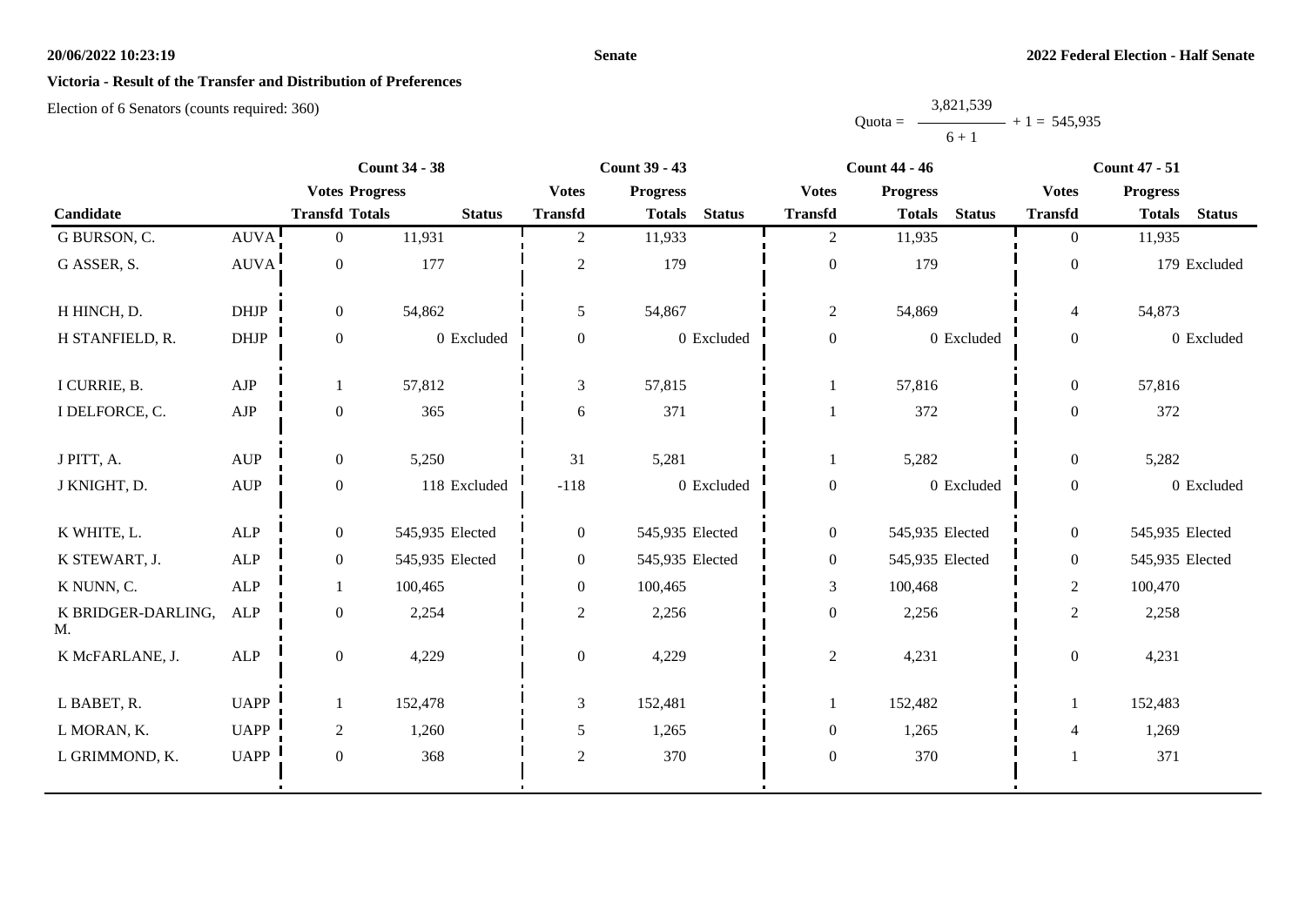**20/06/2022 10:23:19** **Senate** **2022 Federal Election - Half Senate**

## Victoria - Result of the Transfer and Distribution of Preferences

Election of 6 Senators (counts required: 360)

$$\text{Quota} = \frac{3,821,539}{6+1} + 1 = 545,935$$

| Candidate | | Count 34 - 38 | | | Count 39 - 43 | | | Count 44 - 46 | | | Count 47 - 51 | | |
|---|---|---|---|---|---|---|---|---|---|---|---|---|---|
| | | Votes Transfd | Progress Totals | Status | Votes Transfd | Progress Totals | Status | Votes Transfd | Progress Totals | Status | Votes Transfd | Progress Totals | Status |
| G BURSON, C. | AUVA | 0 | 11,931 | | 2 | 11,933 | | 2 | 11,935 | | 0 | 11,935 | |
| G ASSER, S. | AUVA | 0 | 177 | | 2 | 179 | | 0 | 179 | | 0 | 179 | Excluded |
| H HINCH, D. | DHJP | 0 | 54,862 | | 5 | 54,867 | | 2 | 54,869 | | 4 | 54,873 | |
| H STANFIELD, R. | DHJP | 0 | 0 | Excluded | 0 | 0 | Excluded | 0 | 0 | Excluded | 0 | 0 | Excluded |
| I CURRIE, B. | AJP | 1 | 57,812 | | 3 | 57,815 | | 1 | 57,816 | | 0 | 57,816 | |
| I DELFORCE, C. | AJP | 0 | 365 | | 6 | 371 | | 1 | 372 | | 0 | 372 | |
| J PITT, A. | AUP | 0 | 5,250 | | 31 | 5,281 | | 1 | 5,282 | | 0 | 5,282 | |
| J KNIGHT, D. | AUP | 0 | 118 | Excluded | -118 | 0 | Excluded | 0 | 0 | Excluded | 0 | 0 | Excluded |
| K WHITE, L. | ALP | 0 | 545,935 | Elected | 0 | 545,935 | Elected | 0 | 545,935 | Elected | 0 | 545,935 | Elected |
| K STEWART, J. | ALP | 0 | 545,935 | Elected | 0 | 545,935 | Elected | 0 | 545,935 | Elected | 0 | 545,935 | Elected |
| K NUNN, C. | ALP | 1 | 100,465 | | 0 | 100,465 | | 3 | 100,468 | | 2 | 100,470 | |
| K BRIDGER-DARLING, M. | ALP | 0 | 2,254 | | 2 | 2,256 | | 0 | 2,256 | | 2 | 2,258 | |
| K McFARLANE, J. | ALP | 0 | 4,229 | | 0 | 4,229 | | 2 | 4,231 | | 0 | 4,231 | |
| L BABET, R. | UAPP | 1 | 152,478 | | 3 | 152,481 | | 1 | 152,482 | | 1 | 152,483 | |
| L MORAN, K. | UAPP | 2 | 1,260 | | 5 | 1,265 | | 0 | 1,265 | | 4 | 1,269 | |
| L GRIMMOND, K. | UAPP | 0 | 368 | | 2 | 370 | | 0 | 370 | | 1 | 371 | |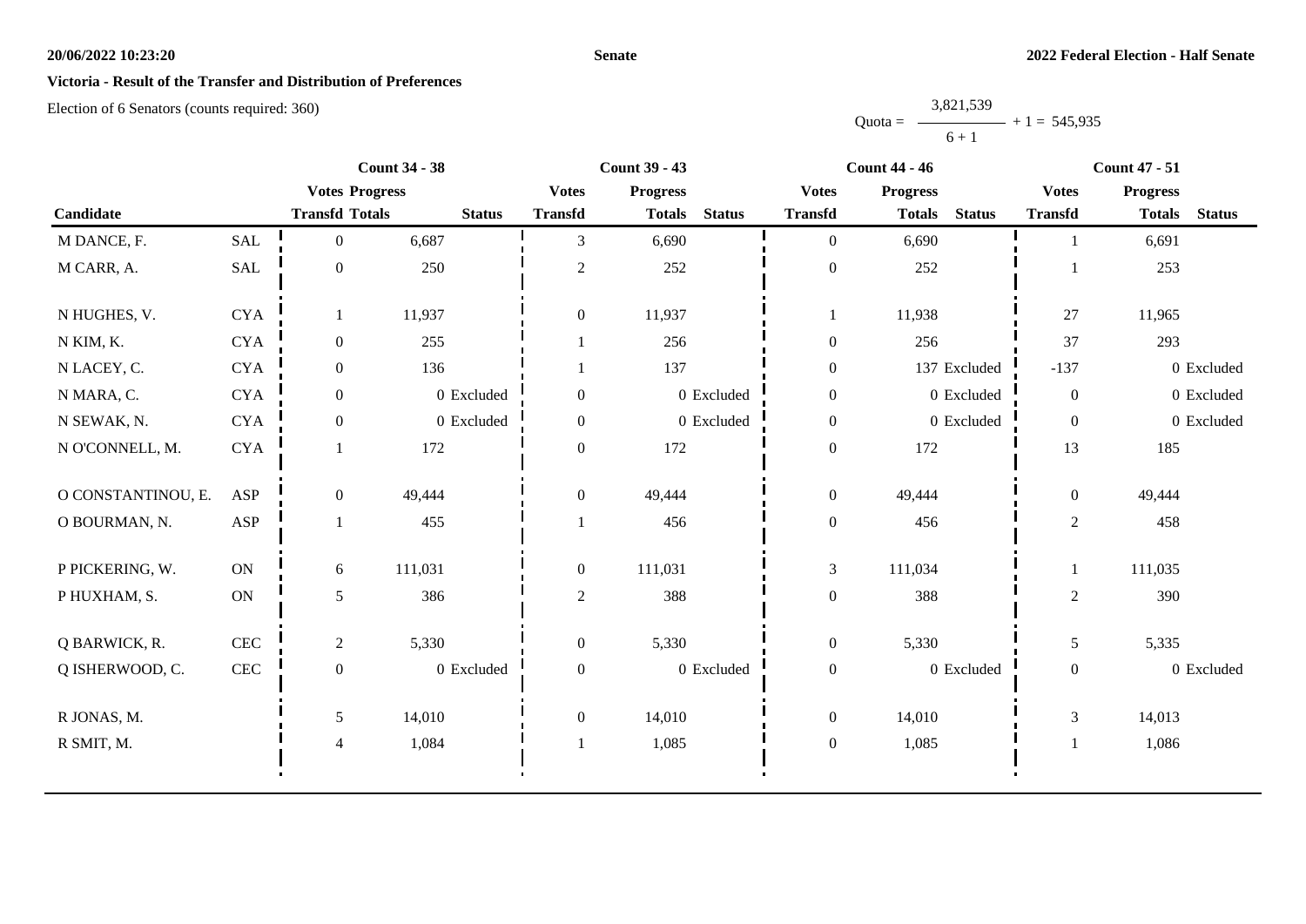**Senate**

**2022 Federal Election - Half Senate**

**Victoria - Result of the Transfer and Distribution of Preferences**

Election of 6 Senators (counts required: 360)

$$\text{Quota} = \frac{3,821,539}{6 + 1} + 1 = 545,935$$

| Candidate | | Count 34 - 38 | | | Count 39 - 43 | | | Count 44 - 46 | | | Count 47 - 51 | | |
|---|---|---|---|---|---|---|---|---|---|---|---|---|---|
| | | Votes Transfd | Progress Totals | Status | Votes Transfd | Progress Totals | Status | Votes Transfd | Progress Totals | Status | Votes Transfd | Progress Totals | Status |
| M DANCE, F. | SAL | 0 | 6,687 | | 3 | 6,690 | | 0 | 6,690 | | 1 | 6,691 | |
| M CARR, A. | SAL | 0 | 250 | | 2 | 252 | | 0 | 252 | | 1 | 253 | |
| N HUGHES, V. | CYA | 1 | 11,937 | | 0 | 11,937 | | 1 | 11,938 | | 27 | 11,965 | |
| N KIM, K. | CYA | 0 | 255 | | 1 | 256 | | 0 | 256 | | 37 | 293 | |
| N LACEY, C. | CYA | 0 | 136 | | 1 | 137 | | 0 | 137 | Excluded | -137 | 0 | Excluded |
| N MARA, C. | CYA | 0 | 0 | Excluded | 0 | 0 | Excluded | 0 | 0 | Excluded | 0 | 0 | Excluded |
| N SEWAK, N. | CYA | 0 | 0 | Excluded | 0 | 0 | Excluded | 0 | 0 | Excluded | 0 | 0 | Excluded |
| N O'CONNELL, M. | CYA | 1 | 172 | | 0 | 172 | | 0 | 172 | | 13 | 185 | |
| O CONSTANTINOU, E. | ASP | 0 | 49,444 | | 0 | 49,444 | | 0 | 49,444 | | 0 | 49,444 | |
| O BOURMAN, N. | ASP | 1 | 455 | | 1 | 456 | | 0 | 456 | | 2 | 458 | |
| P PICKERING, W. | ON | 6 | 111,031 | | 0 | 111,031 | | 3 | 111,034 | | 1 | 111,035 | |
| P HUXHAM, S. | ON | 5 | 386 | | 2 | 388 | | 0 | 388 | | 2 | 390 | |
| Q BARWICK, R. | CEC | 2 | 5,330 | | 0 | 5,330 | | 0 | 5,330 | | 5 | 5,335 | |
| Q ISHERWOOD, C. | CEC | 0 | 0 | Excluded | 0 | 0 | Excluded | 0 | 0 | Excluded | 0 | 0 | Excluded |
| R JONAS, M. | | 5 | 14,010 | | 0 | 14,010 | | 0 | 14,010 | | 3 | 14,013 | |
| R SMIT, M. | | 4 | 1,084 | | 1 | 1,085 | | 0 | 1,085 | | 1 | 1,086 | |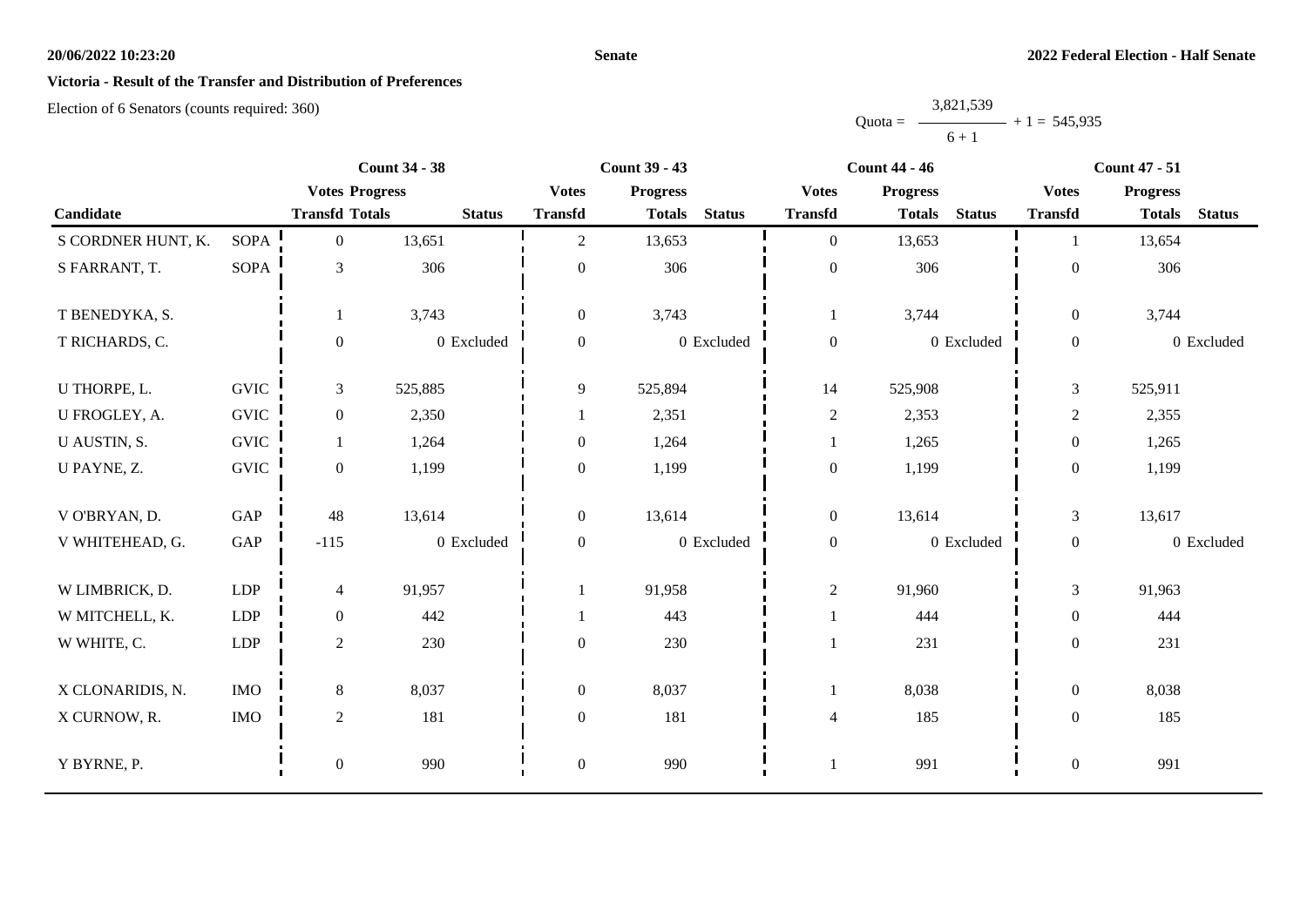**Victoria - Result of the Transfer and Distribution of Preferences**

Election of 6 Senators (counts required: 360)

$$\text{Quota} = \frac{3,821,539}{6 + 1} + 1 = 545,935$$

| Candidate | | Count 34 - 38 | | | Count 39 - 43 | | | Count 44 - 46 | | | Count 47 - 51 | | |
|---|---|---|---|---|---|---|---|---|---|---|---|---|---|
| | | Votes Transfd | Progress Totals | Status | Votes Transfd | Progress Totals | Status | Votes Transfd | Progress Totals | Status | Votes Transfd | Progress Totals | Status |
| S CORDNER HUNT, K. | SOPA | 0 | 13,651 | | 2 | 13,653 | | 0 | 13,653 | | 1 | 13,654 | |
| S FARRANT, T. | SOPA | 3 | 306 | | 0 | 306 | | 0 | 306 | | 0 | 306 | |
| T BENEDYKA, S. | | 1 | 3,743 | | 0 | 3,743 | | 1 | 3,744 | | 0 | 3,744 | |
| T RICHARDS, C. | | 0 | 0 | Excluded | 0 | 0 | Excluded | 0 | 0 | Excluded | 0 | 0 | Excluded |
| U THORPE, L. | GVIC | 3 | 525,885 | | 9 | 525,894 | | 14 | 525,908 | | 3 | 525,911 | |
| U FROGLEY, A. | GVIC | 0 | 2,350 | | 1 | 2,351 | | 2 | 2,353 | | 2 | 2,355 | |
| U AUSTIN, S. | GVIC | 1 | 1,264 | | 0 | 1,264 | | 1 | 1,265 | | 0 | 1,265 | |
| U PAYNE, Z. | GVIC | 0 | 1,199 | | 0 | 1,199 | | 0 | 1,199 | | 0 | 1,199 | |
| V O'BRYAN, D. | GAP | 48 | 13,614 | | 0 | 13,614 | | 0 | 13,614 | | 3 | 13,617 | |
| V WHITEHEAD, G. | GAP | -115 | 0 | Excluded | 0 | 0 | Excluded | 0 | 0 | Excluded | 0 | 0 | Excluded |
| W LIMBRICK, D. | LDP | 4 | 91,957 | | 1 | 91,958 | | 2 | 91,960 | | 3 | 91,963 | |
| W MITCHELL, K. | LDP | 0 | 442 | | 1 | 443 | | 1 | 444 | | 0 | 444 | |
| W WHITE, C. | LDP | 2 | 230 | | 0 | 230 | | 1 | 231 | | 0 | 231 | |
| X CLONARIDIS, N. | IMO | 8 | 8,037 | | 0 | 8,037 | | 1 | 8,038 | | 0 | 8,038 | |
| X CURNOW, R. | IMO | 2 | 181 | | 0 | 181 | | 4 | 185 | | 0 | 185 | |
| Y BYRNE, P. | | 0 | 990 | | 0 | 990 | | 1 | 991 | | 0 | 991 | |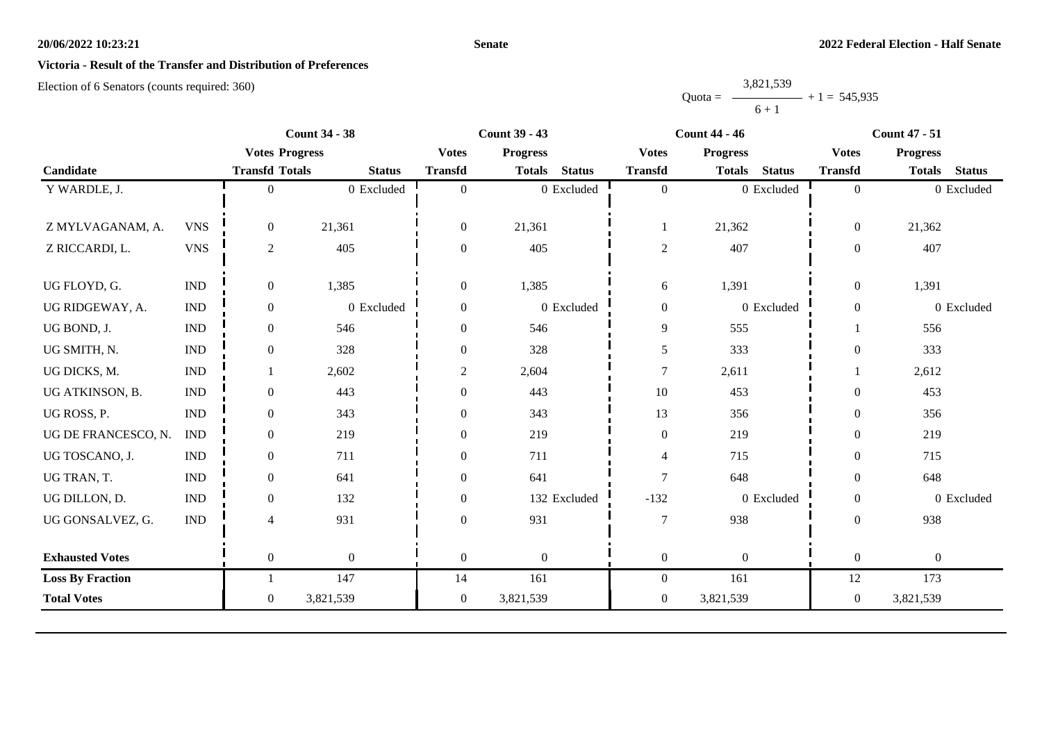**Victoria - Result of the Transfer and Distribution of Preferences**

Election of 6 Senators (counts required: 360)

$$\text{Quota} = \frac{3,821,539}{6+1} + 1 = 545,935$$

| Candidate | | Count 34 - 38 Votes Transfd | Count 34 - 38 Progress Totals | Count 34 - 38 Status | Count 39 - 43 Votes Transfd | Count 39 - 43 Progress Totals | Count 39 - 43 Status | Count 44 - 46 Votes Transfd | Count 44 - 46 Progress Totals | Count 44 - 46 Status | Count 47 - 51 Votes Transfd | Count 47 - 51 Progress Totals | Count 47 - 51 Status |
|---|---|---|---|---|---|---|---|---|---|---|---|---|---|
| Y WARDLE, J. | | 0 | 0 | Excluded | 0 | 0 | Excluded | 0 | 0 | Excluded | 0 | 0 | Excluded |
| Z MYLVAGANAM, A. | VNS | 0 | 21,361 | | 0 | 21,361 | | 1 | 21,362 | | 0 | 21,362 | |
| Z RICCARDI, L. | VNS | 2 | 405 | | 0 | 405 | | 2 | 407 | | 0 | 407 | |
| UG FLOYD, G. | IND | 0 | 1,385 | | 0 | 1,385 | | 6 | 1,391 | | 0 | 1,391 | |
| UG RIDGEWAY, A. | IND | 0 | 0 | Excluded | 0 | 0 | Excluded | 0 | 0 | Excluded | 0 | 0 | Excluded |
| UG BOND, J. | IND | 0 | 546 | | 0 | 546 | | 9 | 555 | | 1 | 556 | |
| UG SMITH, N. | IND | 0 | 328 | | 0 | 328 | | 5 | 333 | | 0 | 333 | |
| UG DICKS, M. | IND | 1 | 2,602 | | 2 | 2,604 | | 7 | 2,611 | | 1 | 2,612 | |
| UG ATKINSON, B. | IND | 0 | 443 | | 0 | 443 | | 10 | 453 | | 0 | 453 | |
| UG ROSS, P. | IND | 0 | 343 | | 0 | 343 | | 13 | 356 | | 0 | 356 | |
| UG DE FRANCESCO, N. | IND | 0 | 219 | | 0 | 219 | | 0 | 219 | | 0 | 219 | |
| UG TOSCANO, J. | IND | 0 | 711 | | 0 | 711 | | 4 | 715 | | 0 | 715 | |
| UG TRAN, T. | IND | 0 | 641 | | 0 | 641 | | 7 | 648 | | 0 | 648 | |
| UG DILLON, D. | IND | 0 | 132 | | 0 | 132 | Excluded | -132 | 0 | Excluded | 0 | 0 | Excluded |
| UG GONSALVEZ, G. | IND | 4 | 931 | | 0 | 931 | | 7 | 938 | | 0 | 938 | |
| **Exhausted Votes** | | 0 | 0 | | 0 | 0 | | 0 | 0 | | 0 | 0 | |
| **Loss By Fraction** | | 1 | 147 | | 14 | 161 | | 0 | 161 | | 12 | 173 | |
| **Total Votes** | | 0 | 3,821,539 | | 0 | 3,821,539 | | 0 | 3,821,539 | | 0 | 3,821,539 | |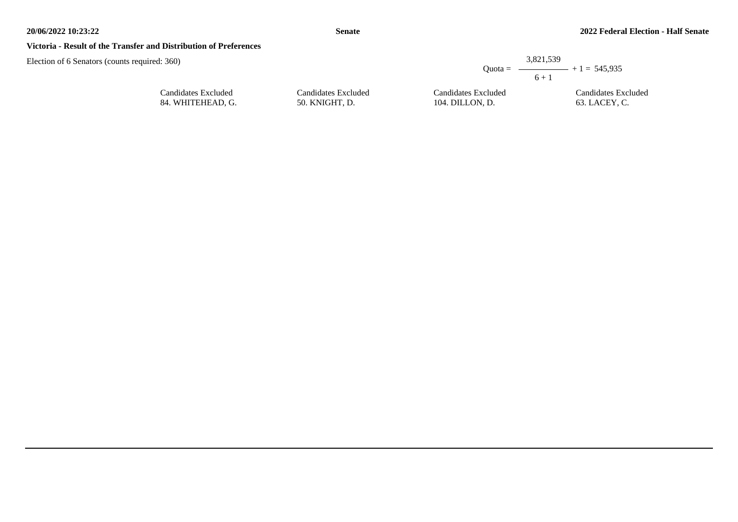**Victoria - Result of the Transfer and Distribution of Preferences**

Election of 6 Senators (counts required: 360)

$$\text{Quota} = \frac{3{,}821{,}539}{6 + 1} + 1 = 545{,}935$$

| Candidates Excluded | Candidates Excluded | Candidates Excluded | Candidates Excluded |
| --- | --- | --- | --- |
| 84. WHITEHEAD, G. | 50. KNIGHT, D. | 104. DILLON, D. | 63. LACEY, C. |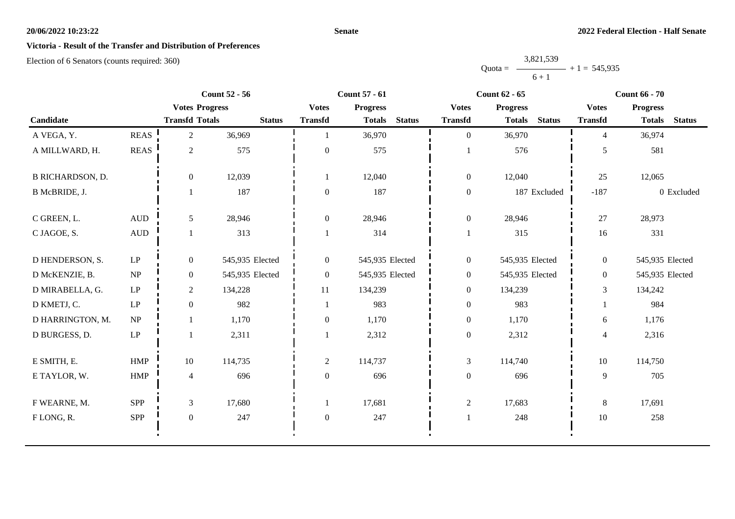**20/06/2022 10:23:22** **Senate** **2022 Federal Election - Half Senate**

**Victoria - Result of the Transfer and Distribution of Preferences**

Election of 6 Senators (counts required: 360)

$$\text{Quota} = \frac{3,821,539}{6 + 1} + 1 = 545,935$$

| | | Count 52 - 56 | | | Count 57 - 61 | | | Count 62 - 65 | | | Count 66 - 70 | | |
|---|---|---|---|---|---|---|---|---|---|---|---|---|---|
| | | Votes | Progress | | Votes | Progress | | Votes | Progress | | Votes | Progress | |
| Candidate | | Transfd | Totals | Status | Transfd | Totals | Status | Transfd | Totals | Status | Transfd | Totals | Status |
| A VEGA, Y. | REAS | 2 | 36,969 | | 1 | 36,970 | | 0 | 36,970 | | 4 | 36,974 | |
| A MILLWARD, H. | REAS | 2 | 575 | | 0 | 575 | | 1 | 576 | | 5 | 581 | |
| B RICHARDSON, D. | | 0 | 12,039 | | 1 | 12,040 | | 0 | 12,040 | | 25 | 12,065 | |
| B McBRIDE, J. | | 1 | 187 | | 0 | 187 | | 0 | 187 | Excluded | -187 | 0 | Excluded |
| C GREEN, L. | AUD | 5 | 28,946 | | 0 | 28,946 | | 0 | 28,946 | | 27 | 28,973 | |
| C JAGOE, S. | AUD | 1 | 313 | | 1 | 314 | | 1 | 315 | | 16 | 331 | |
| D HENDERSON, S. | LP | 0 | 545,935 | Elected | 0 | 545,935 | Elected | 0 | 545,935 | Elected | 0 | 545,935 | Elected |
| D McKENZIE, B. | NP | 0 | 545,935 | Elected | 0 | 545,935 | Elected | 0 | 545,935 | Elected | 0 | 545,935 | Elected |
| D MIRABELLA, G. | LP | 2 | 134,228 | | 11 | 134,239 | | 0 | 134,239 | | 3 | 134,242 | |
| D KMETJ, C. | LP | 0 | 982 | | 1 | 983 | | 0 | 983 | | 1 | 984 | |
| D HARRINGTON, M. | NP | 1 | 1,170 | | 0 | 1,170 | | 0 | 1,170 | | 6 | 1,176 | |
| D BURGESS, D. | LP | 1 | 2,311 | | 1 | 2,312 | | 0 | 2,312 | | 4 | 2,316 | |
| E SMITH, E. | HMP | 10 | 114,735 | | 2 | 114,737 | | 3 | 114,740 | | 10 | 114,750 | |
| E TAYLOR, W. | HMP | 4 | 696 | | 0 | 696 | | 0 | 696 | | 9 | 705 | |
| F WEARNE, M. | SPP | 3 | 17,680 | | 1 | 17,681 | | 2 | 17,683 | | 8 | 17,691 | |
| F LONG, R. | SPP | 0 | 247 | | 0 | 247 | | 1 | 248 | | 10 | 258 | |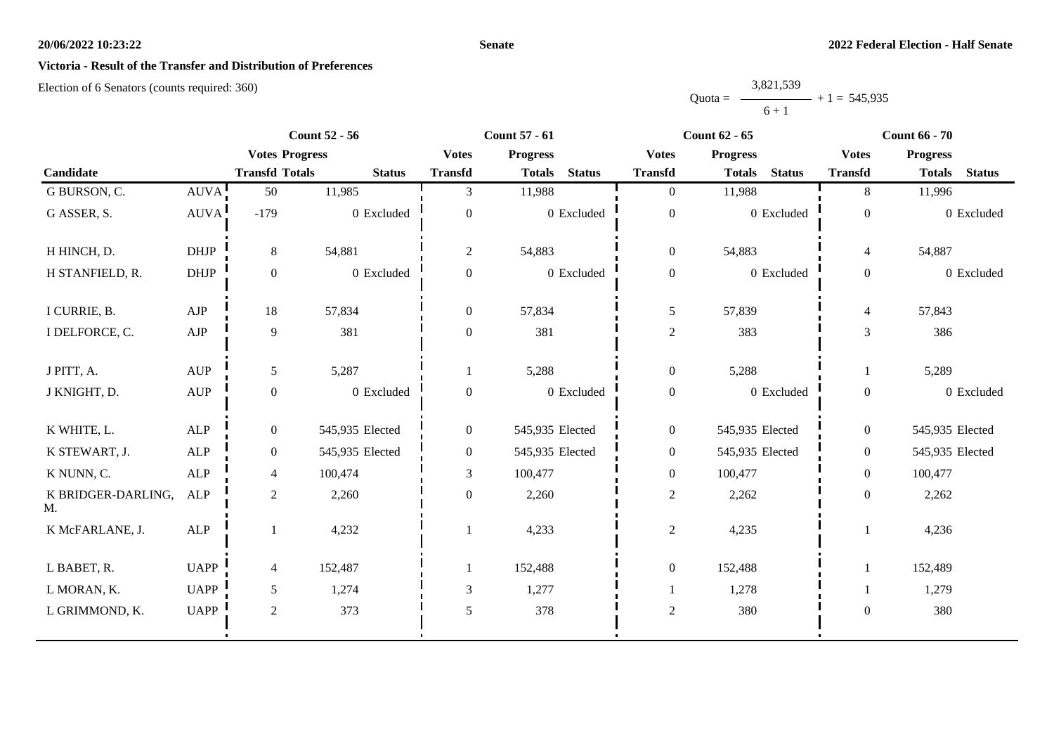**20/06/2022 10:23:22** **Senate** **2022 Federal Election - Half Senate**

## Victoria - Result of the Transfer and Distribution of Preferences

Election of 6 Senators (counts required: 360)

$$\text{Quota} = \frac{3,821,539}{6 + 1} + 1 = 545,935$$

| Candidate | | Count 52 - 56 | | | Count 57 - 61 | | | Count 62 - 65 | | | Count 66 - 70 | | |
|---|---|---|---|---|---|---|---|---|---|---|---|---|---|
| | | Votes Transfd | Progress Totals | Status | Votes Transfd | Progress Totals | Status | Votes Transfd | Progress Totals | Status | Votes Transfd | Progress Totals | Status |
| G BURSON, C. | AUVA | 50 | 11,985 | | 3 | 11,988 | | 0 | 11,988 | | 8 | 11,996 | |
| G ASSER, S. | AUVA | -179 | 0 | Excluded | 0 | 0 | Excluded | 0 | 0 | Excluded | 0 | 0 | Excluded |
| H HINCH, D. | DHJP | 8 | 54,881 | | 2 | 54,883 | | 0 | 54,883 | | 4 | 54,887 | |
| H STANFIELD, R. | DHJP | 0 | 0 | Excluded | 0 | 0 | Excluded | 0 | 0 | Excluded | 0 | 0 | Excluded |
| I CURRIE, B. | AJP | 18 | 57,834 | | 0 | 57,834 | | 5 | 57,839 | | 4 | 57,843 | |
| I DELFORCE, C. | AJP | 9 | 381 | | 0 | 381 | | 2 | 383 | | 3 | 386 | |
| J PITT, A. | AUP | 5 | 5,287 | | 1 | 5,288 | | 0 | 5,288 | | 1 | 5,289 | |
| J KNIGHT, D. | AUP | 0 | 0 | Excluded | 0 | 0 | Excluded | 0 | 0 | Excluded | 0 | 0 | Excluded |
| K WHITE, L. | ALP | 0 | 545,935 | Elected | 0 | 545,935 | Elected | 0 | 545,935 | Elected | 0 | 545,935 | Elected |
| K STEWART, J. | ALP | 0 | 545,935 | Elected | 0 | 545,935 | Elected | 0 | 545,935 | Elected | 0 | 545,935 | Elected |
| K NUNN, C. | ALP | 4 | 100,474 | | 3 | 100,477 | | 0 | 100,477 | | 0 | 100,477 | |
| K BRIDGER-DARLING, M. | ALP | 2 | 2,260 | | 0 | 2,260 | | 2 | 2,262 | | 0 | 2,262 | |
| K McFARLANE, J. | ALP | 1 | 4,232 | | 1 | 4,233 | | 2 | 4,235 | | 1 | 4,236 | |
| L BABET, R. | UAPP | 4 | 152,487 | | 1 | 152,488 | | 0 | 152,488 | | 1 | 152,489 | |
| L MORAN, K. | UAPP | 5 | 1,274 | | 3 | 1,277 | | 1 | 1,278 | | 1 | 1,279 | |
| L GRIMMOND, K. | UAPP | 2 | 373 | | 5 | 378 | | 2 | 380 | | 0 | 380 | |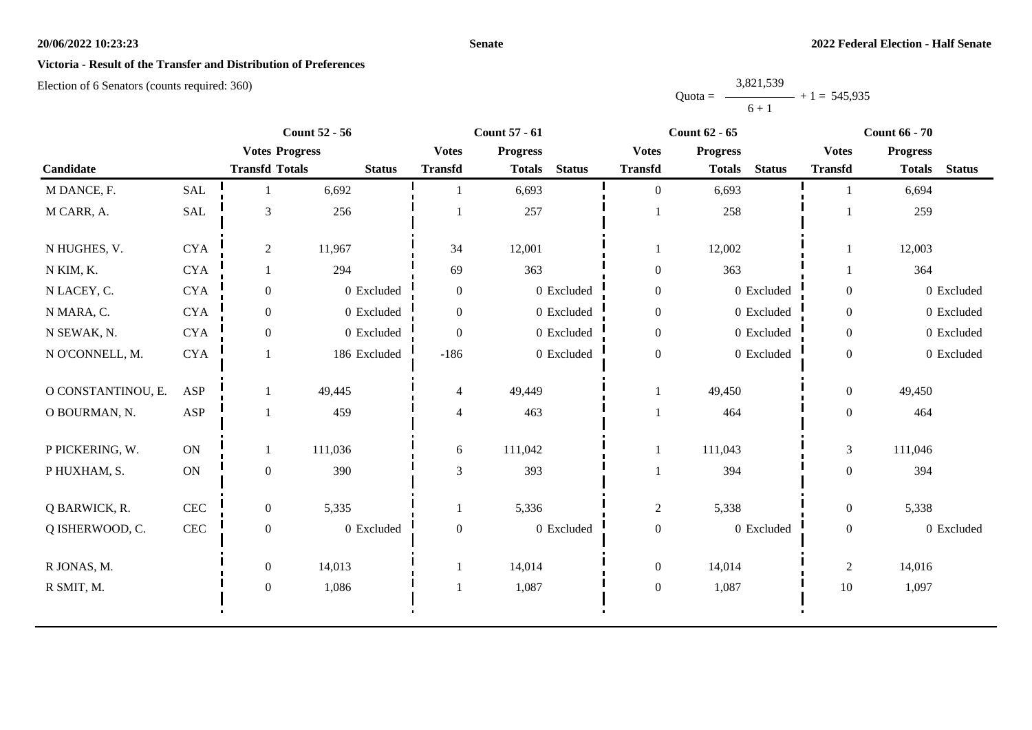**Senate**

**2022 Federal Election - Half Senate**

**Victoria - Result of the Transfer and Distribution of Preferences**

Election of 6 Senators (counts required: 360)

Quota = $\frac{3,821,539}{6 + 1} + 1 = 545,935$

| Candidate | | Count 52 - 56 | | | Count 57 - 61 | | | Count 62 - 65 | | | Count 66 - 70 | | |
|---|---|---|---|---|---|---|---|---|---|---|---|---|---|
| | | Votes Transfd | Progress Totals | Status | Votes Transfd | Progress Totals | Status | Votes Transfd | Progress Totals | Status | Votes Transfd | Progress Totals | Status |
| M DANCE, F. | SAL | 1 | 6,692 | | 1 | 6,693 | | 0 | 6,693 | | 1 | 6,694 | |
| M CARR, A. | SAL | 3 | 256 | | 1 | 257 | | 1 | 258 | | 1 | 259 | |
| N HUGHES, V. | CYA | 2 | 11,967 | | 34 | 12,001 | | 1 | 12,002 | | 1 | 12,003 | |
| N KIM, K. | CYA | 1 | 294 | | 69 | 363 | | 0 | 363 | | 1 | 364 | |
| N LACEY, C. | CYA | 0 | 0 | Excluded | 0 | 0 | Excluded | 0 | 0 | Excluded | 0 | 0 | Excluded |
| N MARA, C. | CYA | 0 | 0 | Excluded | 0 | 0 | Excluded | 0 | 0 | Excluded | 0 | 0 | Excluded |
| N SEWAK, N. | CYA | 0 | 0 | Excluded | 0 | 0 | Excluded | 0 | 0 | Excluded | 0 | 0 | Excluded |
| N O'CONNELL, M. | CYA | 1 | 186 | Excluded | -186 | 0 | Excluded | 0 | 0 | Excluded | 0 | 0 | Excluded |
| O CONSTANTINOU, E. | ASP | 1 | 49,445 | | 4 | 49,449 | | 1 | 49,450 | | 0 | 49,450 | |
| O BOURMAN, N. | ASP | 1 | 459 | | 4 | 463 | | 1 | 464 | | 0 | 464 | |
| P PICKERING, W. | ON | 1 | 111,036 | | 6 | 111,042 | | 1 | 111,043 | | 3 | 111,046 | |
| P HUXHAM, S. | ON | 0 | 390 | | 3 | 393 | | 1 | 394 | | 0 | 394 | |
| Q BARWICK, R. | CEC | 0 | 5,335 | | 1 | 5,336 | | 2 | 5,338 | | 0 | 5,338 | |
| Q ISHERWOOD, C. | CEC | 0 | 0 | Excluded | 0 | 0 | Excluded | 0 | 0 | Excluded | 0 | 0 | Excluded |
| R JONAS, M. | | 0 | 14,013 | | 1 | 14,014 | | 0 | 14,014 | | 2 | 14,016 | |
| R SMIT, M. | | 0 | 1,086 | | 1 | 1,087 | | 0 | 1,087 | | 10 | 1,097 | |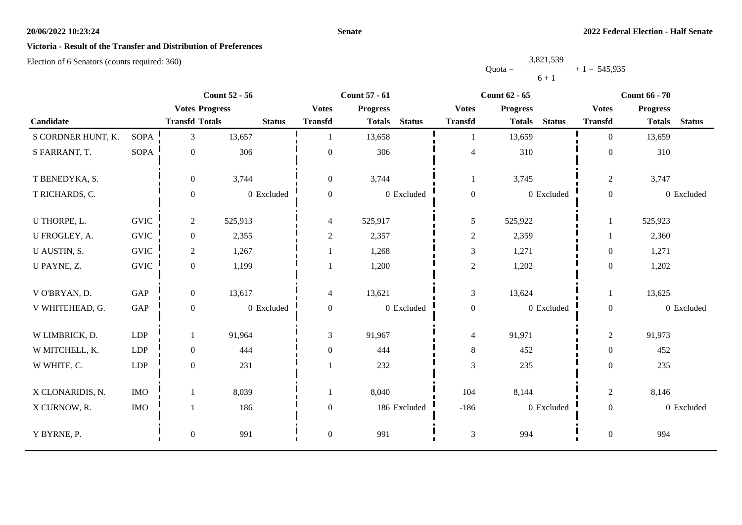**Senate**

**2022 Federal Election - Half Senate**

**Victoria - Result of the Transfer and Distribution of Preferences**

Election of 6 Senators (counts required: 360)

$$\text{Quota} = \frac{3,821,539}{6 + 1} + 1 = 545,935$$

| Candidate | | Count 52 - 56 | | | Count 57 - 61 | | | Count 62 - 65 | | | Count 66 - 70 | | |
|---|---|---|---|---|---|---|---|---|---|---|---|---|---|
| | | Votes Transfd | Progress Totals | Status | Votes Transfd | Progress Totals | Status | Votes Transfd | Progress Totals | Status | Votes Transfd | Progress Totals | Status |
| S CORDNER HUNT, K. | SOPA | 3 | 13,657 | | 1 | 13,658 | | 1 | 13,659 | | 0 | 13,659 | |
| S FARRANT, T. | SOPA | 0 | 306 | | 0 | 306 | | 4 | 310 | | 0 | 310 | |
| T BENEDYKA, S. | | 0 | 3,744 | | 0 | 3,744 | | 1 | 3,745 | | 2 | 3,747 | |
| T RICHARDS, C. | | 0 | 0 | Excluded | 0 | 0 | Excluded | 0 | 0 | Excluded | 0 | 0 | Excluded |
| U THORPE, L. | GVIC | 2 | 525,913 | | 4 | 525,917 | | 5 | 525,922 | | 1 | 525,923 | |
| U FROGLEY, A. | GVIC | 0 | 2,355 | | 2 | 2,357 | | 2 | 2,359 | | 1 | 2,360 | |
| U AUSTIN, S. | GVIC | 2 | 1,267 | | 1 | 1,268 | | 3 | 1,271 | | 0 | 1,271 | |
| U PAYNE, Z. | GVIC | 0 | 1,199 | | 1 | 1,200 | | 2 | 1,202 | | 0 | 1,202 | |
| V O'BRYAN, D. | GAP | 0 | 13,617 | | 4 | 13,621 | | 3 | 13,624 | | 1 | 13,625 | |
| V WHITEHEAD, G. | GAP | 0 | 0 | Excluded | 0 | 0 | Excluded | 0 | 0 | Excluded | 0 | 0 | Excluded |
| W LIMBRICK, D. | LDP | 1 | 91,964 | | 3 | 91,967 | | 4 | 91,971 | | 2 | 91,973 | |
| W MITCHELL, K. | LDP | 0 | 444 | | 0 | 444 | | 8 | 452 | | 0 | 452 | |
| W WHITE, C. | LDP | 0 | 231 | | 1 | 232 | | 3 | 235 | | 0 | 235 | |
| X CLONARIDIS, N. | IMO | 1 | 8,039 | | 1 | 8,040 | | 104 | 8,144 | | 2 | 8,146 | |
| X CURNOW, R. | IMO | 1 | 186 | | 0 | 186 | Excluded | -186 | 0 | Excluded | 0 | 0 | Excluded |
| Y BYRNE, P. | | 0 | 991 | | 0 | 991 | | 3 | 994 | | 0 | 994 | |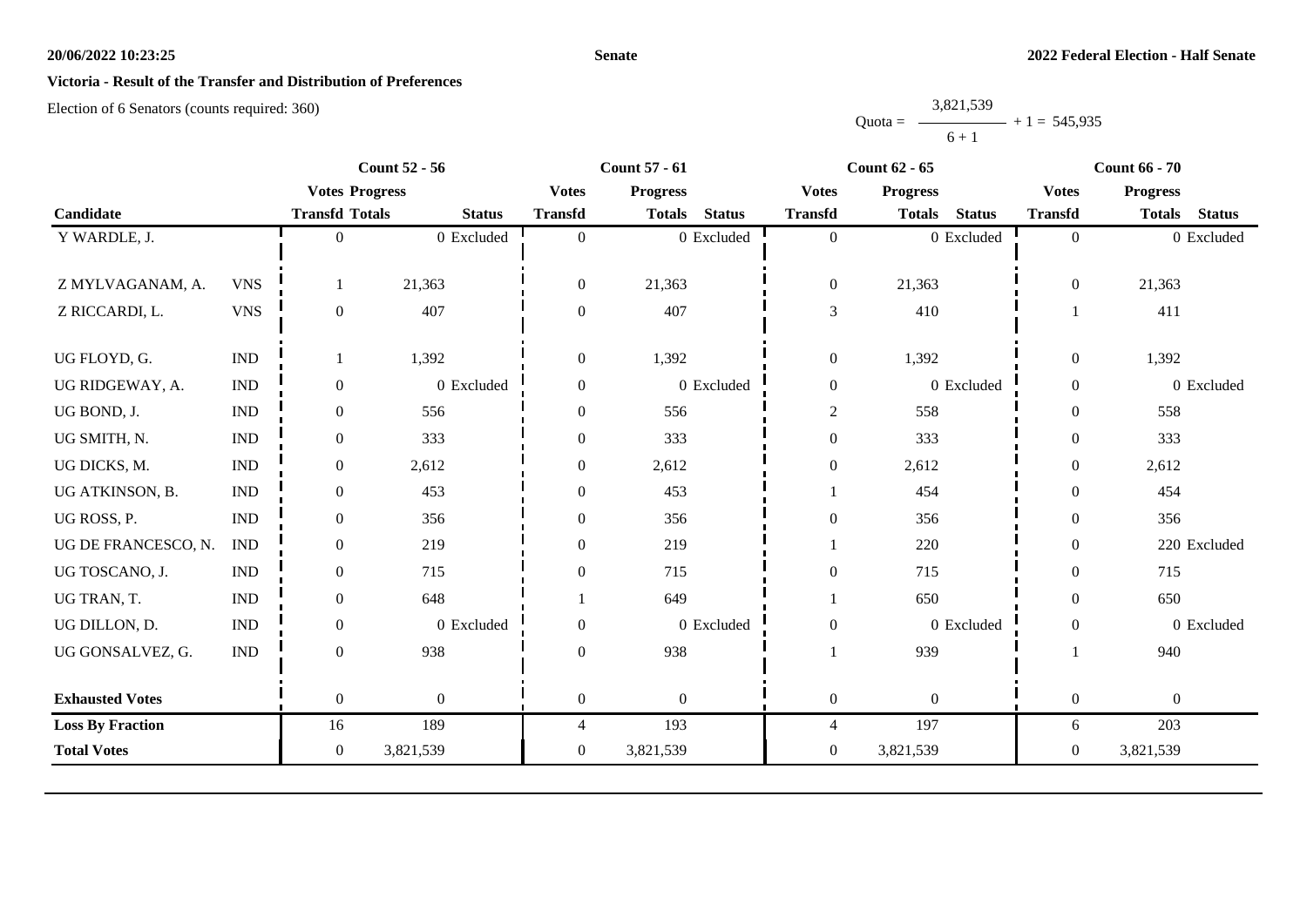**Victoria - Result of the Transfer and Distribution of Preferences**

Election of 6 Senators (counts required: 360)

$$\text{Quota} = \frac{3,821,539}{6+1} + 1 = 545,935$$

| Candidate | | Count 52 - 56 | | | Count 57 - 61 | | | Count 62 - 65 | | | Count 66 - 70 | | |
|---|---|---|---|---|---|---|---|---|---|---|---|---|---|
| | | Votes Transfd | Progress Totals | Status | Votes Transfd | Progress Totals | Status | Votes Transfd | Progress Totals | Status | Votes Transfd | Progress Totals | Status |
| Y WARDLE, J. | | 0 | 0 | Excluded | 0 | 0 | Excluded | 0 | 0 | Excluded | 0 | 0 | Excluded |
| Z MYLVAGANAM, A. | VNS | 1 | 21,363 | | 0 | 21,363 | | 0 | 21,363 | | 0 | 21,363 | |
| Z RICCARDI, L. | VNS | 0 | 407 | | 0 | 407 | | 3 | 410 | | 1 | 411 | |
| UG FLOYD, G. | IND | 1 | 1,392 | | 0 | 1,392 | | 0 | 1,392 | | 0 | 1,392 | |
| UG RIDGEWAY, A. | IND | 0 | 0 | Excluded | 0 | 0 | Excluded | 0 | 0 | Excluded | 0 | 0 | Excluded |
| UG BOND, J. | IND | 0 | 556 | | 0 | 556 | | 2 | 558 | | 0 | 558 | |
| UG SMITH, N. | IND | 0 | 333 | | 0 | 333 | | 0 | 333 | | 0 | 333 | |
| UG DICKS, M. | IND | 0 | 2,612 | | 0 | 2,612 | | 0 | 2,612 | | 0 | 2,612 | |
| UG ATKINSON, B. | IND | 0 | 453 | | 0 | 453 | | 1 | 454 | | 0 | 454 | |
| UG ROSS, P. | IND | 0 | 356 | | 0 | 356 | | 0 | 356 | | 0 | 356 | |
| UG DE FRANCESCO, N. | IND | 0 | 219 | | 0 | 219 | | 1 | 220 | | 0 | 220 | Excluded |
| UG TOSCANO, J. | IND | 0 | 715 | | 0 | 715 | | 0 | 715 | | 0 | 715 | |
| UG TRAN, T. | IND | 0 | 648 | | 1 | 649 | | 1 | 650 | | 0 | 650 | |
| UG DILLON, D. | IND | 0 | 0 | Excluded | 0 | 0 | Excluded | 0 | 0 | Excluded | 0 | 0 | Excluded |
| UG GONSALVEZ, G. | IND | 0 | 938 | | 0 | 938 | | 1 | 939 | | 1 | 940 | |
| **Exhausted Votes** | | 0 | 0 | | 0 | 0 | | 0 | 0 | | 0 | 0 | |
| **Loss By Fraction** | | 16 | 189 | | 4 | 193 | | 4 | 197 | | 6 | 203 | |
| **Total Votes** | | 0 | 3,821,539 | | 0 | 3,821,539 | | 0 | 3,821,539 | | 0 | 3,821,539 | |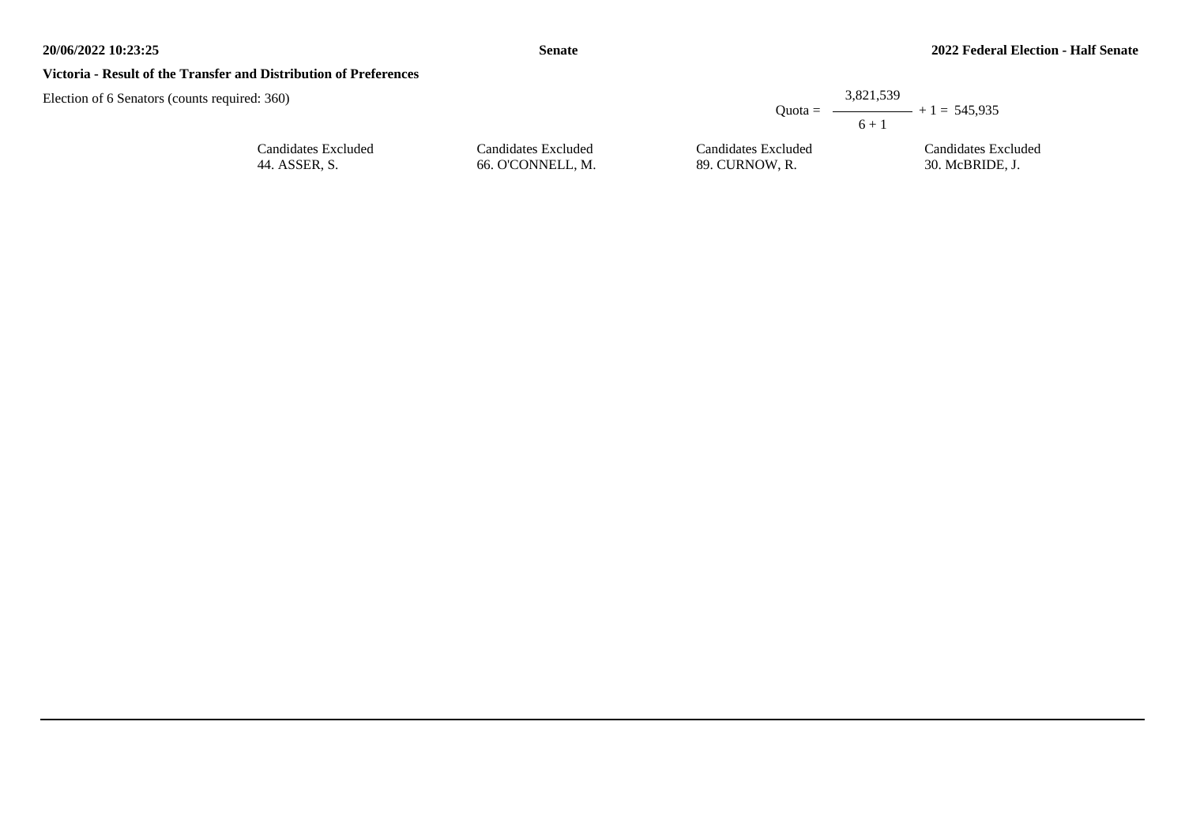**Victoria - Result of the Transfer and Distribution of Preferences**

Election of 6 Senators (counts required: 360)

$$\text{Quota} = \frac{3{,}821{,}539}{6 + 1} + 1 = 545{,}935$$

| Candidates Excluded | Candidates Excluded | Candidates Excluded | Candidates Excluded |
|---|---|---|---|
| 44. ASSER, S. | 66. O'CONNELL, M. | 89. CURNOW, R. | 30. McBRIDE, J. |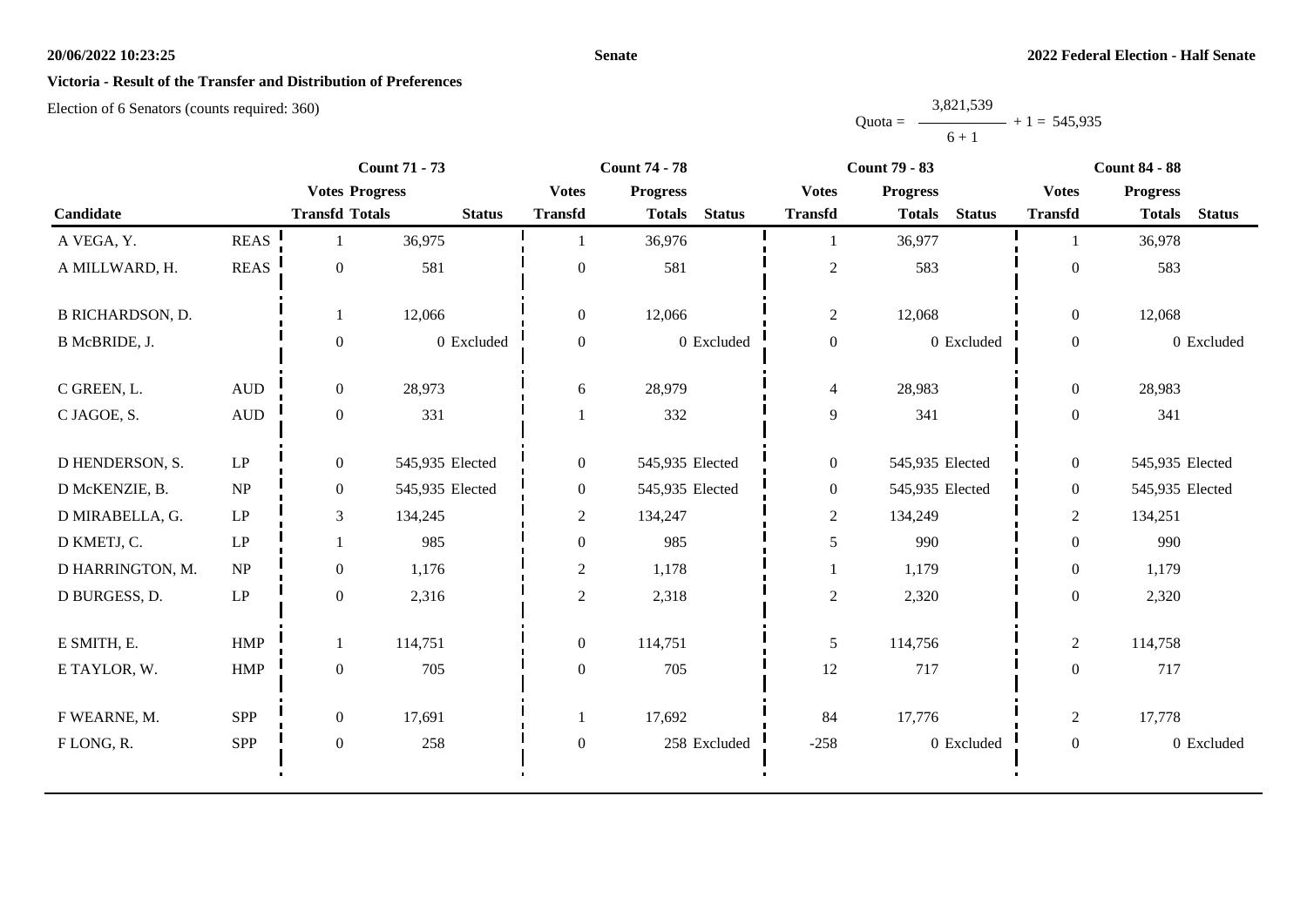**20/06/2022 10:23:25** **Senate** **2022 Federal Election - Half Senate**

## Victoria - Result of the Transfer and Distribution of Preferences

Election of 6 Senators (counts required: 360)

$$\text{Quota} = \frac{3,821,539}{6 + 1} + 1 = 545,935$$

| Candidate | | Count 71 - 73 | | | Count 74 - 78 | | | Count 79 - 83 | | | Count 84 - 88 | | |
|---|---|---|---|---|---|---|---|---|---|---|---|---|---|
| | | Votes Transfd | Progress Totals | Status | Votes Transfd | Progress Totals | Status | Votes Transfd | Progress Totals | Status | Votes Transfd | Progress Totals | Status |
| A VEGA, Y. | REAS | 1 | 36,975 | | 1 | 36,976 | | 1 | 36,977 | | 1 | 36,978 | |
| A MILLWARD, H. | REAS | 0 | 581 | | 0 | 581 | | 2 | 583 | | 0 | 583 | |
| B RICHARDSON, D. | | 1 | 12,066 | | 0 | 12,066 | | 2 | 12,068 | | 0 | 12,068 | |
| B McBRIDE, J. | | 0 | 0 | Excluded | 0 | 0 | Excluded | 0 | 0 | Excluded | 0 | 0 | Excluded |
| C GREEN, L. | AUD | 0 | 28,973 | | 6 | 28,979 | | 4 | 28,983 | | 0 | 28,983 | |
| C JAGOE, S. | AUD | 0 | 331 | | 1 | 332 | | 9 | 341 | | 0 | 341 | |
| D HENDERSON, S. | LP | 0 | 545,935 | Elected | 0 | 545,935 | Elected | 0 | 545,935 | Elected | 0 | 545,935 | Elected |
| D McKENZIE, B. | NP | 0 | 545,935 | Elected | 0 | 545,935 | Elected | 0 | 545,935 | Elected | 0 | 545,935 | Elected |
| D MIRABELLA, G. | LP | 3 | 134,245 | | 2 | 134,247 | | 2 | 134,249 | | 2 | 134,251 | |
| D KMETJ, C. | LP | 1 | 985 | | 0 | 985 | | 5 | 990 | | 0 | 990 | |
| D HARRINGTON, M. | NP | 0 | 1,176 | | 2 | 1,178 | | 1 | 1,179 | | 0 | 1,179 | |
| D BURGESS, D. | LP | 0 | 2,316 | | 2 | 2,318 | | 2 | 2,320 | | 0 | 2,320 | |
| E SMITH, E. | HMP | 1 | 114,751 | | 0 | 114,751 | | 5 | 114,756 | | 2 | 114,758 | |
| E TAYLOR, W. | HMP | 0 | 705 | | 0 | 705 | | 12 | 717 | | 0 | 717 | |
| F WEARNE, M. | SPP | 0 | 17,691 | | 1 | 17,692 | | 84 | 17,776 | | 2 | 17,778 | |
| F LONG, R. | SPP | 0 | 258 | | 0 | 258 | Excluded | -258 | 0 | Excluded | 0 | 0 | Excluded |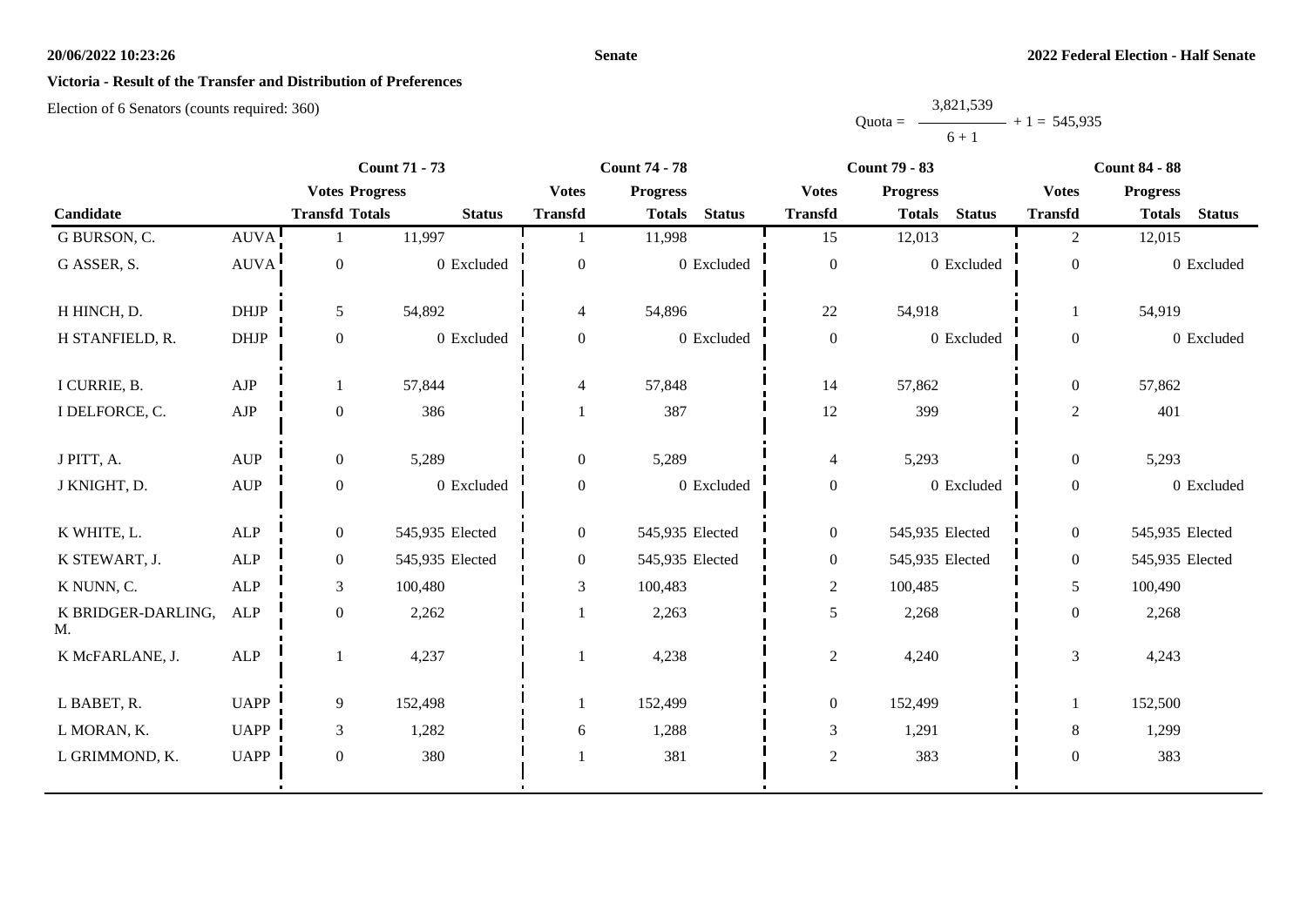**20/06/2022 10:23:26** **Senate** **2022 Federal Election - Half Senate**

## Victoria - Result of the Transfer and Distribution of Preferences

Election of 6 Senators (counts required: 360)

$$\text{Quota} = \frac{3{,}821{,}539}{6 + 1} + 1 = 545{,}935$$

| Candidate | | Count 71 - 73 | | | Count 74 - 78 | | | Count 79 - 83 | | | Count 84 - 88 | | |
|---|---|---|---|---|---|---|---|---|---|---|---|---|---|
| | | Votes Transfd | Progress Totals | Status | Votes Transfd | Progress Totals | Status | Votes Transfd | Progress Totals | Status | Votes Transfd | Progress Totals | Status |
| G BURSON, C. | AUVA | 1 | 11,997 | | 1 | 11,998 | | 15 | 12,013 | | 2 | 12,015 | |
| G ASSER, S. | AUVA | 0 | 0 | Excluded | 0 | 0 | Excluded | 0 | 0 | Excluded | 0 | 0 | Excluded |
| H HINCH, D. | DHJP | 5 | 54,892 | | 4 | 54,896 | | 22 | 54,918 | | 1 | 54,919 | |
| H STANFIELD, R. | DHJP | 0 | 0 | Excluded | 0 | 0 | Excluded | 0 | 0 | Excluded | 0 | 0 | Excluded |
| I CURRIE, B. | AJP | 1 | 57,844 | | 4 | 57,848 | | 14 | 57,862 | | 0 | 57,862 | |
| I DELFORCE, C. | AJP | 0 | 386 | | 1 | 387 | | 12 | 399 | | 2 | 401 | |
| J PITT, A. | AUP | 0 | 5,289 | | 0 | 5,289 | | 4 | 5,293 | | 0 | 5,293 | |
| J KNIGHT, D. | AUP | 0 | 0 | Excluded | 0 | 0 | Excluded | 0 | 0 | Excluded | 0 | 0 | Excluded |
| K WHITE, L. | ALP | 0 | 545,935 | Elected | 0 | 545,935 | Elected | 0 | 545,935 | Elected | 0 | 545,935 | Elected |
| K STEWART, J. | ALP | 0 | 545,935 | Elected | 0 | 545,935 | Elected | 0 | 545,935 | Elected | 0 | 545,935 | Elected |
| K NUNN, C. | ALP | 3 | 100,480 | | 3 | 100,483 | | 2 | 100,485 | | 5 | 100,490 | |
| K BRIDGER-DARLING, M. | ALP | 0 | 2,262 | | 1 | 2,263 | | 5 | 2,268 | | 0 | 2,268 | |
| K McFARLANE, J. | ALP | 1 | 4,237 | | 1 | 4,238 | | 2 | 4,240 | | 3 | 4,243 | |
| L BABET, R. | UAPP | 9 | 152,498 | | 1 | 152,499 | | 0 | 152,499 | | 1 | 152,500 | |
| L MORAN, K. | UAPP | 3 | 1,282 | | 6 | 1,288 | | 3 | 1,291 | | 8 | 1,299 | |
| L GRIMMOND, K. | UAPP | 0 | 380 | | 1 | 381 | | 2 | 383 | | 0 | 383 | |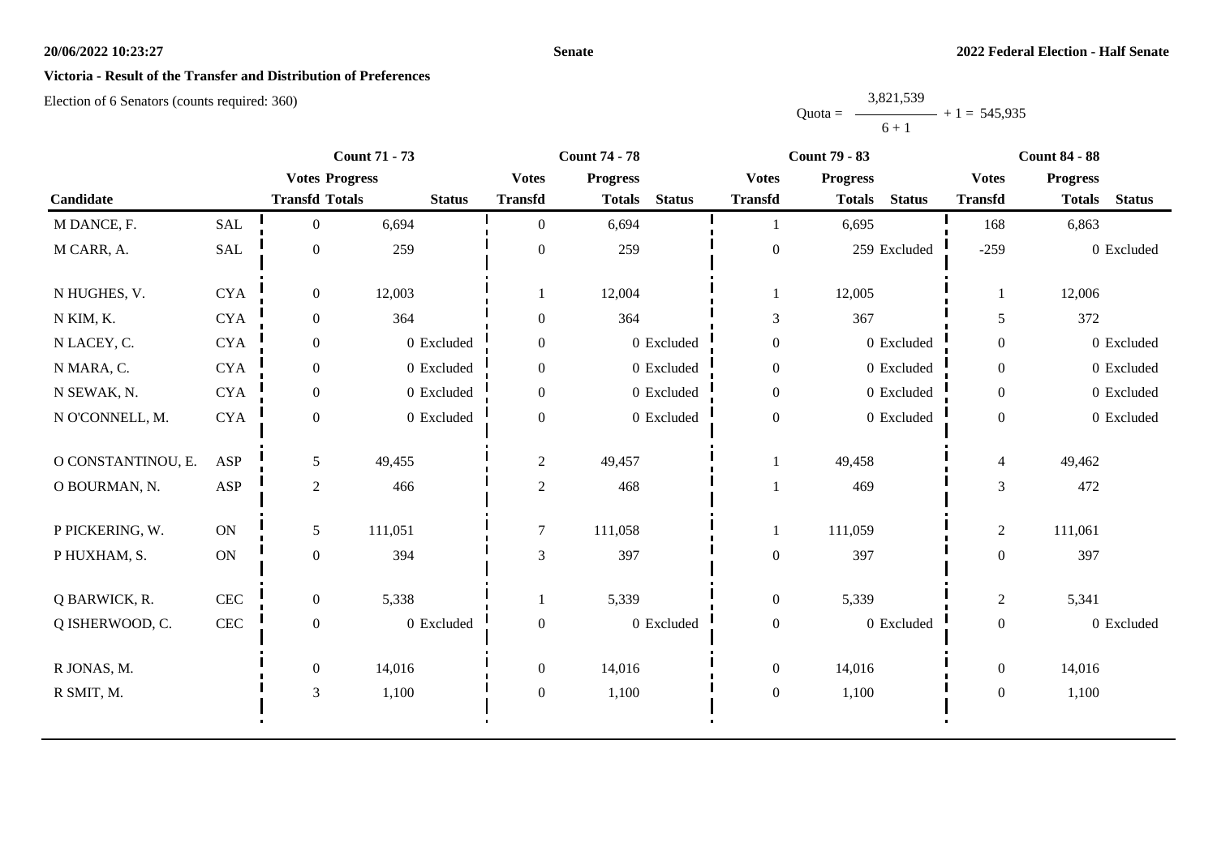**20/06/2022 10:23:27** **Senate** **2022 Federal Election - Half Senate**

**Victoria - Result of the Transfer and Distribution of Preferences**

Election of 6 Senators (counts required: 360)

$$\text{Quota} = \frac{3,821,539}{6 + 1} + 1 = 545,935$$

| Candidate | | Count 71 - 73 | | | Count 74 - 78 | | | Count 79 - 83 | | | Count 84 - 88 | | |
|---|---|---|---|---|---|---|---|---|---|---|---|---|---|
| | | Votes Transfd | Progress Totals | Status | Votes Transfd | Progress Totals | Status | Votes Transfd | Progress Totals | Status | Votes Transfd | Progress Totals | Status |
| M DANCE, F. | SAL | 0 | 6,694 | | 0 | 6,694 | | 1 | 6,695 | | 168 | 6,863 | |
| M CARR, A. | SAL | 0 | 259 | | 0 | 259 | | 0 | 259 | Excluded | -259 | 0 | Excluded |
| N HUGHES, V. | CYA | 0 | 12,003 | | 1 | 12,004 | | 1 | 12,005 | | 1 | 12,006 | |
| N KIM, K. | CYA | 0 | 364 | | 0 | 364 | | 3 | 367 | | 5 | 372 | |
| N LACEY, C. | CYA | 0 | 0 | Excluded | 0 | 0 | Excluded | 0 | 0 | Excluded | 0 | 0 | Excluded |
| N MARA, C. | CYA | 0 | 0 | Excluded | 0 | 0 | Excluded | 0 | 0 | Excluded | 0 | 0 | Excluded |
| N SEWAK, N. | CYA | 0 | 0 | Excluded | 0 | 0 | Excluded | 0 | 0 | Excluded | 0 | 0 | Excluded |
| N O'CONNELL, M. | CYA | 0 | 0 | Excluded | 0 | 0 | Excluded | 0 | 0 | Excluded | 0 | 0 | Excluded |
| O CONSTANTINOU, E. | ASP | 5 | 49,455 | | 2 | 49,457 | | 1 | 49,458 | | 4 | 49,462 | |
| O BOURMAN, N. | ASP | 2 | 466 | | 2 | 468 | | 1 | 469 | | 3 | 472 | |
| P PICKERING, W. | ON | 5 | 111,051 | | 7 | 111,058 | | 1 | 111,059 | | 2 | 111,061 | |
| P HUXHAM, S. | ON | 0 | 394 | | 3 | 397 | | 0 | 397 | | 0 | 397 | |
| Q BARWICK, R. | CEC | 0 | 5,338 | | 1 | 5,339 | | 0 | 5,339 | | 2 | 5,341 | |
| Q ISHERWOOD, C. | CEC | 0 | 0 | Excluded | 0 | 0 | Excluded | 0 | 0 | Excluded | 0 | 0 | Excluded |
| R JONAS, M. | | 0 | 14,016 | | 0 | 14,016 | | 0 | 14,016 | | 0 | 14,016 | |
| R SMIT, M. | | 3 | 1,100 | | 0 | 1,100 | | 0 | 1,100 | | 0 | 1,100 | |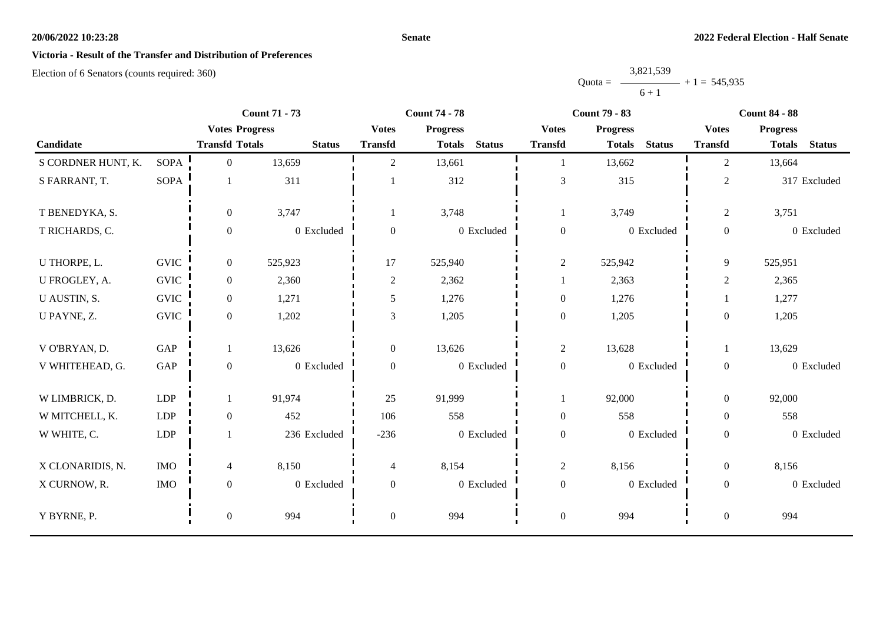**Victoria - Result of the Transfer and Distribution of Preferences**

Election of 6 Senators (counts required: 360)

$$\text{Quota} = \frac{3,821,539}{6+1} + 1 = 545,935$$

| Candidate | | Count 71 - 73 | | | Count 74 - 78 | | | Count 79 - 83 | | | Count 84 - 88 | | |
|---|---|---|---|---|---|---|---|---|---|---|---|---|---|
| | | Votes Transfd | Progress Totals | Status | Votes Transfd | Progress Totals | Status | Votes Transfd | Progress Totals | Status | Votes Transfd | Progress Totals | Status |
| S CORDNER HUNT, K. | SOPA | 0 | 13,659 | | 2 | 13,661 | | 1 | 13,662 | | 2 | 13,664 | |
| S FARRANT, T. | SOPA | 1 | 311 | | 1 | 312 | | 3 | 315 | | 2 | 317 | Excluded |
| T BENEDYKA, S. | | 0 | 3,747 | | 1 | 3,748 | | 1 | 3,749 | | 2 | 3,751 | |
| T RICHARDS, C. | | 0 | 0 | Excluded | 0 | 0 | Excluded | 0 | 0 | Excluded | 0 | 0 | Excluded |
| U THORPE, L. | GVIC | 0 | 525,923 | | 17 | 525,940 | | 2 | 525,942 | | 9 | 525,951 | |
| U FROGLEY, A. | GVIC | 0 | 2,360 | | 2 | 2,362 | | 1 | 2,363 | | 2 | 2,365 | |
| U AUSTIN, S. | GVIC | 0 | 1,271 | | 5 | 1,276 | | 0 | 1,276 | | 1 | 1,277 | |
| U PAYNE, Z. | GVIC | 0 | 1,202 | | 3 | 1,205 | | 0 | 1,205 | | 0 | 1,205 | |
| V O'BRYAN, D. | GAP | 1 | 13,626 | | 0 | 13,626 | | 2 | 13,628 | | 1 | 13,629 | |
| V WHITEHEAD, G. | GAP | 0 | 0 | Excluded | 0 | 0 | Excluded | 0 | 0 | Excluded | 0 | 0 | Excluded |
| W LIMBRICK, D. | LDP | 1 | 91,974 | | 25 | 91,999 | | 1 | 92,000 | | 0 | 92,000 | |
| W MITCHELL, K. | LDP | 0 | 452 | | 106 | 558 | | 0 | 558 | | 0 | 558 | |
| W WHITE, C. | LDP | 1 | 236 | Excluded | -236 | 0 | Excluded | 0 | 0 | Excluded | 0 | 0 | Excluded |
| X CLONARIDIS, N. | IMO | 4 | 8,150 | | 4 | 8,154 | | 2 | 8,156 | | 0 | 8,156 | |
| X CURNOW, R. | IMO | 0 | 0 | Excluded | 0 | 0 | Excluded | 0 | 0 | Excluded | 0 | 0 | Excluded |
| Y BYRNE, P. | | 0 | 994 | | 0 | 994 | | 0 | 994 | | 0 | 994 | |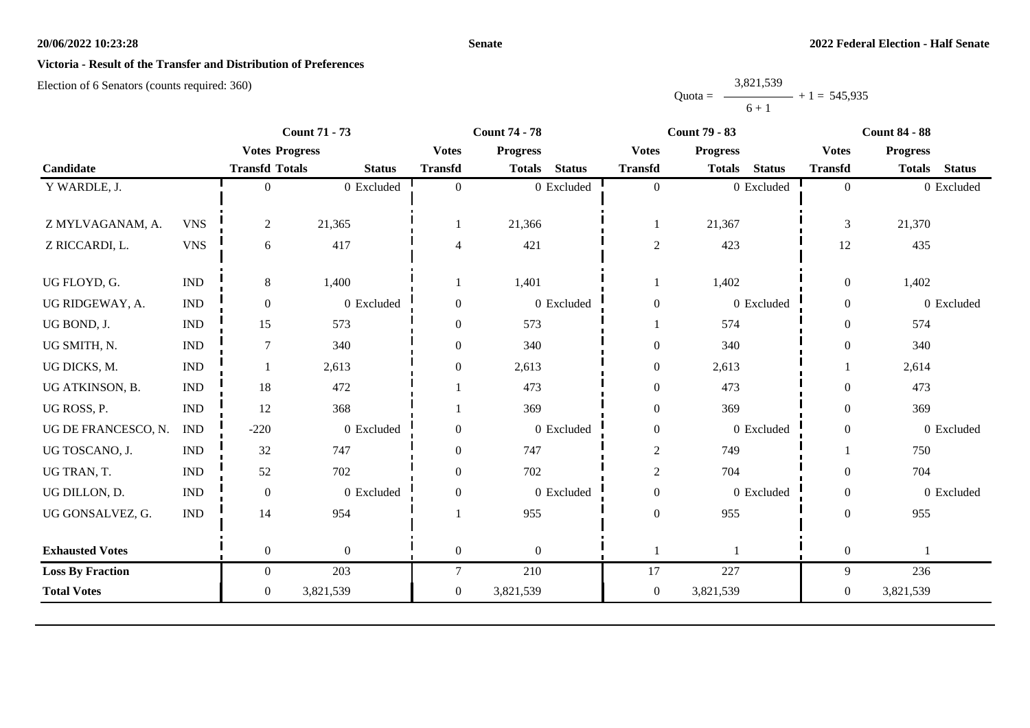**Victoria - Result of the Transfer and Distribution of Preferences**

Election of 6 Senators (counts required: 360)

$$\text{Quota} = \frac{3{,}821{,}539}{6 + 1} + 1 = 545{,}935$$

| Candidate | | Count 71 - 73 | | | Count 74 - 78 | | | Count 79 - 83 | | | Count 84 - 88 | | |
|---|---|---|---|---|---|---|---|---|---|---|---|---|---|
| | | Votes Transfd | Progress Totals | Status | Votes Transfd | Progress Totals | Status | Votes Transfd | Progress Totals | Status | Votes Transfd | Progress Totals | Status |
| Y WARDLE, J. | | 0 | 0 | Excluded | 0 | 0 | Excluded | 0 | 0 | Excluded | 0 | 0 | Excluded |
| Z MYLVAGANAM, A. | VNS | 2 | 21,365 | | 1 | 21,366 | | 1 | 21,367 | | 3 | 21,370 | |
| Z RICCARDI, L. | VNS | 6 | 417 | | 4 | 421 | | 2 | 423 | | 12 | 435 | |
| UG FLOYD, G. | IND | 8 | 1,400 | | 1 | 1,401 | | 1 | 1,402 | | 0 | 1,402 | |
| UG RIDGEWAY, A. | IND | 0 | 0 | Excluded | 0 | 0 | Excluded | 0 | 0 | Excluded | 0 | 0 | Excluded |
| UG BOND, J. | IND | 15 | 573 | | 0 | 573 | | 1 | 574 | | 0 | 574 | |
| UG SMITH, N. | IND | 7 | 340 | | 0 | 340 | | 0 | 340 | | 0 | 340 | |
| UG DICKS, M. | IND | 1 | 2,613 | | 0 | 2,613 | | 0 | 2,613 | | 1 | 2,614 | |
| UG ATKINSON, B. | IND | 18 | 472 | | 1 | 473 | | 0 | 473 | | 0 | 473 | |
| UG ROSS, P. | IND | 12 | 368 | | 1 | 369 | | 0 | 369 | | 0 | 369 | |
| UG DE FRANCESCO, N. | IND | -220 | 0 | Excluded | 0 | 0 | Excluded | 0 | 0 | Excluded | 0 | 0 | Excluded |
| UG TOSCANO, J. | IND | 32 | 747 | | 0 | 747 | | 2 | 749 | | 1 | 750 | |
| UG TRAN, T. | IND | 52 | 702 | | 0 | 702 | | 2 | 704 | | 0 | 704 | |
| UG DILLON, D. | IND | 0 | 0 | Excluded | 0 | 0 | Excluded | 0 | 0 | Excluded | 0 | 0 | Excluded |
| UG GONSALVEZ, G. | IND | 14 | 954 | | 1 | 955 | | 0 | 955 | | 0 | 955 | |
| **Exhausted Votes** | | 0 | 0 | | 0 | 0 | | 1 | 1 | | 0 | 1 | |
| **Loss By Fraction** | | 0 | 203 | | 7 | 210 | | 17 | 227 | | 9 | 236 | |
| **Total Votes** | | 0 | 3,821,539 | | 0 | 3,821,539 | | 0 | 3,821,539 | | 0 | 3,821,539 | |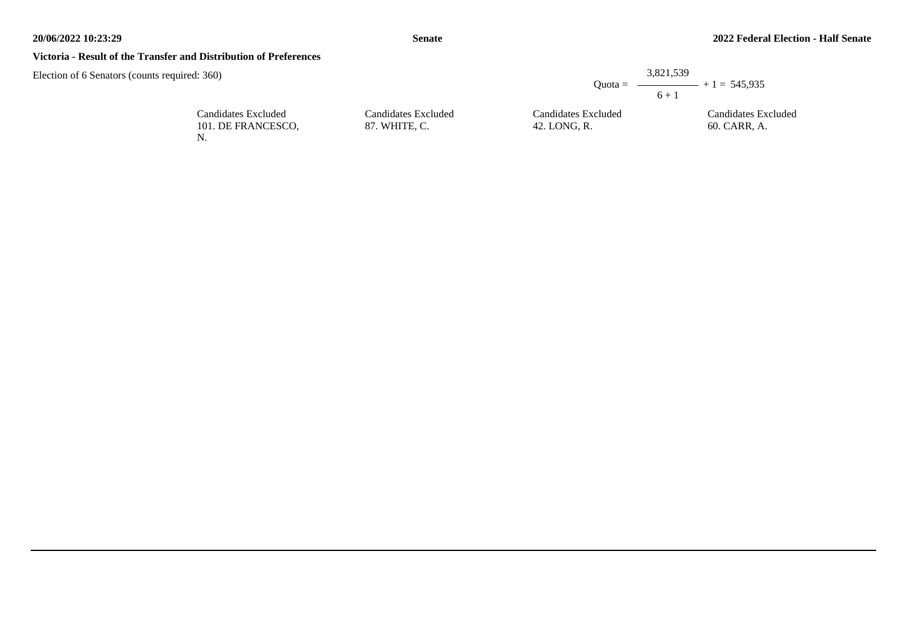**Victoria - Result of the Transfer and Distribution of Preferences**

Election of 6 Senators (counts required: 360)

$$\text{Quota} = \frac{3{,}821{,}539}{6 + 1} + 1 = 545{,}935$$

| Candidates Excluded | Candidates Excluded | Candidates Excluded | Candidates Excluded |
|---|---|---|---|
| 101. DE FRANCESCO, N. | 87. WHITE, C. | 42. LONG, R. | 60. CARR, A. |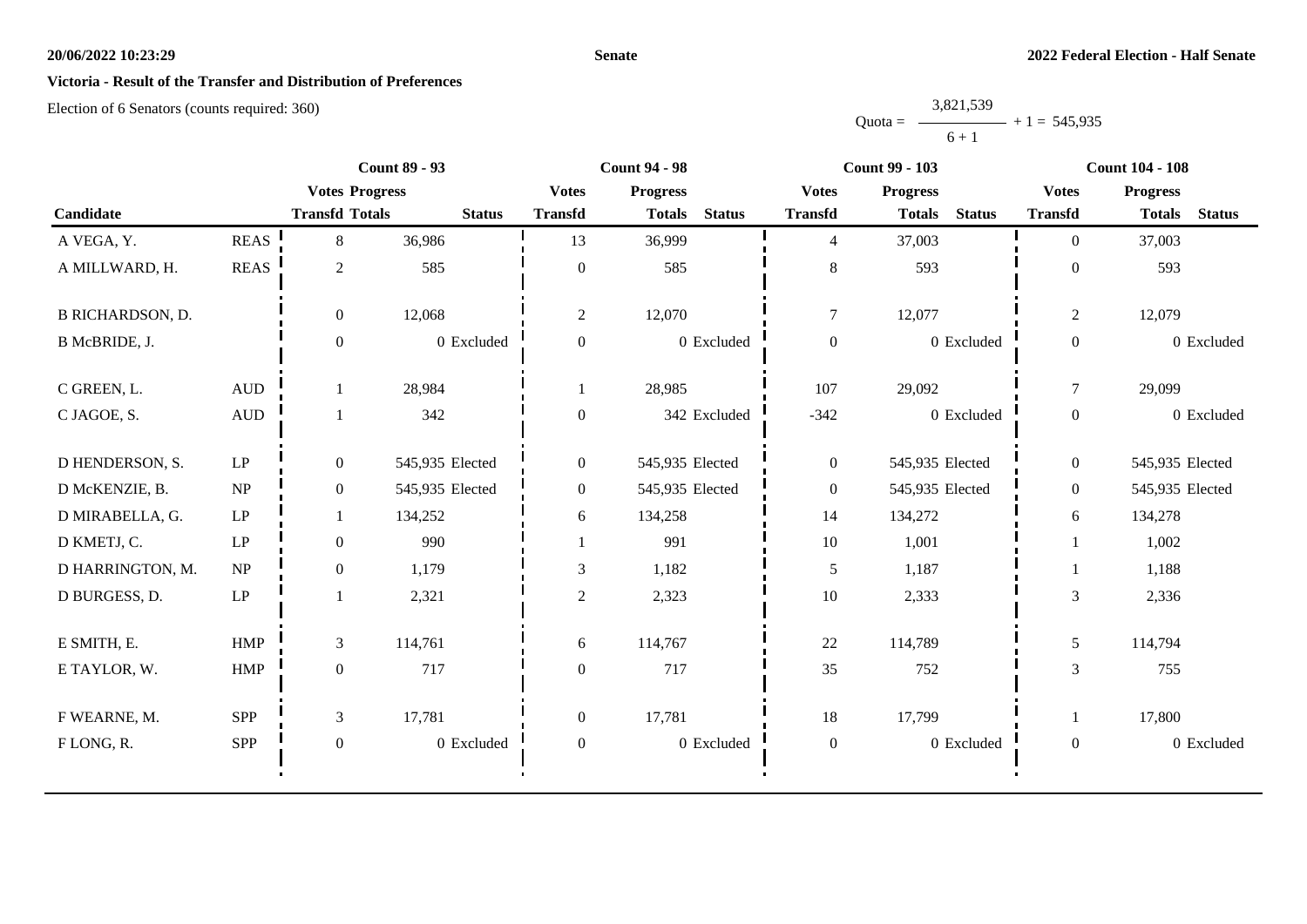**Victoria - Result of the Transfer and Distribution of Preferences**

Election of 6 Senators (counts required: 360)

$$\text{Quota} = \frac{3,821,539}{6 + 1} + 1 = 545,935$$

| Candidate | | Count 89 - 93 | | | Count 94 - 98 | | | Count 99 - 103 | | | Count 104 - 108 | | |
|---|---|---|---|---|---|---|---|---|---|---|---|---|---|
| | | Votes Transfd | Progress Totals | Status | Votes Transfd | Progress Totals | Status | Votes Transfd | Progress Totals | Status | Votes Transfd | Progress Totals | Status |
| A VEGA, Y. | REAS | 8 | 36,986 | | 13 | 36,999 | | 4 | 37,003 | | 0 | 37,003 | |
| A MILLWARD, H. | REAS | 2 | 585 | | 0 | 585 | | 8 | 593 | | 0 | 593 | |
| B RICHARDSON, D. | | 0 | 12,068 | | 2 | 12,070 | | 7 | 12,077 | | 2 | 12,079 | |
| B McBRIDE, J. | | 0 | 0 | Excluded | 0 | 0 | Excluded | 0 | 0 | Excluded | 0 | 0 | Excluded |
| C GREEN, L. | AUD | 1 | 28,984 | | 1 | 28,985 | | 107 | 29,092 | | 7 | 29,099 | |
| C JAGOE, S. | AUD | 1 | 342 | | 0 | 342 | Excluded | -342 | 0 | Excluded | 0 | 0 | Excluded |
| D HENDERSON, S. | LP | 0 | 545,935 | Elected | 0 | 545,935 | Elected | 0 | 545,935 | Elected | 0 | 545,935 | Elected |
| D McKENZIE, B. | NP | 0 | 545,935 | Elected | 0 | 545,935 | Elected | 0 | 545,935 | Elected | 0 | 545,935 | Elected |
| D MIRABELLA, G. | LP | 1 | 134,252 | | 6 | 134,258 | | 14 | 134,272 | | 6 | 134,278 | |
| D KMETJ, C. | LP | 0 | 990 | | 1 | 991 | | 10 | 1,001 | | 1 | 1,002 | |
| D HARRINGTON, M. | NP | 0 | 1,179 | | 3 | 1,182 | | 5 | 1,187 | | 1 | 1,188 | |
| D BURGESS, D. | LP | 1 | 2,321 | | 2 | 2,323 | | 10 | 2,333 | | 3 | 2,336 | |
| E SMITH, E. | HMP | 3 | 114,761 | | 6 | 114,767 | | 22 | 114,789 | | 5 | 114,794 | |
| E TAYLOR, W. | HMP | 0 | 717 | | 0 | 717 | | 35 | 752 | | 3 | 755 | |
| F WEARNE, M. | SPP | 3 | 17,781 | | 0 | 17,781 | | 18 | 17,799 | | 1 | 17,800 | |
| F LONG, R. | SPP | 0 | 0 | Excluded | 0 | 0 | Excluded | 0 | 0 | Excluded | 0 | 0 | Excluded |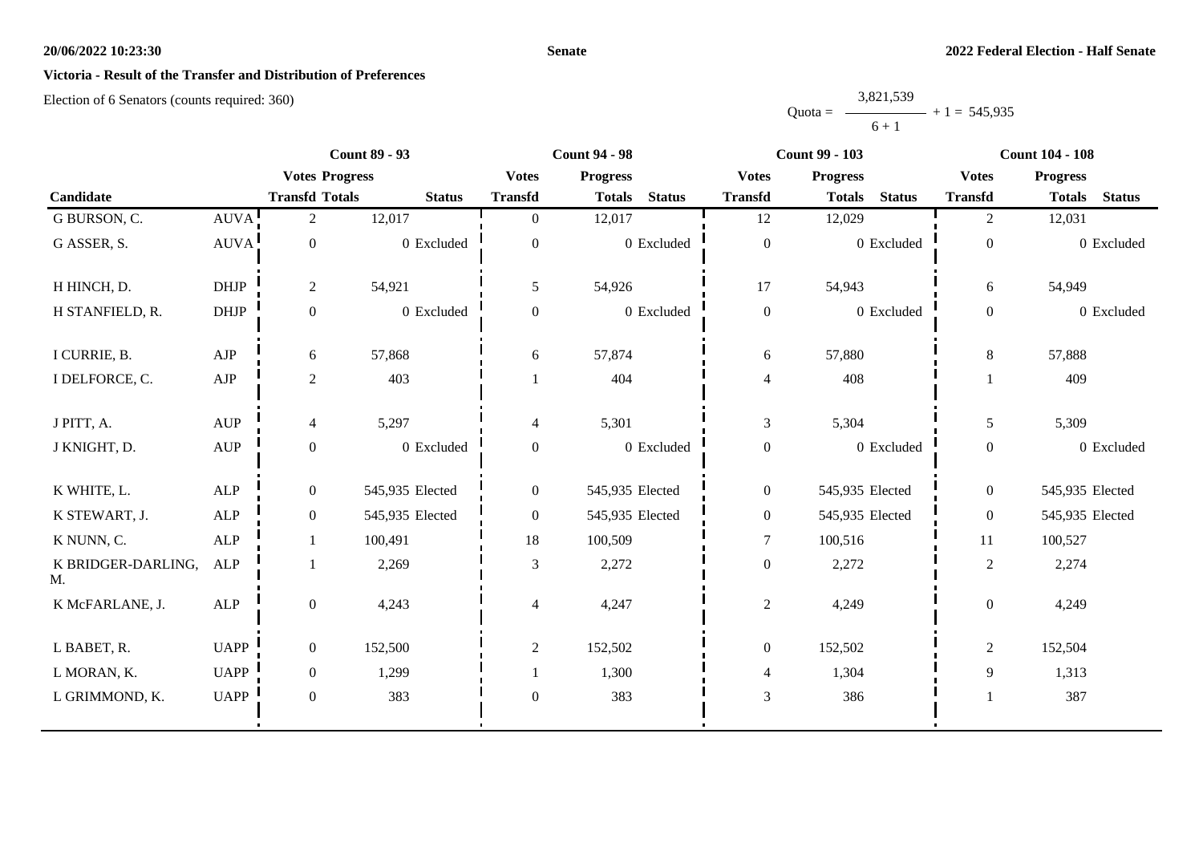**Victoria - Result of the Transfer and Distribution of Preferences**

Election of 6 Senators (counts required: 360)

$$\text{Quota} = \frac{3,821,539}{6 + 1} + 1 = 545,935$$

| Candidate | | Count 89 - 93 | | | Count 94 - 98 | | | Count 99 - 103 | | | Count 104 - 108 | | |
|---|---|---|---|---|---|---|---|---|---|---|---|---|---|
| | | Votes Transfd | Progress Totals | Status | Votes Transfd | Progress Totals | Status | Votes Transfd | Progress Totals | Status | Votes Transfd | Progress Totals | Status |
| G BURSON, C. | AUVA | 2 | 12,017 | | 0 | 12,017 | | 12 | 12,029 | | 2 | 12,031 | |
| G ASSER, S. | AUVA | 0 | 0 | Excluded | 0 | 0 | Excluded | 0 | 0 | Excluded | 0 | 0 | Excluded |
| H HINCH, D. | DHJP | 2 | 54,921 | | 5 | 54,926 | | 17 | 54,943 | | 6 | 54,949 | |
| H STANFIELD, R. | DHJP | 0 | 0 | Excluded | 0 | 0 | Excluded | 0 | 0 | Excluded | 0 | 0 | Excluded |
| I CURRIE, B. | AJP | 6 | 57,868 | | 6 | 57,874 | | 6 | 57,880 | | 8 | 57,888 | |
| I DELFORCE, C. | AJP | 2 | 403 | | 1 | 404 | | 4 | 408 | | 1 | 409 | |
| J PITT, A. | AUP | 4 | 5,297 | | 4 | 5,301 | | 3 | 5,304 | | 5 | 5,309 | |
| J KNIGHT, D. | AUP | 0 | 0 | Excluded | 0 | 0 | Excluded | 0 | 0 | Excluded | 0 | 0 | Excluded |
| K WHITE, L. | ALP | 0 | 545,935 | Elected | 0 | 545,935 | Elected | 0 | 545,935 | Elected | 0 | 545,935 | Elected |
| K STEWART, J. | ALP | 0 | 545,935 | Elected | 0 | 545,935 | Elected | 0 | 545,935 | Elected | 0 | 545,935 | Elected |
| K NUNN, C. | ALP | 1 | 100,491 | | 18 | 100,509 | | 7 | 100,516 | | 11 | 100,527 | |
| K BRIDGER-DARLING, M. | ALP | 1 | 2,269 | | 3 | 2,272 | | 0 | 2,272 | | 2 | 2,274 | |
| K McFARLANE, J. | ALP | 0 | 4,243 | | 4 | 4,247 | | 2 | 4,249 | | 0 | 4,249 | |
| L BABET, R. | UAPP | 0 | 152,500 | | 2 | 152,502 | | 0 | 152,502 | | 2 | 152,504 | |
| L MORAN, K. | UAPP | 0 | 1,299 | | 1 | 1,300 | | 4 | 1,304 | | 9 | 1,313 | |
| L GRIMMOND, K. | UAPP | 0 | 383 | | 0 | 383 | | 3 | 386 | | 1 | 387 | |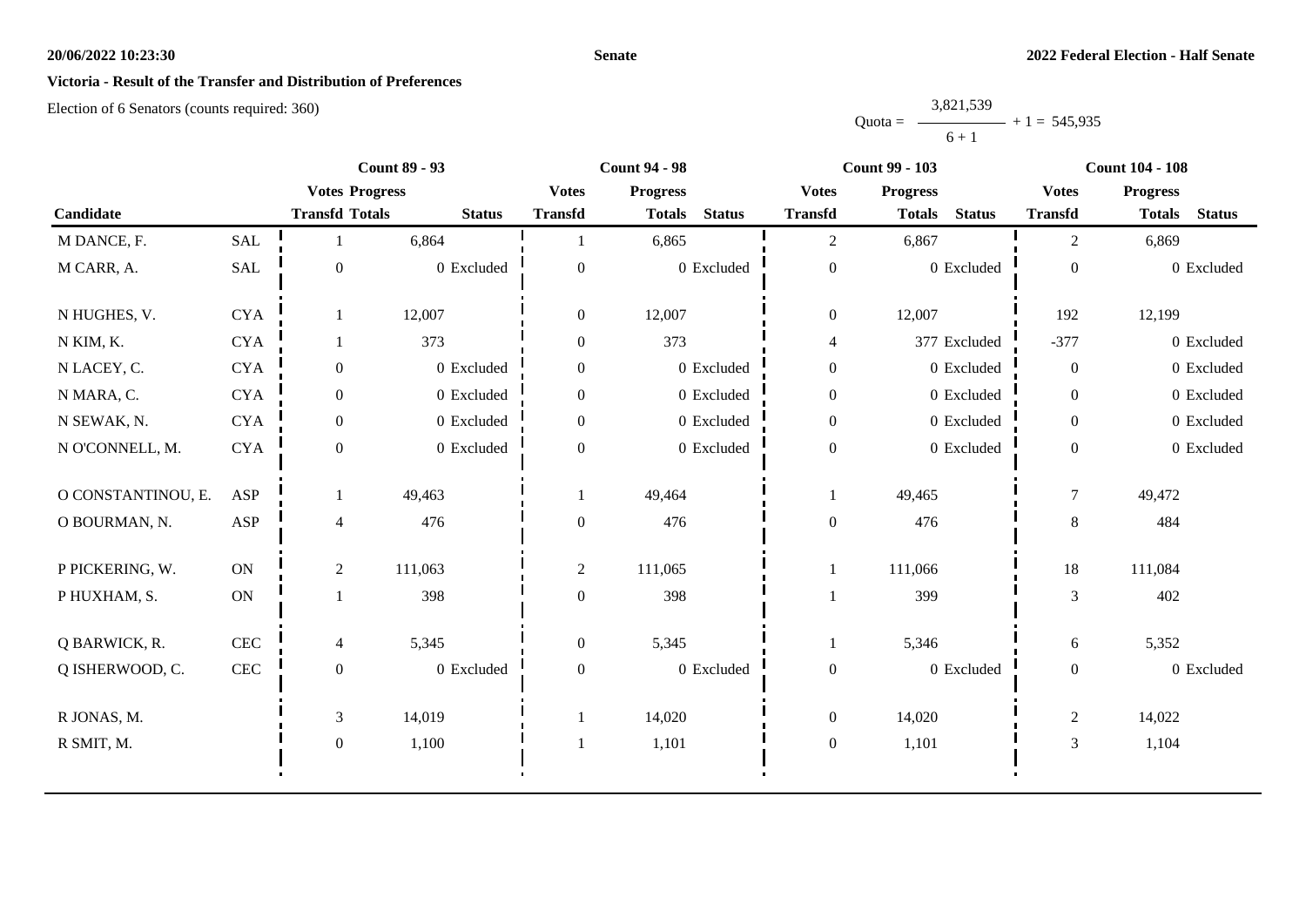**20/06/2022 10:23:30** **Senate** **2022 Federal Election - Half Senate**

**Victoria - Result of the Transfer and Distribution of Preferences**

Election of 6 Senators (counts required: 360)

$$\text{Quota} = \frac{3,821,539}{6 + 1} + 1 = 545,935$$

| Candidate | | Count 89 - 93 | | | Count 94 - 98 | | | Count 99 - 103 | | | Count 104 - 108 | | |
|---|---|---|---|---|---|---|---|---|---|---|---|---|---|
| | | Votes Transfd | Progress Totals | Status | Votes Transfd | Progress Totals | Status | Votes Transfd | Progress Totals | Status | Votes Transfd | Progress Totals | Status |
| M DANCE, F. | SAL | 1 | 6,864 | | 1 | 6,865 | | 2 | 6,867 | | 2 | 6,869 | |
| M CARR, A. | SAL | 0 | 0 | Excluded | 0 | 0 | Excluded | 0 | 0 | Excluded | 0 | 0 | Excluded |
| N HUGHES, V. | CYA | 1 | 12,007 | | 0 | 12,007 | | 0 | 12,007 | | 192 | 12,199 | |
| N KIM, K. | CYA | 1 | 373 | | 0 | 373 | | 4 | 377 | Excluded | -377 | 0 | Excluded |
| N LACEY, C. | CYA | 0 | 0 | Excluded | 0 | 0 | Excluded | 0 | 0 | Excluded | 0 | 0 | Excluded |
| N MARA, C. | CYA | 0 | 0 | Excluded | 0 | 0 | Excluded | 0 | 0 | Excluded | 0 | 0 | Excluded |
| N SEWAK, N. | CYA | 0 | 0 | Excluded | 0 | 0 | Excluded | 0 | 0 | Excluded | 0 | 0 | Excluded |
| N O'CONNELL, M. | CYA | 0 | 0 | Excluded | 0 | 0 | Excluded | 0 | 0 | Excluded | 0 | 0 | Excluded |
| O CONSTANTINOU, E. | ASP | 1 | 49,463 | | 1 | 49,464 | | 1 | 49,465 | | 7 | 49,472 | |
| O BOURMAN, N. | ASP | 4 | 476 | | 0 | 476 | | 0 | 476 | | 8 | 484 | |
| P PICKERING, W. | ON | 2 | 111,063 | | 2 | 111,065 | | 1 | 111,066 | | 18 | 111,084 | |
| P HUXHAM, S. | ON | 1 | 398 | | 0 | 398 | | 1 | 399 | | 3 | 402 | |
| Q BARWICK, R. | CEC | 4 | 5,345 | | 0 | 5,345 | | 1 | 5,346 | | 6 | 5,352 | |
| Q ISHERWOOD, C. | CEC | 0 | 0 | Excluded | 0 | 0 | Excluded | 0 | 0 | Excluded | 0 | 0 | Excluded |
| R JONAS, M. | | 3 | 14,019 | | 1 | 14,020 | | 0 | 14,020 | | 2 | 14,022 | |
| R SMIT, M. | | 0 | 1,100 | | 1 | 1,101 | | 0 | 1,101 | | 3 | 1,104 | |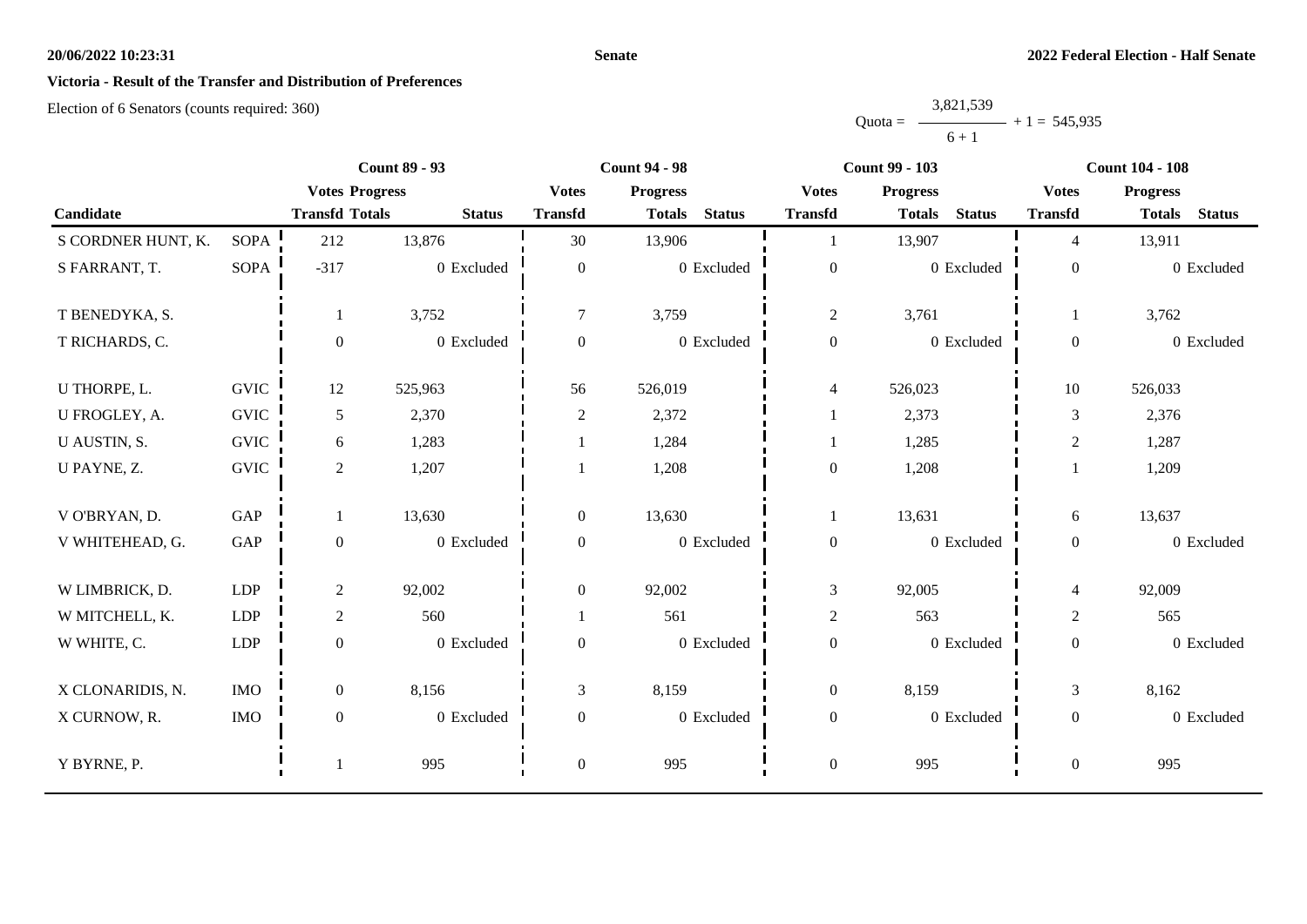**Victoria - Result of the Transfer and Distribution of Preferences**

Election of 6 Senators (counts required: 360)

Quota = 3,821,539 / (6 + 1) + 1 = 545,935

| Candidate | | Count 89 - 93 | | | Count 94 - 98 | | | Count 99 - 103 | | | Count 104 - 108 | | |
|---|---|---|---|---|---|---|---|---|---|---|---|---|---|
| | | Votes Transfd | Progress Totals | Status | Votes Transfd | Progress Totals | Status | Votes Transfd | Progress Totals | Status | Votes Transfd | Progress Totals | Status |
| S CORDNER HUNT, K. | SOPA | 212 | 13,876 | | 30 | 13,906 | | 1 | 13,907 | | 4 | 13,911 | |
| S FARRANT, T. | SOPA | -317 | 0 | Excluded | 0 | 0 | Excluded | 0 | 0 | Excluded | 0 | 0 | Excluded |
| T BENEDYKA, S. | | 1 | 3,752 | | 7 | 3,759 | | 2 | 3,761 | | 1 | 3,762 | |
| T RICHARDS, C. | | 0 | 0 | Excluded | 0 | 0 | Excluded | 0 | 0 | Excluded | 0 | 0 | Excluded |
| U THORPE, L. | GVIC | 12 | 525,963 | | 56 | 526,019 | | 4 | 526,023 | | 10 | 526,033 | |
| U FROGLEY, A. | GVIC | 5 | 2,370 | | 2 | 2,372 | | 1 | 2,373 | | 3 | 2,376 | |
| U AUSTIN, S. | GVIC | 6 | 1,283 | | 1 | 1,284 | | 1 | 1,285 | | 2 | 1,287 | |
| U PAYNE, Z. | GVIC | 2 | 1,207 | | 1 | 1,208 | | 0 | 1,208 | | 1 | 1,209 | |
| V O'BRYAN, D. | GAP | 1 | 13,630 | | 0 | 13,630 | | 1 | 13,631 | | 6 | 13,637 | |
| V WHITEHEAD, G. | GAP | 0 | 0 | Excluded | 0 | 0 | Excluded | 0 | 0 | Excluded | 0 | 0 | Excluded |
| W LIMBRICK, D. | LDP | 2 | 92,002 | | 0 | 92,002 | | 3 | 92,005 | | 4 | 92,009 | |
| W MITCHELL, K. | LDP | 2 | 560 | | 1 | 561 | | 2 | 563 | | 2 | 565 | |
| W WHITE, C. | LDP | 0 | 0 | Excluded | 0 | 0 | Excluded | 0 | 0 | Excluded | 0 | 0 | Excluded |
| X CLONARIDIS, N. | IMO | 0 | 8,156 | | 3 | 8,159 | | 0 | 8,159 | | 3 | 8,162 | |
| X CURNOW, R. | IMO | 0 | 0 | Excluded | 0 | 0 | Excluded | 0 | 0 | Excluded | 0 | 0 | Excluded |
| Y BYRNE, P. | | 1 | 995 | | 0 | 995 | | 0 | 995 | | 0 | 995 | |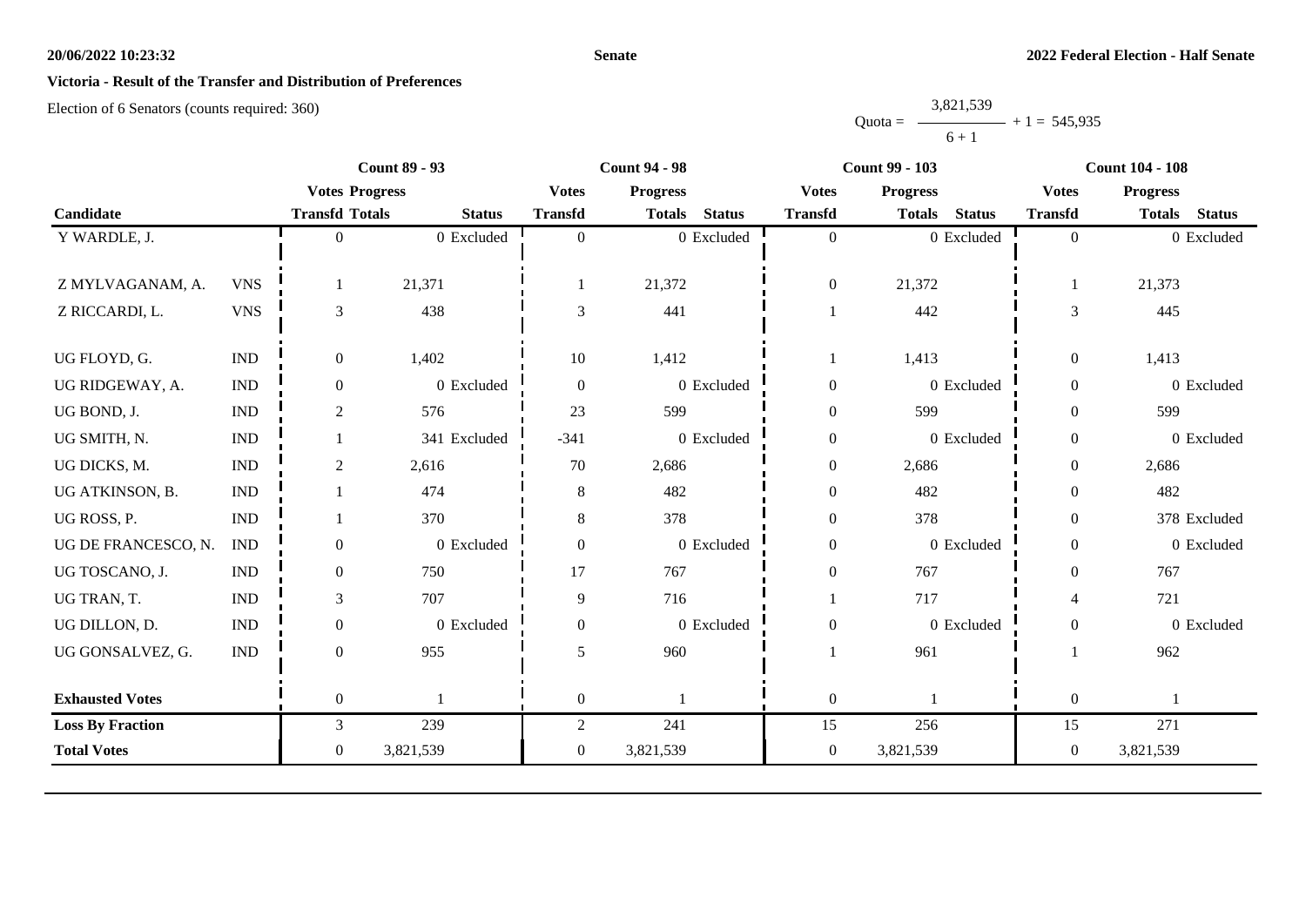**Victoria - Result of the Transfer and Distribution of Preferences**

Election of 6 Senators (counts required: 360)

$$\text{Quota} = \frac{3,821,539}{6 + 1} + 1 = 545,935$$

| Candidate | | Count 89 - 93 | | | Count 94 - 98 | | | Count 99 - 103 | | | Count 104 - 108 | | |
|---|---|---|---|---|---|---|---|---|---|---|---|---|---|
| | | Votes Transfd | Progress Totals | Status | Votes Transfd | Progress Totals | Status | Votes Transfd | Progress Totals | Status | Votes Transfd | Progress Totals | Status |
| Y WARDLE, J. | | 0 | 0 | Excluded | 0 | 0 | Excluded | 0 | 0 | Excluded | 0 | 0 | Excluded |
| Z MYLVAGANAM, A. | VNS | 1 | 21,371 | | 1 | 21,372 | | 0 | 21,372 | | 1 | 21,373 | |
| Z RICCARDI, L. | VNS | 3 | 438 | | 3 | 441 | | 1 | 442 | | 3 | 445 | |
| UG FLOYD, G. | IND | 0 | 1,402 | | 10 | 1,412 | | 1 | 1,413 | | 0 | 1,413 | |
| UG RIDGEWAY, A. | IND | 0 | 0 | Excluded | 0 | 0 | Excluded | 0 | 0 | Excluded | 0 | 0 | Excluded |
| UG BOND, J. | IND | 2 | 576 | | 23 | 599 | | 0 | 599 | | 0 | 599 | |
| UG SMITH, N. | IND | 1 | 341 | Excluded | -341 | 0 | Excluded | 0 | 0 | Excluded | 0 | 0 | Excluded |
| UG DICKS, M. | IND | 2 | 2,616 | | 70 | 2,686 | | 0 | 2,686 | | 0 | 2,686 | |
| UG ATKINSON, B. | IND | 1 | 474 | | 8 | 482 | | 0 | 482 | | 0 | 482 | |
| UG ROSS, P. | IND | 1 | 370 | | 8 | 378 | | 0 | 378 | | 0 | 378 | Excluded |
| UG DE FRANCESCO, N. | IND | 0 | 0 | Excluded | 0 | 0 | Excluded | 0 | 0 | Excluded | 0 | 0 | Excluded |
| UG TOSCANO, J. | IND | 0 | 750 | | 17 | 767 | | 0 | 767 | | 0 | 767 | |
| UG TRAN, T. | IND | 3 | 707 | | 9 | 716 | | 1 | 717 | | 4 | 721 | |
| UG DILLON, D. | IND | 0 | 0 | Excluded | 0 | 0 | Excluded | 0 | 0 | Excluded | 0 | 0 | Excluded |
| UG GONSALVEZ, G. | IND | 0 | 955 | | 5 | 960 | | 1 | 961 | | 1 | 962 | |
| **Exhausted Votes** | | 0 | 1 | | 0 | 1 | | 0 | 1 | | 0 | 1 | |
| **Loss By Fraction** | | 3 | 239 | | 2 | 241 | | 15 | 256 | | 15 | 271 | |
| **Total Votes** | | 0 | 3,821,539 | | 0 | 3,821,539 | | 0 | 3,821,539 | | 0 | 3,821,539 | |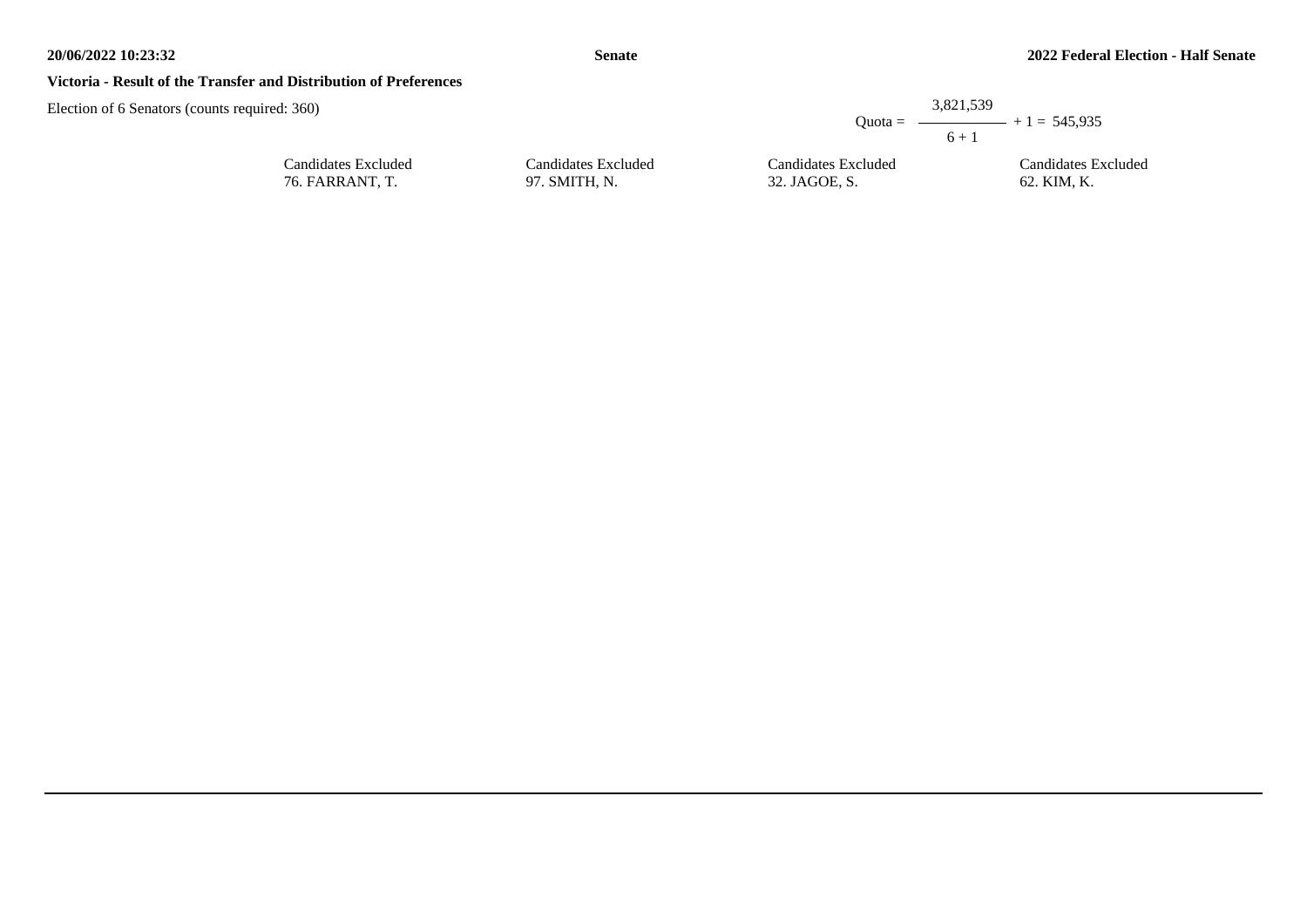## Victoria - Result of the Transfer and Distribution of Preferences

Election of 6 Senators (counts required: 360)

$$\text{Quota} = \frac{3,821,539}{6 + 1} + 1 = 545,935$$

| Candidates Excluded | Candidates Excluded | Candidates Excluded | Candidates Excluded |
|---|---|---|---|
| 76. FARRANT, T. | 97. SMITH, N. | 32. JAGOE, S. | 62. KIM, K. |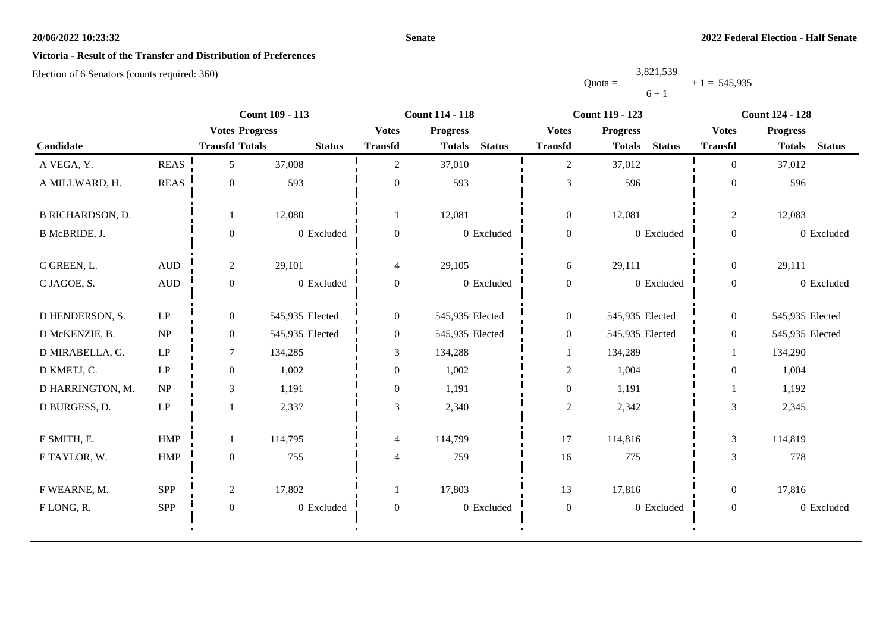**20/06/2022 10:23:32** **Senate** **2022 Federal Election - Half Senate**

## Victoria - Result of the Transfer and Distribution of Preferences

Election of 6 Senators (counts required: 360)

$$\text{Quota} = \frac{3{,}821{,}539}{6 + 1} + 1 = 545{,}935$$

| Candidate | | Count 109 - 113 | | | Count 114 - 118 | | | Count 119 - 123 | | | Count 124 - 128 | | |
|---|---|---|---|---|---|---|---|---|---|---|---|---|---|
| | | Votes Transfd | Progress Totals | Status | Votes Transfd | Progress Totals | Status | Votes Transfd | Progress Totals | Status | Votes Transfd | Progress Totals | Status |
| A VEGA, Y. | REAS | 5 | 37,008 | | 2 | 37,010 | | 2 | 37,012 | | 0 | 37,012 | |
| A MILLWARD, H. | REAS | 0 | 593 | | 0 | 593 | | 3 | 596 | | 0 | 596 | |
| B RICHARDSON, D. | | 1 | 12,080 | | 1 | 12,081 | | 0 | 12,081 | | 2 | 12,083 | |
| B McBRIDE, J. | | 0 | 0 | Excluded | 0 | 0 | Excluded | 0 | 0 | Excluded | 0 | 0 | Excluded |
| C GREEN, L. | AUD | 2 | 29,101 | | 4 | 29,105 | | 6 | 29,111 | | 0 | 29,111 | |
| C JAGOE, S. | AUD | 0 | 0 | Excluded | 0 | 0 | Excluded | 0 | 0 | Excluded | 0 | 0 | Excluded |
| D HENDERSON, S. | LP | 0 | 545,935 | Elected | 0 | 545,935 | Elected | 0 | 545,935 | Elected | 0 | 545,935 | Elected |
| D McKENZIE, B. | NP | 0 | 545,935 | Elected | 0 | 545,935 | Elected | 0 | 545,935 | Elected | 0 | 545,935 | Elected |
| D MIRABELLA, G. | LP | 7 | 134,285 | | 3 | 134,288 | | 1 | 134,289 | | 1 | 134,290 | |
| D KMETJ, C. | LP | 0 | 1,002 | | 0 | 1,002 | | 2 | 1,004 | | 0 | 1,004 | |
| D HARRINGTON, M. | NP | 3 | 1,191 | | 0 | 1,191 | | 0 | 1,191 | | 1 | 1,192 | |
| D BURGESS, D. | LP | 1 | 2,337 | | 3 | 2,340 | | 2 | 2,342 | | 3 | 2,345 | |
| E SMITH, E. | HMP | 1 | 114,795 | | 4 | 114,799 | | 17 | 114,816 | | 3 | 114,819 | |
| E TAYLOR, W. | HMP | 0 | 755 | | 4 | 759 | | 16 | 775 | | 3 | 778 | |
| F WEARNE, M. | SPP | 2 | 17,802 | | 1 | 17,803 | | 13 | 17,816 | | 0 | 17,816 | |
| F LONG, R. | SPP | 0 | 0 | Excluded | 0 | 0 | Excluded | 0 | 0 | Excluded | 0 | 0 | Excluded |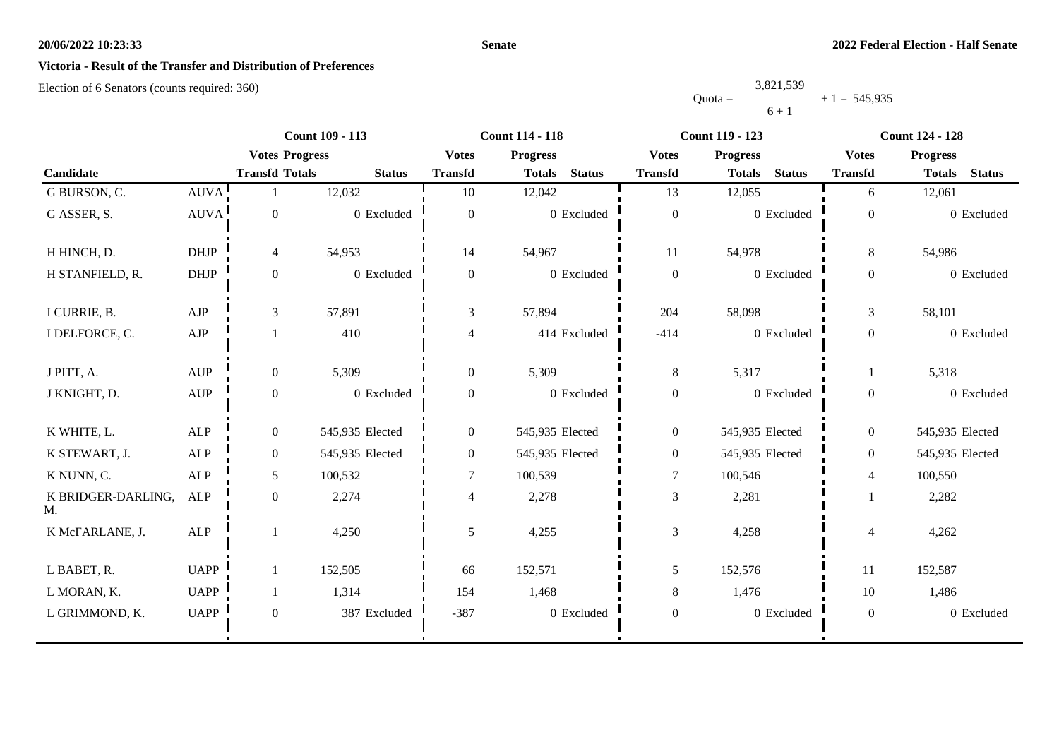**20/06/2022 10:23:33** **Senate** **2022 Federal Election - Half Senate**

## Victoria - Result of the Transfer and Distribution of Preferences

Election of 6 Senators (counts required: 360)

$$\text{Quota} = \frac{3,821,539}{6+1} + 1 = 545,935$$

| Candidate | | Count 109 - 113 | | | Count 114 - 118 | | | Count 119 - 123 | | | Count 124 - 128 | | |
|---|---|---|---|---|---|---|---|---|---|---|---|---|---|
| | | Votes Transfd | Progress Totals | Status | Votes Transfd | Progress Totals | Status | Votes Transfd | Progress Totals | Status | Votes Transfd | Progress Totals | Status |
| G BURSON, C. | AUVA | 1 | 12,032 | | 10 | 12,042 | | 13 | 12,055 | | 6 | 12,061 | |
| G ASSER, S. | AUVA | 0 | 0 | Excluded | 0 | 0 | Excluded | 0 | 0 | Excluded | 0 | 0 | Excluded |
| H HINCH, D. | DHJP | 4 | 54,953 | | 14 | 54,967 | | 11 | 54,978 | | 8 | 54,986 | |
| H STANFIELD, R. | DHJP | 0 | 0 | Excluded | 0 | 0 | Excluded | 0 | 0 | Excluded | 0 | 0 | Excluded |
| I CURRIE, B. | AJP | 3 | 57,891 | | 3 | 57,894 | | 204 | 58,098 | | 3 | 58,101 | |
| I DELFORCE, C. | AJP | 1 | 410 | | 4 | 414 | Excluded | -414 | 0 | Excluded | 0 | 0 | Excluded |
| J PITT, A. | AUP | 0 | 5,309 | | 0 | 5,309 | | 8 | 5,317 | | 1 | 5,318 | |
| J KNIGHT, D. | AUP | 0 | 0 | Excluded | 0 | 0 | Excluded | 0 | 0 | Excluded | 0 | 0 | Excluded |
| K WHITE, L. | ALP | 0 | 545,935 | Elected | 0 | 545,935 | Elected | 0 | 545,935 | Elected | 0 | 545,935 | Elected |
| K STEWART, J. | ALP | 0 | 545,935 | Elected | 0 | 545,935 | Elected | 0 | 545,935 | Elected | 0 | 545,935 | Elected |
| K NUNN, C. | ALP | 5 | 100,532 | | 7 | 100,539 | | 7 | 100,546 | | 4 | 100,550 | |
| K BRIDGER-DARLING, M. | ALP | 0 | 2,274 | | 4 | 2,278 | | 3 | 2,281 | | 1 | 2,282 | |
| K McFARLANE, J. | ALP | 1 | 4,250 | | 5 | 4,255 | | 3 | 4,258 | | 4 | 4,262 | |
| L BABET, R. | UAPP | 1 | 152,505 | | 66 | 152,571 | | 5 | 152,576 | | 11 | 152,587 | |
| L MORAN, K. | UAPP | 1 | 1,314 | | 154 | 1,468 | | 8 | 1,476 | | 10 | 1,486 | |
| L GRIMMOND, K. | UAPP | 0 | 387 | Excluded | -387 | 0 | Excluded | 0 | 0 | Excluded | 0 | 0 | Excluded |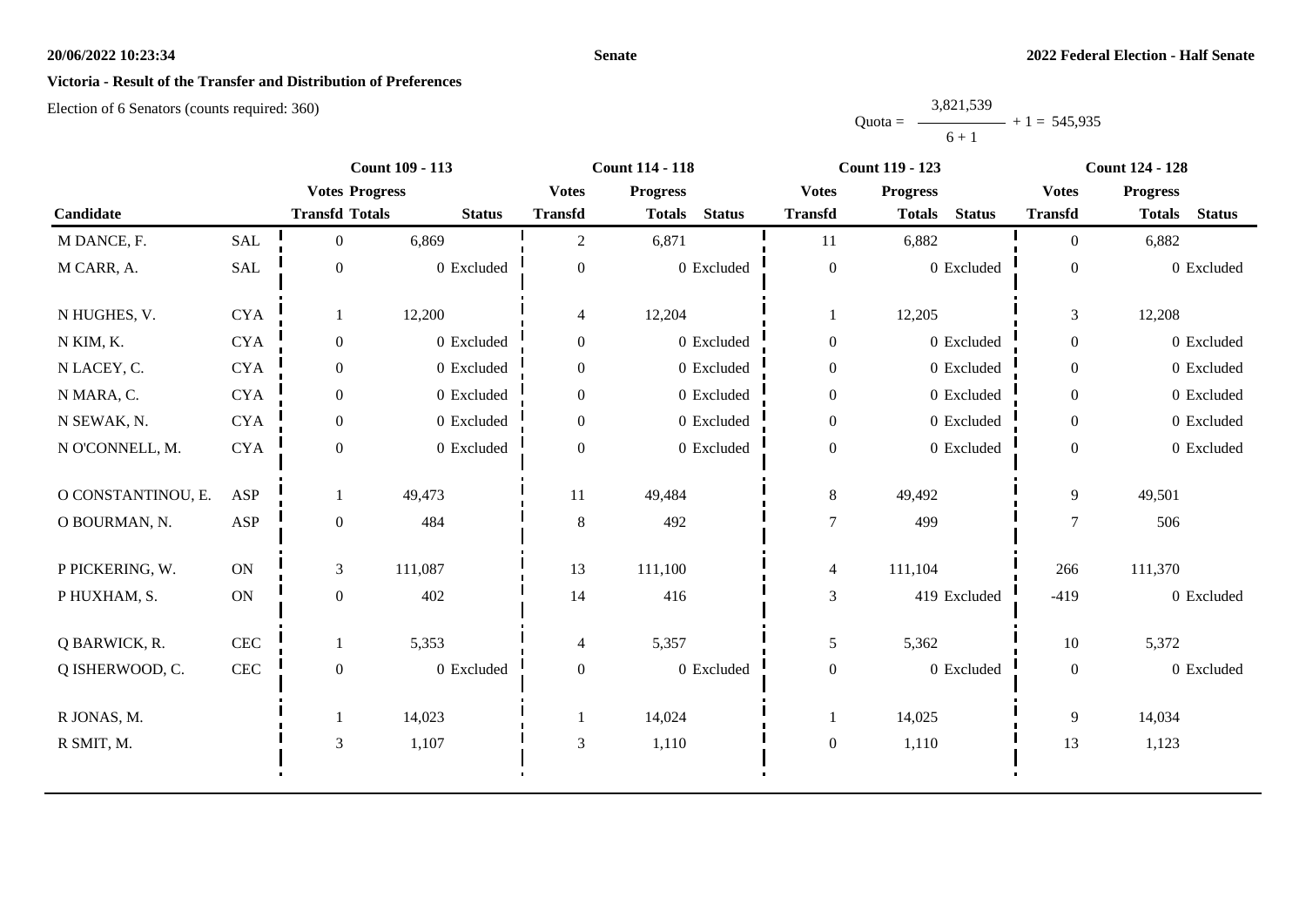# Senate

## Victoria - Result of the Transfer and Distribution of Preferences

Election of 6 Senators (counts required: 360)

$$\text{Quota} = \frac{3{,}821{,}539}{6 + 1} + 1 = 545{,}935$$

| Candidate | | Count 109 - 113 | | | Count 114 - 118 | | | Count 119 - 123 | | | Count 124 - 128 | | |
|---|---|---|---|---|---|---|---|---|---|---|---|---|---|
| | | Votes Transfd | Progress Totals | Status | Votes Transfd | Progress Totals | Status | Votes Transfd | Progress Totals | Status | Votes Transfd | Progress Totals | Status |
| M DANCE, F. | SAL | 0 | 6,869 | | 2 | 6,871 | | 11 | 6,882 | | 0 | 6,882 | |
| M CARR, A. | SAL | 0 | 0 | Excluded | 0 | 0 | Excluded | 0 | 0 | Excluded | 0 | 0 | Excluded |
| N HUGHES, V. | CYA | 1 | 12,200 | | 4 | 12,204 | | 1 | 12,205 | | 3 | 12,208 | |
| N KIM, K. | CYA | 0 | 0 | Excluded | 0 | 0 | Excluded | 0 | 0 | Excluded | 0 | 0 | Excluded |
| N LACEY, C. | CYA | 0 | 0 | Excluded | 0 | 0 | Excluded | 0 | 0 | Excluded | 0 | 0 | Excluded |
| N MARA, C. | CYA | 0 | 0 | Excluded | 0 | 0 | Excluded | 0 | 0 | Excluded | 0 | 0 | Excluded |
| N SEWAK, N. | CYA | 0 | 0 | Excluded | 0 | 0 | Excluded | 0 | 0 | Excluded | 0 | 0 | Excluded |
| N O'CONNELL, M. | CYA | 0 | 0 | Excluded | 0 | 0 | Excluded | 0 | 0 | Excluded | 0 | 0 | Excluded |
| O CONSTANTINOU, E. | ASP | 1 | 49,473 | | 11 | 49,484 | | 8 | 49,492 | | 9 | 49,501 | |
| O BOURMAN, N. | ASP | 0 | 484 | | 8 | 492 | | 7 | 499 | | 7 | 506 | |
| P PICKERING, W. | ON | 3 | 111,087 | | 13 | 111,100 | | 4 | 111,104 | | 266 | 111,370 | |
| P HUXHAM, S. | ON | 0 | 402 | | 14 | 416 | | 3 | 419 | Excluded | -419 | 0 | Excluded |
| Q BARWICK, R. | CEC | 1 | 5,353 | | 4 | 5,357 | | 5 | 5,362 | | 10 | 5,372 | |
| Q ISHERWOOD, C. | CEC | 0 | 0 | Excluded | 0 | 0 | Excluded | 0 | 0 | Excluded | 0 | 0 | Excluded |
| R JONAS, M. | | 1 | 14,023 | | 1 | 14,024 | | 1 | 14,025 | | 9 | 14,034 | |
| R SMIT, M. | | 3 | 1,107 | | 3 | 1,110 | | 0 | 1,110 | | 13 | 1,123 | |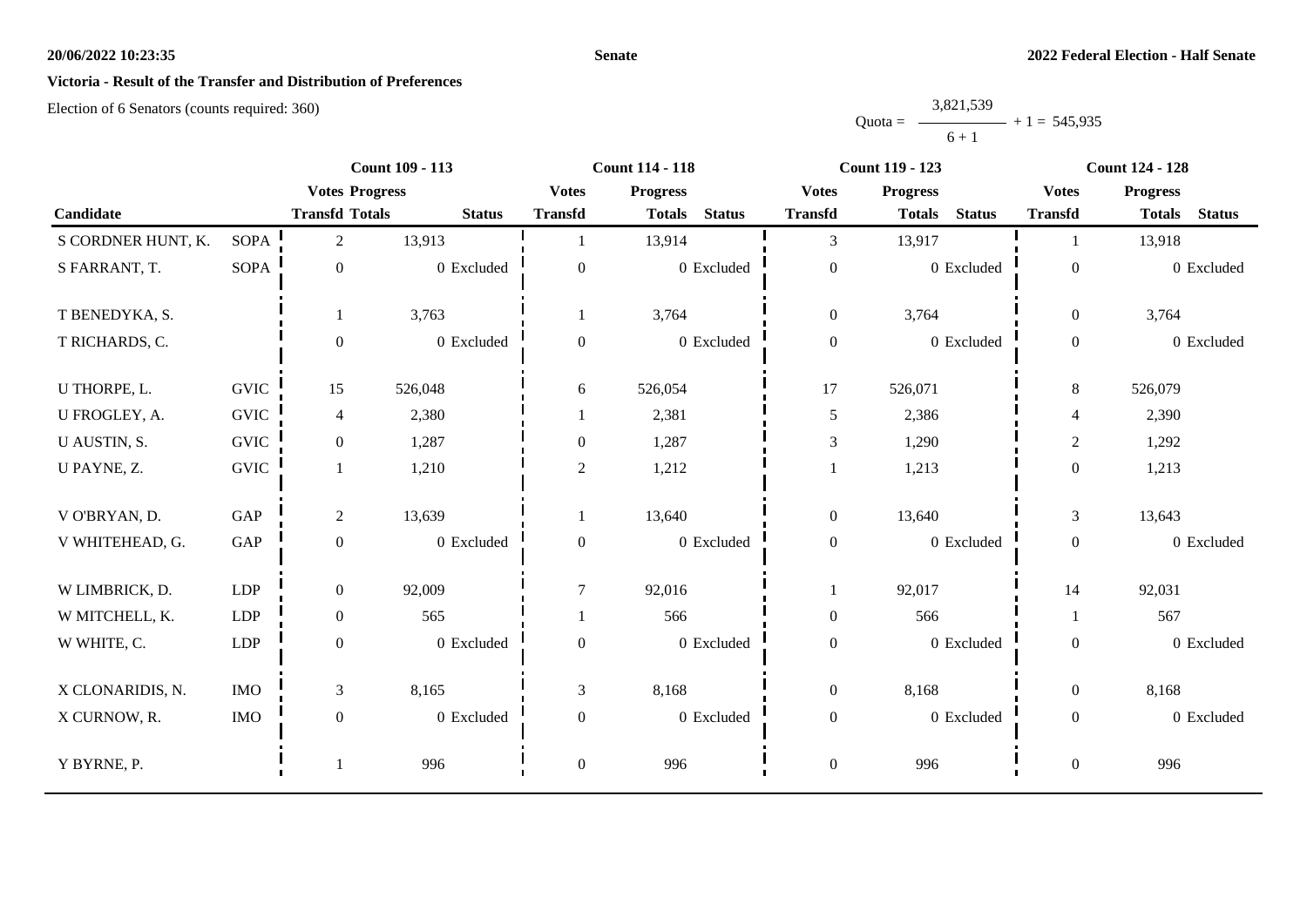**Victoria - Result of the Transfer and Distribution of Preferences**

Election of 6 Senators (counts required: 360)

$$\text{Quota} = \frac{3,821,539}{6 + 1} + 1 = 545,935$$

| | | Count 109 - 113 | | | Count 114 - 118 | | | Count 119 - 123 | | | Count 124 - 128 | | |
|---|---|---|---|---|---|---|---|---|---|---|---|---|---|
| | | Votes | Progress | | Votes | Progress | | Votes | Progress | | Votes | Progress | |
| Candidate | | Transfd | Totals | Status | Transfd | Totals | Status | Transfd | Totals | Status | Transfd | Totals | Status |
| S CORDNER HUNT, K. | SOPA | 2 | 13,913 | | 1 | 13,914 | | 3 | 13,917 | | 1 | 13,918 | |
| S FARRANT, T. | SOPA | 0 | 0 | Excluded | 0 | 0 | Excluded | 0 | 0 | Excluded | 0 | 0 | Excluded |
| T BENEDYKA, S. | | 1 | 3,763 | | 1 | 3,764 | | 0 | 3,764 | | 0 | 3,764 | |
| T RICHARDS, C. | | 0 | 0 | Excluded | 0 | 0 | Excluded | 0 | 0 | Excluded | 0 | 0 | Excluded |
| U THORPE, L. | GVIC | 15 | 526,048 | | 6 | 526,054 | | 17 | 526,071 | | 8 | 526,079 | |
| U FROGLEY, A. | GVIC | 4 | 2,380 | | 1 | 2,381 | | 5 | 2,386 | | 4 | 2,390 | |
| U AUSTIN, S. | GVIC | 0 | 1,287 | | 0 | 1,287 | | 3 | 1,290 | | 2 | 1,292 | |
| U PAYNE, Z. | GVIC | 1 | 1,210 | | 2 | 1,212 | | 1 | 1,213 | | 0 | 1,213 | |
| V O'BRYAN, D. | GAP | 2 | 13,639 | | 1 | 13,640 | | 0 | 13,640 | | 3 | 13,643 | |
| V WHITEHEAD, G. | GAP | 0 | 0 | Excluded | 0 | 0 | Excluded | 0 | 0 | Excluded | 0 | 0 | Excluded |
| W LIMBRICK, D. | LDP | 0 | 92,009 | | 7 | 92,016 | | 1 | 92,017 | | 14 | 92,031 | |
| W MITCHELL, K. | LDP | 0 | 565 | | 1 | 566 | | 0 | 566 | | 1 | 567 | |
| W WHITE, C. | LDP | 0 | 0 | Excluded | 0 | 0 | Excluded | 0 | 0 | Excluded | 0 | 0 | Excluded |
| X CLONARIDIS, N. | IMO | 3 | 8,165 | | 3 | 8,168 | | 0 | 8,168 | | 0 | 8,168 | |
| X CURNOW, R. | IMO | 0 | 0 | Excluded | 0 | 0 | Excluded | 0 | 0 | Excluded | 0 | 0 | Excluded |
| Y BYRNE, P. | | 1 | 996 | | 0 | 996 | | 0 | 996 | | 0 | 996 | |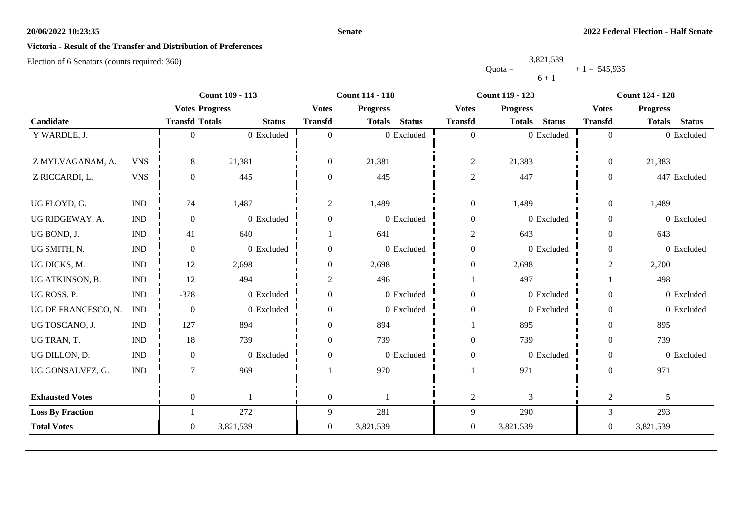**20/06/2022 10:23:35**

**Senate**

**2022 Federal Election - Half Senate**

**Victoria - Result of the Transfer and Distribution of Preferences**

Election of 6 Senators (counts required: 360)

$$\text{Quota} = \frac{3,821,539}{6 + 1} + 1 = 545,935$$

| Candidate | | Count 109 - 113 | | | Count 114 - 118 | | | Count 119 - 123 | | | Count 124 - 128 | | |
|---|---|---|---|---|---|---|---|---|---|---|---|---|---|
| | | Votes Transfd | Progress Totals | Status | Votes Transfd | Progress Totals | Status | Votes Transfd | Progress Totals | Status | Votes Transfd | Progress Totals | Status |
| Y WARDLE, J. | | 0 | 0 | Excluded | 0 | 0 | Excluded | 0 | 0 | Excluded | 0 | 0 | Excluded |
| Z MYLVAGANAM, A. | VNS | 8 | 21,381 | | 0 | 21,381 | | 2 | 21,383 | | 0 | 21,383 | |
| Z RICCARDI, L. | VNS | 0 | 445 | | 0 | 445 | | 2 | 447 | | 0 | 447 | Excluded |
| UG FLOYD, G. | IND | 74 | 1,487 | | 2 | 1,489 | | 0 | 1,489 | | 0 | 1,489 | |
| UG RIDGEWAY, A. | IND | 0 | 0 | Excluded | 0 | 0 | Excluded | 0 | 0 | Excluded | 0 | 0 | Excluded |
| UG BOND, J. | IND | 41 | 640 | | 1 | 641 | | 2 | 643 | | 0 | 643 | |
| UG SMITH, N. | IND | 0 | 0 | Excluded | 0 | 0 | Excluded | 0 | 0 | Excluded | 0 | 0 | Excluded |
| UG DICKS, M. | IND | 12 | 2,698 | | 0 | 2,698 | | 0 | 2,698 | | 2 | 2,700 | |
| UG ATKINSON, B. | IND | 12 | 494 | | 2 | 496 | | 1 | 497 | | 1 | 498 | |
| UG ROSS, P. | IND | -378 | 0 | Excluded | 0 | 0 | Excluded | 0 | 0 | Excluded | 0 | 0 | Excluded |
| UG DE FRANCESCO, N. | IND | 0 | 0 | Excluded | 0 | 0 | Excluded | 0 | 0 | Excluded | 0 | 0 | Excluded |
| UG TOSCANO, J. | IND | 127 | 894 | | 0 | 894 | | 1 | 895 | | 0 | 895 | |
| UG TRAN, T. | IND | 18 | 739 | | 0 | 739 | | 0 | 739 | | 0 | 739 | |
| UG DILLON, D. | IND | 0 | 0 | Excluded | 0 | 0 | Excluded | 0 | 0 | Excluded | 0 | 0 | Excluded |
| UG GONSALVEZ, G. | IND | 7 | 969 | | 1 | 970 | | 1 | 971 | | 0 | 971 | |
| **Exhausted Votes** | | 0 | 1 | | 0 | 1 | | 2 | 3 | | 2 | 5 | |
| **Loss By Fraction** | | 1 | 272 | | 9 | 281 | | 9 | 290 | | 3 | 293 | |
| **Total Votes** | | 0 | 3,821,539 | | 0 | 3,821,539 | | 0 | 3,821,539 | | 0 | 3,821,539 | |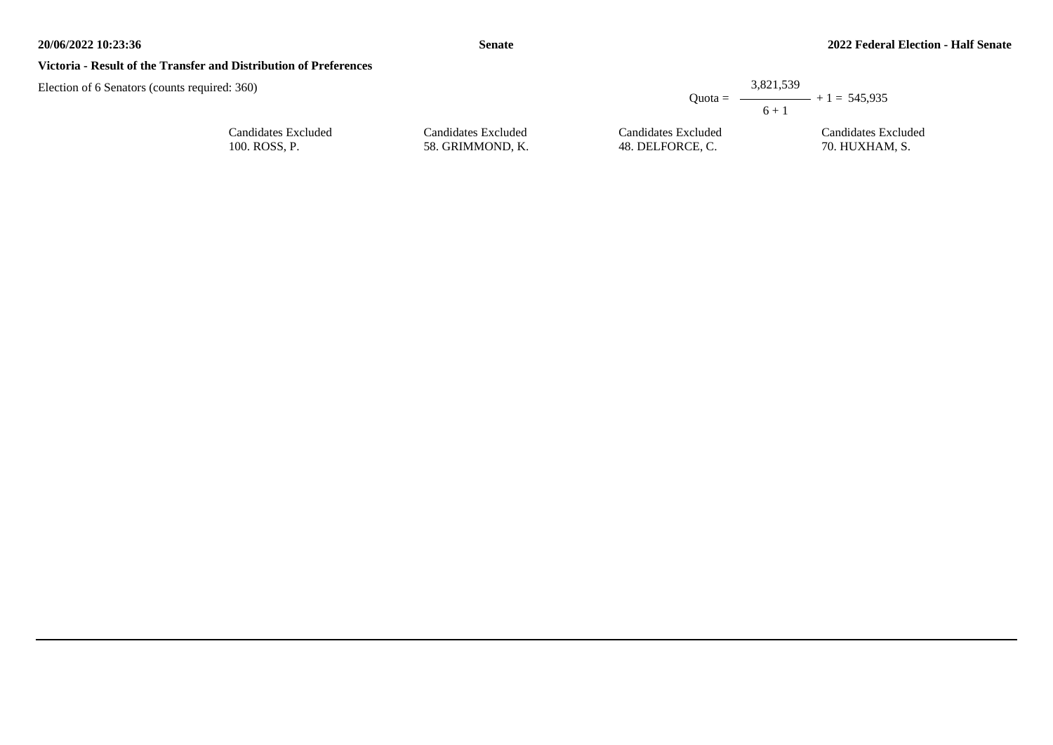## Victoria - Result of the Transfer and Distribution of Preferences

Election of 6 Senators (counts required: 360)

$$\text{Quota} = \frac{3,821,539}{6 + 1} + 1 = 545,935$$

| Candidates Excluded | Candidates Excluded | Candidates Excluded | Candidates Excluded |
|---|---|---|---|
| 100. ROSS, P. | 58. GRIMMOND, K. | 48. DELFORCE, C. | 70. HUXHAM, S. |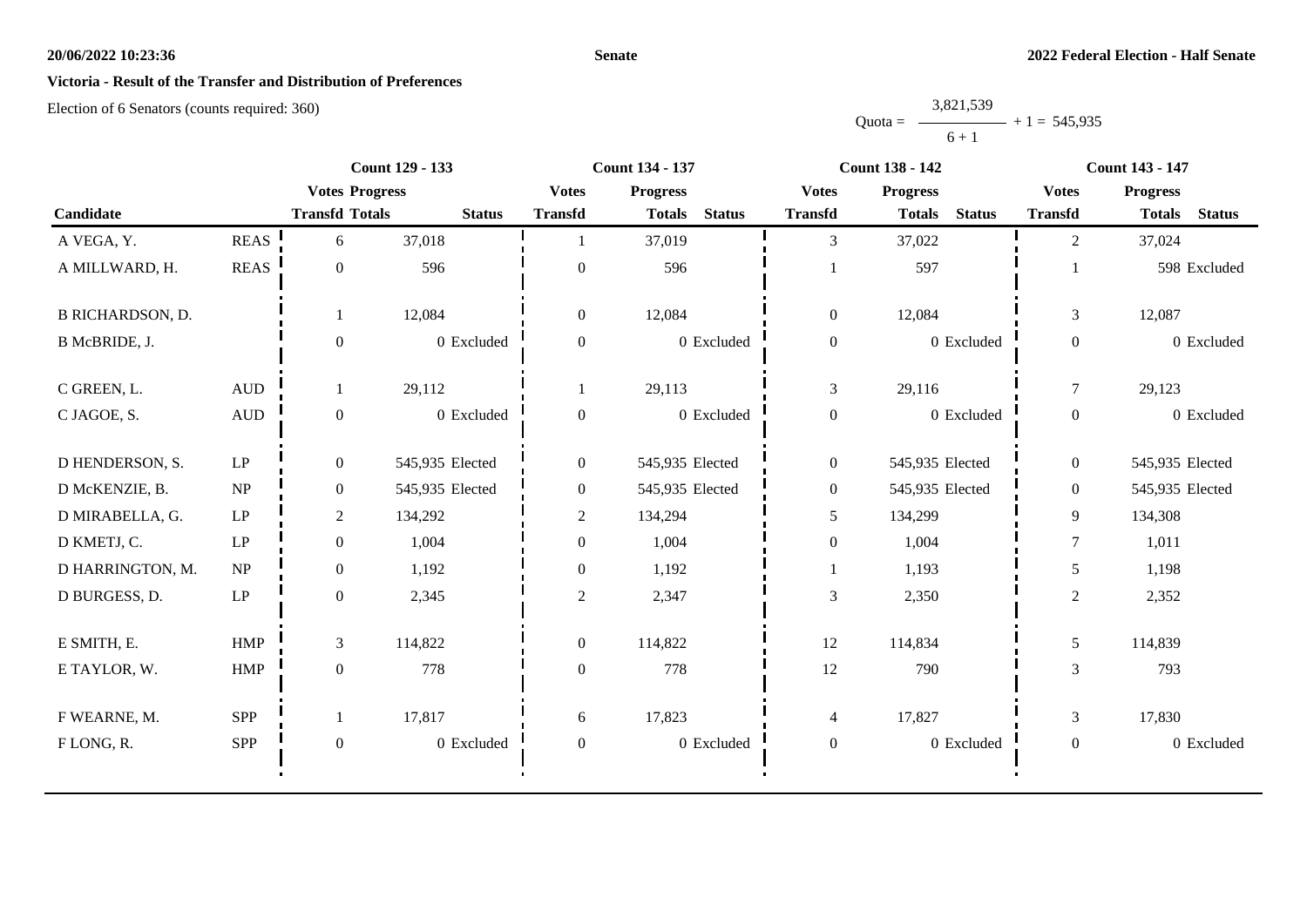**Senate**

**2022 Federal Election - Half Senate**

**Victoria - Result of the Transfer and Distribution of Preferences**

Election of 6 Senators (counts required: 360)

$$\text{Quota} = \frac{3,821,539}{6 + 1} + 1 = 545,935$$

| | | Count 129 - 133 | | | Count 134 - 137 | | | Count 138 - 142 | | | Count 143 - 147 | | |
|---|---|---|---|---|---|---|---|---|---|---|---|---|---|
| | | Votes | Progress | | Votes | Progress | | Votes | Progress | | Votes | Progress | |
| Candidate | | Transfd | Totals | Status | Transfd | Totals | Status | Transfd | Totals | Status | Transfd | Totals | Status |
| A VEGA, Y. | REAS | 6 | 37,018 | | 1 | 37,019 | | 3 | 37,022 | | 2 | 37,024 | |
| A MILLWARD, H. | REAS | 0 | 596 | | 0 | 596 | | 1 | 597 | | 1 | 598 | Excluded |
| B RICHARDSON, D. | | 1 | 12,084 | | 0 | 12,084 | | 0 | 12,084 | | 3 | 12,087 | |
| B McBRIDE, J. | | 0 | 0 | Excluded | 0 | 0 | Excluded | 0 | 0 | Excluded | 0 | 0 | Excluded |
| C GREEN, L. | AUD | 1 | 29,112 | | 1 | 29,113 | | 3 | 29,116 | | 7 | 29,123 | |
| C JAGOE, S. | AUD | 0 | 0 | Excluded | 0 | 0 | Excluded | 0 | 0 | Excluded | 0 | 0 | Excluded |
| D HENDERSON, S. | LP | 0 | 545,935 | Elected | 0 | 545,935 | Elected | 0 | 545,935 | Elected | 0 | 545,935 | Elected |
| D McKENZIE, B. | NP | 0 | 545,935 | Elected | 0 | 545,935 | Elected | 0 | 545,935 | Elected | 0 | 545,935 | Elected |
| D MIRABELLA, G. | LP | 2 | 134,292 | | 2 | 134,294 | | 5 | 134,299 | | 9 | 134,308 | |
| D KMETJ, C. | LP | 0 | 1,004 | | 0 | 1,004 | | 0 | 1,004 | | 7 | 1,011 | |
| D HARRINGTON, M. | NP | 0 | 1,192 | | 0 | 1,192 | | 1 | 1,193 | | 5 | 1,198 | |
| D BURGESS, D. | LP | 0 | 2,345 | | 2 | 2,347 | | 3 | 2,350 | | 2 | 2,352 | |
| E SMITH, E. | HMP | 3 | 114,822 | | 0 | 114,822 | | 12 | 114,834 | | 5 | 114,839 | |
| E TAYLOR, W. | HMP | 0 | 778 | | 0 | 778 | | 12 | 790 | | 3 | 793 | |
| F WEARNE, M. | SPP | 1 | 17,817 | | 6 | 17,823 | | 4 | 17,827 | | 3 | 17,830 | |
| F LONG, R. | SPP | 0 | 0 | Excluded | 0 | 0 | Excluded | 0 | 0 | Excluded | 0 | 0 | Excluded |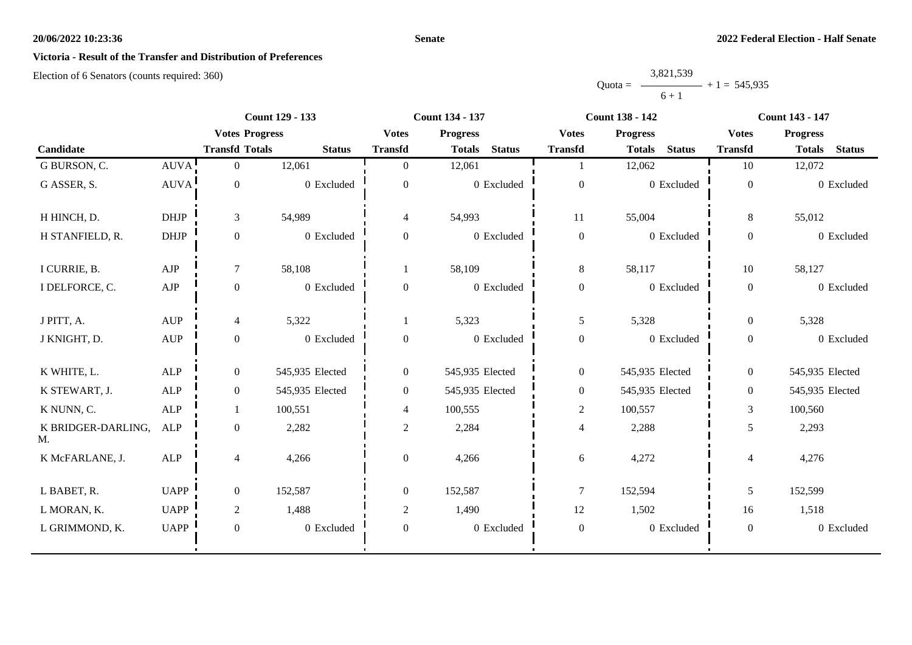**Senate**

**2022 Federal Election - Half Senate**

**Victoria - Result of the Transfer and Distribution of Preferences**

Election of 6 Senators (counts required: 360)

$$\text{Quota} = \frac{3{,}821{,}539}{6 + 1} + 1 = 545{,}935$$

| Candidate | | Count 129 - 133 | | | Count 134 - 137 | | | Count 138 - 142 | | | Count 143 - 147 | | |
|---|---|---|---|---|---|---|---|---|---|---|---|---|---|
| | | Votes Transfd | Progress Totals | Status | Votes Transfd | Progress Totals | Status | Votes Transfd | Progress Totals | Status | Votes Transfd | Progress Totals | Status |
| G BURSON, C. | AUVA | 0 | 12,061 | | 0 | 12,061 | | 1 | 12,062 | | 10 | 12,072 | |
| G ASSER, S. | AUVA | 0 | 0 | Excluded | 0 | 0 | Excluded | 0 | 0 | Excluded | 0 | 0 | Excluded |
| H HINCH, D. | DHJP | 3 | 54,989 | | 4 | 54,993 | | 11 | 55,004 | | 8 | 55,012 | |
| H STANFIELD, R. | DHJP | 0 | 0 | Excluded | 0 | 0 | Excluded | 0 | 0 | Excluded | 0 | 0 | Excluded |
| I CURRIE, B. | AJP | 7 | 58,108 | | 1 | 58,109 | | 8 | 58,117 | | 10 | 58,127 | |
| I DELFORCE, C. | AJP | 0 | 0 | Excluded | 0 | 0 | Excluded | 0 | 0 | Excluded | 0 | 0 | Excluded |
| J PITT, A. | AUP | 4 | 5,322 | | 1 | 5,323 | | 5 | 5,328 | | 0 | 5,328 | |
| J KNIGHT, D. | AUP | 0 | 0 | Excluded | 0 | 0 | Excluded | 0 | 0 | Excluded | 0 | 0 | Excluded |
| K WHITE, L. | ALP | 0 | 545,935 | Elected | 0 | 545,935 | Elected | 0 | 545,935 | Elected | 0 | 545,935 | Elected |
| K STEWART, J. | ALP | 0 | 545,935 | Elected | 0 | 545,935 | Elected | 0 | 545,935 | Elected | 0 | 545,935 | Elected |
| K NUNN, C. | ALP | 1 | 100,551 | | 4 | 100,555 | | 2 | 100,557 | | 3 | 100,560 | |
| K BRIDGER-DARLING, M. | ALP | 0 | 2,282 | | 2 | 2,284 | | 4 | 2,288 | | 5 | 2,293 | |
| K McFARLANE, J. | ALP | 4 | 4,266 | | 0 | 4,266 | | 6 | 4,272 | | 4 | 4,276 | |
| L BABET, R. | UAPP | 0 | 152,587 | | 0 | 152,587 | | 7 | 152,594 | | 5 | 152,599 | |
| L MORAN, K. | UAPP | 2 | 1,488 | | 2 | 1,490 | | 12 | 1,502 | | 16 | 1,518 | |
| L GRIMMOND, K. | UAPP | 0 | 0 | Excluded | 0 | 0 | Excluded | 0 | 0 | Excluded | 0 | 0 | Excluded |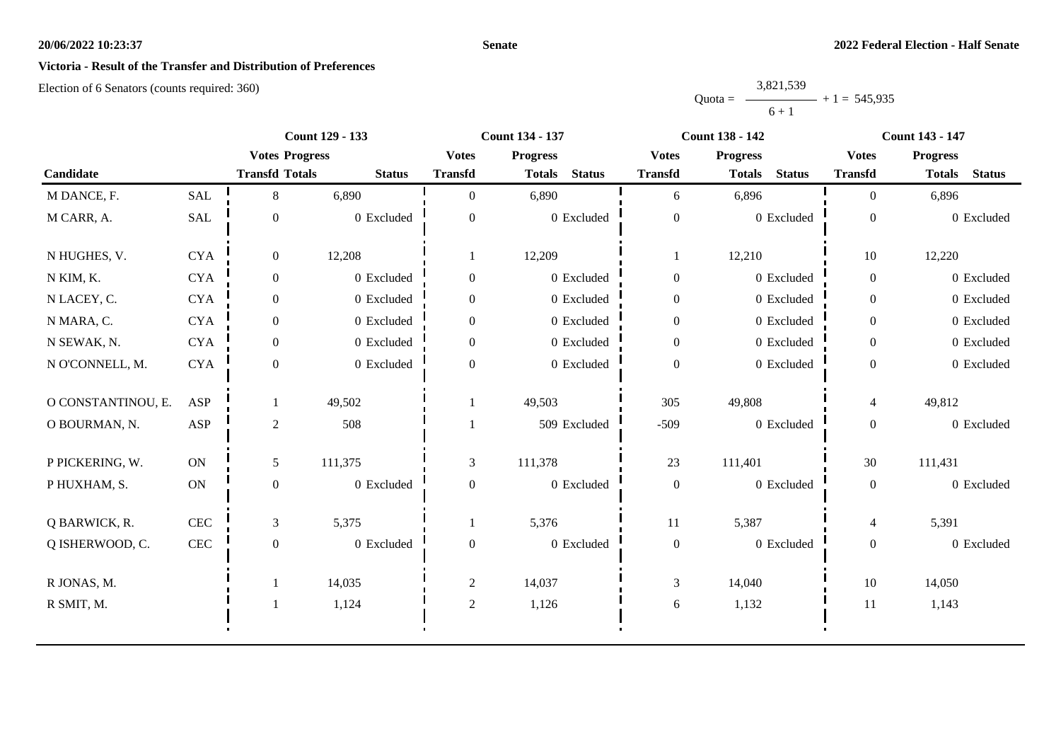## Victoria - Result of the Transfer and Distribution of Preferences

Election of 6 Senators (counts required: 360)

$$\text{Quota} = \frac{3,821,539}{6+1} + 1 = 545,935$$

| Candidate | | Count 129 - 133 | | | Count 134 - 137 | | | Count 138 - 142 | | | Count 143 - 147 | | |
|---|---|---|---|---|---|---|---|---|---|---|---|---|---|
| | | Votes Transfd | Progress Totals | Status | Votes Transfd | Progress Totals | Status | Votes Transfd | Progress Totals | Status | Votes Transfd | Progress Totals | Status |
| M DANCE, F. | SAL | 8 | 6,890 | | 0 | 6,890 | | 6 | 6,896 | | 0 | 6,896 | |
| M CARR, A. | SAL | 0 | 0 | Excluded | 0 | 0 | Excluded | 0 | 0 | Excluded | 0 | 0 | Excluded |
| N HUGHES, V. | CYA | 0 | 12,208 | | 1 | 12,209 | | 1 | 12,210 | | 10 | 12,220 | |
| N KIM, K. | CYA | 0 | 0 | Excluded | 0 | 0 | Excluded | 0 | 0 | Excluded | 0 | 0 | Excluded |
| N LACEY, C. | CYA | 0 | 0 | Excluded | 0 | 0 | Excluded | 0 | 0 | Excluded | 0 | 0 | Excluded |
| N MARA, C. | CYA | 0 | 0 | Excluded | 0 | 0 | Excluded | 0 | 0 | Excluded | 0 | 0 | Excluded |
| N SEWAK, N. | CYA | 0 | 0 | Excluded | 0 | 0 | Excluded | 0 | 0 | Excluded | 0 | 0 | Excluded |
| N O'CONNELL, M. | CYA | 0 | 0 | Excluded | 0 | 0 | Excluded | 0 | 0 | Excluded | 0 | 0 | Excluded |
| O CONSTANTINOU, E. | ASP | 1 | 49,502 | | 1 | 49,503 | | 305 | 49,808 | | 4 | 49,812 | |
| O BOURMAN, N. | ASP | 2 | 508 | | 1 | 509 | Excluded | -509 | 0 | Excluded | 0 | 0 | Excluded |
| P PICKERING, W. | ON | 5 | 111,375 | | 3 | 111,378 | | 23 | 111,401 | | 30 | 111,431 | |
| P HUXHAM, S. | ON | 0 | 0 | Excluded | 0 | 0 | Excluded | 0 | 0 | Excluded | 0 | 0 | Excluded |
| Q BARWICK, R. | CEC | 3 | 5,375 | | 1 | 5,376 | | 11 | 5,387 | | 4 | 5,391 | |
| Q ISHERWOOD, C. | CEC | 0 | 0 | Excluded | 0 | 0 | Excluded | 0 | 0 | Excluded | 0 | 0 | Excluded |
| R JONAS, M. | | 1 | 14,035 | | 2 | 14,037 | | 3 | 14,040 | | 10 | 14,050 | |
| R SMIT, M. | | 1 | 1,124 | | 2 | 1,126 | | 6 | 1,132 | | 11 | 1,143 | |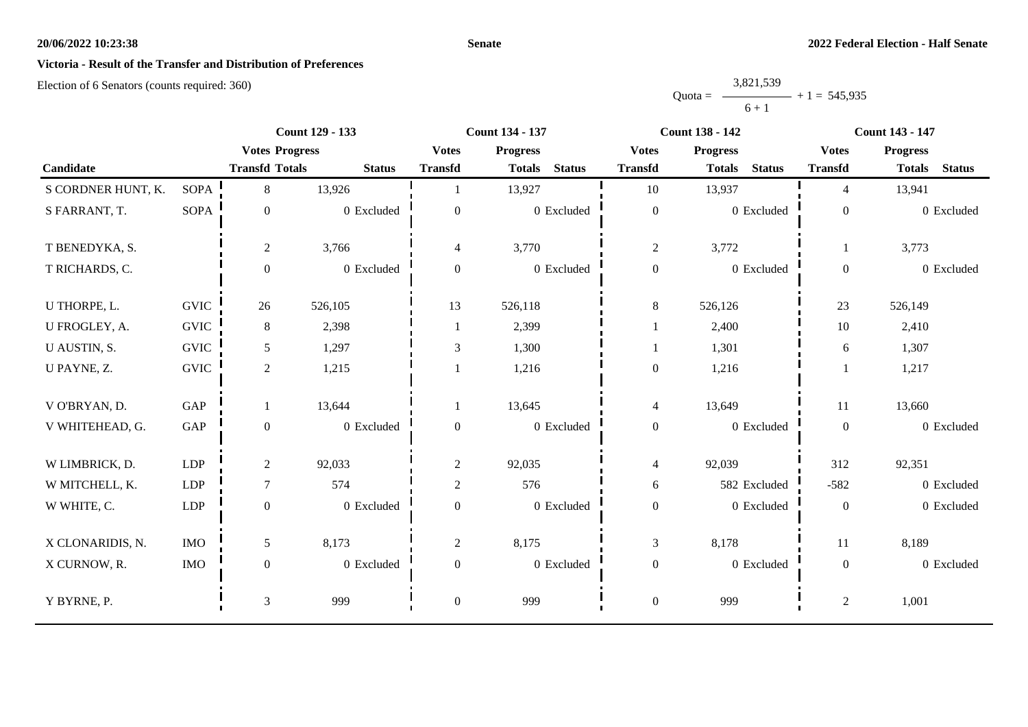**20/06/2022 10:23:38** **Senate** **2022 Federal Election - Half Senate**

**Victoria - Result of the Transfer and Distribution of Preferences**

Election of 6 Senators (counts required: 360)

$$\text{Quota} = \frac{3,821,539}{6 + 1} + 1 = 545,935$$

| Candidate | | Count 129 - 133 | | | Count 134 - 137 | | | Count 138 - 142 | | | Count 143 - 147 | | |
|---|---|---|---|---|---|---|---|---|---|---|---|---|---|
| | | Votes Transfd | Progress Totals | Status | Votes Transfd | Progress Totals | Status | Votes Transfd | Progress Totals | Status | Votes Transfd | Progress Totals | Status |
| S CORDNER HUNT, K. | SOPA | 8 | 13,926 | | 1 | 13,927 | | 10 | 13,937 | | 4 | 13,941 | |
| S FARRANT, T. | SOPA | 0 | 0 | Excluded | 0 | 0 | Excluded | 0 | 0 | Excluded | 0 | 0 | Excluded |
| T BENEDYKA, S. | | 2 | 3,766 | | 4 | 3,770 | | 2 | 3,772 | | 1 | 3,773 | |
| T RICHARDS, C. | | 0 | 0 | Excluded | 0 | 0 | Excluded | 0 | 0 | Excluded | 0 | 0 | Excluded |
| U THORPE, L. | GVIC | 26 | 526,105 | | 13 | 526,118 | | 8 | 526,126 | | 23 | 526,149 | |
| U FROGLEY, A. | GVIC | 8 | 2,398 | | 1 | 2,399 | | 1 | 2,400 | | 10 | 2,410 | |
| U AUSTIN, S. | GVIC | 5 | 1,297 | | 3 | 1,300 | | 1 | 1,301 | | 6 | 1,307 | |
| U PAYNE, Z. | GVIC | 2 | 1,215 | | 1 | 1,216 | | 0 | 1,216 | | 1 | 1,217 | |
| V O'BRYAN, D. | GAP | 1 | 13,644 | | 1 | 13,645 | | 4 | 13,649 | | 11 | 13,660 | |
| V WHITEHEAD, G. | GAP | 0 | 0 | Excluded | 0 | 0 | Excluded | 0 | 0 | Excluded | 0 | 0 | Excluded |
| W LIMBRICK, D. | LDP | 2 | 92,033 | | 2 | 92,035 | | 4 | 92,039 | | 312 | 92,351 | |
| W MITCHELL, K. | LDP | 7 | 574 | | 2 | 576 | | 6 | 582 | Excluded | -582 | 0 | Excluded |
| W WHITE, C. | LDP | 0 | 0 | Excluded | 0 | 0 | Excluded | 0 | 0 | Excluded | 0 | 0 | Excluded |
| X CLONARIDIS, N. | IMO | 5 | 8,173 | | 2 | 8,175 | | 3 | 8,178 | | 11 | 8,189 | |
| X CURNOW, R. | IMO | 0 | 0 | Excluded | 0 | 0 | Excluded | 0 | 0 | Excluded | 0 | 0 | Excluded |
| Y BYRNE, P. | | 3 | 999 | | 0 | 999 | | 0 | 999 | | 2 | 1,001 | |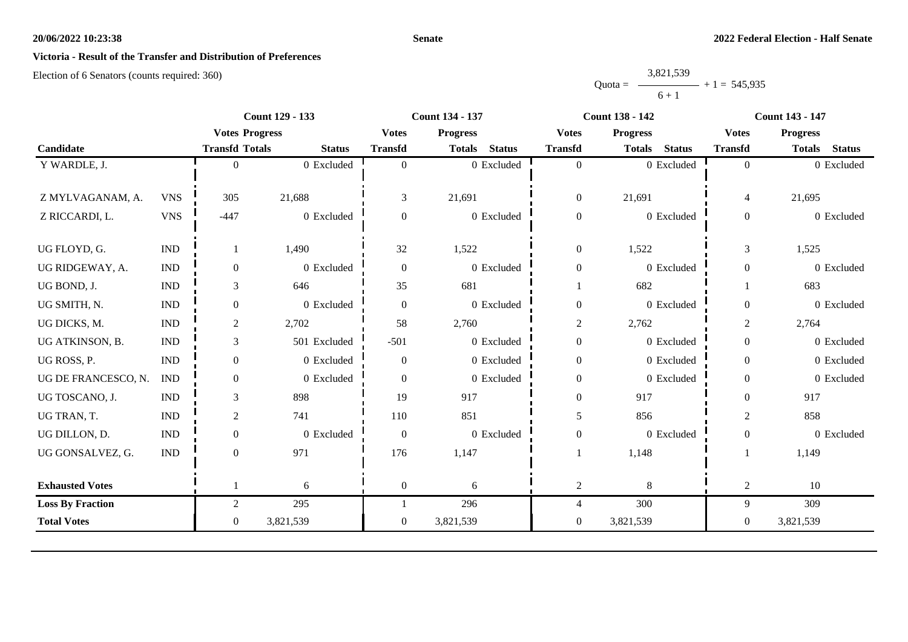**Victoria - Result of the Transfer and Distribution of Preferences**

Election of 6 Senators (counts required: 360)

$$\text{Quota} = \frac{3,821,539}{6 + 1} + 1 = 545,935$$

| Candidate | | Count 129 - 133 | | | Count 134 - 137 | | | Count 138 - 142 | | | Count 143 - 147 | | |
|---|---|---|---|---|---|---|---|---|---|---|---|---|---|
| | | Votes Transfd | Progress Totals | Status | Votes Transfd | Progress Totals | Status | Votes Transfd | Progress Totals | Status | Votes Transfd | Progress Totals | Status |
| Y WARDLE, J. | | 0 | 0 | Excluded | 0 | 0 | Excluded | 0 | 0 | Excluded | 0 | 0 | Excluded |
| Z MYLVAGANAM, A. | VNS | 305 | 21,688 | | 3 | 21,691 | | 0 | 21,691 | | 4 | 21,695 | |
| Z RICCARDI, L. | VNS | -447 | 0 | Excluded | 0 | 0 | Excluded | 0 | 0 | Excluded | 0 | 0 | Excluded |
| UG FLOYD, G. | IND | 1 | 1,490 | | 32 | 1,522 | | 0 | 1,522 | | 3 | 1,525 | |
| UG RIDGEWAY, A. | IND | 0 | 0 | Excluded | 0 | 0 | Excluded | 0 | 0 | Excluded | 0 | 0 | Excluded |
| UG BOND, J. | IND | 3 | 646 | | 35 | 681 | | 1 | 682 | | 1 | 683 | |
| UG SMITH, N. | IND | 0 | 0 | Excluded | 0 | 0 | Excluded | 0 | 0 | Excluded | 0 | 0 | Excluded |
| UG DICKS, M. | IND | 2 | 2,702 | | 58 | 2,760 | | 2 | 2,762 | | 2 | 2,764 | |
| UG ATKINSON, B. | IND | 3 | 501 | Excluded | -501 | 0 | Excluded | 0 | 0 | Excluded | 0 | 0 | Excluded |
| UG ROSS, P. | IND | 0 | 0 | Excluded | 0 | 0 | Excluded | 0 | 0 | Excluded | 0 | 0 | Excluded |
| UG DE FRANCESCO, N. | IND | 0 | 0 | Excluded | 0 | 0 | Excluded | 0 | 0 | Excluded | 0 | 0 | Excluded |
| UG TOSCANO, J. | IND | 3 | 898 | | 19 | 917 | | 0 | 917 | | 0 | 917 | |
| UG TRAN, T. | IND | 2 | 741 | | 110 | 851 | | 5 | 856 | | 2 | 858 | |
| UG DILLON, D. | IND | 0 | 0 | Excluded | 0 | 0 | Excluded | 0 | 0 | Excluded | 0 | 0 | Excluded |
| UG GONSALVEZ, G. | IND | 0 | 971 | | 176 | 1,147 | | 1 | 1,148 | | 1 | 1,149 | |
| **Exhausted Votes** | | 1 | 6 | | 0 | 6 | | 2 | 8 | | 2 | 10 | |
| **Loss By Fraction** | | 2 | 295 | | 1 | 296 | | 4 | 300 | | 9 | 309 | |
| **Total Votes** | | 0 | 3,821,539 | | 0 | 3,821,539 | | 0 | 3,821,539 | | 0 | 3,821,539 | |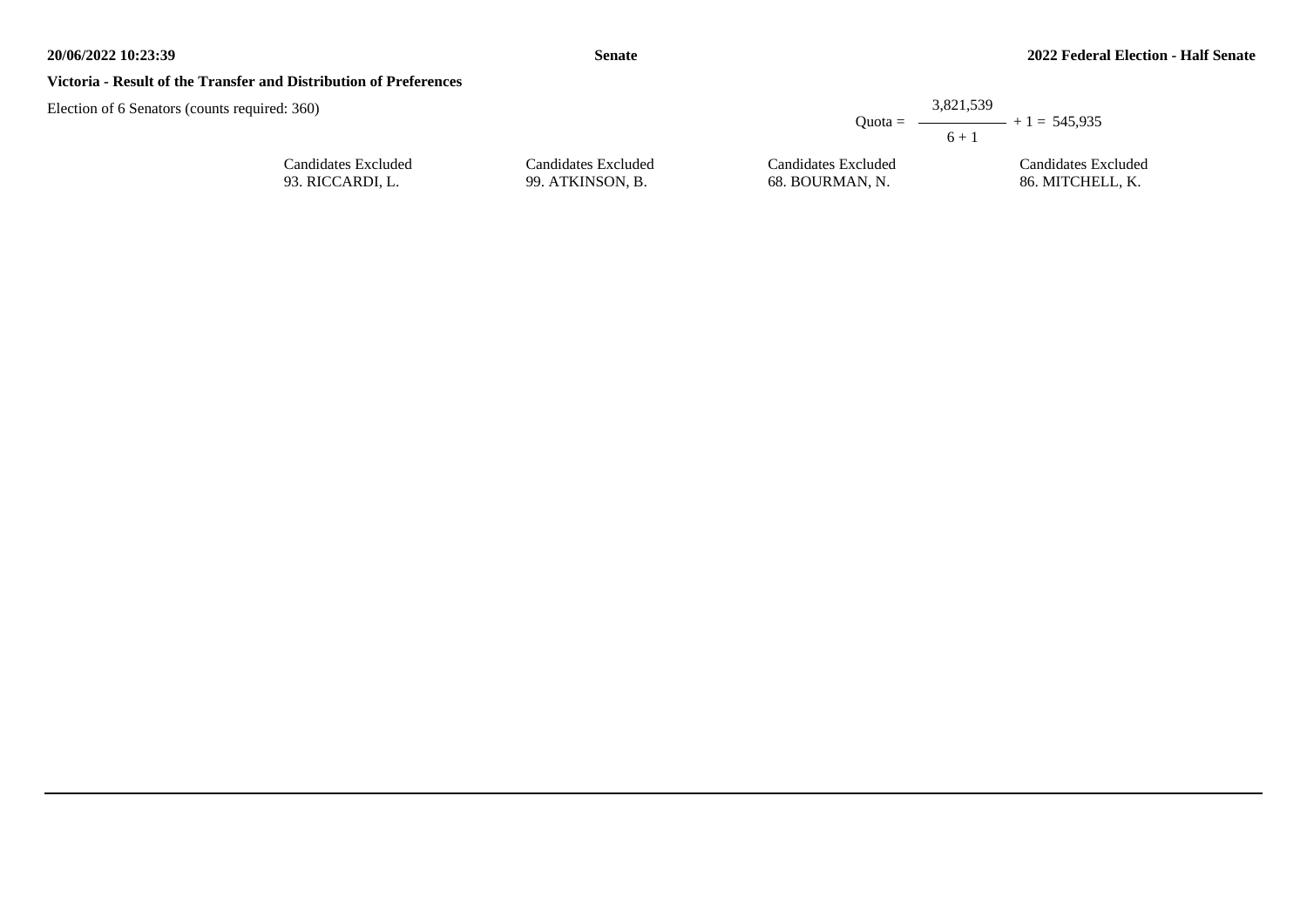**Victoria - Result of the Transfer and Distribution of Preferences**

Election of 6 Senators (counts required: 360)

$$\text{Quota} = \frac{3{,}821{,}539}{6 + 1} + 1 = 545{,}935$$

| Candidates Excluded | Candidates Excluded | Candidates Excluded | Candidates Excluded |
|---|---|---|---|
| 93. RICCARDI, L. | 99. ATKINSON, B. | 68. BOURMAN, N. | 86. MITCHELL, K. |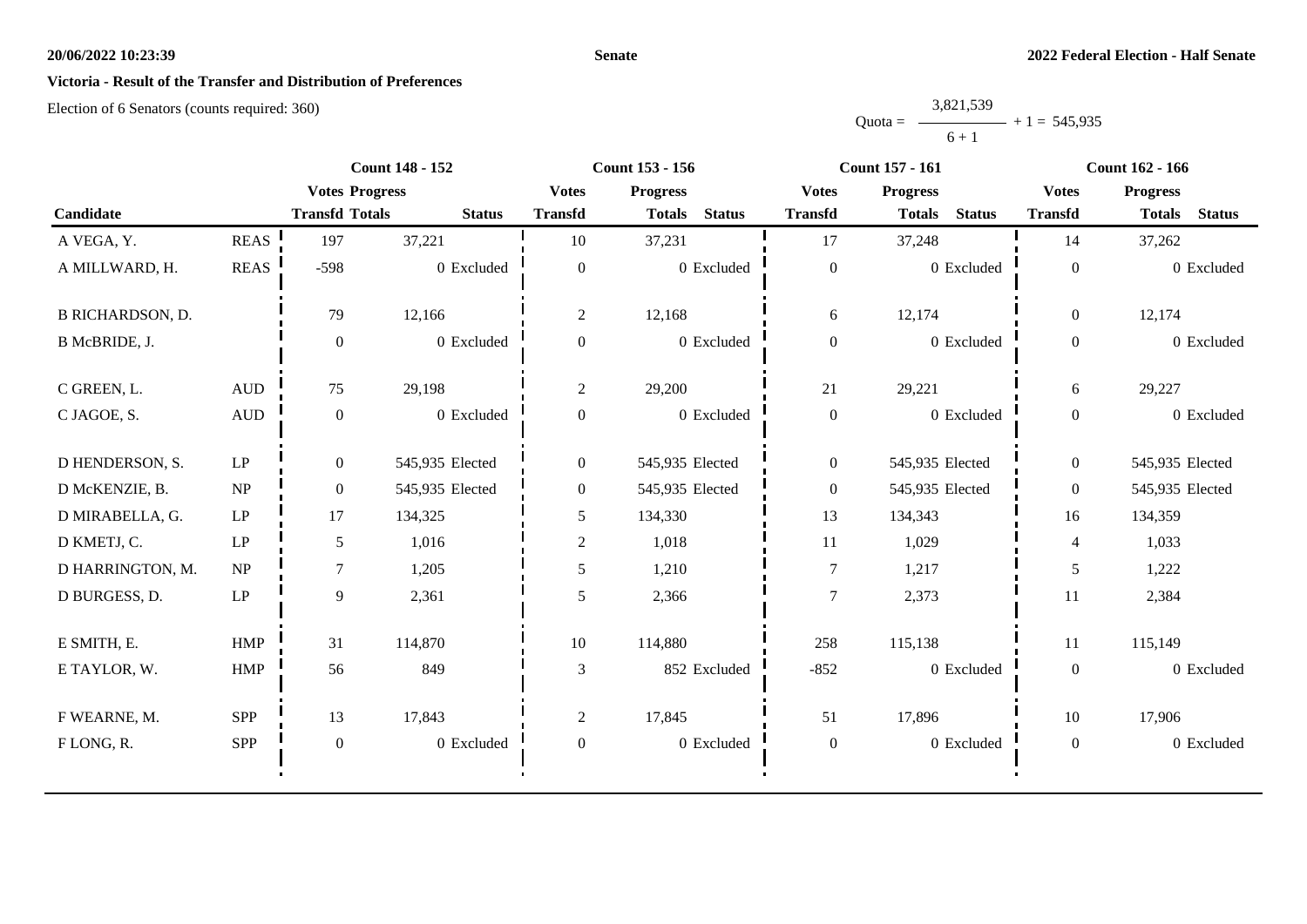**Victoria - Result of the Transfer and Distribution of Preferences**

Election of 6 Senators (counts required: 360)

$$\text{Quota} = \frac{3,821,539}{6 + 1} + 1 = 545,935$$

| Candidate | | Count 148 - 152 | | | Count 153 - 156 | | | Count 157 - 161 | | | Count 162 - 166 | | |
|---|---|---|---|---|---|---|---|---|---|---|---|---|---|
| | | Votes Transfd | Progress Totals | Status | Votes Transfd | Progress Totals | Status | Votes Transfd | Progress Totals | Status | Votes Transfd | Progress Totals | Status |
| A VEGA, Y. | REAS | 197 | 37,221 | | 10 | 37,231 | | 17 | 37,248 | | 14 | 37,262 | |
| A MILLWARD, H. | REAS | -598 | 0 | Excluded | 0 | 0 | Excluded | 0 | 0 | Excluded | 0 | 0 | Excluded |
| B RICHARDSON, D. | | 79 | 12,166 | | 2 | 12,168 | | 6 | 12,174 | | 0 | 12,174 | |
| B McBRIDE, J. | | 0 | 0 | Excluded | 0 | 0 | Excluded | 0 | 0 | Excluded | 0 | 0 | Excluded |
| C GREEN, L. | AUD | 75 | 29,198 | | 2 | 29,200 | | 21 | 29,221 | | 6 | 29,227 | |
| C JAGOE, S. | AUD | 0 | 0 | Excluded | 0 | 0 | Excluded | 0 | 0 | Excluded | 0 | 0 | Excluded |
| D HENDERSON, S. | LP | 0 | 545,935 | Elected | 0 | 545,935 | Elected | 0 | 545,935 | Elected | 0 | 545,935 | Elected |
| D McKENZIE, B. | NP | 0 | 545,935 | Elected | 0 | 545,935 | Elected | 0 | 545,935 | Elected | 0 | 545,935 | Elected |
| D MIRABELLA, G. | LP | 17 | 134,325 | | 5 | 134,330 | | 13 | 134,343 | | 16 | 134,359 | |
| D KMETJ, C. | LP | 5 | 1,016 | | 2 | 1,018 | | 11 | 1,029 | | 4 | 1,033 | |
| D HARRINGTON, M. | NP | 7 | 1,205 | | 5 | 1,210 | | 7 | 1,217 | | 5 | 1,222 | |
| D BURGESS, D. | LP | 9 | 2,361 | | 5 | 2,366 | | 7 | 2,373 | | 11 | 2,384 | |
| E SMITH, E. | HMP | 31 | 114,870 | | 10 | 114,880 | | 258 | 115,138 | | 11 | 115,149 | |
| E TAYLOR, W. | HMP | 56 | 849 | | 3 | 852 | Excluded | -852 | 0 | Excluded | 0 | 0 | Excluded |
| F WEARNE, M. | SPP | 13 | 17,843 | | 2 | 17,845 | | 51 | 17,896 | | 10 | 17,906 | |
| F LONG, R. | SPP | 0 | 0 | Excluded | 0 | 0 | Excluded | 0 | 0 | Excluded | 0 | 0 | Excluded |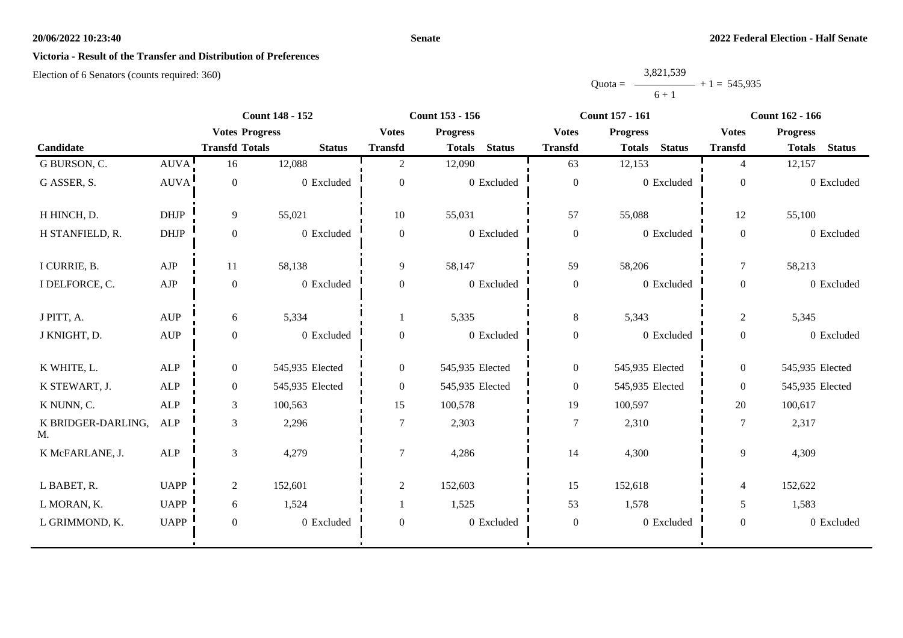## Victoria - Result of the Transfer and Distribution of Preferences

Election of 6 Senators (counts required: 360)

$$\text{Quota} = \frac{3,821,539}{6 + 1} + 1 = 545,935$$

| Candidate | | Count 148 - 152 | | | Count 153 - 156 | | | Count 157 - 161 | | | Count 162 - 166 | | |
|---|---|---|---|---|---|---|---|---|---|---|---|---|---|
| | | Votes Transfd | Progress Totals | Status | Votes Transfd | Progress Totals | Status | Votes Transfd | Progress Totals | Status | Votes Transfd | Progress Totals | Status |
| G BURSON, C. | AUVA | 16 | 12,088 | | 2 | 12,090 | | 63 | 12,153 | | 4 | 12,157 | |
| G ASSER, S. | AUVA | 0 | 0 | Excluded | 0 | 0 | Excluded | 0 | 0 | Excluded | 0 | 0 | Excluded |
| H HINCH, D. | DHJP | 9 | 55,021 | | 10 | 55,031 | | 57 | 55,088 | | 12 | 55,100 | |
| H STANFIELD, R. | DHJP | 0 | 0 | Excluded | 0 | 0 | Excluded | 0 | 0 | Excluded | 0 | 0 | Excluded |
| I CURRIE, B. | AJP | 11 | 58,138 | | 9 | 58,147 | | 59 | 58,206 | | 7 | 58,213 | |
| I DELFORCE, C. | AJP | 0 | 0 | Excluded | 0 | 0 | Excluded | 0 | 0 | Excluded | 0 | 0 | Excluded |
| J PITT, A. | AUP | 6 | 5,334 | | 1 | 5,335 | | 8 | 5,343 | | 2 | 5,345 | |
| J KNIGHT, D. | AUP | 0 | 0 | Excluded | 0 | 0 | Excluded | 0 | 0 | Excluded | 0 | 0 | Excluded |
| K WHITE, L. | ALP | 0 | 545,935 | Elected | 0 | 545,935 | Elected | 0 | 545,935 | Elected | 0 | 545,935 | Elected |
| K STEWART, J. | ALP | 0 | 545,935 | Elected | 0 | 545,935 | Elected | 0 | 545,935 | Elected | 0 | 545,935 | Elected |
| K NUNN, C. | ALP | 3 | 100,563 | | 15 | 100,578 | | 19 | 100,597 | | 20 | 100,617 | |
| K BRIDGER-DARLING, M. | ALP | 3 | 2,296 | | 7 | 2,303 | | 7 | 2,310 | | 7 | 2,317 | |
| K McFARLANE, J. | ALP | 3 | 4,279 | | 7 | 4,286 | | 14 | 4,300 | | 9 | 4,309 | |
| L BABET, R. | UAPP | 2 | 152,601 | | 2 | 152,603 | | 15 | 152,618 | | 4 | 152,622 | |
| L MORAN, K. | UAPP | 6 | 1,524 | | 1 | 1,525 | | 53 | 1,578 | | 5 | 1,583 | |
| L GRIMMOND, K. | UAPP | 0 | 0 | Excluded | 0 | 0 | Excluded | 0 | 0 | Excluded | 0 | 0 | Excluded |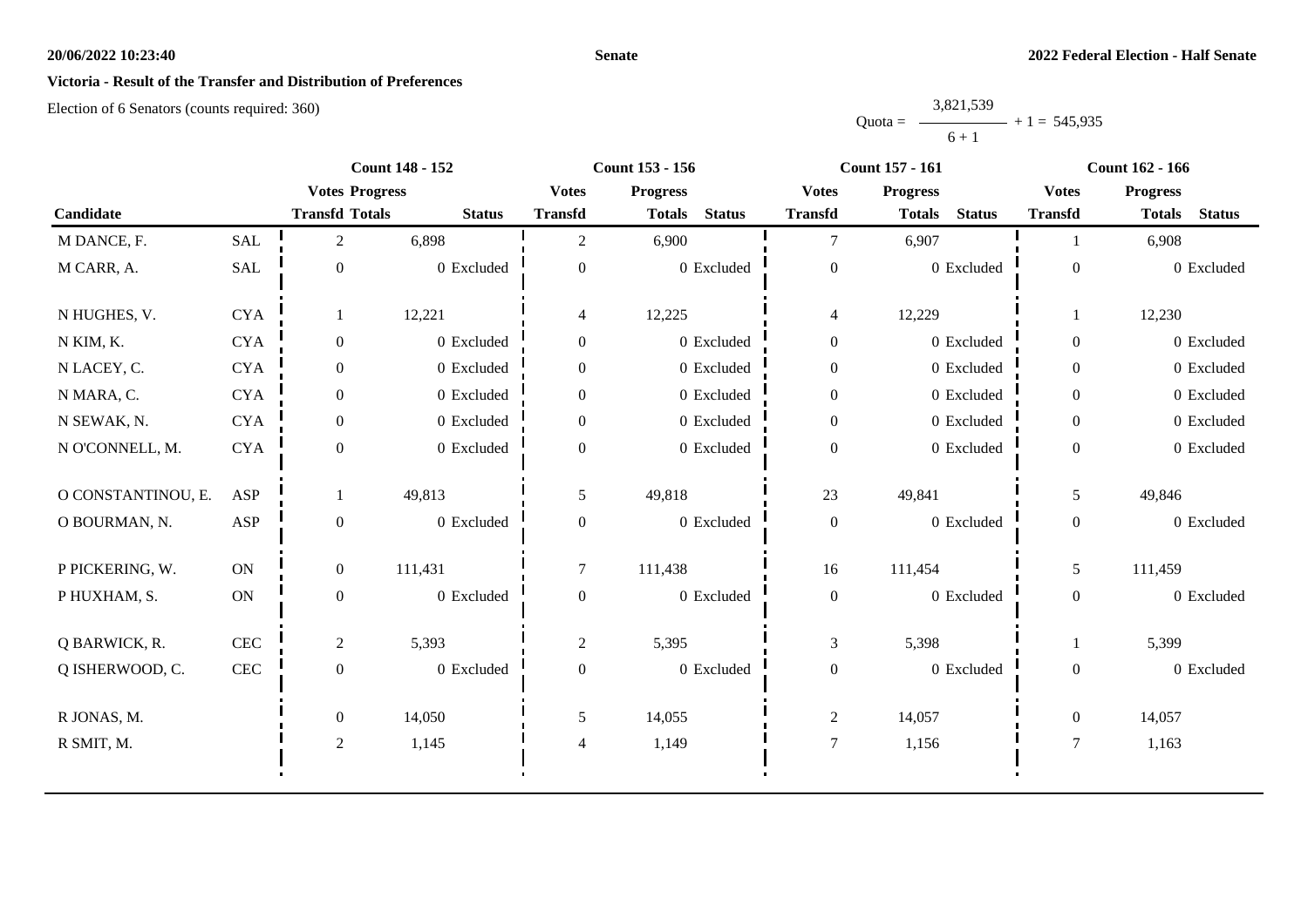## Victoria - Result of the Transfer and Distribution of Preferences

Election of 6 Senators (counts required: 360)

$$\text{Quota} = \frac{3{,}821{,}539}{6 + 1} + 1 = 545{,}935$$

| Candidate | | Count 148 - 152 | | | Count 153 - 156 | | | Count 157 - 161 | | | Count 162 - 166 | | |
|---|---|---|---|---|---|---|---|---|---|---|---|---|---|
| | | Votes Transfd | Progress Totals | Status | Votes Transfd | Progress Totals | Status | Votes Transfd | Progress Totals | Status | Votes Transfd | Progress Totals | Status |
| M DANCE, F. | SAL | 2 | 6,898 | | 2 | 6,900 | | 7 | 6,907 | | 1 | 6,908 | |
| M CARR, A. | SAL | 0 | 0 | Excluded | 0 | 0 | Excluded | 0 | 0 | Excluded | 0 | 0 | Excluded |
| N HUGHES, V. | CYA | 1 | 12,221 | | 4 | 12,225 | | 4 | 12,229 | | 1 | 12,230 | |
| N KIM, K. | CYA | 0 | 0 | Excluded | 0 | 0 | Excluded | 0 | 0 | Excluded | 0 | 0 | Excluded |
| N LACEY, C. | CYA | 0 | 0 | Excluded | 0 | 0 | Excluded | 0 | 0 | Excluded | 0 | 0 | Excluded |
| N MARA, C. | CYA | 0 | 0 | Excluded | 0 | 0 | Excluded | 0 | 0 | Excluded | 0 | 0 | Excluded |
| N SEWAK, N. | CYA | 0 | 0 | Excluded | 0 | 0 | Excluded | 0 | 0 | Excluded | 0 | 0 | Excluded |
| N O'CONNELL, M. | CYA | 0 | 0 | Excluded | 0 | 0 | Excluded | 0 | 0 | Excluded | 0 | 0 | Excluded |
| O CONSTANTINOU, E. | ASP | 1 | 49,813 | | 5 | 49,818 | | 23 | 49,841 | | 5 | 49,846 | |
| O BOURMAN, N. | ASP | 0 | 0 | Excluded | 0 | 0 | Excluded | 0 | 0 | Excluded | 0 | 0 | Excluded |
| P PICKERING, W. | ON | 0 | 111,431 | | 7 | 111,438 | | 16 | 111,454 | | 5 | 111,459 | |
| P HUXHAM, S. | ON | 0 | 0 | Excluded | 0 | 0 | Excluded | 0 | 0 | Excluded | 0 | 0 | Excluded |
| Q BARWICK, R. | CEC | 2 | 5,393 | | 2 | 5,395 | | 3 | 5,398 | | 1 | 5,399 | |
| Q ISHERWOOD, C. | CEC | 0 | 0 | Excluded | 0 | 0 | Excluded | 0 | 0 | Excluded | 0 | 0 | Excluded |
| R JONAS, M. | | 0 | 14,050 | | 5 | 14,055 | | 2 | 14,057 | | 0 | 14,057 | |
| R SMIT, M. | | 2 | 1,145 | | 4 | 1,149 | | 7 | 1,156 | | 7 | 1,163 | |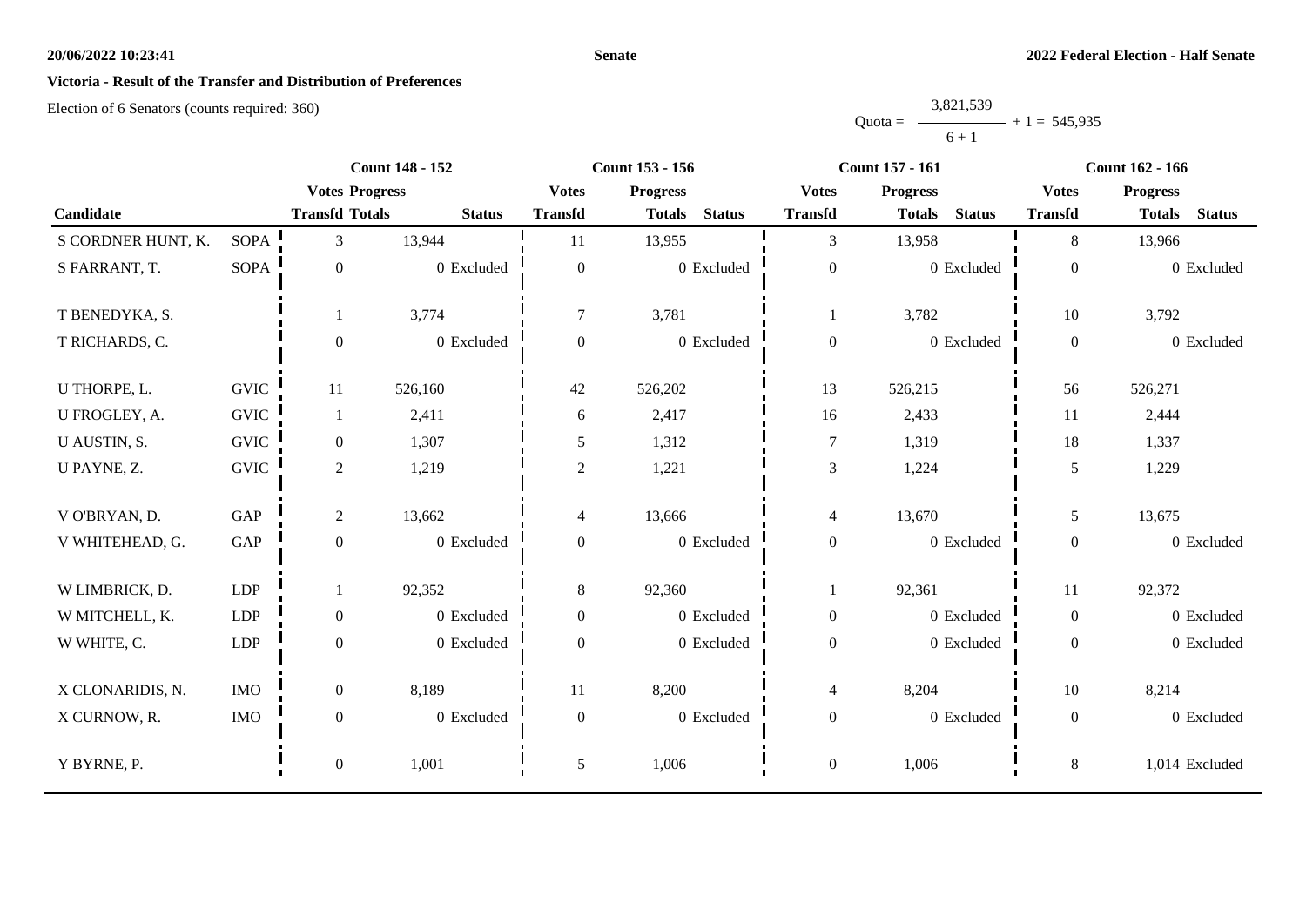**Victoria - Result of the Transfer and Distribution of Preferences**

Election of 6 Senators (counts required: 360)

$$\text{Quota} = \frac{3,821,539}{6 + 1} + 1 = 545,935$$

| Candidate | | Count 148 - 152 | | | Count 153 - 156 | | | Count 157 - 161 | | | Count 162 - 166 | | |
|---|---|---|---|---|---|---|---|---|---|---|---|---|---|
| | | Votes Transfd | Progress Totals | Status | Votes Transfd | Progress Totals | Status | Votes Transfd | Progress Totals | Status | Votes Transfd | Progress Totals | Status |
| S CORDNER HUNT, K. | SOPA | 3 | 13,944 | | 11 | 13,955 | | 3 | 13,958 | | 8 | 13,966 | |
| S FARRANT, T. | SOPA | 0 | 0 | Excluded | 0 | 0 | Excluded | 0 | 0 | Excluded | 0 | 0 | Excluded |
| T BENEDYKA, S. | | 1 | 3,774 | | 7 | 3,781 | | 1 | 3,782 | | 10 | 3,792 | |
| T RICHARDS, C. | | 0 | 0 | Excluded | 0 | 0 | Excluded | 0 | 0 | Excluded | 0 | 0 | Excluded |
| U THORPE, L. | GVIC | 11 | 526,160 | | 42 | 526,202 | | 13 | 526,215 | | 56 | 526,271 | |
| U FROGLEY, A. | GVIC | 1 | 2,411 | | 6 | 2,417 | | 16 | 2,433 | | 11 | 2,444 | |
| U AUSTIN, S. | GVIC | 0 | 1,307 | | 5 | 1,312 | | 7 | 1,319 | | 18 | 1,337 | |
| U PAYNE, Z. | GVIC | 2 | 1,219 | | 2 | 1,221 | | 3 | 1,224 | | 5 | 1,229 | |
| V O'BRYAN, D. | GAP | 2 | 13,662 | | 4 | 13,666 | | 4 | 13,670 | | 5 | 13,675 | |
| V WHITEHEAD, G. | GAP | 0 | 0 | Excluded | 0 | 0 | Excluded | 0 | 0 | Excluded | 0 | 0 | Excluded |
| W LIMBRICK, D. | LDP | 1 | 92,352 | | 8 | 92,360 | | 1 | 92,361 | | 11 | 92,372 | |
| W MITCHELL, K. | LDP | 0 | 0 | Excluded | 0 | 0 | Excluded | 0 | 0 | Excluded | 0 | 0 | Excluded |
| W WHITE, C. | LDP | 0 | 0 | Excluded | 0 | 0 | Excluded | 0 | 0 | Excluded | 0 | 0 | Excluded |
| X CLONARIDIS, N. | IMO | 0 | 8,189 | | 11 | 8,200 | | 4 | 8,204 | | 10 | 8,214 | |
| X CURNOW, R. | IMO | 0 | 0 | Excluded | 0 | 0 | Excluded | 0 | 0 | Excluded | 0 | 0 | Excluded |
| Y BYRNE, P. | | 0 | 1,001 | | 5 | 1,006 | | 0 | 1,006 | | 8 | 1,014 | Excluded |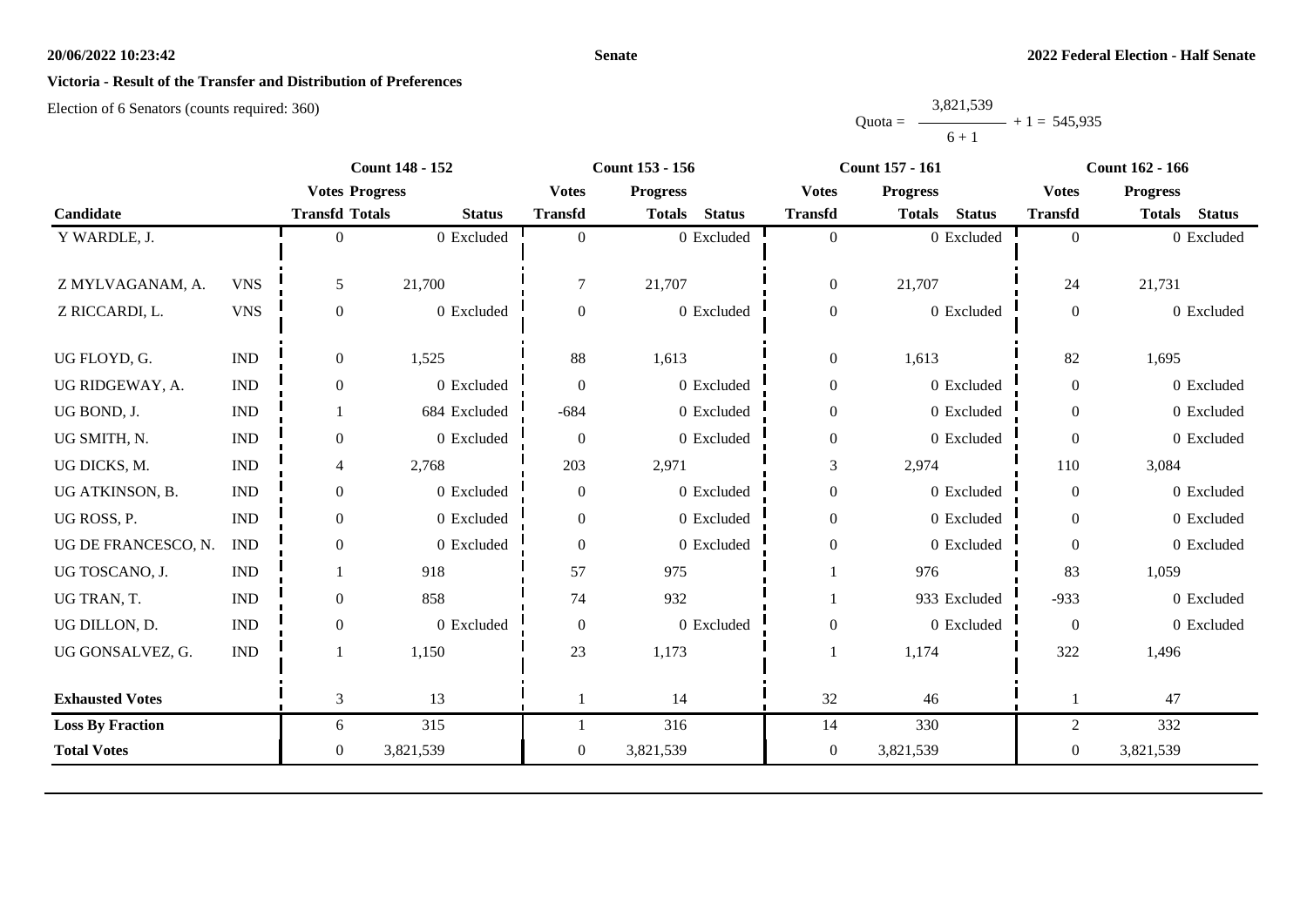**Victoria - Result of the Transfer and Distribution of Preferences**

Election of 6 Senators (counts required: 360)

$$\text{Quota} = \frac{3{,}821{,}539}{6 + 1} + 1 = 545{,}935$$

| Candidate | | Count 148 - 152 | | | Count 153 - 156 | | | Count 157 - 161 | | | Count 162 - 166 | | |
|---|---|---|---|---|---|---|---|---|---|---|---|---|---|
| | | Votes Transfd | Progress Totals | Status | Votes Transfd | Progress Totals | Status | Votes Transfd | Progress Totals | Status | Votes Transfd | Progress Totals | Status |
| Y WARDLE, J. | | 0 | 0 | Excluded | 0 | 0 | Excluded | 0 | 0 | Excluded | 0 | 0 | Excluded |
| Z MYLVAGANAM, A. | VNS | 5 | 21,700 | | 7 | 21,707 | | 0 | 21,707 | | 24 | 21,731 | |
| Z RICCARDI, L. | VNS | 0 | 0 | Excluded | 0 | 0 | Excluded | 0 | 0 | Excluded | 0 | 0 | Excluded |
| UG FLOYD, G. | IND | 0 | 1,525 | | 88 | 1,613 | | 0 | 1,613 | | 82 | 1,695 | |
| UG RIDGEWAY, A. | IND | 0 | 0 | Excluded | 0 | 0 | Excluded | 0 | 0 | Excluded | 0 | 0 | Excluded |
| UG BOND, J. | IND | 1 | 684 | Excluded | -684 | 0 | Excluded | 0 | 0 | Excluded | 0 | 0 | Excluded |
| UG SMITH, N. | IND | 0 | 0 | Excluded | 0 | 0 | Excluded | 0 | 0 | Excluded | 0 | 0 | Excluded |
| UG DICKS, M. | IND | 4 | 2,768 | | 203 | 2,971 | | 3 | 2,974 | | 110 | 3,084 | |
| UG ATKINSON, B. | IND | 0 | 0 | Excluded | 0 | 0 | Excluded | 0 | 0 | Excluded | 0 | 0 | Excluded |
| UG ROSS, P. | IND | 0 | 0 | Excluded | 0 | 0 | Excluded | 0 | 0 | Excluded | 0 | 0 | Excluded |
| UG DE FRANCESCO, N. | IND | 0 | 0 | Excluded | 0 | 0 | Excluded | 0 | 0 | Excluded | 0 | 0 | Excluded |
| UG TOSCANO, J. | IND | 1 | 918 | | 57 | 975 | | 1 | 976 | | 83 | 1,059 | |
| UG TRAN, T. | IND | 0 | 858 | | 74 | 932 | | 1 | 933 | Excluded | -933 | 0 | Excluded |
| UG DILLON, D. | IND | 0 | 0 | Excluded | 0 | 0 | Excluded | 0 | 0 | Excluded | 0 | 0 | Excluded |
| UG GONSALVEZ, G. | IND | 1 | 1,150 | | 23 | 1,173 | | 1 | 1,174 | | 322 | 1,496 | |
| **Exhausted Votes** | | 3 | 13 | | 1 | 14 | | 32 | 46 | | 1 | 47 | |
| **Loss By Fraction** | | 6 | 315 | | 1 | 316 | | 14 | 330 | | 2 | 332 | |
| **Total Votes** | | 0 | 3,821,539 | | 0 | 3,821,539 | | 0 | 3,821,539 | | 0 | 3,821,539 | |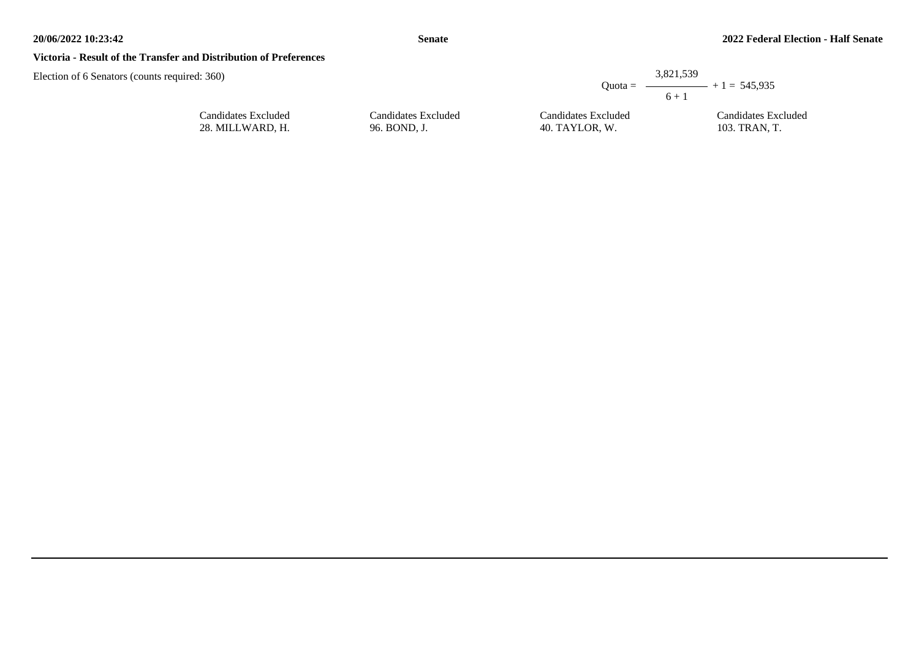**Victoria - Result of the Transfer and Distribution of Preferences**

Election of 6 Senators (counts required: 360)

$$\text{Quota} = \frac{3{,}821{,}539}{6 + 1} + 1 = 545{,}935$$

| Candidates Excluded | Candidates Excluded | Candidates Excluded | Candidates Excluded |
| --- | --- | --- | --- |
| 28. MILLWARD, H. | 96. BOND, J. | 40. TAYLOR, W. | 103. TRAN, T. |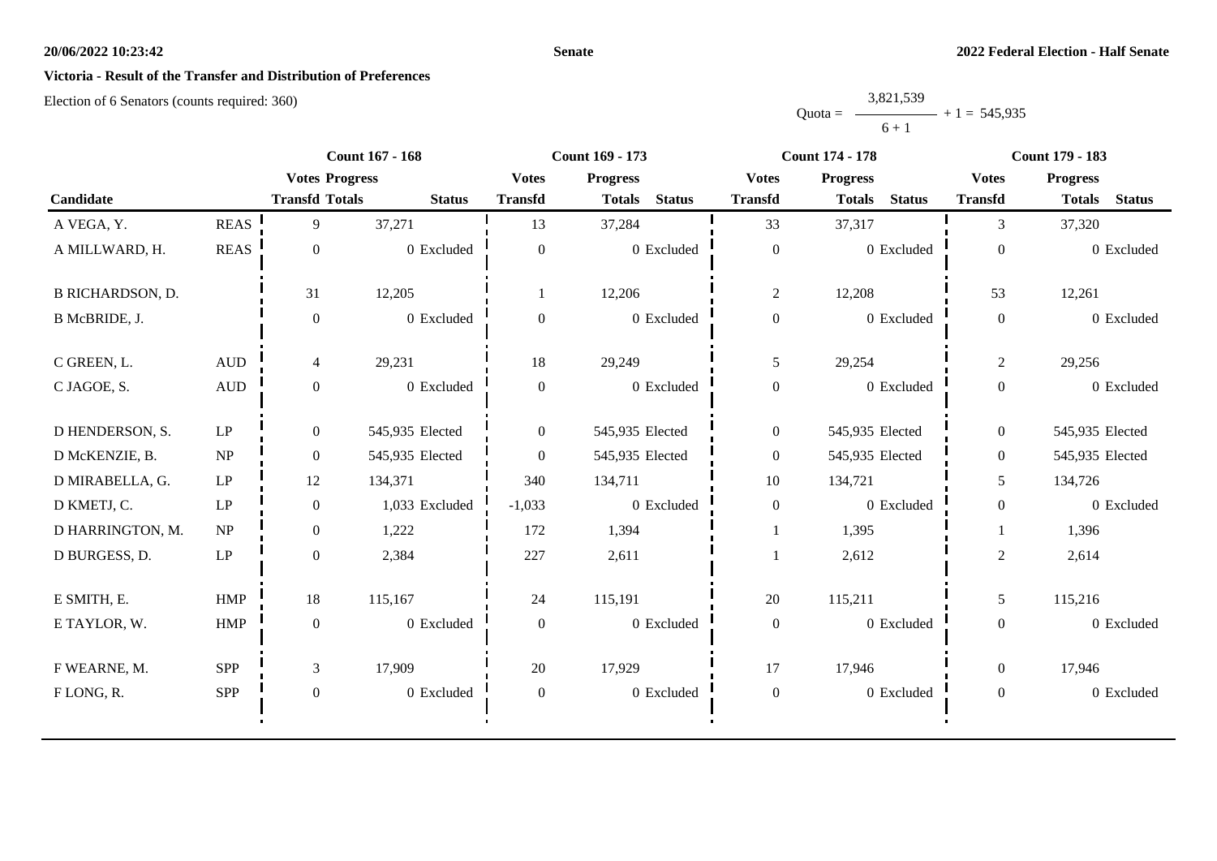**Senate**

**2022 Federal Election - Half Senate**

**Victoria - Result of the Transfer and Distribution of Preferences**

Election of 6 Senators (counts required: 360)

$$Quota = \frac{3,821,539}{6 + 1} + 1 = 545,935$$

| Candidate | | Count 167 - 168 | | | Count 169 - 173 | | | Count 174 - 178 | | | Count 179 - 183 | | |
|---|---|---|---|---|---|---|---|---|---|---|---|---|---|
| | | Votes Transfd | Progress Totals | Status | Votes Transfd | Progress Totals | Status | Votes Transfd | Progress Totals | Status | Votes Transfd | Progress Totals | Status |
| A VEGA, Y. | REAS | 9 | 37,271 | | 13 | 37,284 | | 33 | 37,317 | | 3 | 37,320 | |
| A MILLWARD, H. | REAS | 0 | 0 | Excluded | 0 | 0 | Excluded | 0 | 0 | Excluded | 0 | 0 | Excluded |
| B RICHARDSON, D. | | 31 | 12,205 | | 1 | 12,206 | | 2 | 12,208 | | 53 | 12,261 | |
| B McBRIDE, J. | | 0 | 0 | Excluded | 0 | 0 | Excluded | 0 | 0 | Excluded | 0 | 0 | Excluded |
| C GREEN, L. | AUD | 4 | 29,231 | | 18 | 29,249 | | 5 | 29,254 | | 2 | 29,256 | |
| C JAGOE, S. | AUD | 0 | 0 | Excluded | 0 | 0 | Excluded | 0 | 0 | Excluded | 0 | 0 | Excluded |
| D HENDERSON, S. | LP | 0 | 545,935 | Elected | 0 | 545,935 | Elected | 0 | 545,935 | Elected | 0 | 545,935 | Elected |
| D McKENZIE, B. | NP | 0 | 545,935 | Elected | 0 | 545,935 | Elected | 0 | 545,935 | Elected | 0 | 545,935 | Elected |
| D MIRABELLA, G. | LP | 12 | 134,371 | | 340 | 134,711 | | 10 | 134,721 | | 5 | 134,726 | |
| D KMETJ, C. | LP | 0 | 1,033 | Excluded | -1,033 | 0 | Excluded | 0 | 0 | Excluded | 0 | 0 | Excluded |
| D HARRINGTON, M. | NP | 0 | 1,222 | | 172 | 1,394 | | 1 | 1,395 | | 1 | 1,396 | |
| D BURGESS, D. | LP | 0 | 2,384 | | 227 | 2,611 | | 1 | 2,612 | | 2 | 2,614 | |
| E SMITH, E. | HMP | 18 | 115,167 | | 24 | 115,191 | | 20 | 115,211 | | 5 | 115,216 | |
| E TAYLOR, W. | HMP | 0 | 0 | Excluded | 0 | 0 | Excluded | 0 | 0 | Excluded | 0 | 0 | Excluded |
| F WEARNE, M. | SPP | 3 | 17,909 | | 20 | 17,929 | | 17 | 17,946 | | 0 | 17,946 | |
| F LONG, R. | SPP | 0 | 0 | Excluded | 0 | 0 | Excluded | 0 | 0 | Excluded | 0 | 0 | Excluded |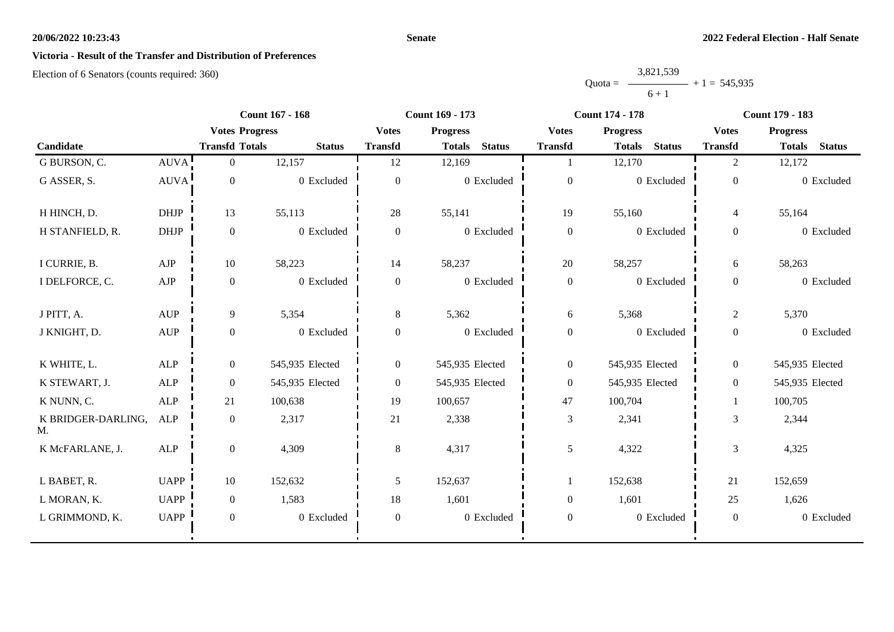**Victoria - Result of the Transfer and Distribution of Preferences**

Election of 6 Senators (counts required: 360)

$$\text{Quota} = \frac{3,821,539}{6 + 1} + 1 = 545,935$$

| Candidate | | Count 167 - 168 | | | Count 169 - 173 | | | Count 174 - 178 | | | Count 179 - 183 | | |
|---|---|---|---|---|---|---|---|---|---|---|---|---|---|
| | | Votes Transfd | Progress Totals | Status | Votes Transfd | Progress Totals | Status | Votes Transfd | Progress Totals | Status | Votes Transfd | Progress Totals | Status |
| G BURSON, C. | AUVA | 0 | 12,157 | | 12 | 12,169 | | 1 | 12,170 | | 2 | 12,172 | |
| G ASSER, S. | AUVA | 0 | 0 | Excluded | 0 | 0 | Excluded | 0 | 0 | Excluded | 0 | 0 | Excluded |
| H HINCH, D. | DHJP | 13 | 55,113 | | 28 | 55,141 | | 19 | 55,160 | | 4 | 55,164 | |
| H STANFIELD, R. | DHJP | 0 | 0 | Excluded | 0 | 0 | Excluded | 0 | 0 | Excluded | 0 | 0 | Excluded |
| I CURRIE, B. | AJP | 10 | 58,223 | | 14 | 58,237 | | 20 | 58,257 | | 6 | 58,263 | |
| I DELFORCE, C. | AJP | 0 | 0 | Excluded | 0 | 0 | Excluded | 0 | 0 | Excluded | 0 | 0 | Excluded |
| J PITT, A. | AUP | 9 | 5,354 | | 8 | 5,362 | | 6 | 5,368 | | 2 | 5,370 | |
| J KNIGHT, D. | AUP | 0 | 0 | Excluded | 0 | 0 | Excluded | 0 | 0 | Excluded | 0 | 0 | Excluded |
| K WHITE, L. | ALP | 0 | 545,935 | Elected | 0 | 545,935 | Elected | 0 | 545,935 | Elected | 0 | 545,935 | Elected |
| K STEWART, J. | ALP | 0 | 545,935 | Elected | 0 | 545,935 | Elected | 0 | 545,935 | Elected | 0 | 545,935 | Elected |
| K NUNN, C. | ALP | 21 | 100,638 | | 19 | 100,657 | | 47 | 100,704 | | 1 | 100,705 | |
| K BRIDGER-DARLING, M. | ALP | 0 | 2,317 | | 21 | 2,338 | | 3 | 2,341 | | 3 | 2,344 | |
| K McFARLANE, J. | ALP | 0 | 4,309 | | 8 | 4,317 | | 5 | 4,322 | | 3 | 4,325 | |
| L BABET, R. | UAPP | 10 | 152,632 | | 5 | 152,637 | | 1 | 152,638 | | 21 | 152,659 | |
| L MORAN, K. | UAPP | 0 | 1,583 | | 18 | 1,601 | | 0 | 1,601 | | 25 | 1,626 | |
| L GRIMMOND, K. | UAPP | 0 | 0 | Excluded | 0 | 0 | Excluded | 0 | 0 | Excluded | 0 | 0 | Excluded |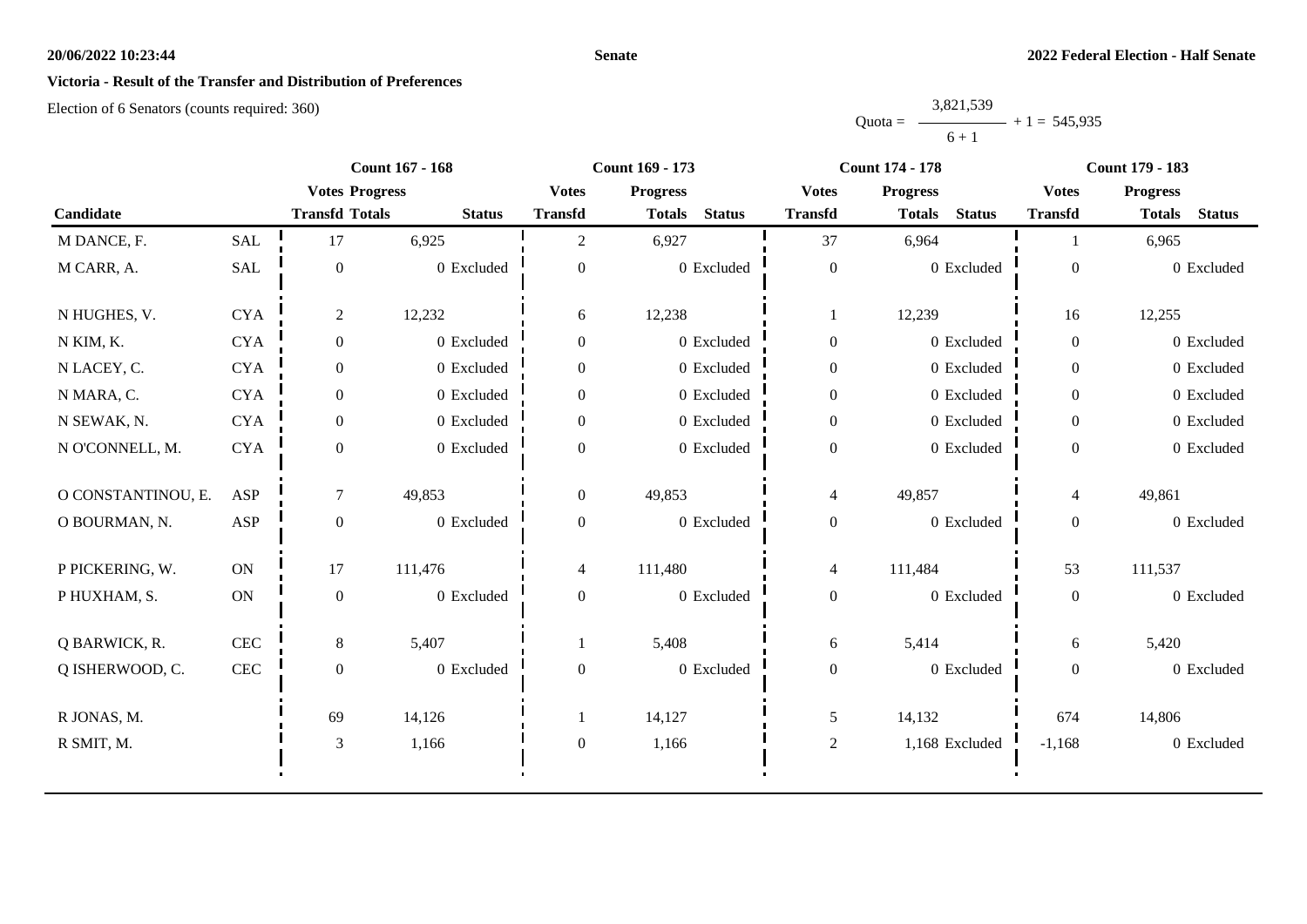**Victoria - Result of the Transfer and Distribution of Preferences**

Election of 6 Senators (counts required: 360)

$$\text{Quota} = \frac{3{,}821{,}539}{6 + 1} + 1 = 545{,}935$$

| Candidate | | Count 167 - 168 | | | Count 169 - 173 | | | Count 174 - 178 | | | Count 179 - 183 | | |
|---|---|---|---|---|---|---|---|---|---|---|---|---|---|
| | | Votes Transfd | Progress Totals | Status | Votes Transfd | Progress Totals | Status | Votes Transfd | Progress Totals | Status | Votes Transfd | Progress Totals | Status |
| M DANCE, F. | SAL | 17 | 6,925 | | 2 | 6,927 | | 37 | 6,964 | | 1 | 6,965 | |
| M CARR, A. | SAL | 0 | 0 | Excluded | 0 | 0 | Excluded | 0 | 0 | Excluded | 0 | 0 | Excluded |
| N HUGHES, V. | CYA | 2 | 12,232 | | 6 | 12,238 | | 1 | 12,239 | | 16 | 12,255 | |
| N KIM, K. | CYA | 0 | 0 | Excluded | 0 | 0 | Excluded | 0 | 0 | Excluded | 0 | 0 | Excluded |
| N LACEY, C. | CYA | 0 | 0 | Excluded | 0 | 0 | Excluded | 0 | 0 | Excluded | 0 | 0 | Excluded |
| N MARA, C. | CYA | 0 | 0 | Excluded | 0 | 0 | Excluded | 0 | 0 | Excluded | 0 | 0 | Excluded |
| N SEWAK, N. | CYA | 0 | 0 | Excluded | 0 | 0 | Excluded | 0 | 0 | Excluded | 0 | 0 | Excluded |
| N O'CONNELL, M. | CYA | 0 | 0 | Excluded | 0 | 0 | Excluded | 0 | 0 | Excluded | 0 | 0 | Excluded |
| O CONSTANTINOU, E. | ASP | 7 | 49,853 | | 0 | 49,853 | | 4 | 49,857 | | 4 | 49,861 | |
| O BOURMAN, N. | ASP | 0 | 0 | Excluded | 0 | 0 | Excluded | 0 | 0 | Excluded | 0 | 0 | Excluded |
| P PICKERING, W. | ON | 17 | 111,476 | | 4 | 111,480 | | 4 | 111,484 | | 53 | 111,537 | |
| P HUXHAM, S. | ON | 0 | 0 | Excluded | 0 | 0 | Excluded | 0 | 0 | Excluded | 0 | 0 | Excluded |
| Q BARWICK, R. | CEC | 8 | 5,407 | | 1 | 5,408 | | 6 | 5,414 | | 6 | 5,420 | |
| Q ISHERWOOD, C. | CEC | 0 | 0 | Excluded | 0 | 0 | Excluded | 0 | 0 | Excluded | 0 | 0 | Excluded |
| R JONAS, M. | | 69 | 14,126 | | 1 | 14,127 | | 5 | 14,132 | | 674 | 14,806 | |
| R SMIT, M. | | 3 | 1,166 | | 0 | 1,166 | | 2 | 1,168 | Excluded | -1,168 | 0 | Excluded |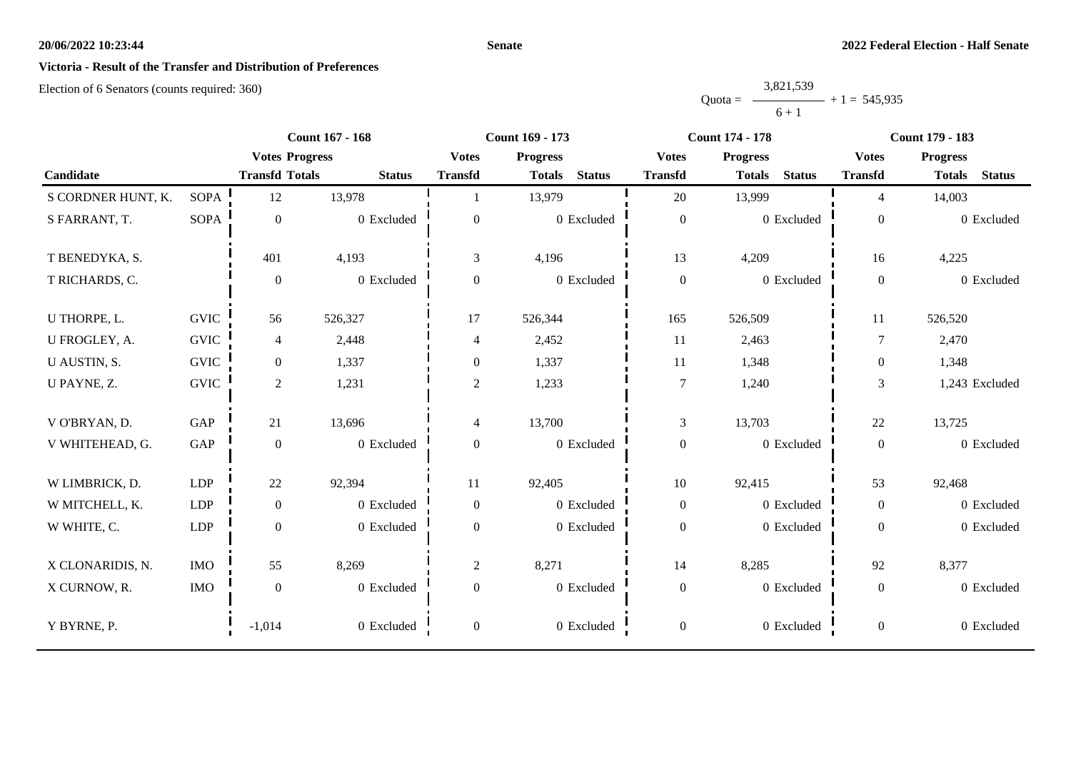**Victoria - Result of the Transfer and Distribution of Preferences**

Election of 6 Senators (counts required: 360)

$$\text{Quota} = \frac{3,821,539}{6 + 1} + 1 = 545,935$$

| Candidate | | Count 167 - 168 | | | Count 169 - 173 | | | Count 174 - 178 | | | Count 179 - 183 | | |
|---|---|---|---|---|---|---|---|---|---|---|---|---|---|
| | | Votes Transfd | Progress Totals | Status | Votes Transfd | Progress Totals | Status | Votes Transfd | Progress Totals | Status | Votes Transfd | Progress Totals | Status |
| S CORDNER HUNT, K. | SOPA | 12 | 13,978 | | 1 | 13,979 | | 20 | 13,999 | | 4 | 14,003 | |
| S FARRANT, T. | SOPA | 0 | 0 | Excluded | 0 | 0 | Excluded | 0 | 0 | Excluded | 0 | 0 | Excluded |
| T BENEDYKA, S. | | 401 | 4,193 | | 3 | 4,196 | | 13 | 4,209 | | 16 | 4,225 | |
| T RICHARDS, C. | | 0 | 0 | Excluded | 0 | 0 | Excluded | 0 | 0 | Excluded | 0 | 0 | Excluded |
| U THORPE, L. | GVIC | 56 | 526,327 | | 17 | 526,344 | | 165 | 526,509 | | 11 | 526,520 | |
| U FROGLEY, A. | GVIC | 4 | 2,448 | | 4 | 2,452 | | 11 | 2,463 | | 7 | 2,470 | |
| U AUSTIN, S. | GVIC | 0 | 1,337 | | 0 | 1,337 | | 11 | 1,348 | | 0 | 1,348 | |
| U PAYNE, Z. | GVIC | 2 | 1,231 | | 2 | 1,233 | | 7 | 1,240 | | 3 | 1,243 | Excluded |
| V O'BRYAN, D. | GAP | 21 | 13,696 | | 4 | 13,700 | | 3 | 13,703 | | 22 | 13,725 | |
| V WHITEHEAD, G. | GAP | 0 | 0 | Excluded | 0 | 0 | Excluded | 0 | 0 | Excluded | 0 | 0 | Excluded |
| W LIMBRICK, D. | LDP | 22 | 92,394 | | 11 | 92,405 | | 10 | 92,415 | | 53 | 92,468 | |
| W MITCHELL, K. | LDP | 0 | 0 | Excluded | 0 | 0 | Excluded | 0 | 0 | Excluded | 0 | 0 | Excluded |
| W WHITE, C. | LDP | 0 | 0 | Excluded | 0 | 0 | Excluded | 0 | 0 | Excluded | 0 | 0 | Excluded |
| X CLONARIDIS, N. | IMO | 55 | 8,269 | | 2 | 8,271 | | 14 | 8,285 | | 92 | 8,377 | |
| X CURNOW, R. | IMO | 0 | 0 | Excluded | 0 | 0 | Excluded | 0 | 0 | Excluded | 0 | 0 | Excluded |
| Y BYRNE, P. | | -1,014 | 0 | Excluded | 0 | 0 | Excluded | 0 | 0 | Excluded | 0 | 0 | Excluded |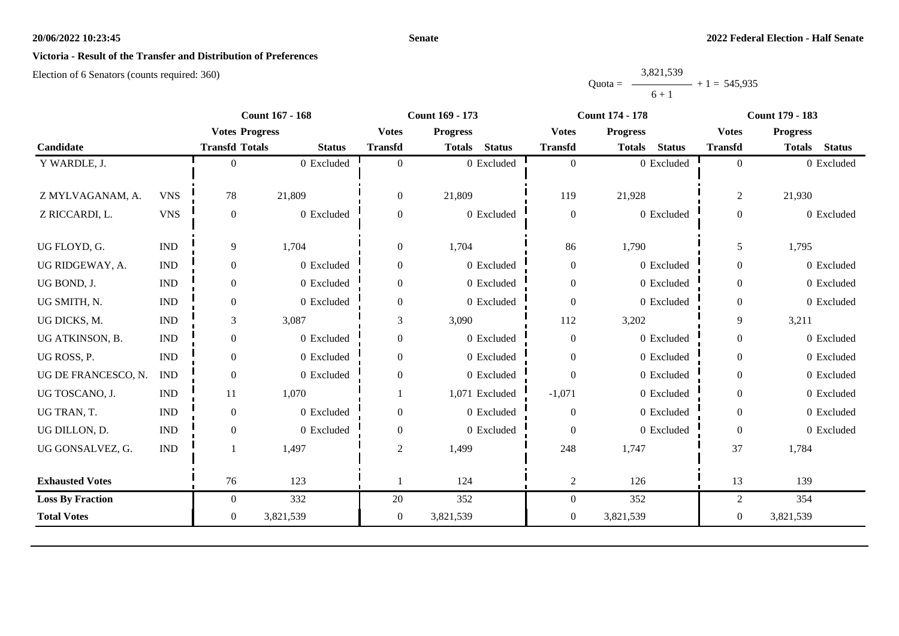**Victoria - Result of the Transfer and Distribution of Preferences**

Election of 6 Senators (counts required: 360)

$$\text{Quota} = \frac{3,821,539}{6+1} + 1 = 545,935$$

| Candidate | | Count 167 - 168 | | | Count 169 - 173 | | | Count 174 - 178 | | | Count 179 - 183 | | |
|---|---|---|---|---|---|---|---|---|---|---|---|---|---|
| | | Votes Transfd | Progress Totals | Status | Votes Transfd | Progress Totals | Status | Votes Transfd | Progress Totals | Status | Votes Transfd | Progress Totals | Status |
| Y WARDLE, J. | | 0 | 0 | Excluded | 0 | 0 | Excluded | 0 | 0 | Excluded | 0 | 0 | Excluded |
| Z MYLVAGANAM, A. | VNS | 78 | 21,809 | | 0 | 21,809 | | 119 | 21,928 | | 2 | 21,930 | |
| Z RICCARDI, L. | VNS | 0 | 0 | Excluded | 0 | 0 | Excluded | 0 | 0 | Excluded | 0 | 0 | Excluded |
| UG FLOYD, G. | IND | 9 | 1,704 | | 0 | 1,704 | | 86 | 1,790 | | 5 | 1,795 | |
| UG RIDGEWAY, A. | IND | 0 | 0 | Excluded | 0 | 0 | Excluded | 0 | 0 | Excluded | 0 | 0 | Excluded |
| UG BOND, J. | IND | 0 | 0 | Excluded | 0 | 0 | Excluded | 0 | 0 | Excluded | 0 | 0 | Excluded |
| UG SMITH, N. | IND | 0 | 0 | Excluded | 0 | 0 | Excluded | 0 | 0 | Excluded | 0 | 0 | Excluded |
| UG DICKS, M. | IND | 3 | 3,087 | | 3 | 3,090 | | 112 | 3,202 | | 9 | 3,211 | |
| UG ATKINSON, B. | IND | 0 | 0 | Excluded | 0 | 0 | Excluded | 0 | 0 | Excluded | 0 | 0 | Excluded |
| UG ROSS, P. | IND | 0 | 0 | Excluded | 0 | 0 | Excluded | 0 | 0 | Excluded | 0 | 0 | Excluded |
| UG DE FRANCESCO, N. | IND | 0 | 0 | Excluded | 0 | 0 | Excluded | 0 | 0 | Excluded | 0 | 0 | Excluded |
| UG TOSCANO, J. | IND | 11 | 1,070 | | 1 | 1,071 | Excluded | -1,071 | 0 | Excluded | 0 | 0 | Excluded |
| UG TRAN, T. | IND | 0 | 0 | Excluded | 0 | 0 | Excluded | 0 | 0 | Excluded | 0 | 0 | Excluded |
| UG DILLON, D. | IND | 0 | 0 | Excluded | 0 | 0 | Excluded | 0 | 0 | Excluded | 0 | 0 | Excluded |
| UG GONSALVEZ, G. | IND | 1 | 1,497 | | 2 | 1,499 | | 248 | 1,747 | | 37 | 1,784 | |
| **Exhausted Votes** | | 76 | 123 | | 1 | 124 | | 2 | 126 | | 13 | 139 | |
| **Loss By Fraction** | | 0 | 332 | | 20 | 352 | | 0 | 352 | | 2 | 354 | |
| **Total Votes** | | 0 | 3,821,539 | | 0 | 3,821,539 | | 0 | 3,821,539 | | 0 | 3,821,539 | |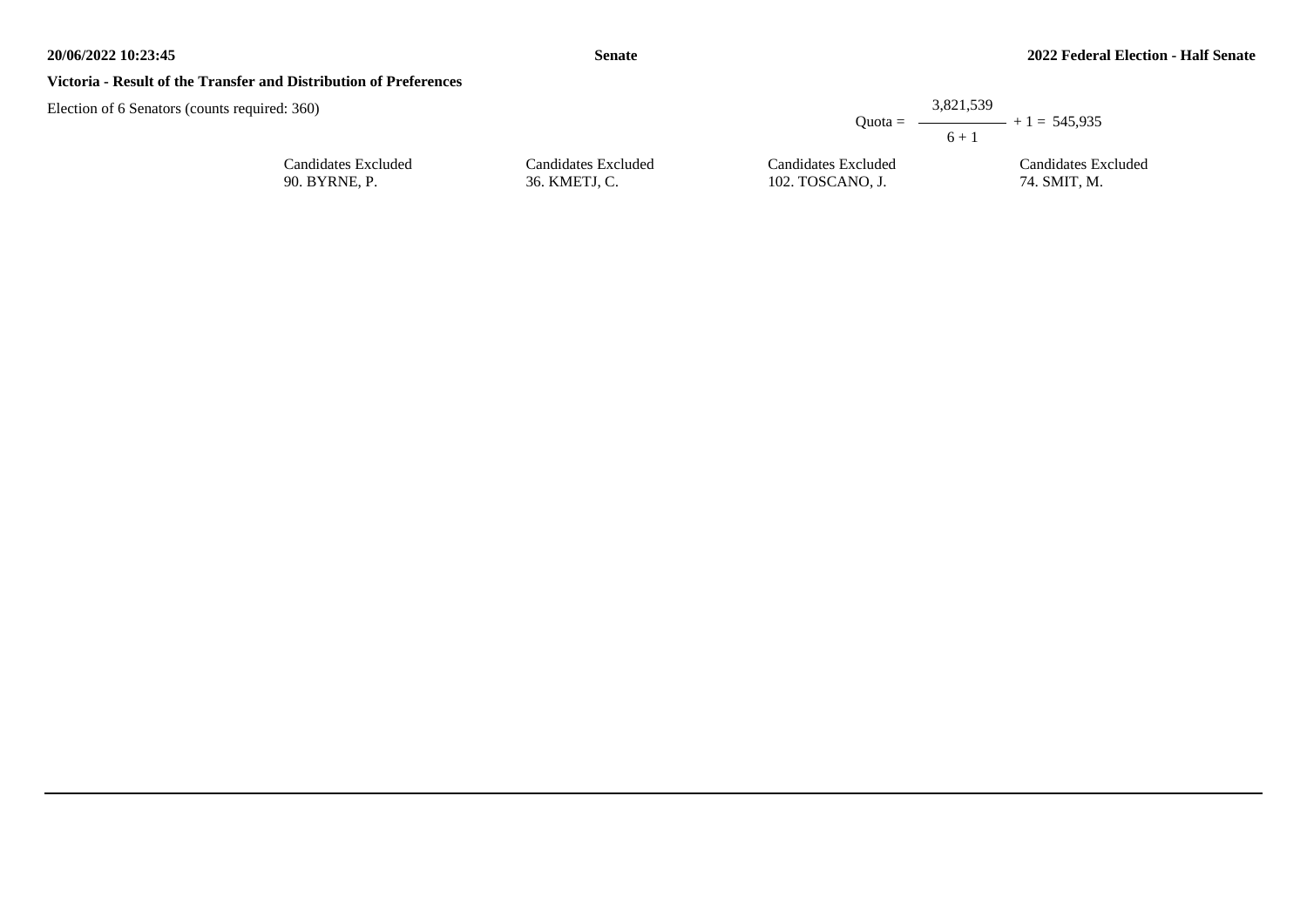**Victoria - Result of the Transfer and Distribution of Preferences**

Election of 6 Senators (counts required: 360)

$$\text{Quota} = \frac{3,821,539}{6 + 1} + 1 = 545,935$$

| Candidates Excluded | Candidates Excluded | Candidates Excluded | Candidates Excluded |
|---|---|---|---|
| 90. BYRNE, P. | 36. KMETJ, C. | 102. TOSCANO, J. | 74. SMIT, M. |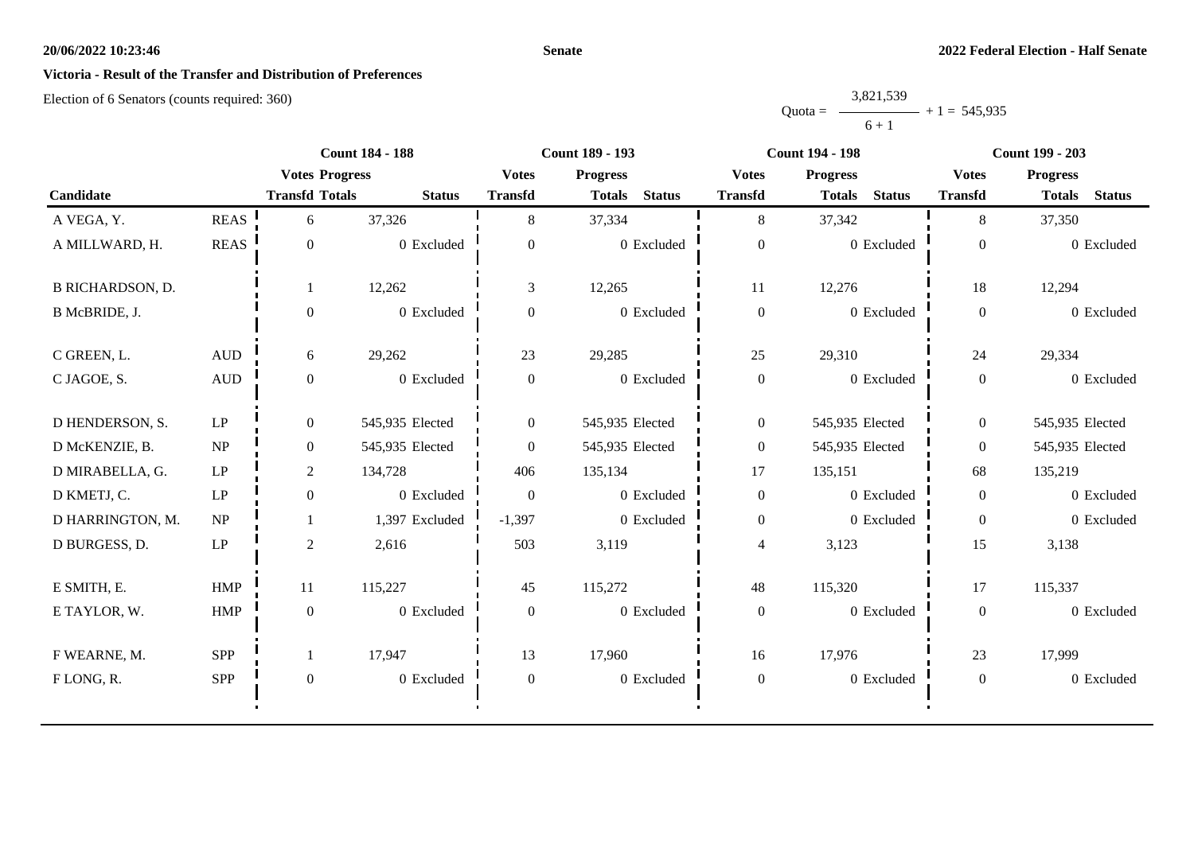**20/06/2022 10:23:46** **Senate** **2022 Federal Election - Half Senate**

## Victoria - Result of the Transfer and Distribution of Preferences

Election of 6 Senators (counts required: 360)

$$\text{Quota} = \frac{3,821,539}{6 + 1} + 1 = 545,935$$

| Candidate | | Count 184 - 188 | | | Count 189 - 193 | | | Count 194 - 198 | | | Count 199 - 203 | | |
|---|---|---|---|---|---|---|---|---|---|---|---|---|---|
| | | Votes Transfd | Progress Totals | Status | Votes Transfd | Progress Totals | Status | Votes Transfd | Progress Totals | Status | Votes Transfd | Progress Totals | Status |
| A VEGA, Y. | REAS | 6 | 37,326 | | 8 | 37,334 | | 8 | 37,342 | | 8 | 37,350 | |
| A MILLWARD, H. | REAS | 0 | 0 | Excluded | 0 | 0 | Excluded | 0 | 0 | Excluded | 0 | 0 | Excluded |
| B RICHARDSON, D. | | 1 | 12,262 | | 3 | 12,265 | | 11 | 12,276 | | 18 | 12,294 | |
| B McBRIDE, J. | | 0 | 0 | Excluded | 0 | 0 | Excluded | 0 | 0 | Excluded | 0 | 0 | Excluded |
| C GREEN, L. | AUD | 6 | 29,262 | | 23 | 29,285 | | 25 | 29,310 | | 24 | 29,334 | |
| C JAGOE, S. | AUD | 0 | 0 | Excluded | 0 | 0 | Excluded | 0 | 0 | Excluded | 0 | 0 | Excluded |
| D HENDERSON, S. | LP | 0 | 545,935 | Elected | 0 | 545,935 | Elected | 0 | 545,935 | Elected | 0 | 545,935 | Elected |
| D McKENZIE, B. | NP | 0 | 545,935 | Elected | 0 | 545,935 | Elected | 0 | 545,935 | Elected | 0 | 545,935 | Elected |
| D MIRABELLA, G. | LP | 2 | 134,728 | | 406 | 135,134 | | 17 | 135,151 | | 68 | 135,219 | |
| D KMETJ, C. | LP | 0 | 0 | Excluded | 0 | 0 | Excluded | 0 | 0 | Excluded | 0 | 0 | Excluded |
| D HARRINGTON, M. | NP | 1 | 1,397 | Excluded | -1,397 | 0 | Excluded | 0 | 0 | Excluded | 0 | 0 | Excluded |
| D BURGESS, D. | LP | 2 | 2,616 | | 503 | 3,119 | | 4 | 3,123 | | 15 | 3,138 | |
| E SMITH, E. | HMP | 11 | 115,227 | | 45 | 115,272 | | 48 | 115,320 | | 17 | 115,337 | |
| E TAYLOR, W. | HMP | 0 | 0 | Excluded | 0 | 0 | Excluded | 0 | 0 | Excluded | 0 | 0 | Excluded |
| F WEARNE, M. | SPP | 1 | 17,947 | | 13 | 17,960 | | 16 | 17,976 | | 23 | 17,999 | |
| F LONG, R. | SPP | 0 | 0 | Excluded | 0 | 0 | Excluded | 0 | 0 | Excluded | 0 | 0 | Excluded |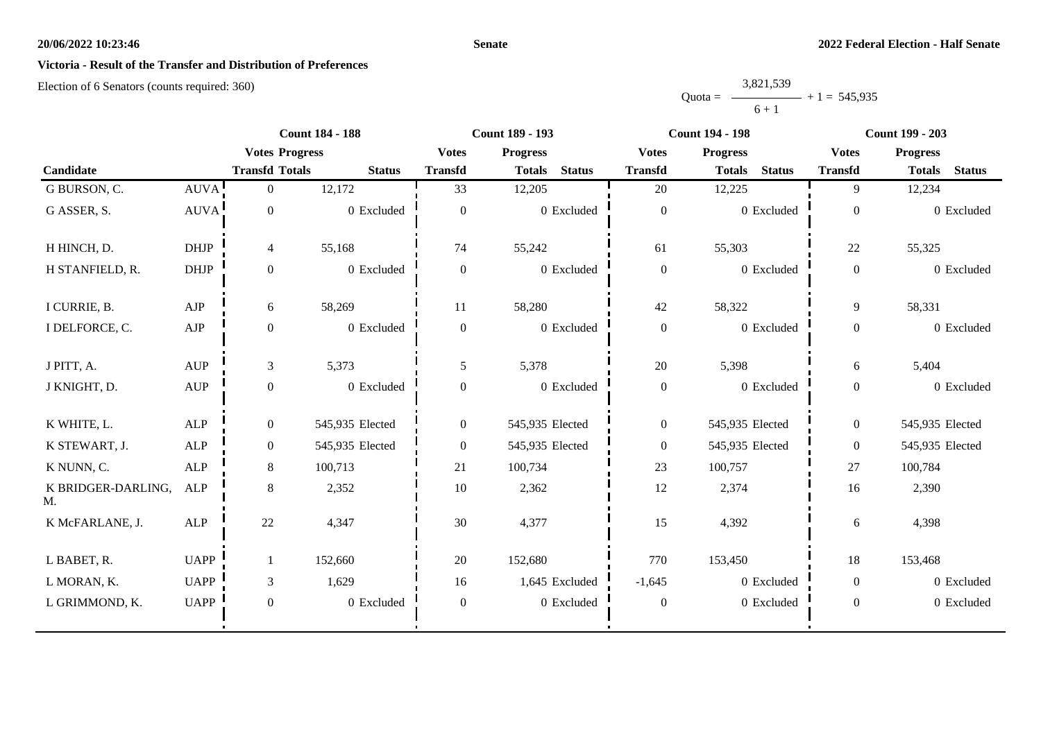**Senate**

**2022 Federal Election - Half Senate**

**Victoria - Result of the Transfer and Distribution of Preferences**

Election of 6 Senators (counts required: 360)

$$\text{Quota} = \frac{3,821,539}{6 + 1} + 1 = 545,935$$

| | | Count 184 - 188 | | | Count 189 - 193 | | | Count 194 - 198 | | | Count 199 - 203 | | |
|---|---|---|---|---|---|---|---|---|---|---|---|---|---|
| | | Votes | Progress | | Votes | Progress | | Votes | Progress | | Votes | Progress | |
| Candidate | | Transfd | Totals | Status | Transfd | Totals | Status | Transfd | Totals | Status | Transfd | Totals | Status |
| G BURSON, C. | AUVA | 0 | 12,172 | | 33 | 12,205 | | 20 | 12,225 | | 9 | 12,234 | |
| G ASSER, S. | AUVA | 0 | 0 | Excluded | 0 | 0 | Excluded | 0 | 0 | Excluded | 0 | 0 | Excluded |
| H HINCH, D. | DHJP | 4 | 55,168 | | 74 | 55,242 | | 61 | 55,303 | | 22 | 55,325 | |
| H STANFIELD, R. | DHJP | 0 | 0 | Excluded | 0 | 0 | Excluded | 0 | 0 | Excluded | 0 | 0 | Excluded |
| I CURRIE, B. | AJP | 6 | 58,269 | | 11 | 58,280 | | 42 | 58,322 | | 9 | 58,331 | |
| I DELFORCE, C. | AJP | 0 | 0 | Excluded | 0 | 0 | Excluded | 0 | 0 | Excluded | 0 | 0 | Excluded |
| J PITT, A. | AUP | 3 | 5,373 | | 5 | 5,378 | | 20 | 5,398 | | 6 | 5,404 | |
| J KNIGHT, D. | AUP | 0 | 0 | Excluded | 0 | 0 | Excluded | 0 | 0 | Excluded | 0 | 0 | Excluded |
| K WHITE, L. | ALP | 0 | 545,935 | Elected | 0 | 545,935 | Elected | 0 | 545,935 | Elected | 0 | 545,935 | Elected |
| K STEWART, J. | ALP | 0 | 545,935 | Elected | 0 | 545,935 | Elected | 0 | 545,935 | Elected | 0 | 545,935 | Elected |
| K NUNN, C. | ALP | 8 | 100,713 | | 21 | 100,734 | | 23 | 100,757 | | 27 | 100,784 | |
| K BRIDGER-DARLING, M. | ALP | 8 | 2,352 | | 10 | 2,362 | | 12 | 2,374 | | 16 | 2,390 | |
| K McFARLANE, J. | ALP | 22 | 4,347 | | 30 | 4,377 | | 15 | 4,392 | | 6 | 4,398 | |
| L BABET, R. | UAPP | 1 | 152,660 | | 20 | 152,680 | | 770 | 153,450 | | 18 | 153,468 | |
| L MORAN, K. | UAPP | 3 | 1,629 | | 16 | 1,645 | Excluded | -1,645 | 0 | Excluded | 0 | 0 | Excluded |
| L GRIMMOND, K. | UAPP | 0 | 0 | Excluded | 0 | 0 | Excluded | 0 | 0 | Excluded | 0 | 0 | Excluded |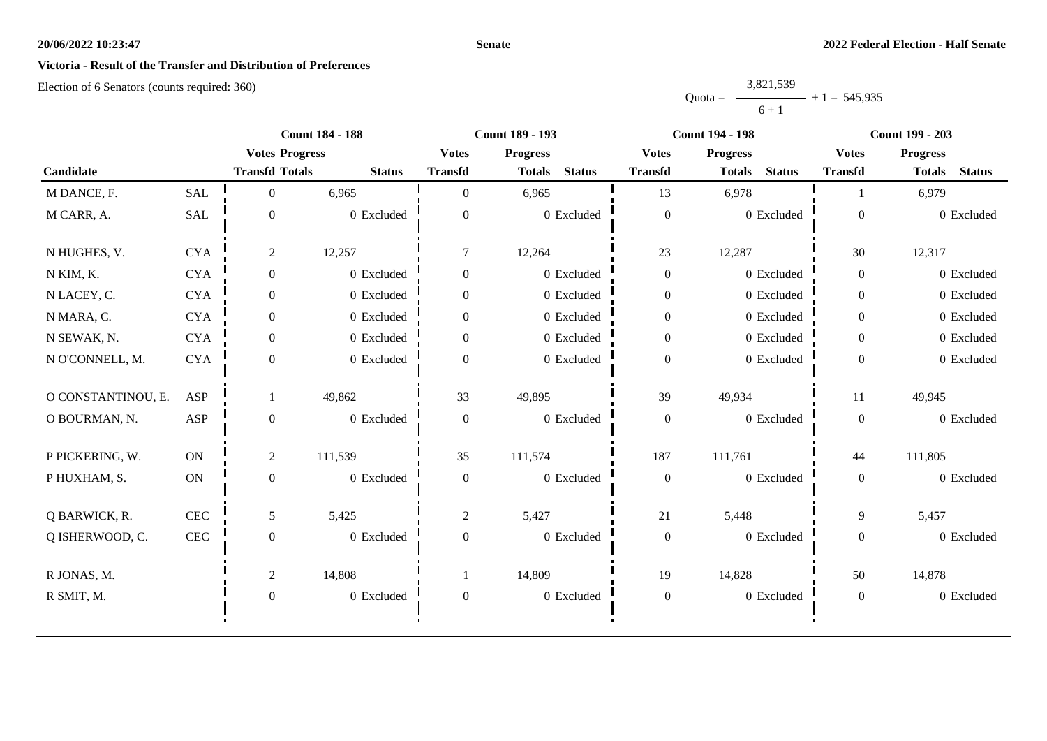**Victoria - Result of the Transfer and Distribution of Preferences**

Election of 6 Senators (counts required: 360)

$$\text{Quota} = \frac{3{,}821{,}539}{6 + 1} + 1 = 545{,}935$$

| Candidate | | Count 184 - 188 | | | Count 189 - 193 | | | Count 194 - 198 | | | Count 199 - 203 | | |
|---|---|---|---|---|---|---|---|---|---|---|---|---|---|
| | | Votes Transfd | Progress Totals | Status | Votes Transfd | Progress Totals | Status | Votes Transfd | Progress Totals | Status | Votes Transfd | Progress Totals | Status |
| M DANCE, F. | SAL | 0 | 6,965 | | 0 | 6,965 | | 13 | 6,978 | | 1 | 6,979 | |
| M CARR, A. | SAL | 0 | 0 | Excluded | 0 | 0 | Excluded | 0 | 0 | Excluded | 0 | 0 | Excluded |
| N HUGHES, V. | CYA | 2 | 12,257 | | 7 | 12,264 | | 23 | 12,287 | | 30 | 12,317 | |
| N KIM, K. | CYA | 0 | 0 | Excluded | 0 | 0 | Excluded | 0 | 0 | Excluded | 0 | 0 | Excluded |
| N LACEY, C. | CYA | 0 | 0 | Excluded | 0 | 0 | Excluded | 0 | 0 | Excluded | 0 | 0 | Excluded |
| N MARA, C. | CYA | 0 | 0 | Excluded | 0 | 0 | Excluded | 0 | 0 | Excluded | 0 | 0 | Excluded |
| N SEWAK, N. | CYA | 0 | 0 | Excluded | 0 | 0 | Excluded | 0 | 0 | Excluded | 0 | 0 | Excluded |
| N O'CONNELL, M. | CYA | 0 | 0 | Excluded | 0 | 0 | Excluded | 0 | 0 | Excluded | 0 | 0 | Excluded |
| O CONSTANTINOU, E. | ASP | 1 | 49,862 | | 33 | 49,895 | | 39 | 49,934 | | 11 | 49,945 | |
| O BOURMAN, N. | ASP | 0 | 0 | Excluded | 0 | 0 | Excluded | 0 | 0 | Excluded | 0 | 0 | Excluded |
| P PICKERING, W. | ON | 2 | 111,539 | | 35 | 111,574 | | 187 | 111,761 | | 44 | 111,805 | |
| P HUXHAM, S. | ON | 0 | 0 | Excluded | 0 | 0 | Excluded | 0 | 0 | Excluded | 0 | 0 | Excluded |
| Q BARWICK, R. | CEC | 5 | 5,425 | | 2 | 5,427 | | 21 | 5,448 | | 9 | 5,457 | |
| Q ISHERWOOD, C. | CEC | 0 | 0 | Excluded | 0 | 0 | Excluded | 0 | 0 | Excluded | 0 | 0 | Excluded |
| R JONAS, M. | | 2 | 14,808 | | 1 | 14,809 | | 19 | 14,828 | | 50 | 14,878 | |
| R SMIT, M. | | 0 | 0 | Excluded | 0 | 0 | Excluded | 0 | 0 | Excluded | 0 | 0 | Excluded |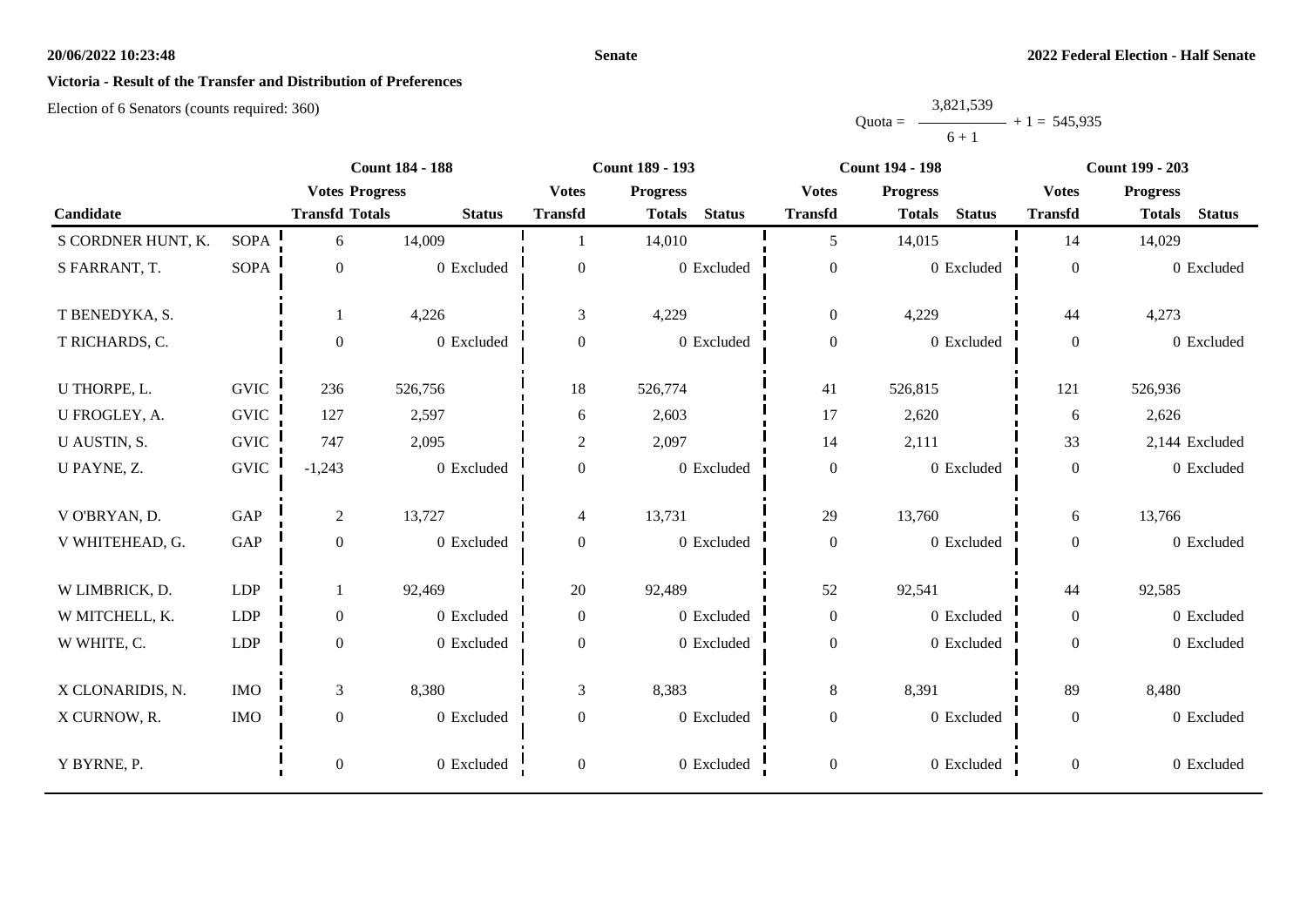**Senate**

**2022 Federal Election - Half Senate**

**Victoria - Result of the Transfer and Distribution of Preferences**

Election of 6 Senators (counts required: 360)

$$\text{Quota} = \frac{3,821,539}{6 + 1} + 1 = 545,935$$

| Candidate | | Count 184 - 188 | | | Count 189 - 193 | | | Count 194 - 198 | | | Count 199 - 203 | | |
|---|---|---|---|---|---|---|---|---|---|---|---|---|---|
| | | Votes Transfd | Progress Totals | Status | Votes Transfd | Progress Totals | Status | Votes Transfd | Progress Totals | Status | Votes Transfd | Progress Totals | Status |
| S CORDNER HUNT, K. | SOPA | 6 | 14,009 | | 1 | 14,010 | | 5 | 14,015 | | 14 | 14,029 | |
| S FARRANT, T. | SOPA | 0 | 0 | Excluded | 0 | 0 | Excluded | 0 | 0 | Excluded | 0 | 0 | Excluded |
| T BENEDYKA, S. | | 1 | 4,226 | | 3 | 4,229 | | 0 | 4,229 | | 44 | 4,273 | |
| T RICHARDS, C. | | 0 | 0 | Excluded | 0 | 0 | Excluded | 0 | 0 | Excluded | 0 | 0 | Excluded |
| U THORPE, L. | GVIC | 236 | 526,756 | | 18 | 526,774 | | 41 | 526,815 | | 121 | 526,936 | |
| U FROGLEY, A. | GVIC | 127 | 2,597 | | 6 | 2,603 | | 17 | 2,620 | | 6 | 2,626 | |
| U AUSTIN, S. | GVIC | 747 | 2,095 | | 2 | 2,097 | | 14 | 2,111 | | 33 | 2,144 | Excluded |
| U PAYNE, Z. | GVIC | -1,243 | 0 | Excluded | 0 | 0 | Excluded | 0 | 0 | Excluded | 0 | 0 | Excluded |
| V O'BRYAN, D. | GAP | 2 | 13,727 | | 4 | 13,731 | | 29 | 13,760 | | 6 | 13,766 | |
| V WHITEHEAD, G. | GAP | 0 | 0 | Excluded | 0 | 0 | Excluded | 0 | 0 | Excluded | 0 | 0 | Excluded |
| W LIMBRICK, D. | LDP | 1 | 92,469 | | 20 | 92,489 | | 52 | 92,541 | | 44 | 92,585 | |
| W MITCHELL, K. | LDP | 0 | 0 | Excluded | 0 | 0 | Excluded | 0 | 0 | Excluded | 0 | 0 | Excluded |
| W WHITE, C. | LDP | 0 | 0 | Excluded | 0 | 0 | Excluded | 0 | 0 | Excluded | 0 | 0 | Excluded |
| X CLONARIDIS, N. | IMO | 3 | 8,380 | | 3 | 8,383 | | 8 | 8,391 | | 89 | 8,480 | |
| X CURNOW, R. | IMO | 0 | 0 | Excluded | 0 | 0 | Excluded | 0 | 0 | Excluded | 0 | 0 | Excluded |
| Y BYRNE, P. | | 0 | 0 | Excluded | 0 | 0 | Excluded | 0 | 0 | Excluded | 0 | 0 | Excluded |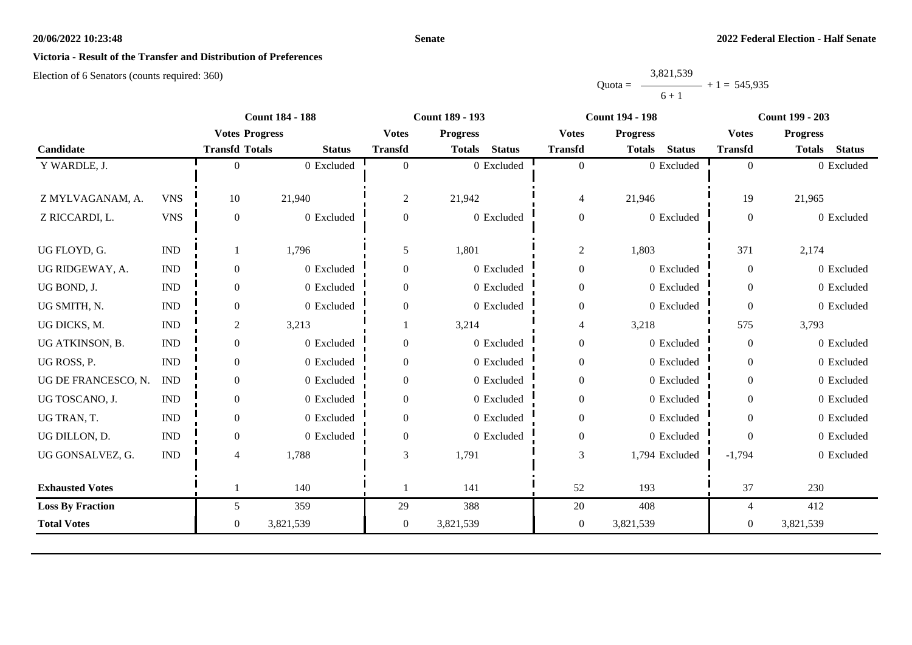**Victoria - Result of the Transfer and Distribution of Preferences**

Election of 6 Senators (counts required: 360)

$$\text{Quota} = \frac{3{,}821{,}539}{6 + 1} + 1 = 545{,}935$$

| Candidate | | Count 184 - 188 | | | Count 189 - 193 | | | Count 194 - 198 | | | Count 199 - 203 | | |
|---|---|---|---|---|---|---|---|---|---|---|---|---|---|
| | | Votes Transfd | Progress Totals | Status | Votes Transfd | Progress Totals | Status | Votes Transfd | Progress Totals | Status | Votes Transfd | Progress Totals | Status |
| Y WARDLE, J. | | 0 | 0 | Excluded | 0 | 0 | Excluded | 0 | 0 | Excluded | 0 | 0 | Excluded |
| Z MYLVAGANAM, A. | VNS | 10 | 21,940 | | 2 | 21,942 | | 4 | 21,946 | | 19 | 21,965 | |
| Z RICCARDI, L. | VNS | 0 | 0 | Excluded | 0 | 0 | Excluded | 0 | 0 | Excluded | 0 | 0 | Excluded |
| UG FLOYD, G. | IND | 1 | 1,796 | | 5 | 1,801 | | 2 | 1,803 | | 371 | 2,174 | |
| UG RIDGEWAY, A. | IND | 0 | 0 | Excluded | 0 | 0 | Excluded | 0 | 0 | Excluded | 0 | 0 | Excluded |
| UG BOND, J. | IND | 0 | 0 | Excluded | 0 | 0 | Excluded | 0 | 0 | Excluded | 0 | 0 | Excluded |
| UG SMITH, N. | IND | 0 | 0 | Excluded | 0 | 0 | Excluded | 0 | 0 | Excluded | 0 | 0 | Excluded |
| UG DICKS, M. | IND | 2 | 3,213 | | 1 | 3,214 | | 4 | 3,218 | | 575 | 3,793 | |
| UG ATKINSON, B. | IND | 0 | 0 | Excluded | 0 | 0 | Excluded | 0 | 0 | Excluded | 0 | 0 | Excluded |
| UG ROSS, P. | IND | 0 | 0 | Excluded | 0 | 0 | Excluded | 0 | 0 | Excluded | 0 | 0 | Excluded |
| UG DE FRANCESCO, N. | IND | 0 | 0 | Excluded | 0 | 0 | Excluded | 0 | 0 | Excluded | 0 | 0 | Excluded |
| UG TOSCANO, J. | IND | 0 | 0 | Excluded | 0 | 0 | Excluded | 0 | 0 | Excluded | 0 | 0 | Excluded |
| UG TRAN, T. | IND | 0 | 0 | Excluded | 0 | 0 | Excluded | 0 | 0 | Excluded | 0 | 0 | Excluded |
| UG DILLON, D. | IND | 0 | 0 | Excluded | 0 | 0 | Excluded | 0 | 0 | Excluded | 0 | 0 | Excluded |
| UG GONSALVEZ, G. | IND | 4 | 1,788 | | 3 | 1,791 | | 3 | 1,794 | Excluded | -1,794 | 0 | Excluded |
| **Exhausted Votes** | | 1 | 140 | | 1 | 141 | | 52 | 193 | | 37 | 230 | |
| **Loss By Fraction** | | 5 | 359 | | 29 | 388 | | 20 | 408 | | 4 | 412 | |
| **Total Votes** | | 0 | 3,821,539 | | 0 | 3,821,539 | | 0 | 3,821,539 | | 0 | 3,821,539 | |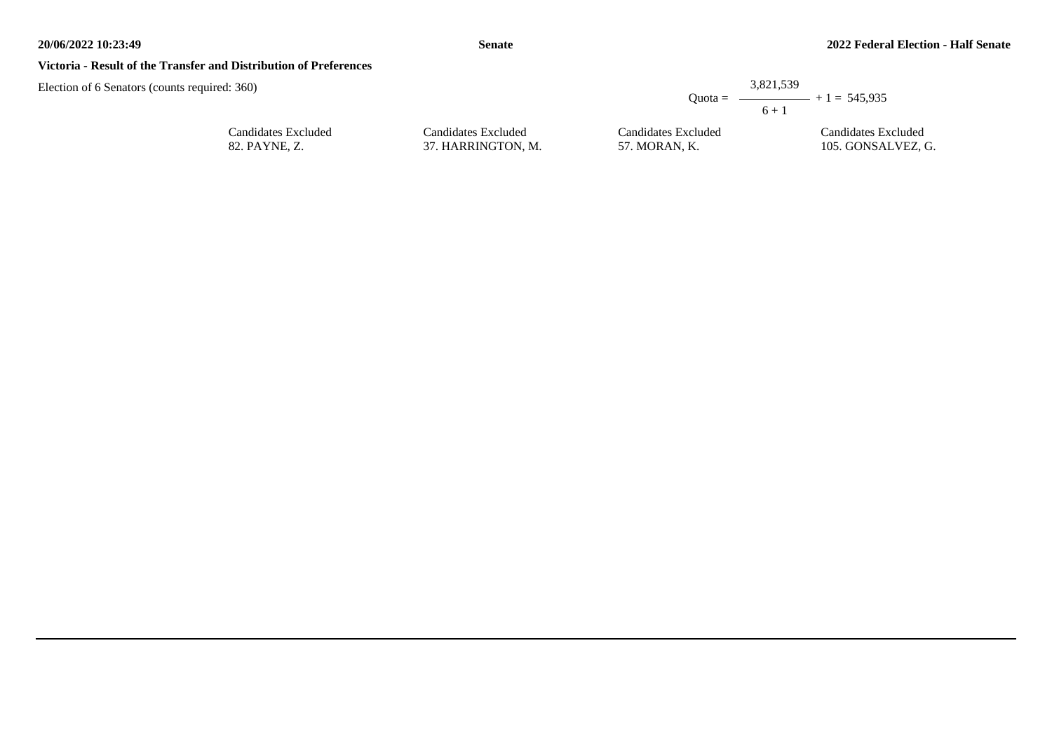**Victoria - Result of the Transfer and Distribution of Preferences**

Election of 6 Senators (counts required: 360)

$$\text{Quota} = \frac{3{,}821{,}539}{6 + 1} + 1 = 545{,}935$$

| Candidates Excluded | Candidates Excluded | Candidates Excluded | Candidates Excluded |
|---|---|---|---|
| 82. PAYNE, Z. | 37. HARRINGTON, M. | 57. MORAN, K. | 105. GONSALVEZ, G. |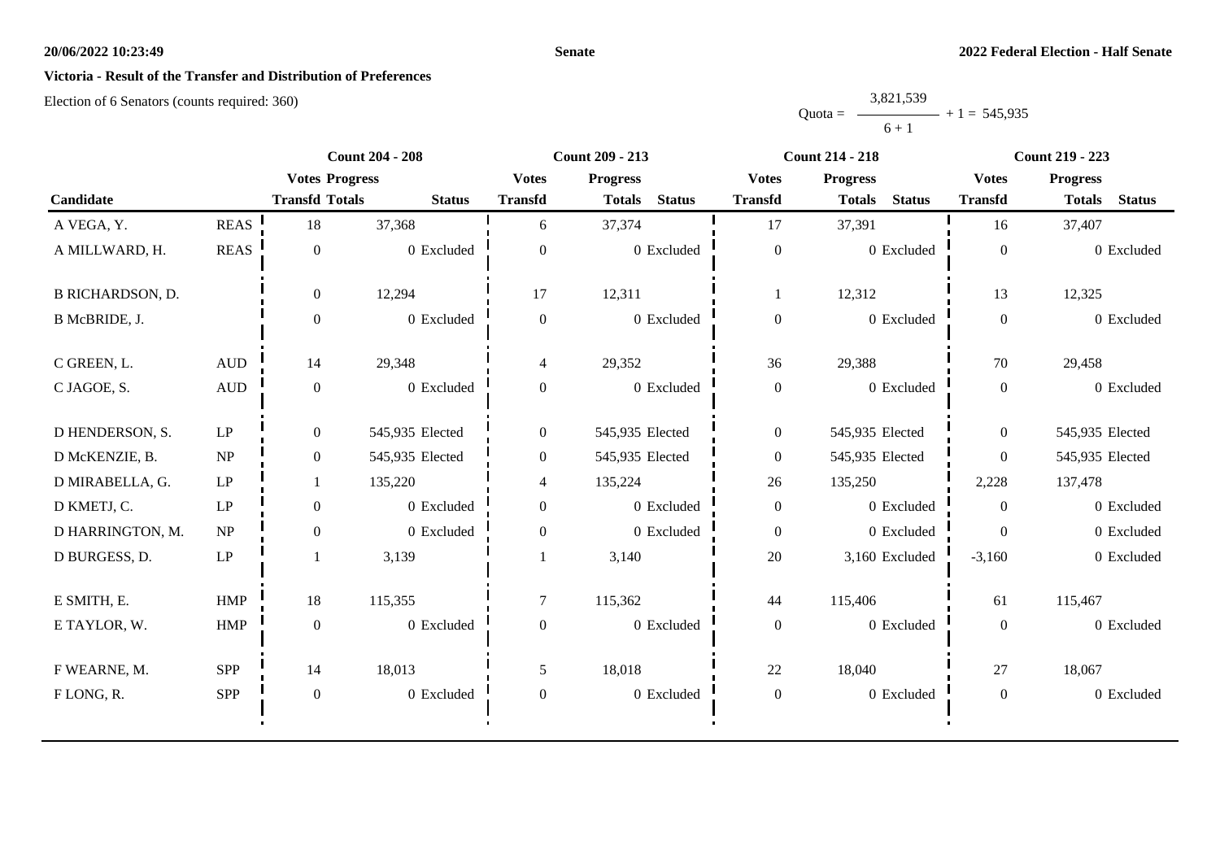# Victoria - Result of the Transfer and Distribution of Preferences

Election of 6 Senators (counts required: 360)

$$\text{Quota} = \frac{3,821,539}{6+1} + 1 = 545,935$$

| Candidate | | Count 204 - 208 | | | Count 209 - 213 | | | Count 214 - 218 | | | Count 219 - 223 | | |
|---|---|---|---|---|---|---|---|---|---|---|---|---|---|
| | | Votes Transfd | Progress Totals | Status | Votes Transfd | Progress Totals | Status | Votes Transfd | Progress Totals | Status | Votes Transfd | Progress Totals | Status |
| A VEGA, Y. | REAS | 18 | 37,368 | | 6 | 37,374 | | 17 | 37,391 | | 16 | 37,407 | |
| A MILLWARD, H. | REAS | 0 | 0 | Excluded | 0 | 0 | Excluded | 0 | 0 | Excluded | 0 | 0 | Excluded |
| B RICHARDSON, D. | | 0 | 12,294 | | 17 | 12,311 | | 1 | 12,312 | | 13 | 12,325 | |
| B McBRIDE, J. | | 0 | 0 | Excluded | 0 | 0 | Excluded | 0 | 0 | Excluded | 0 | 0 | Excluded |
| C GREEN, L. | AUD | 14 | 29,348 | | 4 | 29,352 | | 36 | 29,388 | | 70 | 29,458 | |
| C JAGOE, S. | AUD | 0 | 0 | Excluded | 0 | 0 | Excluded | 0 | 0 | Excluded | 0 | 0 | Excluded |
| D HENDERSON, S. | LP | 0 | 545,935 | Elected | 0 | 545,935 | Elected | 0 | 545,935 | Elected | 0 | 545,935 | Elected |
| D McKENZIE, B. | NP | 0 | 545,935 | Elected | 0 | 545,935 | Elected | 0 | 545,935 | Elected | 0 | 545,935 | Elected |
| D MIRABELLA, G. | LP | 1 | 135,220 | | 4 | 135,224 | | 26 | 135,250 | | 2,228 | 137,478 | |
| D KMETJ, C. | LP | 0 | 0 | Excluded | 0 | 0 | Excluded | 0 | 0 | Excluded | 0 | 0 | Excluded |
| D HARRINGTON, M. | NP | 0 | 0 | Excluded | 0 | 0 | Excluded | 0 | 0 | Excluded | 0 | 0 | Excluded |
| D BURGESS, D. | LP | 1 | 3,139 | | 1 | 3,140 | | 20 | 3,160 | Excluded | -3,160 | 0 | Excluded |
| E SMITH, E. | HMP | 18 | 115,355 | | 7 | 115,362 | | 44 | 115,406 | | 61 | 115,467 | |
| E TAYLOR, W. | HMP | 0 | 0 | Excluded | 0 | 0 | Excluded | 0 | 0 | Excluded | 0 | 0 | Excluded |
| F WEARNE, M. | SPP | 14 | 18,013 | | 5 | 18,018 | | 22 | 18,040 | | 27 | 18,067 | |
| F LONG, R. | SPP | 0 | 0 | Excluded | 0 | 0 | Excluded | 0 | 0 | Excluded | 0 | 0 | Excluded |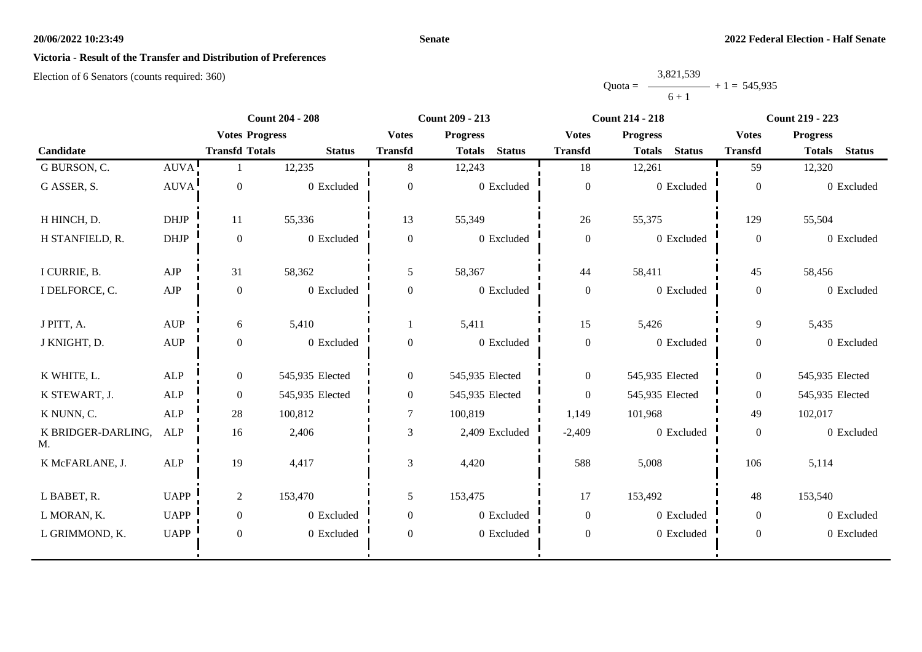## Victoria - Result of the Transfer and Distribution of Preferences

Election of 6 Senators (counts required: 360)

$$\text{Quota} = \frac{3,821,539}{6 + 1} + 1 = 545,935$$

| Candidate | | Count 204 - 208 | | | Count 209 - 213 | | | Count 214 - 218 | | | Count 219 - 223 | | |
|---|---|---|---|---|---|---|---|---|---|---|---|---|---|
| | | Votes Transfd | Progress Totals | Status | Votes Transfd | Progress Totals | Status | Votes Transfd | Progress Totals | Status | Votes Transfd | Progress Totals | Status |
| G BURSON, C. | AUVA | 1 | 12,235 | | 8 | 12,243 | | 18 | 12,261 | | 59 | 12,320 | |
| G ASSER, S. | AUVA | 0 | 0 | Excluded | 0 | 0 | Excluded | 0 | 0 | Excluded | 0 | 0 | Excluded |
| H HINCH, D. | DHJP | 11 | 55,336 | | 13 | 55,349 | | 26 | 55,375 | | 129 | 55,504 | |
| H STANFIELD, R. | DHJP | 0 | 0 | Excluded | 0 | 0 | Excluded | 0 | 0 | Excluded | 0 | 0 | Excluded |
| I CURRIE, B. | AJP | 31 | 58,362 | | 5 | 58,367 | | 44 | 58,411 | | 45 | 58,456 | |
| I DELFORCE, C. | AJP | 0 | 0 | Excluded | 0 | 0 | Excluded | 0 | 0 | Excluded | 0 | 0 | Excluded |
| J PITT, A. | AUP | 6 | 5,410 | | 1 | 5,411 | | 15 | 5,426 | | 9 | 5,435 | |
| J KNIGHT, D. | AUP | 0 | 0 | Excluded | 0 | 0 | Excluded | 0 | 0 | Excluded | 0 | 0 | Excluded |
| K WHITE, L. | ALP | 0 | 545,935 | Elected | 0 | 545,935 | Elected | 0 | 545,935 | Elected | 0 | 545,935 | Elected |
| K STEWART, J. | ALP | 0 | 545,935 | Elected | 0 | 545,935 | Elected | 0 | 545,935 | Elected | 0 | 545,935 | Elected |
| K NUNN, C. | ALP | 28 | 100,812 | | 7 | 100,819 | | 1,149 | 101,968 | | 49 | 102,017 | |
| K BRIDGER-DARLING, M. | ALP | 16 | 2,406 | | 3 | 2,409 | Excluded | -2,409 | 0 | Excluded | 0 | 0 | Excluded |
| K McFARLANE, J. | ALP | 19 | 4,417 | | 3 | 4,420 | | 588 | 5,008 | | 106 | 5,114 | |
| L BABET, R. | UAPP | 2 | 153,470 | | 5 | 153,475 | | 17 | 153,492 | | 48 | 153,540 | |
| L MORAN, K. | UAPP | 0 | 0 | Excluded | 0 | 0 | Excluded | 0 | 0 | Excluded | 0 | 0 | Excluded |
| L GRIMMOND, K. | UAPP | 0 | 0 | Excluded | 0 | 0 | Excluded | 0 | 0 | Excluded | 0 | 0 | Excluded |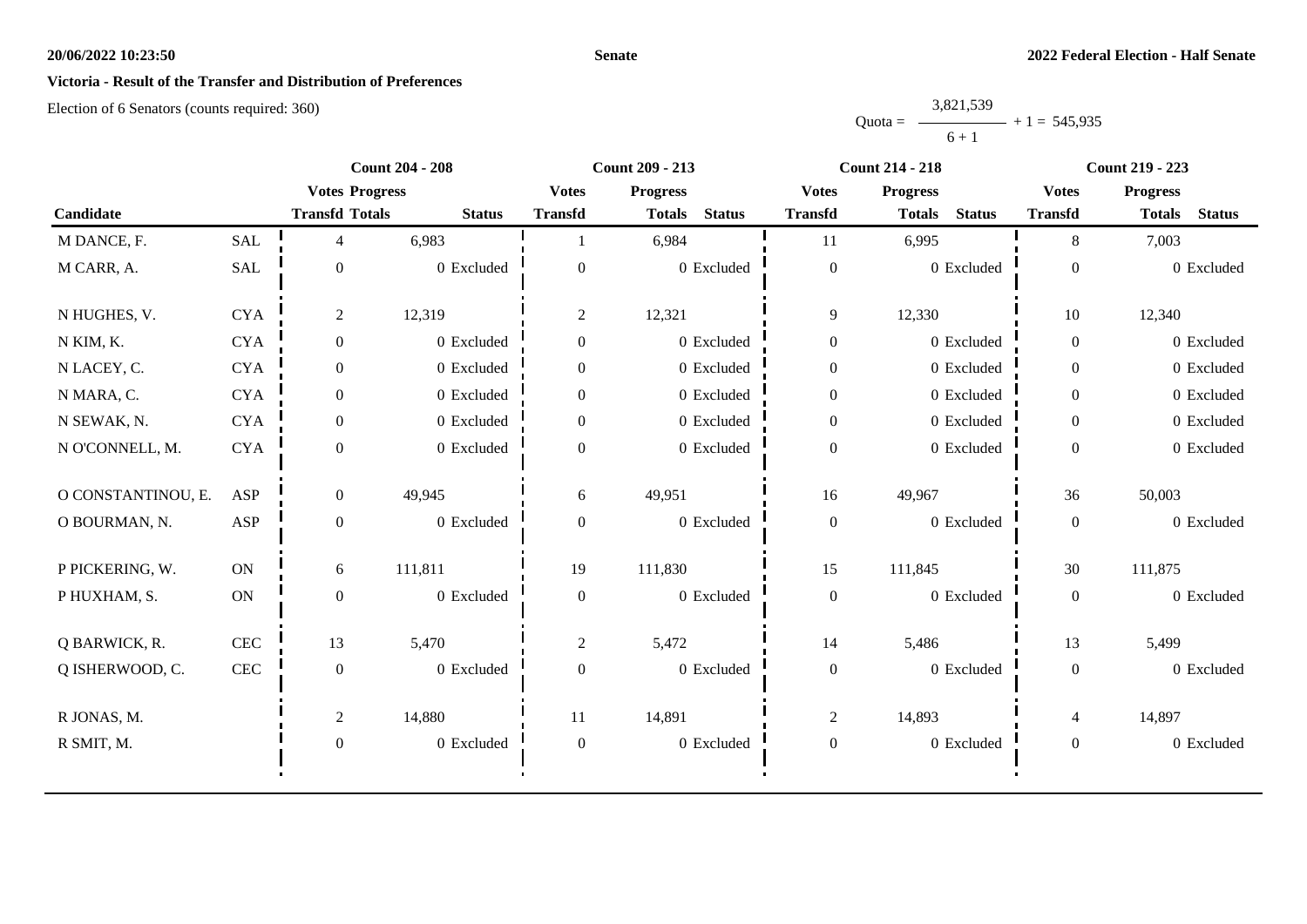**Victoria - Result of the Transfer and Distribution of Preferences**

Election of 6 Senators (counts required: 360)

$$\text{Quota} = \frac{3,821,539}{6 + 1} + 1 = 545,935$$

| Candidate | | Count 204 - 208 | | | Count 209 - 213 | | | Count 214 - 218 | | | Count 219 - 223 | | |
|---|---|---|---|---|---|---|---|---|---|---|---|---|---|
| | | Votes Transfd | Progress Totals | Status | Votes Transfd | Progress Totals | Status | Votes Transfd | Progress Totals | Status | Votes Transfd | Progress Totals | Status |
| M DANCE, F. | SAL | 4 | 6,983 | | 1 | 6,984 | | 11 | 6,995 | | 8 | 7,003 | |
| M CARR, A. | SAL | 0 | 0 | Excluded | 0 | 0 | Excluded | 0 | 0 | Excluded | 0 | 0 | Excluded |
| N HUGHES, V. | CYA | 2 | 12,319 | | 2 | 12,321 | | 9 | 12,330 | | 10 | 12,340 | |
| N KIM, K. | CYA | 0 | 0 | Excluded | 0 | 0 | Excluded | 0 | 0 | Excluded | 0 | 0 | Excluded |
| N LACEY, C. | CYA | 0 | 0 | Excluded | 0 | 0 | Excluded | 0 | 0 | Excluded | 0 | 0 | Excluded |
| N MARA, C. | CYA | 0 | 0 | Excluded | 0 | 0 | Excluded | 0 | 0 | Excluded | 0 | 0 | Excluded |
| N SEWAK, N. | CYA | 0 | 0 | Excluded | 0 | 0 | Excluded | 0 | 0 | Excluded | 0 | 0 | Excluded |
| N O'CONNELL, M. | CYA | 0 | 0 | Excluded | 0 | 0 | Excluded | 0 | 0 | Excluded | 0 | 0 | Excluded |
| O CONSTANTINOU, E. | ASP | 0 | 49,945 | | 6 | 49,951 | | 16 | 49,967 | | 36 | 50,003 | |
| O BOURMAN, N. | ASP | 0 | 0 | Excluded | 0 | 0 | Excluded | 0 | 0 | Excluded | 0 | 0 | Excluded |
| P PICKERING, W. | ON | 6 | 111,811 | | 19 | 111,830 | | 15 | 111,845 | | 30 | 111,875 | |
| P HUXHAM, S. | ON | 0 | 0 | Excluded | 0 | 0 | Excluded | 0 | 0 | Excluded | 0 | 0 | Excluded |
| Q BARWICK, R. | CEC | 13 | 5,470 | | 2 | 5,472 | | 14 | 5,486 | | 13 | 5,499 | |
| Q ISHERWOOD, C. | CEC | 0 | 0 | Excluded | 0 | 0 | Excluded | 0 | 0 | Excluded | 0 | 0 | Excluded |
| R JONAS, M. | | 2 | 14,880 | | 11 | 14,891 | | 2 | 14,893 | | 4 | 14,897 | |
| R SMIT, M. | | 0 | 0 | Excluded | 0 | 0 | Excluded | 0 | 0 | Excluded | 0 | 0 | Excluded |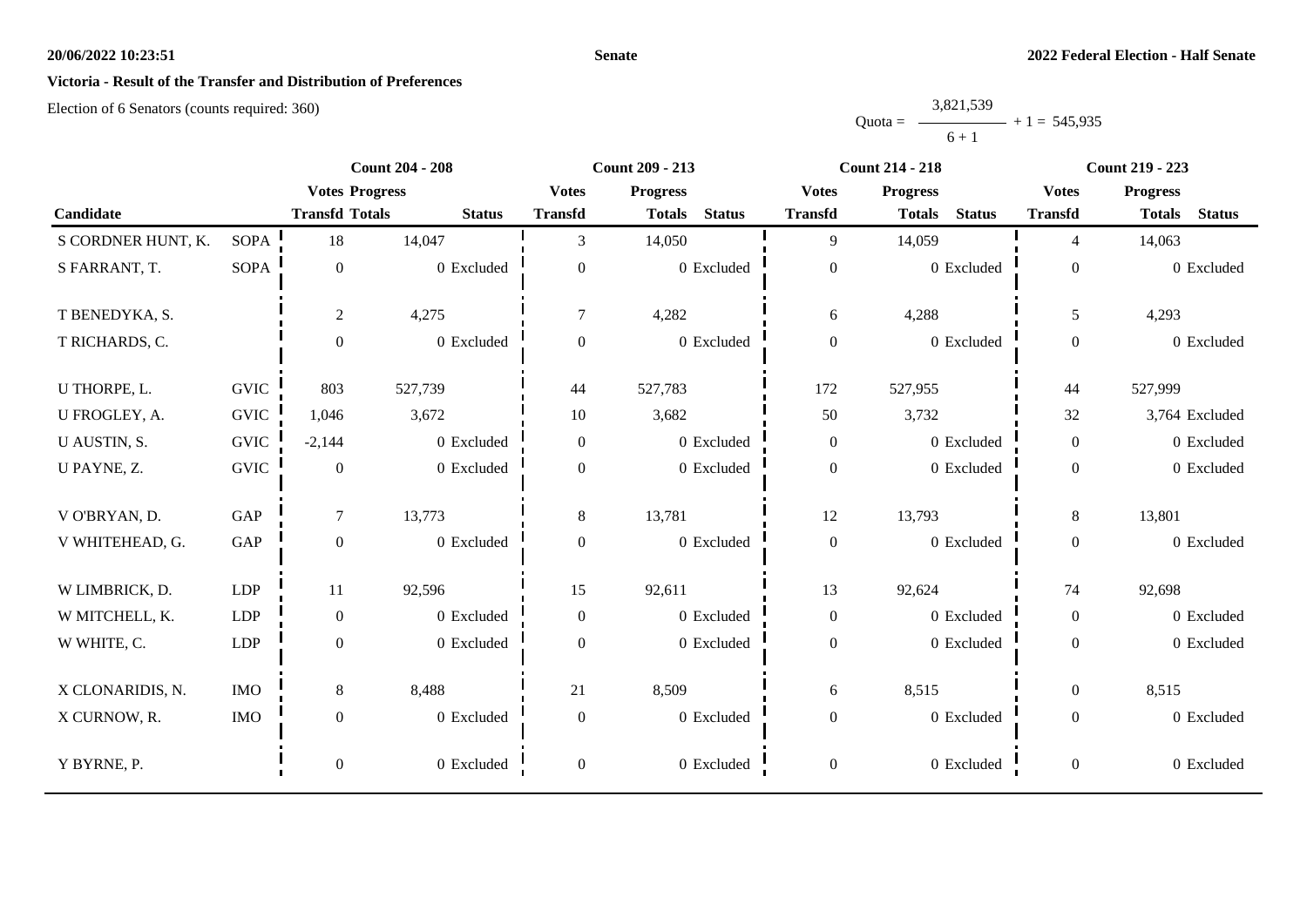**20/06/2022 10:23:51** — **Senate** — **2022 Federal Election - Half Senate**

## Victoria - Result of the Transfer and Distribution of Preferences

Election of 6 Senators (counts required: 360)

$$\text{Quota} = \frac{3{,}821{,}539}{6+1} + 1 = 545{,}935$$

| Candidate | | Count 204 - 208 | | | Count 209 - 213 | | | Count 214 - 218 | | | Count 219 - 223 | | |
|---|---|---|---|---|---|---|---|---|---|---|---|---|---|
| | | Votes Transfd | Progress Totals | Status | Votes Transfd | Progress Totals | Status | Votes Transfd | Progress Totals | Status | Votes Transfd | Progress Totals | Status |
| S CORDNER HUNT, K. | SOPA | 18 | 14,047 | | 3 | 14,050 | | 9 | 14,059 | | 4 | 14,063 | |
| S FARRANT, T. | SOPA | 0 | 0 | Excluded | 0 | 0 | Excluded | 0 | 0 | Excluded | 0 | 0 | Excluded |
| T BENEDYKA, S. | | 2 | 4,275 | | 7 | 4,282 | | 6 | 4,288 | | 5 | 4,293 | |
| T RICHARDS, C. | | 0 | 0 | Excluded | 0 | 0 | Excluded | 0 | 0 | Excluded | 0 | 0 | Excluded |
| U THORPE, L. | GVIC | 803 | 527,739 | | 44 | 527,783 | | 172 | 527,955 | | 44 | 527,999 | |
| U FROGLEY, A. | GVIC | 1,046 | 3,672 | | 10 | 3,682 | | 50 | 3,732 | | 32 | 3,764 | Excluded |
| U AUSTIN, S. | GVIC | -2,144 | 0 | Excluded | 0 | 0 | Excluded | 0 | 0 | Excluded | 0 | 0 | Excluded |
| U PAYNE, Z. | GVIC | 0 | 0 | Excluded | 0 | 0 | Excluded | 0 | 0 | Excluded | 0 | 0 | Excluded |
| V O'BRYAN, D. | GAP | 7 | 13,773 | | 8 | 13,781 | | 12 | 13,793 | | 8 | 13,801 | |
| V WHITEHEAD, G. | GAP | 0 | 0 | Excluded | 0 | 0 | Excluded | 0 | 0 | Excluded | 0 | 0 | Excluded |
| W LIMBRICK, D. | LDP | 11 | 92,596 | | 15 | 92,611 | | 13 | 92,624 | | 74 | 92,698 | |
| W MITCHELL, K. | LDP | 0 | 0 | Excluded | 0 | 0 | Excluded | 0 | 0 | Excluded | 0 | 0 | Excluded |
| W WHITE, C. | LDP | 0 | 0 | Excluded | 0 | 0 | Excluded | 0 | 0 | Excluded | 0 | 0 | Excluded |
| X CLONARIDIS, N. | IMO | 8 | 8,488 | | 21 | 8,509 | | 6 | 8,515 | | 0 | 8,515 | |
| X CURNOW, R. | IMO | 0 | 0 | Excluded | 0 | 0 | Excluded | 0 | 0 | Excluded | 0 | 0 | Excluded |
| Y BYRNE, P. | | 0 | 0 | Excluded | 0 | 0 | Excluded | 0 | 0 | Excluded | 0 | 0 | Excluded |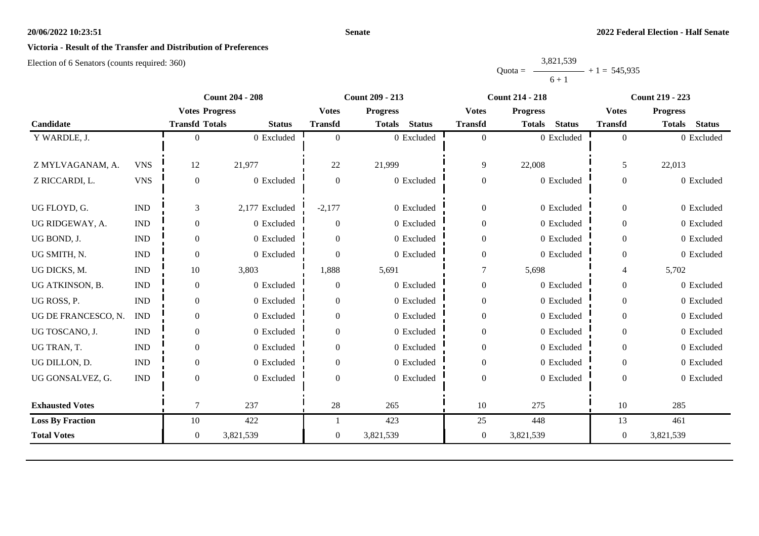**20/06/2022 10:23:51** **Senate** **2022 Federal Election - Half Senate**

## Victoria - Result of the Transfer and Distribution of Preferences

Election of 6 Senators (counts required: 360)

$$\text{Quota} = \frac{3,821,539}{6 + 1} + 1 = 545,935$$

| Candidate | | Count 204 - 208 | | | Count 209 - 213 | | | Count 214 - 218 | | | Count 219 - 223 | | |
|---|---|---|---|---|---|---|---|---|---|---|---|---|---|
| | | Votes Transfd | Progress Totals | Status | Votes Transfd | Progress Totals | Status | Votes Transfd | Progress Totals | Status | Votes Transfd | Progress Totals | Status |
| Y WARDLE, J. | | 0 | 0 | Excluded | 0 | 0 | Excluded | 0 | 0 | Excluded | 0 | 0 | Excluded |
| Z MYLVAGANAM, A. | VNS | 12 | 21,977 | | 22 | 21,999 | | 9 | 22,008 | | 5 | 22,013 | |
| Z RICCARDI, L. | VNS | 0 | 0 | Excluded | 0 | 0 | Excluded | 0 | 0 | Excluded | 0 | 0 | Excluded |
| UG FLOYD, G. | IND | 3 | 2,177 | Excluded | -2,177 | 0 | Excluded | 0 | 0 | Excluded | 0 | 0 | Excluded |
| UG RIDGEWAY, A. | IND | 0 | 0 | Excluded | 0 | 0 | Excluded | 0 | 0 | Excluded | 0 | 0 | Excluded |
| UG BOND, J. | IND | 0 | 0 | Excluded | 0 | 0 | Excluded | 0 | 0 | Excluded | 0 | 0 | Excluded |
| UG SMITH, N. | IND | 0 | 0 | Excluded | 0 | 0 | Excluded | 0 | 0 | Excluded | 0 | 0 | Excluded |
| UG DICKS, M. | IND | 10 | 3,803 | | 1,888 | 5,691 | | 7 | 5,698 | | 4 | 5,702 | |
| UG ATKINSON, B. | IND | 0 | 0 | Excluded | 0 | 0 | Excluded | 0 | 0 | Excluded | 0 | 0 | Excluded |
| UG ROSS, P. | IND | 0 | 0 | Excluded | 0 | 0 | Excluded | 0 | 0 | Excluded | 0 | 0 | Excluded |
| UG DE FRANCESCO, N. | IND | 0 | 0 | Excluded | 0 | 0 | Excluded | 0 | 0 | Excluded | 0 | 0 | Excluded |
| UG TOSCANO, J. | IND | 0 | 0 | Excluded | 0 | 0 | Excluded | 0 | 0 | Excluded | 0 | 0 | Excluded |
| UG TRAN, T. | IND | 0 | 0 | Excluded | 0 | 0 | Excluded | 0 | 0 | Excluded | 0 | 0 | Excluded |
| UG DILLON, D. | IND | 0 | 0 | Excluded | 0 | 0 | Excluded | 0 | 0 | Excluded | 0 | 0 | Excluded |
| UG GONSALVEZ, G. | IND | 0 | 0 | Excluded | 0 | 0 | Excluded | 0 | 0 | Excluded | 0 | 0 | Excluded |
| **Exhausted Votes** | | 7 | 237 | | 28 | 265 | | 10 | 275 | | 10 | 285 | |
| **Loss By Fraction** | | 10 | 422 | | 1 | 423 | | 25 | 448 | | 13 | 461 | |
| **Total Votes** | | 0 | 3,821,539 | | 0 | 3,821,539 | | 0 | 3,821,539 | | 0 | 3,821,539 | |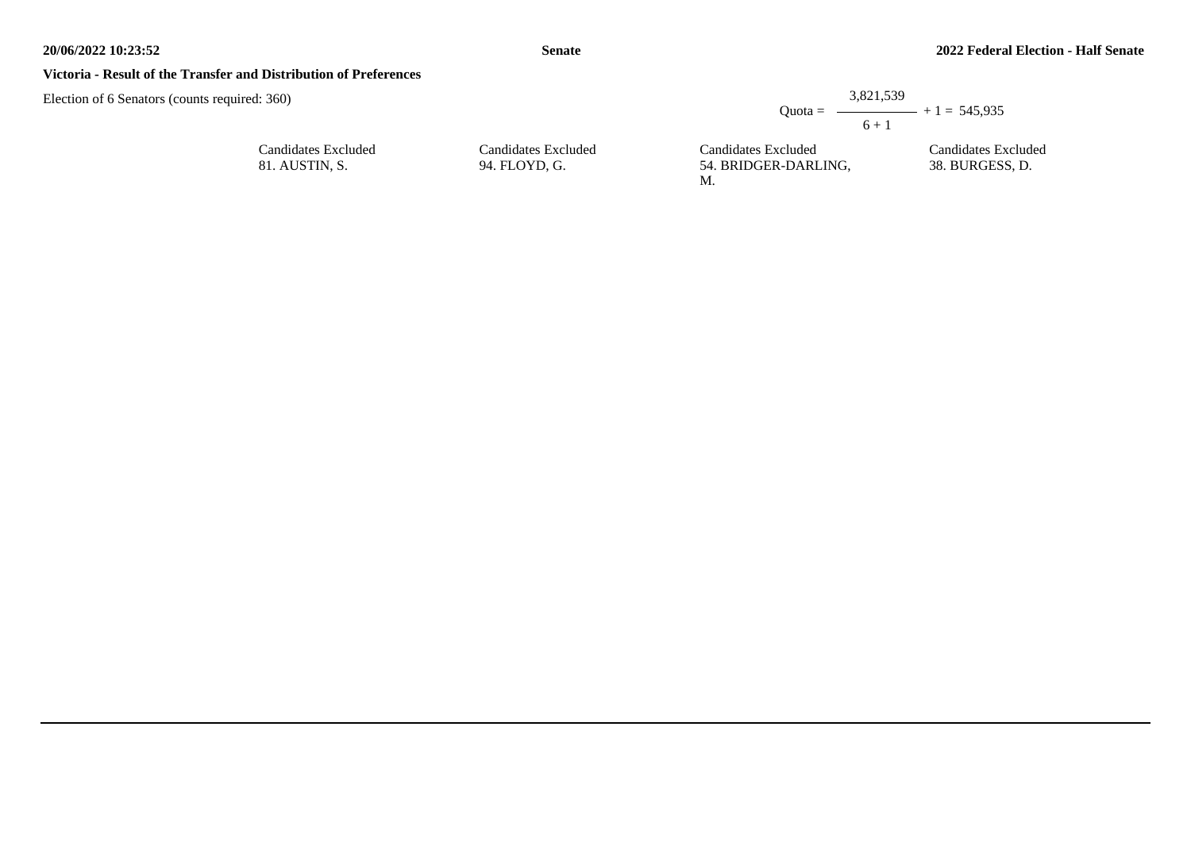**Victoria - Result of the Transfer and Distribution of Preferences**

Election of 6 Senators (counts required: 360)

$$\text{Quota} = \frac{3{,}821{,}539}{6 + 1} + 1 = 545{,}935$$

| Candidates Excluded | Candidates Excluded | Candidates Excluded | Candidates Excluded |
|---|---|---|---|
| 81. AUSTIN, S. | 94. FLOYD, G. | 54. BRIDGER-DARLING, M. | 38. BURGESS, D. |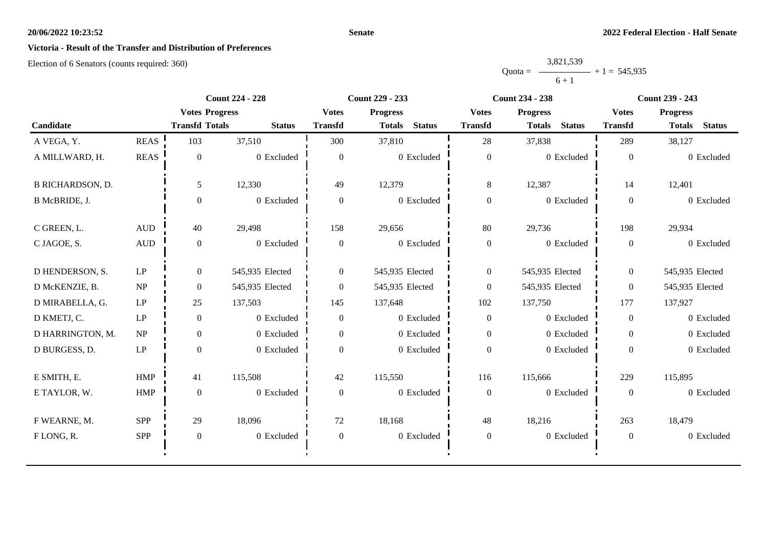**20/06/2022 10:23:52**

**Senate**

**2022 Federal Election - Half Senate**

**Victoria - Result of the Transfer and Distribution of Preferences**

Election of 6 Senators (counts required: 360)

$$\text{Quota} = \frac{3,821,539}{6 + 1} + 1 = 545,935$$

| Candidate | | Count 224 - 228 | | | Count 229 - 233 | | | Count 234 - 238 | | | Count 239 - 243 | | |
|---|---|---|---|---|---|---|---|---|---|---|---|---|---|
| | | Votes Transfd | Progress Totals | Status | Votes Transfd | Progress Totals | Status | Votes Transfd | Progress Totals | Status | Votes Transfd | Progress Totals | Status |
| A VEGA, Y. | REAS | 103 | 37,510 | | 300 | 37,810 | | 28 | 37,838 | | 289 | 38,127 | |
| A MILLWARD, H. | REAS | 0 | 0 | Excluded | 0 | 0 | Excluded | 0 | 0 | Excluded | 0 | 0 | Excluded |
| B RICHARDSON, D. | | 5 | 12,330 | | 49 | 12,379 | | 8 | 12,387 | | 14 | 12,401 | |
| B McBRIDE, J. | | 0 | 0 | Excluded | 0 | 0 | Excluded | 0 | 0 | Excluded | 0 | 0 | Excluded |
| C GREEN, L. | AUD | 40 | 29,498 | | 158 | 29,656 | | 80 | 29,736 | | 198 | 29,934 | |
| C JAGOE, S. | AUD | 0 | 0 | Excluded | 0 | 0 | Excluded | 0 | 0 | Excluded | 0 | 0 | Excluded |
| D HENDERSON, S. | LP | 0 | 545,935 | Elected | 0 | 545,935 | Elected | 0 | 545,935 | Elected | 0 | 545,935 | Elected |
| D McKENZIE, B. | NP | 0 | 545,935 | Elected | 0 | 545,935 | Elected | 0 | 545,935 | Elected | 0 | 545,935 | Elected |
| D MIRABELLA, G. | LP | 25 | 137,503 | | 145 | 137,648 | | 102 | 137,750 | | 177 | 137,927 | |
| D KMETJ, C. | LP | 0 | 0 | Excluded | 0 | 0 | Excluded | 0 | 0 | Excluded | 0 | 0 | Excluded |
| D HARRINGTON, M. | NP | 0 | 0 | Excluded | 0 | 0 | Excluded | 0 | 0 | Excluded | 0 | 0 | Excluded |
| D BURGESS, D. | LP | 0 | 0 | Excluded | 0 | 0 | Excluded | 0 | 0 | Excluded | 0 | 0 | Excluded |
| E SMITH, E. | HMP | 41 | 115,508 | | 42 | 115,550 | | 116 | 115,666 | | 229 | 115,895 | |
| E TAYLOR, W. | HMP | 0 | 0 | Excluded | 0 | 0 | Excluded | 0 | 0 | Excluded | 0 | 0 | Excluded |
| F WEARNE, M. | SPP | 29 | 18,096 | | 72 | 18,168 | | 48 | 18,216 | | 263 | 18,479 | |
| F LONG, R. | SPP | 0 | 0 | Excluded | 0 | 0 | Excluded | 0 | 0 | Excluded | 0 | 0 | Excluded |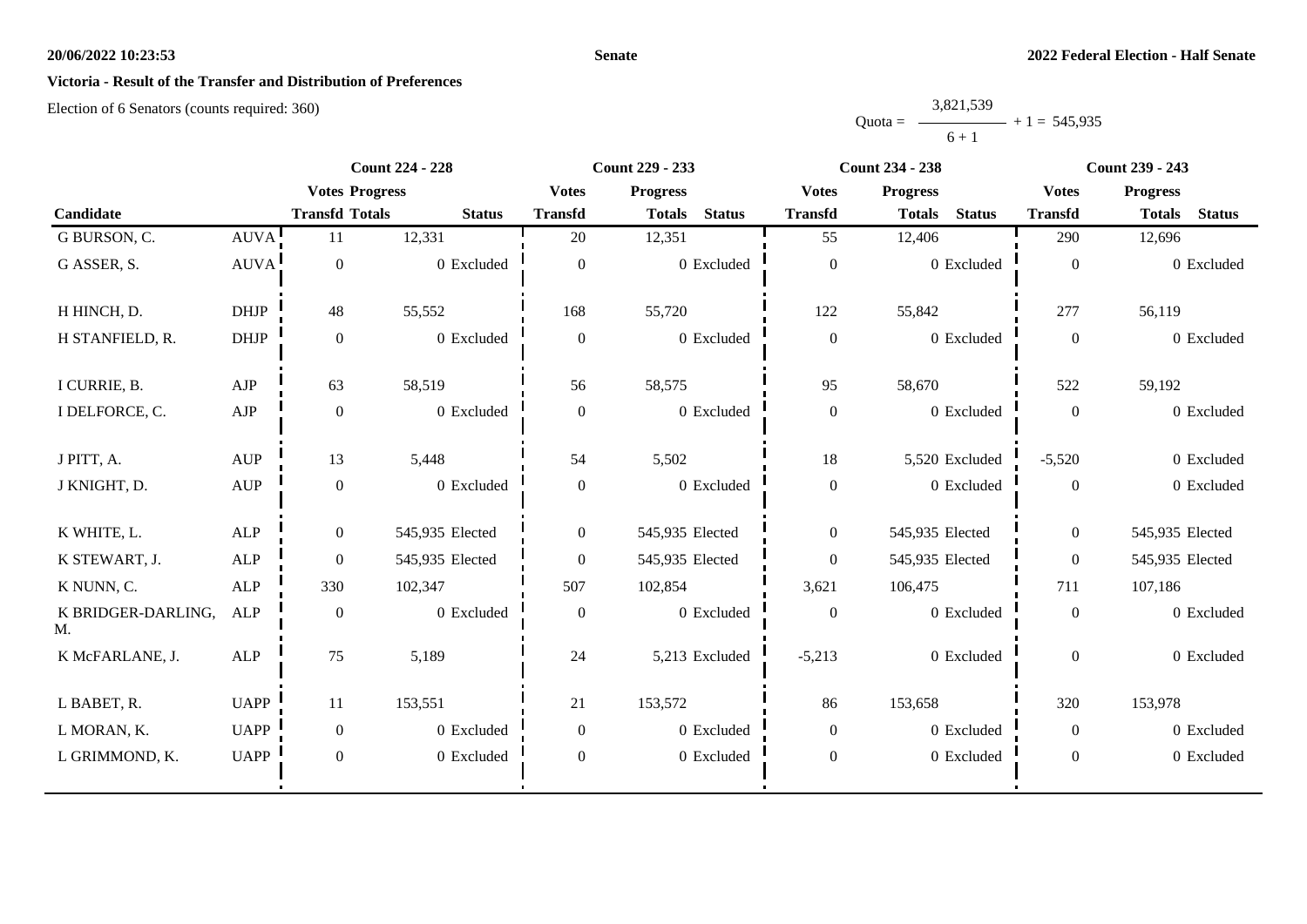**Victoria - Result of the Transfer and Distribution of Preferences**

Election of 6 Senators (counts required: 360)

$$\text{Quota} = \frac{3,821,539}{6 + 1} + 1 = 545,935$$

| Candidate | | Count 224 - 228 | | | Count 229 - 233 | | | Count 234 - 238 | | | Count 239 - 243 | | |
|---|---|---|---|---|---|---|---|---|---|---|---|---|---|
| | | Votes Transfd | Progress Totals | Status | Votes Transfd | Progress Totals | Status | Votes Transfd | Progress Totals | Status | Votes Transfd | Progress Totals | Status |
| G BURSON, C. | AUVA | 11 | 12,331 | | 20 | 12,351 | | 55 | 12,406 | | 290 | 12,696 | |
| G ASSER, S. | AUVA | 0 | 0 | Excluded | 0 | 0 | Excluded | 0 | 0 | Excluded | 0 | 0 | Excluded |
| H HINCH, D. | DHJP | 48 | 55,552 | | 168 | 55,720 | | 122 | 55,842 | | 277 | 56,119 | |
| H STANFIELD, R. | DHJP | 0 | 0 | Excluded | 0 | 0 | Excluded | 0 | 0 | Excluded | 0 | 0 | Excluded |
| I CURRIE, B. | AJP | 63 | 58,519 | | 56 | 58,575 | | 95 | 58,670 | | 522 | 59,192 | |
| I DELFORCE, C. | AJP | 0 | 0 | Excluded | 0 | 0 | Excluded | 0 | 0 | Excluded | 0 | 0 | Excluded |
| J PITT, A. | AUP | 13 | 5,448 | | 54 | 5,502 | | 18 | 5,520 | Excluded | -5,520 | 0 | Excluded |
| J KNIGHT, D. | AUP | 0 | 0 | Excluded | 0 | 0 | Excluded | 0 | 0 | Excluded | 0 | 0 | Excluded |
| K WHITE, L. | ALP | 0 | 545,935 | Elected | 0 | 545,935 | Elected | 0 | 545,935 | Elected | 0 | 545,935 | Elected |
| K STEWART, J. | ALP | 0 | 545,935 | Elected | 0 | 545,935 | Elected | 0 | 545,935 | Elected | 0 | 545,935 | Elected |
| K NUNN, C. | ALP | 330 | 102,347 | | 507 | 102,854 | | 3,621 | 106,475 | | 711 | 107,186 | |
| K BRIDGER-DARLING, M. | ALP | 0 | 0 | Excluded | 0 | 0 | Excluded | 0 | 0 | Excluded | 0 | 0 | Excluded |
| K McFARLANE, J. | ALP | 75 | 5,189 | | 24 | 5,213 | Excluded | -5,213 | 0 | Excluded | 0 | 0 | Excluded |
| L BABET, R. | UAPP | 11 | 153,551 | | 21 | 153,572 | | 86 | 153,658 | | 320 | 153,978 | |
| L MORAN, K. | UAPP | 0 | 0 | Excluded | 0 | 0 | Excluded | 0 | 0 | Excluded | 0 | 0 | Excluded |
| L GRIMMOND, K. | UAPP | 0 | 0 | Excluded | 0 | 0 | Excluded | 0 | 0 | Excluded | 0 | 0 | Excluded |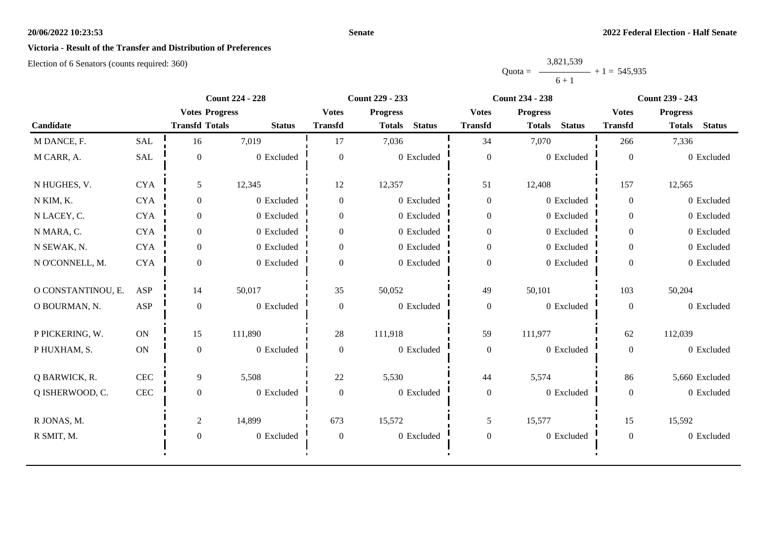**20/06/2022 10:23:53** **Senate** **2022 Federal Election - Half Senate**

**Victoria - Result of the Transfer and Distribution of Preferences**

Election of 6 Senators (counts required: 360)

$$\text{Quota} = \frac{3{,}821{,}539}{6 + 1} + 1 = 545{,}935$$

| Candidate | | Count 224 - 228 | | | Count 229 - 233 | | | Count 234 - 238 | | | Count 239 - 243 | | |
|---|---|---|---|---|---|---|---|---|---|---|---|---|---|
| | | Votes Transfd | Progress Totals | Status | Votes Transfd | Progress Totals | Status | Votes Transfd | Progress Totals | Status | Votes Transfd | Progress Totals | Status |
| M DANCE, F. | SAL | 16 | 7,019 | | 17 | 7,036 | | 34 | 7,070 | | 266 | 7,336 | |
| M CARR, A. | SAL | 0 | 0 | Excluded | 0 | 0 | Excluded | 0 | 0 | Excluded | 0 | 0 | Excluded |
| N HUGHES, V. | CYA | 5 | 12,345 | | 12 | 12,357 | | 51 | 12,408 | | 157 | 12,565 | |
| N KIM, K. | CYA | 0 | 0 | Excluded | 0 | 0 | Excluded | 0 | 0 | Excluded | 0 | 0 | Excluded |
| N LACEY, C. | CYA | 0 | 0 | Excluded | 0 | 0 | Excluded | 0 | 0 | Excluded | 0 | 0 | Excluded |
| N MARA, C. | CYA | 0 | 0 | Excluded | 0 | 0 | Excluded | 0 | 0 | Excluded | 0 | 0 | Excluded |
| N SEWAK, N. | CYA | 0 | 0 | Excluded | 0 | 0 | Excluded | 0 | 0 | Excluded | 0 | 0 | Excluded |
| N O'CONNELL, M. | CYA | 0 | 0 | Excluded | 0 | 0 | Excluded | 0 | 0 | Excluded | 0 | 0 | Excluded |
| O CONSTANTINOU, E. | ASP | 14 | 50,017 | | 35 | 50,052 | | 49 | 50,101 | | 103 | 50,204 | |
| O BOURMAN, N. | ASP | 0 | 0 | Excluded | 0 | 0 | Excluded | 0 | 0 | Excluded | 0 | 0 | Excluded |
| P PICKERING, W. | ON | 15 | 111,890 | | 28 | 111,918 | | 59 | 111,977 | | 62 | 112,039 | |
| P HUXHAM, S. | ON | 0 | 0 | Excluded | 0 | 0 | Excluded | 0 | 0 | Excluded | 0 | 0 | Excluded |
| Q BARWICK, R. | CEC | 9 | 5,508 | | 22 | 5,530 | | 44 | 5,574 | | 86 | 5,660 | Excluded |
| Q ISHERWOOD, C. | CEC | 0 | 0 | Excluded | 0 | 0 | Excluded | 0 | 0 | Excluded | 0 | 0 | Excluded |
| R JONAS, M. | | 2 | 14,899 | | 673 | 15,572 | | 5 | 15,577 | | 15 | 15,592 | |
| R SMIT, M. | | 0 | 0 | Excluded | 0 | 0 | Excluded | 0 | 0 | Excluded | 0 | 0 | Excluded |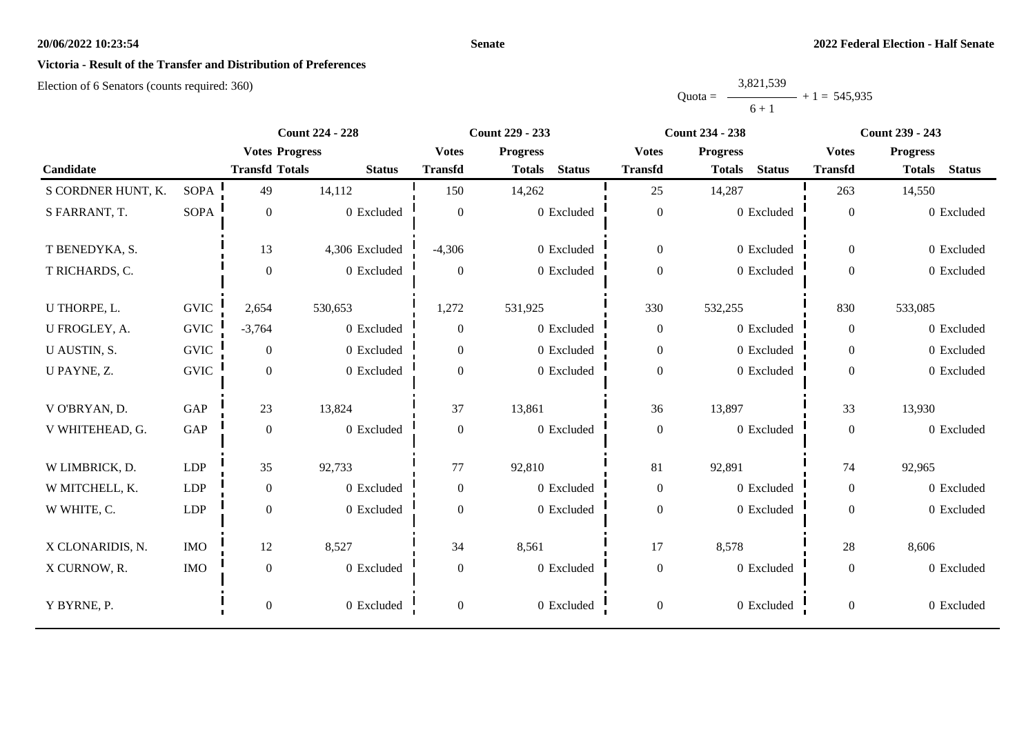**Senate**

**2022 Federal Election - Half Senate**

## Victoria - Result of the Transfer and Distribution of Preferences

Election of 6 Senators (counts required: 360)

$$\text{Quota} = \frac{3{,}821{,}539}{6 + 1} + 1 = 545{,}935$$

| Candidate | | Count 224 - 228 | | | Count 229 - 233 | | | Count 234 - 238 | | | Count 239 - 243 | | |
|---|---|---|---|---|---|---|---|---|---|---|---|---|---|
| | | Votes Transfd | Progress Totals | Status | Votes Transfd | Progress Totals | Status | Votes Transfd | Progress Totals | Status | Votes Transfd | Progress Totals | Status |
| S CORDNER HUNT, K. | SOPA | 49 | 14,112 | | 150 | 14,262 | | 25 | 14,287 | | 263 | 14,550 | |
| S FARRANT, T. | SOPA | 0 | 0 | Excluded | 0 | 0 | Excluded | 0 | 0 | Excluded | 0 | 0 | Excluded |
| T BENEDYKA, S. | | 13 | 4,306 | Excluded | -4,306 | 0 | Excluded | 0 | 0 | Excluded | 0 | 0 | Excluded |
| T RICHARDS, C. | | 0 | 0 | Excluded | 0 | 0 | Excluded | 0 | 0 | Excluded | 0 | 0 | Excluded |
| U THORPE, L. | GVIC | 2,654 | 530,653 | | 1,272 | 531,925 | | 330 | 532,255 | | 830 | 533,085 | |
| U FROGLEY, A. | GVIC | -3,764 | 0 | Excluded | 0 | 0 | Excluded | 0 | 0 | Excluded | 0 | 0 | Excluded |
| U AUSTIN, S. | GVIC | 0 | 0 | Excluded | 0 | 0 | Excluded | 0 | 0 | Excluded | 0 | 0 | Excluded |
| U PAYNE, Z. | GVIC | 0 | 0 | Excluded | 0 | 0 | Excluded | 0 | 0 | Excluded | 0 | 0 | Excluded |
| V O'BRYAN, D. | GAP | 23 | 13,824 | | 37 | 13,861 | | 36 | 13,897 | | 33 | 13,930 | |
| V WHITEHEAD, G. | GAP | 0 | 0 | Excluded | 0 | 0 | Excluded | 0 | 0 | Excluded | 0 | 0 | Excluded |
| W LIMBRICK, D. | LDP | 35 | 92,733 | | 77 | 92,810 | | 81 | 92,891 | | 74 | 92,965 | |
| W MITCHELL, K. | LDP | 0 | 0 | Excluded | 0 | 0 | Excluded | 0 | 0 | Excluded | 0 | 0 | Excluded |
| W WHITE, C. | LDP | 0 | 0 | Excluded | 0 | 0 | Excluded | 0 | 0 | Excluded | 0 | 0 | Excluded |
| X CLONARIDIS, N. | IMO | 12 | 8,527 | | 34 | 8,561 | | 17 | 8,578 | | 28 | 8,606 | |
| X CURNOW, R. | IMO | 0 | 0 | Excluded | 0 | 0 | Excluded | 0 | 0 | Excluded | 0 | 0 | Excluded |
| Y BYRNE, P. | | 0 | 0 | Excluded | 0 | 0 | Excluded | 0 | 0 | Excluded | 0 | 0 | Excluded |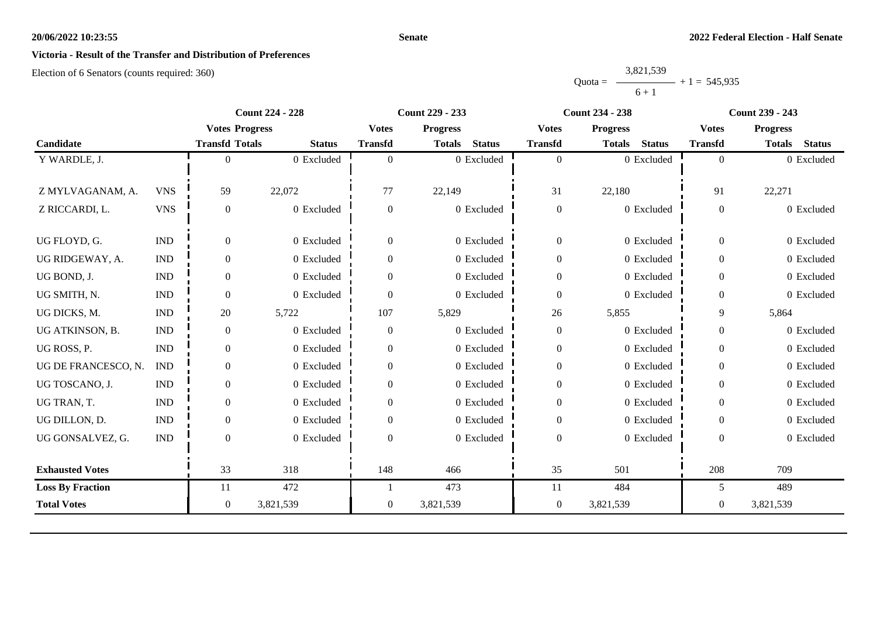**Victoria - Result of the Transfer and Distribution of Preferences**

Election of 6 Senators (counts required: 360)

$$\text{Quota} = \frac{3,821,539}{6 + 1} + 1 = 545,935$$

| Candidate | | Count 224 - 228 | | | Count 229 - 233 | | | Count 234 - 238 | | | Count 239 - 243 | | |
|---|---|---|---|---|---|---|---|---|---|---|---|---|---|
| | | Votes Transfd | Progress Totals | Status | Votes Transfd | Progress Totals | Status | Votes Transfd | Progress Totals | Status | Votes Transfd | Progress Totals | Status |
| Y WARDLE, J. | | 0 | 0 | Excluded | 0 | 0 | Excluded | 0 | 0 | Excluded | 0 | 0 | Excluded |
| Z MYLVAGANAM, A. | VNS | 59 | 22,072 | | 77 | 22,149 | | 31 | 22,180 | | 91 | 22,271 | |
| Z RICCARDI, L. | VNS | 0 | 0 | Excluded | 0 | 0 | Excluded | 0 | 0 | Excluded | 0 | 0 | Excluded |
| UG FLOYD, G. | IND | 0 | 0 | Excluded | 0 | 0 | Excluded | 0 | 0 | Excluded | 0 | 0 | Excluded |
| UG RIDGEWAY, A. | IND | 0 | 0 | Excluded | 0 | 0 | Excluded | 0 | 0 | Excluded | 0 | 0 | Excluded |
| UG BOND, J. | IND | 0 | 0 | Excluded | 0 | 0 | Excluded | 0 | 0 | Excluded | 0 | 0 | Excluded |
| UG SMITH, N. | IND | 0 | 0 | Excluded | 0 | 0 | Excluded | 0 | 0 | Excluded | 0 | 0 | Excluded |
| UG DICKS, M. | IND | 20 | 5,722 | | 107 | 5,829 | | 26 | 5,855 | | 9 | 5,864 | |
| UG ATKINSON, B. | IND | 0 | 0 | Excluded | 0 | 0 | Excluded | 0 | 0 | Excluded | 0 | 0 | Excluded |
| UG ROSS, P. | IND | 0 | 0 | Excluded | 0 | 0 | Excluded | 0 | 0 | Excluded | 0 | 0 | Excluded |
| UG DE FRANCESCO, N. | IND | 0 | 0 | Excluded | 0 | 0 | Excluded | 0 | 0 | Excluded | 0 | 0 | Excluded |
| UG TOSCANO, J. | IND | 0 | 0 | Excluded | 0 | 0 | Excluded | 0 | 0 | Excluded | 0 | 0 | Excluded |
| UG TRAN, T. | IND | 0 | 0 | Excluded | 0 | 0 | Excluded | 0 | 0 | Excluded | 0 | 0 | Excluded |
| UG DILLON, D. | IND | 0 | 0 | Excluded | 0 | 0 | Excluded | 0 | 0 | Excluded | 0 | 0 | Excluded |
| UG GONSALVEZ, G. | IND | 0 | 0 | Excluded | 0 | 0 | Excluded | 0 | 0 | Excluded | 0 | 0 | Excluded |
| **Exhausted Votes** | | 33 | 318 | | 148 | 466 | | 35 | 501 | | 208 | 709 | |
| **Loss By Fraction** | | 11 | 472 | | 1 | 473 | | 11 | 484 | | 5 | 489 | |
| **Total Votes** | | 0 | 3,821,539 | | 0 | 3,821,539 | | 0 | 3,821,539 | | 0 | 3,821,539 | |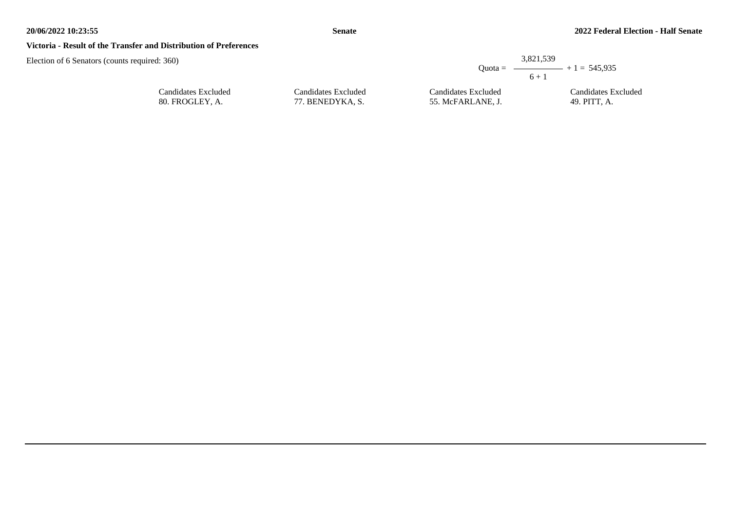**Victoria - Result of the Transfer and Distribution of Preferences**

Election of 6 Senators (counts required: 360)

$$\text{Quota} = \frac{3{,}821{,}539}{6 + 1} + 1 = 545{,}935$$

| Candidates Excluded | Candidates Excluded | Candidates Excluded | Candidates Excluded |
|---|---|---|---|
| 80. FROGLEY, A. | 77. BENEDYKA, S. | 55. McFARLANE, J. | 49. PITT, A. |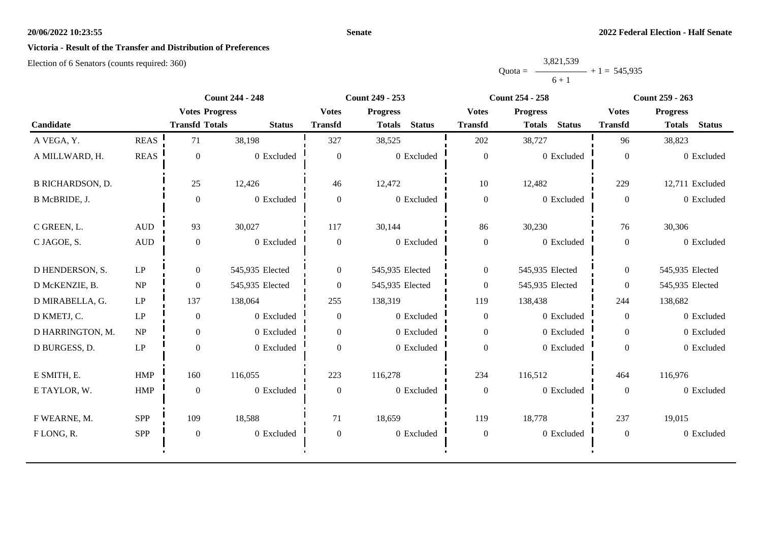**Victoria - Result of the Transfer and Distribution of Preferences**

Election of 6 Senators (counts required: 360)

$$\text{Quota} = \frac{3,821,539}{6+1} + 1 = 545,935$$

| Candidate | | Count 244 - 248 | | | Count 249 - 253 | | | Count 254 - 258 | | | Count 259 - 263 | | |
|---|---|---|---|---|---|---|---|---|---|---|---|---|---|
| | | Votes Transfd | Progress Totals | Status | Votes Transfd | Progress Totals | Status | Votes Transfd | Progress Totals | Status | Votes Transfd | Progress Totals | Status |
| A VEGA, Y. | REAS | 71 | 38,198 | | 327 | 38,525 | | 202 | 38,727 | | 96 | 38,823 | |
| A MILLWARD, H. | REAS | 0 | 0 | Excluded | 0 | 0 | Excluded | 0 | 0 | Excluded | 0 | 0 | Excluded |
| B RICHARDSON, D. | | 25 | 12,426 | | 46 | 12,472 | | 10 | 12,482 | | 229 | 12,711 | Excluded |
| B McBRIDE, J. | | 0 | 0 | Excluded | 0 | 0 | Excluded | 0 | 0 | Excluded | 0 | 0 | Excluded |
| C GREEN, L. | AUD | 93 | 30,027 | | 117 | 30,144 | | 86 | 30,230 | | 76 | 30,306 | |
| C JAGOE, S. | AUD | 0 | 0 | Excluded | 0 | 0 | Excluded | 0 | 0 | Excluded | 0 | 0 | Excluded |
| D HENDERSON, S. | LP | 0 | 545,935 | Elected | 0 | 545,935 | Elected | 0 | 545,935 | Elected | 0 | 545,935 | Elected |
| D McKENZIE, B. | NP | 0 | 545,935 | Elected | 0 | 545,935 | Elected | 0 | 545,935 | Elected | 0 | 545,935 | Elected |
| D MIRABELLA, G. | LP | 137 | 138,064 | | 255 | 138,319 | | 119 | 138,438 | | 244 | 138,682 | |
| D KMETJ, C. | LP | 0 | 0 | Excluded | 0 | 0 | Excluded | 0 | 0 | Excluded | 0 | 0 | Excluded |
| D HARRINGTON, M. | NP | 0 | 0 | Excluded | 0 | 0 | Excluded | 0 | 0 | Excluded | 0 | 0 | Excluded |
| D BURGESS, D. | LP | 0 | 0 | Excluded | 0 | 0 | Excluded | 0 | 0 | Excluded | 0 | 0 | Excluded |
| E SMITH, E. | HMP | 160 | 116,055 | | 223 | 116,278 | | 234 | 116,512 | | 464 | 116,976 | |
| E TAYLOR, W. | HMP | 0 | 0 | Excluded | 0 | 0 | Excluded | 0 | 0 | Excluded | 0 | 0 | Excluded |
| F WEARNE, M. | SPP | 109 | 18,588 | | 71 | 18,659 | | 119 | 18,778 | | 237 | 19,015 | |
| F LONG, R. | SPP | 0 | 0 | Excluded | 0 | 0 | Excluded | 0 | 0 | Excluded | 0 | 0 | Excluded |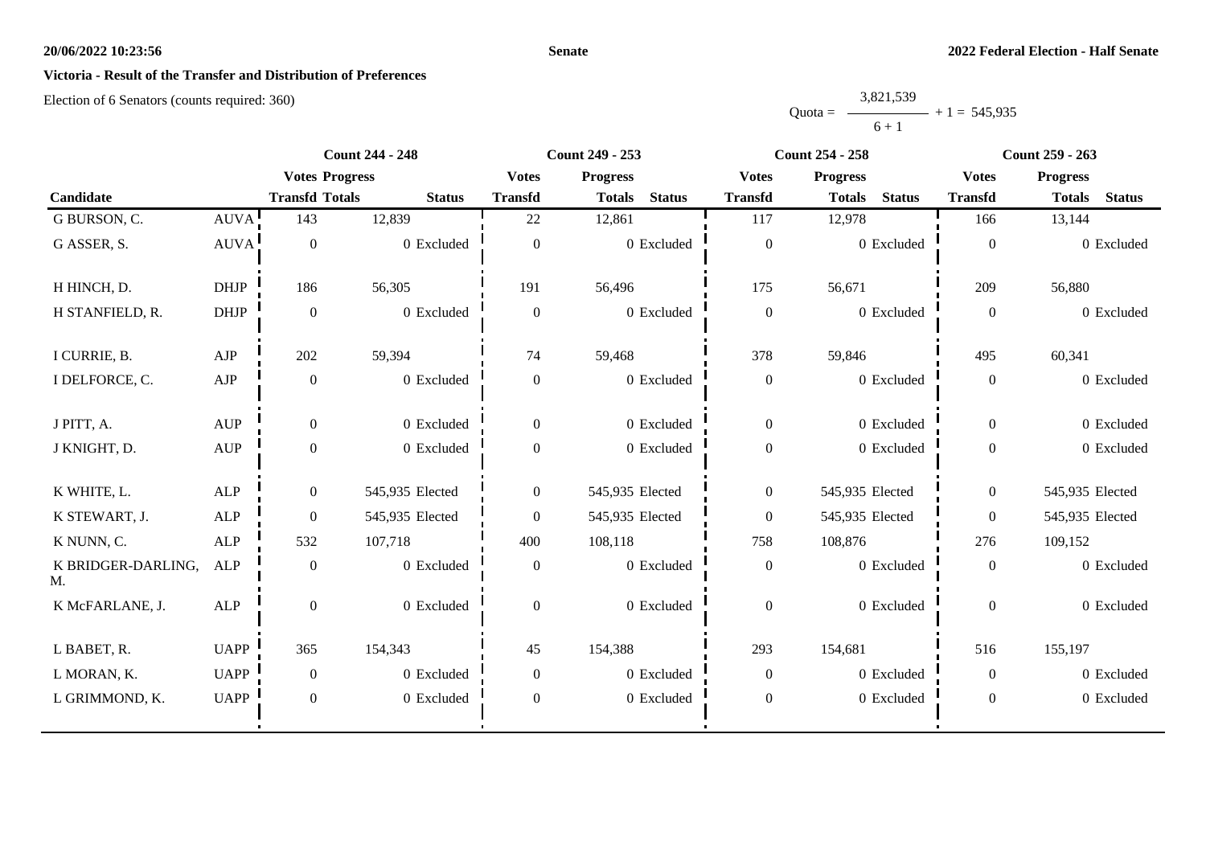**20/06/2022 10:23:56** **Senate** **2022 Federal Election - Half Senate**

## Victoria - Result of the Transfer and Distribution of Preferences

Election of 6 Senators (counts required: 360)

$$\text{Quota} = \frac{3{,}821{,}539}{6 + 1} + 1 = 545{,}935$$

| Candidate | | Count 244 - 248 | | | Count 249 - 253 | | | Count 254 - 258 | | | Count 259 - 263 | | |
|---|---|---|---|---|---|---|---|---|---|---|---|---|---|
| | | Votes Transfd | Progress Totals | Status | Votes Transfd | Progress Totals | Status | Votes Transfd | Progress Totals | Status | Votes Transfd | Progress Totals | Status |
| G BURSON, C. | AUVA | 143 | 12,839 | | 22 | 12,861 | | 117 | 12,978 | | 166 | 13,144 | |
| G ASSER, S. | AUVA | 0 | 0 | Excluded | 0 | 0 | Excluded | 0 | 0 | Excluded | 0 | 0 | Excluded |
| H HINCH, D. | DHJP | 186 | 56,305 | | 191 | 56,496 | | 175 | 56,671 | | 209 | 56,880 | |
| H STANFIELD, R. | DHJP | 0 | 0 | Excluded | 0 | 0 | Excluded | 0 | 0 | Excluded | 0 | 0 | Excluded |
| I CURRIE, B. | AJP | 202 | 59,394 | | 74 | 59,468 | | 378 | 59,846 | | 495 | 60,341 | |
| I DELFORCE, C. | AJP | 0 | 0 | Excluded | 0 | 0 | Excluded | 0 | 0 | Excluded | 0 | 0 | Excluded |
| J PITT, A. | AUP | 0 | 0 | Excluded | 0 | 0 | Excluded | 0 | 0 | Excluded | 0 | 0 | Excluded |
| J KNIGHT, D. | AUP | 0 | 0 | Excluded | 0 | 0 | Excluded | 0 | 0 | Excluded | 0 | 0 | Excluded |
| K WHITE, L. | ALP | 0 | 545,935 | Elected | 0 | 545,935 | Elected | 0 | 545,935 | Elected | 0 | 545,935 | Elected |
| K STEWART, J. | ALP | 0 | 545,935 | Elected | 0 | 545,935 | Elected | 0 | 545,935 | Elected | 0 | 545,935 | Elected |
| K NUNN, C. | ALP | 532 | 107,718 | | 400 | 108,118 | | 758 | 108,876 | | 276 | 109,152 | |
| K BRIDGER-DARLING, M. | ALP | 0 | 0 | Excluded | 0 | 0 | Excluded | 0 | 0 | Excluded | 0 | 0 | Excluded |
| K McFARLANE, J. | ALP | 0 | 0 | Excluded | 0 | 0 | Excluded | 0 | 0 | Excluded | 0 | 0 | Excluded |
| L BABET, R. | UAPP | 365 | 154,343 | | 45 | 154,388 | | 293 | 154,681 | | 516 | 155,197 | |
| L MORAN, K. | UAPP | 0 | 0 | Excluded | 0 | 0 | Excluded | 0 | 0 | Excluded | 0 | 0 | Excluded |
| L GRIMMOND, K. | UAPP | 0 | 0 | Excluded | 0 | 0 | Excluded | 0 | 0 | Excluded | 0 | 0 | Excluded |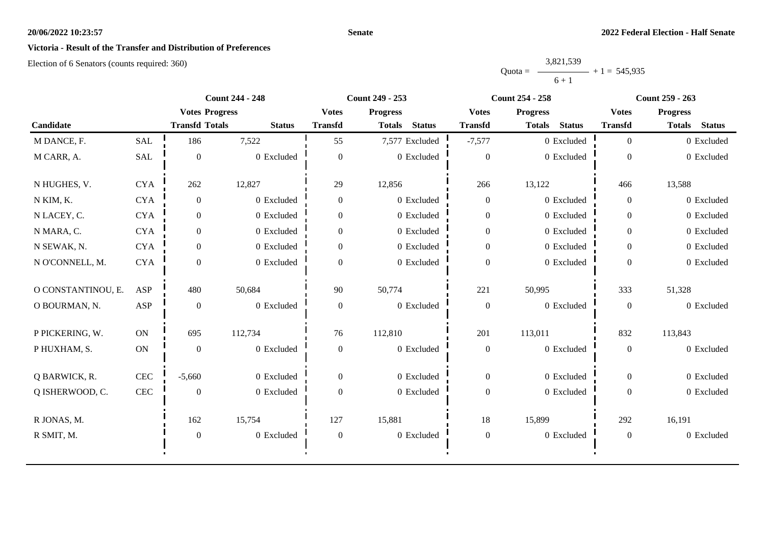**Victoria - Result of the Transfer and Distribution of Preferences**

Election of 6 Senators (counts required: 360)

$$\text{Quota} = \frac{3,821,539}{6+1} + 1 = 545,935$$

| Candidate | | Count 244 - 248 | | | Count 249 - 253 | | | Count 254 - 258 | | | Count 259 - 263 | | |
|---|---|---|---|---|---|---|---|---|---|---|---|---|---|
| | | Votes Transfd | Progress Totals | Status | Votes Transfd | Progress Totals | Status | Votes Transfd | Progress Totals | Status | Votes Transfd | Progress Totals | Status |
| M DANCE, F. | SAL | 186 | 7,522 | | 55 | 7,577 | Excluded | -7,577 | 0 | Excluded | 0 | 0 | Excluded |
| M CARR, A. | SAL | 0 | 0 | Excluded | 0 | 0 | Excluded | 0 | 0 | Excluded | 0 | 0 | Excluded |
| N HUGHES, V. | CYA | 262 | 12,827 | | 29 | 12,856 | | 266 | 13,122 | | 466 | 13,588 | |
| N KIM, K. | CYA | 0 | 0 | Excluded | 0 | 0 | Excluded | 0 | 0 | Excluded | 0 | 0 | Excluded |
| N LACEY, C. | CYA | 0 | 0 | Excluded | 0 | 0 | Excluded | 0 | 0 | Excluded | 0 | 0 | Excluded |
| N MARA, C. | CYA | 0 | 0 | Excluded | 0 | 0 | Excluded | 0 | 0 | Excluded | 0 | 0 | Excluded |
| N SEWAK, N. | CYA | 0 | 0 | Excluded | 0 | 0 | Excluded | 0 | 0 | Excluded | 0 | 0 | Excluded |
| N O'CONNELL, M. | CYA | 0 | 0 | Excluded | 0 | 0 | Excluded | 0 | 0 | Excluded | 0 | 0 | Excluded |
| O CONSTANTINOU, E. | ASP | 480 | 50,684 | | 90 | 50,774 | | 221 | 50,995 | | 333 | 51,328 | |
| O BOURMAN, N. | ASP | 0 | 0 | Excluded | 0 | 0 | Excluded | 0 | 0 | Excluded | 0 | 0 | Excluded |
| P PICKERING, W. | ON | 695 | 112,734 | | 76 | 112,810 | | 201 | 113,011 | | 832 | 113,843 | |
| P HUXHAM, S. | ON | 0 | 0 | Excluded | 0 | 0 | Excluded | 0 | 0 | Excluded | 0 | 0 | Excluded |
| Q BARWICK, R. | CEC | -5,660 | 0 | Excluded | 0 | 0 | Excluded | 0 | 0 | Excluded | 0 | 0 | Excluded |
| Q ISHERWOOD, C. | CEC | 0 | 0 | Excluded | 0 | 0 | Excluded | 0 | 0 | Excluded | 0 | 0 | Excluded |
| R JONAS, M. | | 162 | 15,754 | | 127 | 15,881 | | 18 | 15,899 | | 292 | 16,191 | |
| R SMIT, M. | | 0 | 0 | Excluded | 0 | 0 | Excluded | 0 | 0 | Excluded | 0 | 0 | Excluded |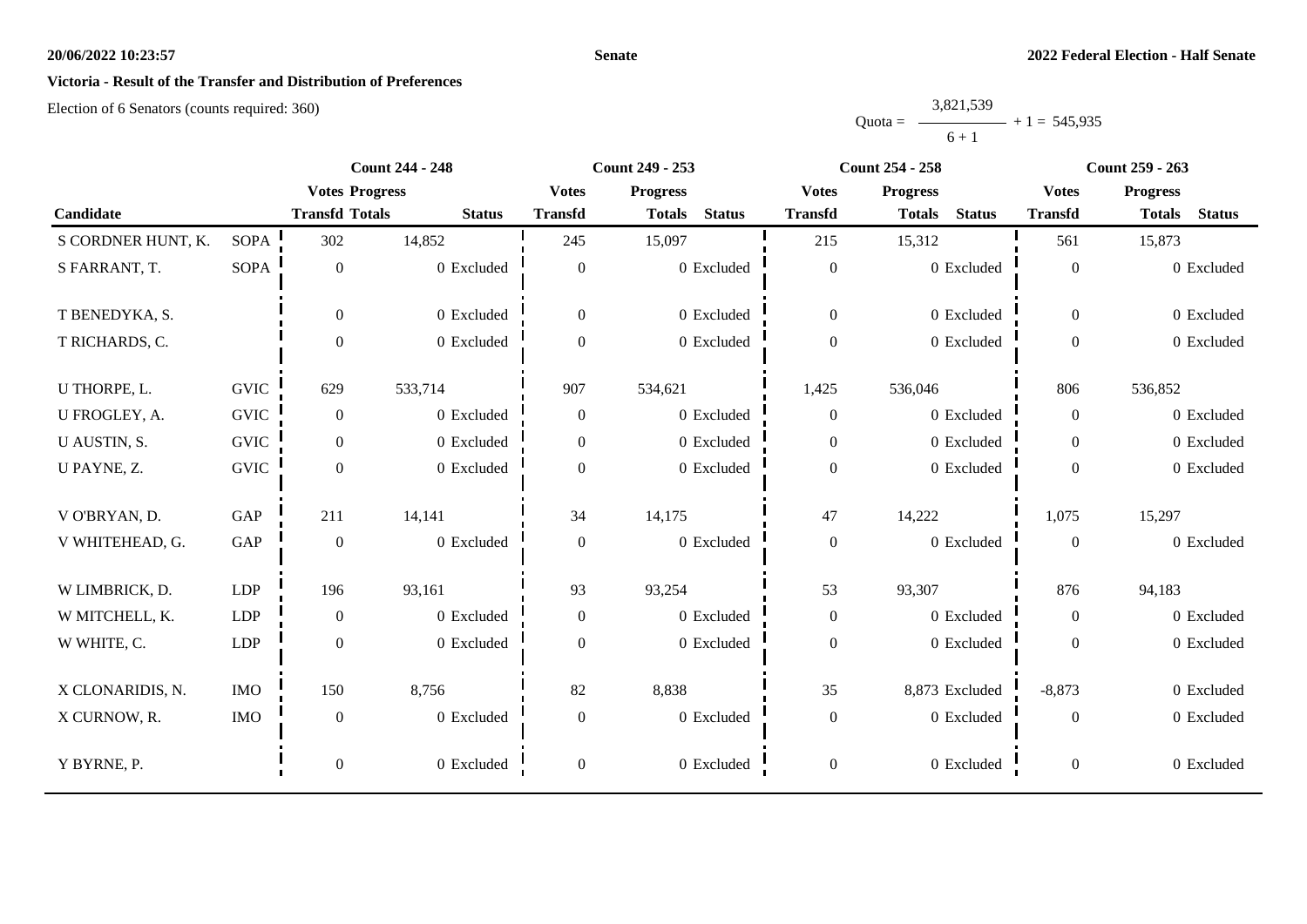**Victoria - Result of the Transfer and Distribution of Preferences**

Election of 6 Senators (counts required: 360)

$$\text{Quota} = \frac{3,821,539}{6+1} + 1 = 545,935$$

| Candidate | | Count 244 - 248 | | | Count 249 - 253 | | | Count 254 - 258 | | | Count 259 - 263 | | |
|---|---|---|---|---|---|---|---|---|---|---|---|---|---|
| | | Votes Transfd | Progress Totals | Status | Votes Transfd | Progress Totals | Status | Votes Transfd | Progress Totals | Status | Votes Transfd | Progress Totals | Status |
| S CORDNER HUNT, K. | SOPA | 302 | 14,852 | | 245 | 15,097 | | 215 | 15,312 | | 561 | 15,873 | |
| S FARRANT, T. | SOPA | 0 | 0 | Excluded | 0 | 0 | Excluded | 0 | 0 | Excluded | 0 | 0 | Excluded |
| T BENEDYKA, S. | | 0 | 0 | Excluded | 0 | 0 | Excluded | 0 | 0 | Excluded | 0 | 0 | Excluded |
| T RICHARDS, C. | | 0 | 0 | Excluded | 0 | 0 | Excluded | 0 | 0 | Excluded | 0 | 0 | Excluded |
| U THORPE, L. | GVIC | 629 | 533,714 | | 907 | 534,621 | | 1,425 | 536,046 | | 806 | 536,852 | |
| U FROGLEY, A. | GVIC | 0 | 0 | Excluded | 0 | 0 | Excluded | 0 | 0 | Excluded | 0 | 0 | Excluded |
| U AUSTIN, S. | GVIC | 0 | 0 | Excluded | 0 | 0 | Excluded | 0 | 0 | Excluded | 0 | 0 | Excluded |
| U PAYNE, Z. | GVIC | 0 | 0 | Excluded | 0 | 0 | Excluded | 0 | 0 | Excluded | 0 | 0 | Excluded |
| V O'BRYAN, D. | GAP | 211 | 14,141 | | 34 | 14,175 | | 47 | 14,222 | | 1,075 | 15,297 | |
| V WHITEHEAD, G. | GAP | 0 | 0 | Excluded | 0 | 0 | Excluded | 0 | 0 | Excluded | 0 | 0 | Excluded |
| W LIMBRICK, D. | LDP | 196 | 93,161 | | 93 | 93,254 | | 53 | 93,307 | | 876 | 94,183 | |
| W MITCHELL, K. | LDP | 0 | 0 | Excluded | 0 | 0 | Excluded | 0 | 0 | Excluded | 0 | 0 | Excluded |
| W WHITE, C. | LDP | 0 | 0 | Excluded | 0 | 0 | Excluded | 0 | 0 | Excluded | 0 | 0 | Excluded |
| X CLONARIDIS, N. | IMO | 150 | 8,756 | | 82 | 8,838 | | 35 | 8,873 | Excluded | -8,873 | 0 | Excluded |
| X CURNOW, R. | IMO | 0 | 0 | Excluded | 0 | 0 | Excluded | 0 | 0 | Excluded | 0 | 0 | Excluded |
| Y BYRNE, P. | | 0 | 0 | Excluded | 0 | 0 | Excluded | 0 | 0 | Excluded | 0 | 0 | Excluded |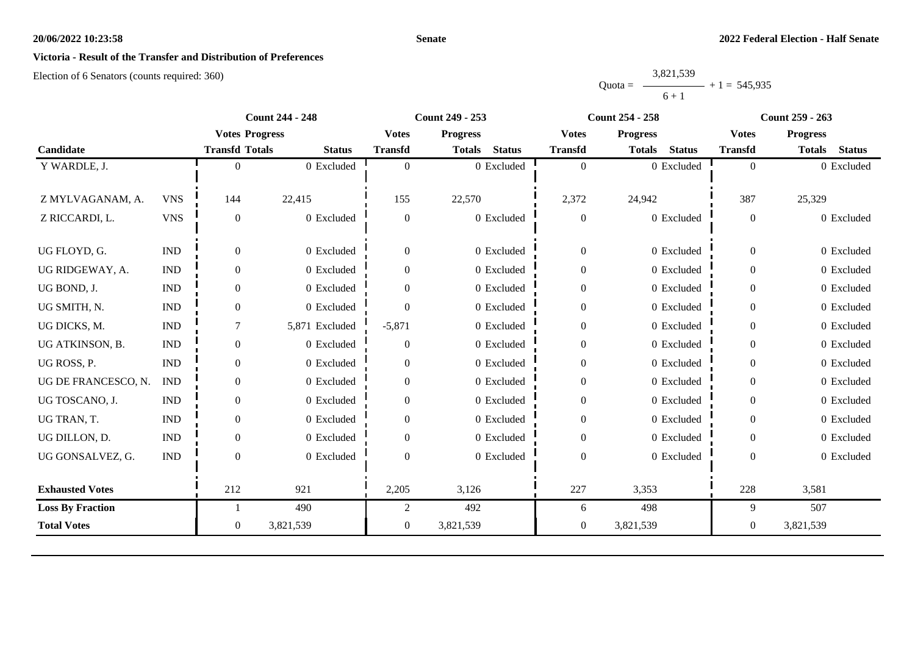**Victoria - Result of the Transfer and Distribution of Preferences**

Election of 6 Senators (counts required: 360)

$$\text{Quota} = \frac{3,821,539}{6 + 1} + 1 = 545,935$$

| Candidate | | Count 244 - 248 | | | Count 249 - 253 | | | Count 254 - 258 | | | Count 259 - 263 | | |
|---|---|---|---|---|---|---|---|---|---|---|---|---|---|
| | | Votes Transfd | Progress Totals | Status | Votes Transfd | Progress Totals | Status | Votes Transfd | Progress Totals | Status | Votes Transfd | Progress Totals | Status |
| Y WARDLE, J. | | 0 | 0 | Excluded | 0 | 0 | Excluded | 0 | 0 | Excluded | 0 | 0 | Excluded |
| Z MYLVAGANAM, A. | VNS | 144 | 22,415 | | 155 | 22,570 | | 2,372 | 24,942 | | 387 | 25,329 | |
| Z RICCARDI, L. | VNS | 0 | 0 | Excluded | 0 | 0 | Excluded | 0 | 0 | Excluded | 0 | 0 | Excluded |
| UG FLOYD, G. | IND | 0 | 0 | Excluded | 0 | 0 | Excluded | 0 | 0 | Excluded | 0 | 0 | Excluded |
| UG RIDGEWAY, A. | IND | 0 | 0 | Excluded | 0 | 0 | Excluded | 0 | 0 | Excluded | 0 | 0 | Excluded |
| UG BOND, J. | IND | 0 | 0 | Excluded | 0 | 0 | Excluded | 0 | 0 | Excluded | 0 | 0 | Excluded |
| UG SMITH, N. | IND | 0 | 0 | Excluded | 0 | 0 | Excluded | 0 | 0 | Excluded | 0 | 0 | Excluded |
| UG DICKS, M. | IND | 7 | 5,871 | Excluded | -5,871 | 0 | Excluded | 0 | 0 | Excluded | 0 | 0 | Excluded |
| UG ATKINSON, B. | IND | 0 | 0 | Excluded | 0 | 0 | Excluded | 0 | 0 | Excluded | 0 | 0 | Excluded |
| UG ROSS, P. | IND | 0 | 0 | Excluded | 0 | 0 | Excluded | 0 | 0 | Excluded | 0 | 0 | Excluded |
| UG DE FRANCESCO, N. | IND | 0 | 0 | Excluded | 0 | 0 | Excluded | 0 | 0 | Excluded | 0 | 0 | Excluded |
| UG TOSCANO, J. | IND | 0 | 0 | Excluded | 0 | 0 | Excluded | 0 | 0 | Excluded | 0 | 0 | Excluded |
| UG TRAN, T. | IND | 0 | 0 | Excluded | 0 | 0 | Excluded | 0 | 0 | Excluded | 0 | 0 | Excluded |
| UG DILLON, D. | IND | 0 | 0 | Excluded | 0 | 0 | Excluded | 0 | 0 | Excluded | 0 | 0 | Excluded |
| UG GONSALVEZ, G. | IND | 0 | 0 | Excluded | 0 | 0 | Excluded | 0 | 0 | Excluded | 0 | 0 | Excluded |
| **Exhausted Votes** | | 212 | 921 | | 2,205 | 3,126 | | 227 | 3,353 | | 228 | 3,581 | |
| **Loss By Fraction** | | 1 | 490 | | 2 | 492 | | 6 | 498 | | 9 | 507 | |
| **Total Votes** | | 0 | 3,821,539 | | 0 | 3,821,539 | | 0 | 3,821,539 | | 0 | 3,821,539 | |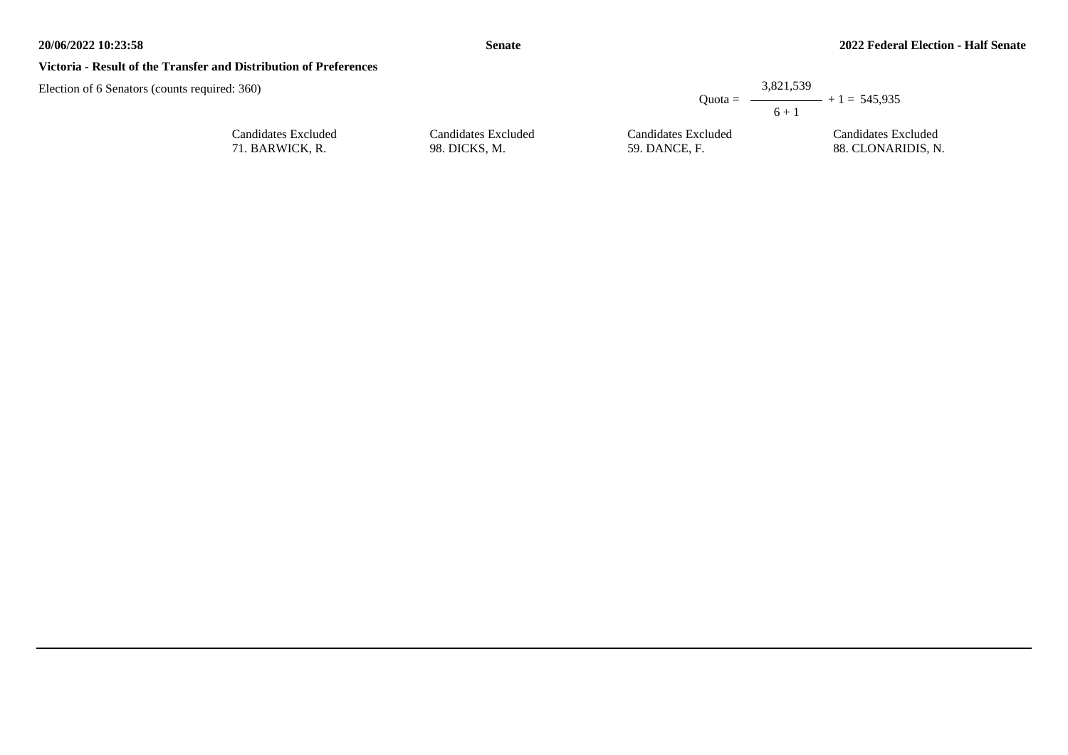**Victoria - Result of the Transfer and Distribution of Preferences**

Election of 6 Senators (counts required: 360)

$$\text{Quota} = \frac{3,821,539}{6 + 1} + 1 = 545,935$$

| Candidates Excluded | Candidates Excluded | Candidates Excluded | Candidates Excluded |
|---|---|---|---|
| 71. BARWICK, R. | 98. DICKS, M. | 59. DANCE, F. | 88. CLONARIDIS, N. |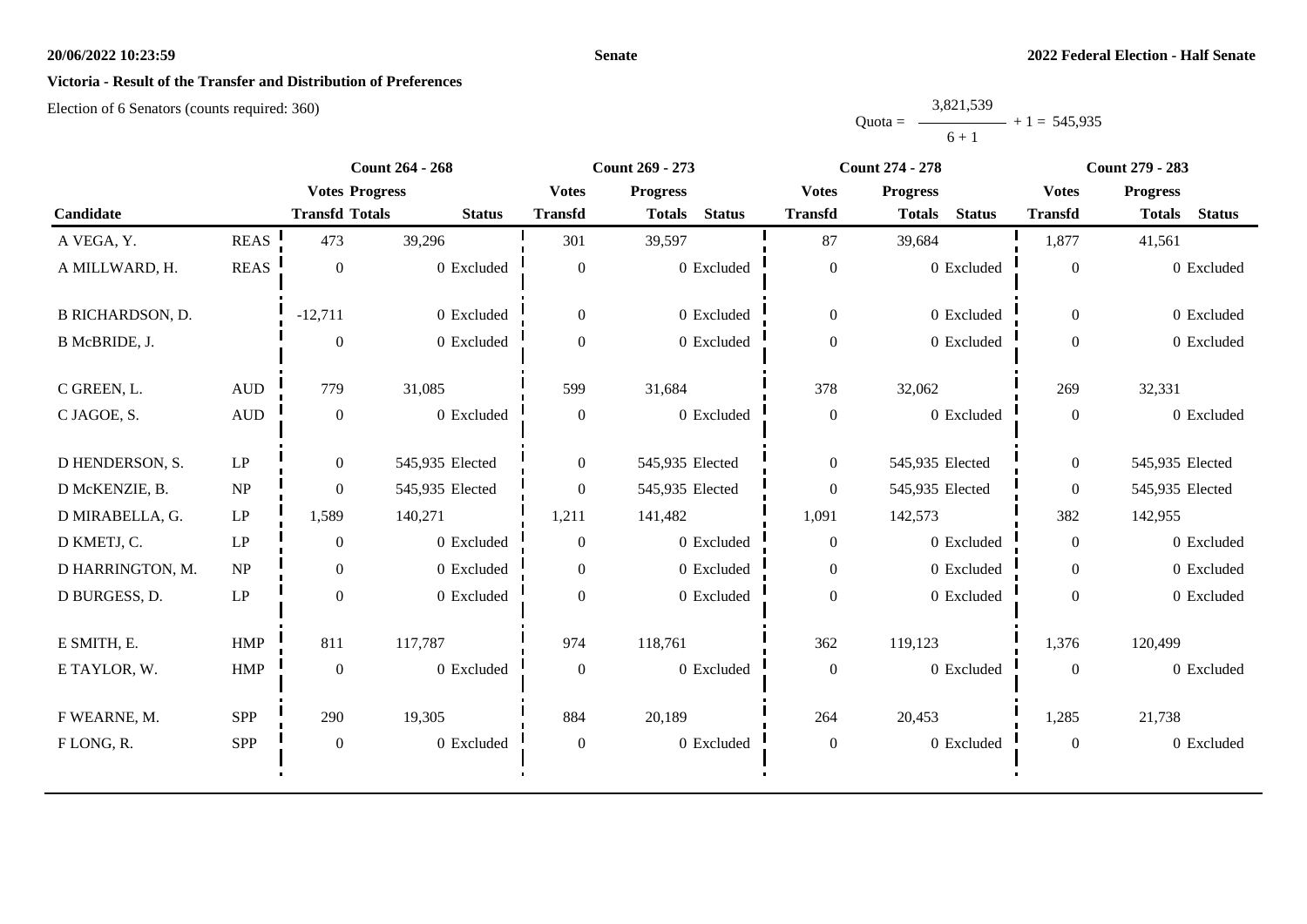**Victoria - Result of the Transfer and Distribution of Preferences**

Election of 6 Senators (counts required: 360)

$$\text{Quota} = \frac{3,821,539}{6 + 1} + 1 = 545,935$$

| Candidate | | Count 264 - 268 | | | Count 269 - 273 | | | Count 274 - 278 | | | Count 279 - 283 | | |
|---|---|---|---|---|---|---|---|---|---|---|---|---|---|
| | | Votes Transfd | Progress Totals | Status | Votes Transfd | Progress Totals | Status | Votes Transfd | Progress Totals | Status | Votes Transfd | Progress Totals | Status |
| A VEGA, Y. | REAS | 473 | 39,296 | | 301 | 39,597 | | 87 | 39,684 | | 1,877 | 41,561 | |
| A MILLWARD, H. | REAS | 0 | 0 | Excluded | 0 | 0 | Excluded | 0 | 0 | Excluded | 0 | 0 | Excluded |
| B RICHARDSON, D. | | -12,711 | 0 | Excluded | 0 | 0 | Excluded | 0 | 0 | Excluded | 0 | 0 | Excluded |
| B McBRIDE, J. | | 0 | 0 | Excluded | 0 | 0 | Excluded | 0 | 0 | Excluded | 0 | 0 | Excluded |
| C GREEN, L. | AUD | 779 | 31,085 | | 599 | 31,684 | | 378 | 32,062 | | 269 | 32,331 | |
| C JAGOE, S. | AUD | 0 | 0 | Excluded | 0 | 0 | Excluded | 0 | 0 | Excluded | 0 | 0 | Excluded |
| D HENDERSON, S. | LP | 0 | 545,935 | Elected | 0 | 545,935 | Elected | 0 | 545,935 | Elected | 0 | 545,935 | Elected |
| D McKENZIE, B. | NP | 0 | 545,935 | Elected | 0 | 545,935 | Elected | 0 | 545,935 | Elected | 0 | 545,935 | Elected |
| D MIRABELLA, G. | LP | 1,589 | 140,271 | | 1,211 | 141,482 | | 1,091 | 142,573 | | 382 | 142,955 | |
| D KMETJ, C. | LP | 0 | 0 | Excluded | 0 | 0 | Excluded | 0 | 0 | Excluded | 0 | 0 | Excluded |
| D HARRINGTON, M. | NP | 0 | 0 | Excluded | 0 | 0 | Excluded | 0 | 0 | Excluded | 0 | 0 | Excluded |
| D BURGESS, D. | LP | 0 | 0 | Excluded | 0 | 0 | Excluded | 0 | 0 | Excluded | 0 | 0 | Excluded |
| E SMITH, E. | HMP | 811 | 117,787 | | 974 | 118,761 | | 362 | 119,123 | | 1,376 | 120,499 | |
| E TAYLOR, W. | HMP | 0 | 0 | Excluded | 0 | 0 | Excluded | 0 | 0 | Excluded | 0 | 0 | Excluded |
| F WEARNE, M. | SPP | 290 | 19,305 | | 884 | 20,189 | | 264 | 20,453 | | 1,285 | 21,738 | |
| F LONG, R. | SPP | 0 | 0 | Excluded | 0 | 0 | Excluded | 0 | 0 | Excluded | 0 | 0 | Excluded |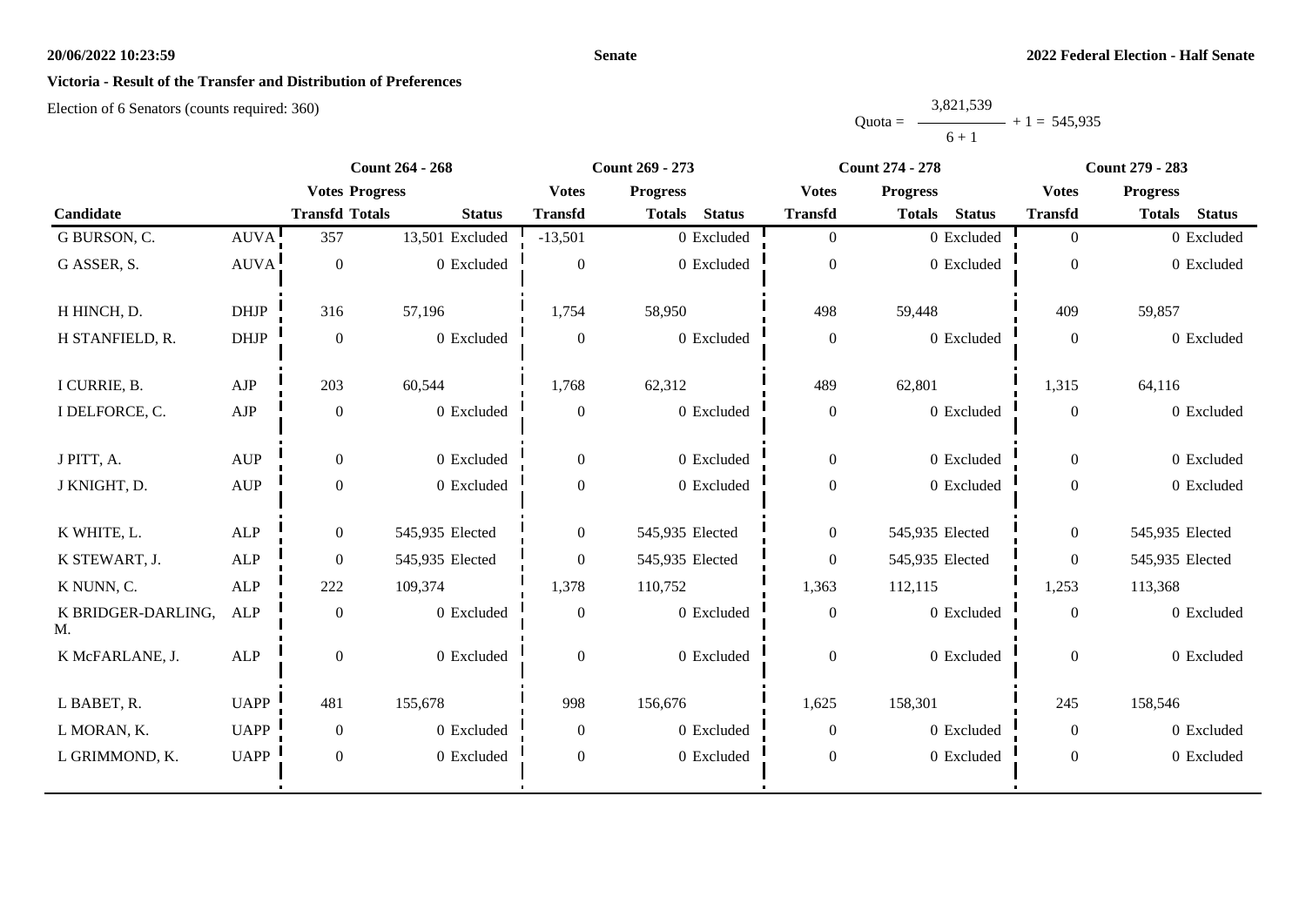**20/06/2022 10:23:59** **Senate** **2022 Federal Election - Half Senate**

## Victoria - Result of the Transfer and Distribution of Preferences

Election of 6 Senators (counts required: 360)

$$Quota = \frac{3,821,539}{6 + 1} + 1 = 545,935$$

| | | Count 264 - 268 | | | Count 269 - 273 | | | Count 274 - 278 | | | Count 279 - 283 | | |
|---|---|---|---|---|---|---|---|---|---|---|---|---|---|
| | | Votes | Progress | | Votes | Progress | | Votes | Progress | | Votes | Progress | |
| Candidate | | Transfd | Totals | Status | Transfd | Totals | Status | Transfd | Totals | Status | Transfd | Totals | Status |
| G BURSON, C. | AUVA | 357 | 13,501 | Excluded | -13,501 | 0 | Excluded | 0 | 0 | Excluded | 0 | 0 | Excluded |
| G ASSER, S. | AUVA | 0 | 0 | Excluded | 0 | 0 | Excluded | 0 | 0 | Excluded | 0 | 0 | Excluded |
| H HINCH, D. | DHJP | 316 | 57,196 | | 1,754 | 58,950 | | 498 | 59,448 | | 409 | 59,857 | |
| H STANFIELD, R. | DHJP | 0 | 0 | Excluded | 0 | 0 | Excluded | 0 | 0 | Excluded | 0 | 0 | Excluded |
| I CURRIE, B. | AJP | 203 | 60,544 | | 1,768 | 62,312 | | 489 | 62,801 | | 1,315 | 64,116 | |
| I DELFORCE, C. | AJP | 0 | 0 | Excluded | 0 | 0 | Excluded | 0 | 0 | Excluded | 0 | 0 | Excluded |
| J PITT, A. | AUP | 0 | 0 | Excluded | 0 | 0 | Excluded | 0 | 0 | Excluded | 0 | 0 | Excluded |
| J KNIGHT, D. | AUP | 0 | 0 | Excluded | 0 | 0 | Excluded | 0 | 0 | Excluded | 0 | 0 | Excluded |
| K WHITE, L. | ALP | 0 | 545,935 | Elected | 0 | 545,935 | Elected | 0 | 545,935 | Elected | 0 | 545,935 | Elected |
| K STEWART, J. | ALP | 0 | 545,935 | Elected | 0 | 545,935 | Elected | 0 | 545,935 | Elected | 0 | 545,935 | Elected |
| K NUNN, C. | ALP | 222 | 109,374 | | 1,378 | 110,752 | | 1,363 | 112,115 | | 1,253 | 113,368 | |
| K BRIDGER-DARLING, M. | ALP | 0 | 0 | Excluded | 0 | 0 | Excluded | 0 | 0 | Excluded | 0 | 0 | Excluded |
| K McFARLANE, J. | ALP | 0 | 0 | Excluded | 0 | 0 | Excluded | 0 | 0 | Excluded | 0 | 0 | Excluded |
| L BABET, R. | UAPP | 481 | 155,678 | | 998 | 156,676 | | 1,625 | 158,301 | | 245 | 158,546 | |
| L MORAN, K. | UAPP | 0 | 0 | Excluded | 0 | 0 | Excluded | 0 | 0 | Excluded | 0 | 0 | Excluded |
| L GRIMMOND, K. | UAPP | 0 | 0 | Excluded | 0 | 0 | Excluded | 0 | 0 | Excluded | 0 | 0 | Excluded |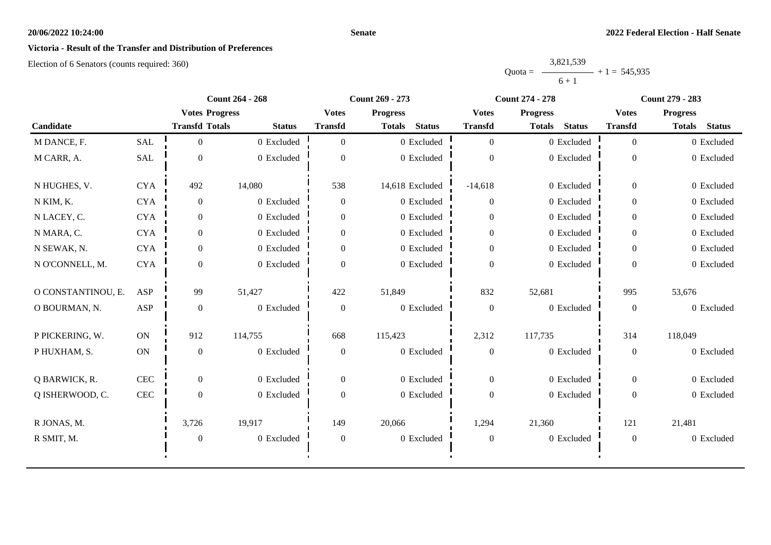**20/06/2022 10:24:00** **Senate** **2022 Federal Election - Half Senate**

**Victoria - Result of the Transfer and Distribution of Preferences**

Election of 6 Senators (counts required: 360)

$$\text{Quota} = \frac{3,821,539}{6+1} + 1 = 545,935$$

| Candidate | | Count 264 - 268 | | | Count 269 - 273 | | | Count 274 - 278 | | | Count 279 - 283 | | |
|---|---|---|---|---|---|---|---|---|---|---|---|---|---|
| | | Votes Transfd | Progress Totals | Status | Votes Transfd | Progress Totals | Status | Votes Transfd | Progress Totals | Status | Votes Transfd | Progress Totals | Status |
| M DANCE, F. | SAL | 0 | 0 | Excluded | 0 | 0 | Excluded | 0 | 0 | Excluded | 0 | 0 | Excluded |
| M CARR, A. | SAL | 0 | 0 | Excluded | 0 | 0 | Excluded | 0 | 0 | Excluded | 0 | 0 | Excluded |
| N HUGHES, V. | CYA | 492 | 14,080 | | 538 | 14,618 | Excluded | -14,618 | 0 | Excluded | 0 | 0 | Excluded |
| N KIM, K. | CYA | 0 | 0 | Excluded | 0 | 0 | Excluded | 0 | 0 | Excluded | 0 | 0 | Excluded |
| N LACEY, C. | CYA | 0 | 0 | Excluded | 0 | 0 | Excluded | 0 | 0 | Excluded | 0 | 0 | Excluded |
| N MARA, C. | CYA | 0 | 0 | Excluded | 0 | 0 | Excluded | 0 | 0 | Excluded | 0 | 0 | Excluded |
| N SEWAK, N. | CYA | 0 | 0 | Excluded | 0 | 0 | Excluded | 0 | 0 | Excluded | 0 | 0 | Excluded |
| N O'CONNELL, M. | CYA | 0 | 0 | Excluded | 0 | 0 | Excluded | 0 | 0 | Excluded | 0 | 0 | Excluded |
| O CONSTANTINOU, E. | ASP | 99 | 51,427 | | 422 | 51,849 | | 832 | 52,681 | | 995 | 53,676 | |
| O BOURMAN, N. | ASP | 0 | 0 | Excluded | 0 | 0 | Excluded | 0 | 0 | Excluded | 0 | 0 | Excluded |
| P PICKERING, W. | ON | 912 | 114,755 | | 668 | 115,423 | | 2,312 | 117,735 | | 314 | 118,049 | |
| P HUXHAM, S. | ON | 0 | 0 | Excluded | 0 | 0 | Excluded | 0 | 0 | Excluded | 0 | 0 | Excluded |
| Q BARWICK, R. | CEC | 0 | 0 | Excluded | 0 | 0 | Excluded | 0 | 0 | Excluded | 0 | 0 | Excluded |
| Q ISHERWOOD, C. | CEC | 0 | 0 | Excluded | 0 | 0 | Excluded | 0 | 0 | Excluded | 0 | 0 | Excluded |
| R JONAS, M. | | 3,726 | 19,917 | | 149 | 20,066 | | 1,294 | 21,360 | | 121 | 21,481 | |
| R SMIT, M. | | 0 | 0 | Excluded | 0 | 0 | Excluded | 0 | 0 | Excluded | 0 | 0 | Excluded |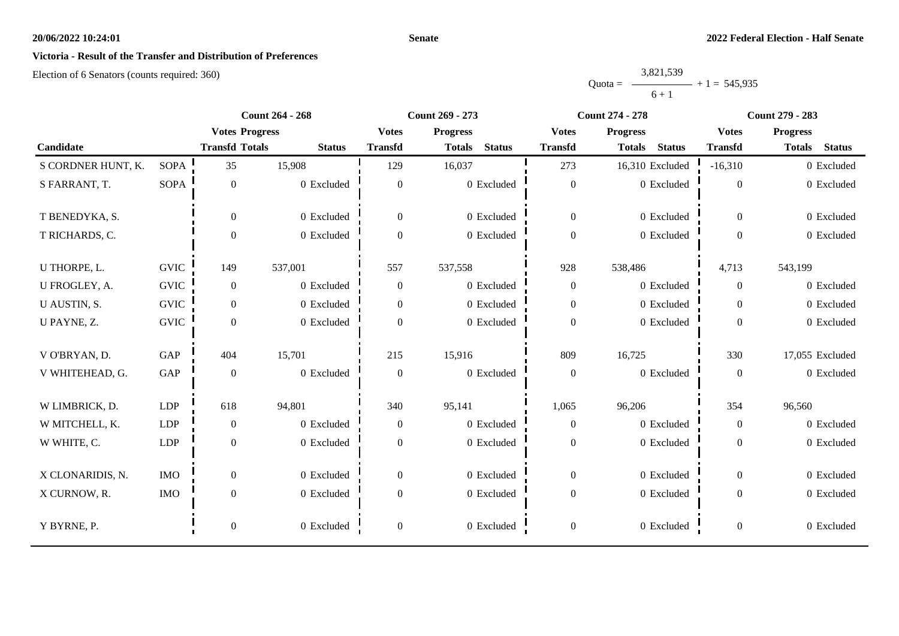**Victoria - Result of the Transfer and Distribution of Preferences**

Election of 6 Senators (counts required: 360)

$$\text{Quota} = \frac{3,821,539}{6+1} + 1 = 545,935$$

| Candidate | | Count 264 - 268 | | | Count 269 - 273 | | | Count 274 - 278 | | | Count 279 - 283 | | |
|---|---|---|---|---|---|---|---|---|---|---|---|---|---|
| | | Votes Transfd | Progress Totals | Status | Votes Transfd | Progress Totals | Status | Votes Transfd | Progress Totals | Status | Votes Transfd | Progress Totals | Status |
| S CORDNER HUNT, K. | SOPA | 35 | 15,908 | | 129 | 16,037 | | 273 | 16,310 | Excluded | -16,310 | 0 | Excluded |
| S FARRANT, T. | SOPA | 0 | 0 | Excluded | 0 | 0 | Excluded | 0 | 0 | Excluded | 0 | 0 | Excluded |
| T BENEDYKA, S. | | 0 | 0 | Excluded | 0 | 0 | Excluded | 0 | 0 | Excluded | 0 | 0 | Excluded |
| T RICHARDS, C. | | 0 | 0 | Excluded | 0 | 0 | Excluded | 0 | 0 | Excluded | 0 | 0 | Excluded |
| U THORPE, L. | GVIC | 149 | 537,001 | | 557 | 537,558 | | 928 | 538,486 | | 4,713 | 543,199 | |
| U FROGLEY, A. | GVIC | 0 | 0 | Excluded | 0 | 0 | Excluded | 0 | 0 | Excluded | 0 | 0 | Excluded |
| U AUSTIN, S. | GVIC | 0 | 0 | Excluded | 0 | 0 | Excluded | 0 | 0 | Excluded | 0 | 0 | Excluded |
| U PAYNE, Z. | GVIC | 0 | 0 | Excluded | 0 | 0 | Excluded | 0 | 0 | Excluded | 0 | 0 | Excluded |
| V O'BRYAN, D. | GAP | 404 | 15,701 | | 215 | 15,916 | | 809 | 16,725 | | 330 | 17,055 | Excluded |
| V WHITEHEAD, G. | GAP | 0 | 0 | Excluded | 0 | 0 | Excluded | 0 | 0 | Excluded | 0 | 0 | Excluded |
| W LIMBRICK, D. | LDP | 618 | 94,801 | | 340 | 95,141 | | 1,065 | 96,206 | | 354 | 96,560 | |
| W MITCHELL, K. | LDP | 0 | 0 | Excluded | 0 | 0 | Excluded | 0 | 0 | Excluded | 0 | 0 | Excluded |
| W WHITE, C. | LDP | 0 | 0 | Excluded | 0 | 0 | Excluded | 0 | 0 | Excluded | 0 | 0 | Excluded |
| X CLONARIDIS, N. | IMO | 0 | 0 | Excluded | 0 | 0 | Excluded | 0 | 0 | Excluded | 0 | 0 | Excluded |
| X CURNOW, R. | IMO | 0 | 0 | Excluded | 0 | 0 | Excluded | 0 | 0 | Excluded | 0 | 0 | Excluded |
| Y BYRNE, P. | | 0 | 0 | Excluded | 0 | 0 | Excluded | 0 | 0 | Excluded | 0 | 0 | Excluded |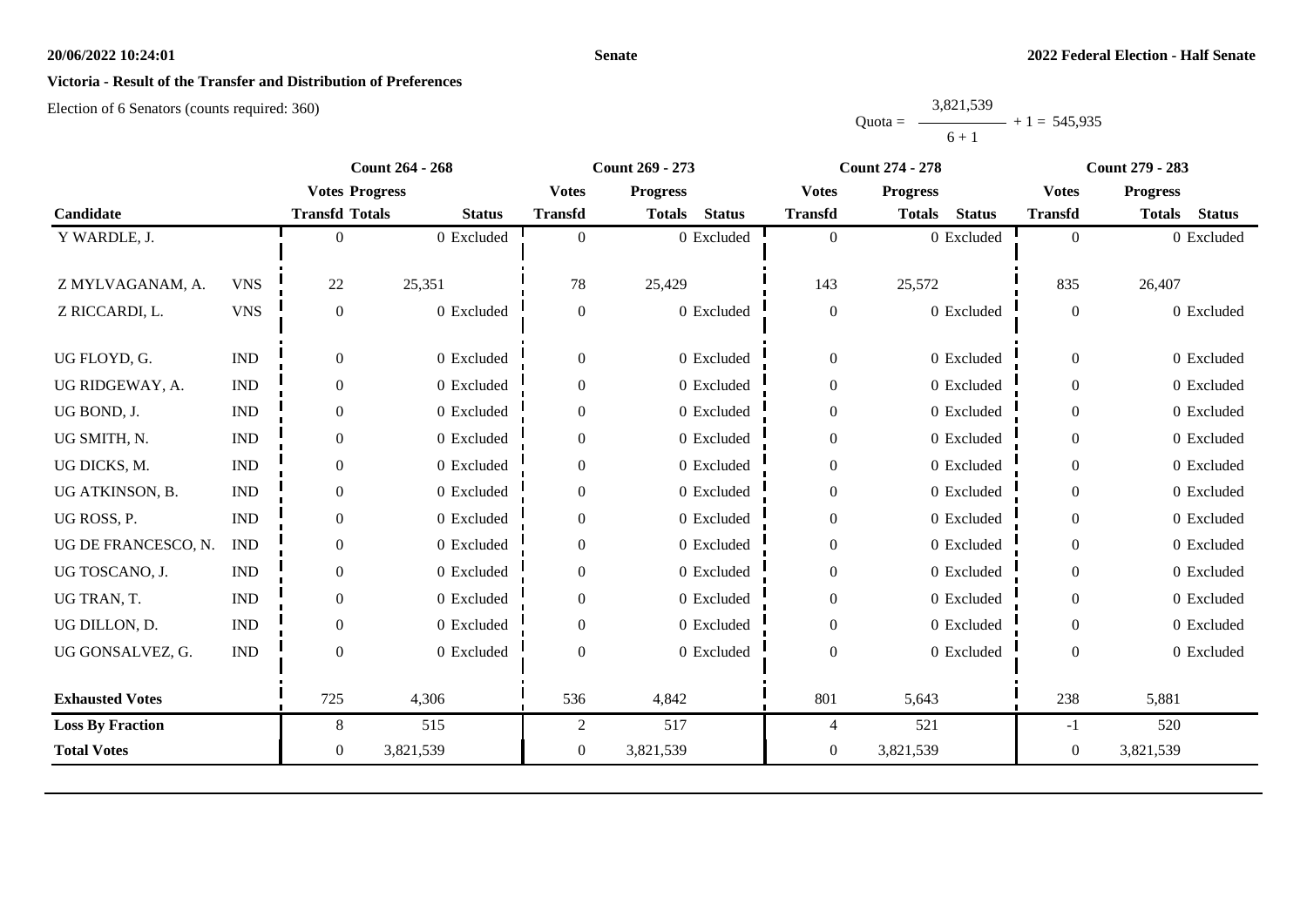**20/06/2022 10:24:01** **Senate** **2022 Federal Election - Half Senate**

## Victoria - Result of the Transfer and Distribution of Preferences

Election of 6 Senators (counts required: 360)

$$\text{Quota} = \frac{3,821,539}{6 + 1} + 1 = 545,935$$

| Candidate | | Count 264 - 268 | | | Count 269 - 273 | | | Count 274 - 278 | | | Count 279 - 283 | | |
|---|---|---|---|---|---|---|---|---|---|---|---|---|---|
| | | Votes Transfd | Progress Totals | Status | Votes Transfd | Progress Totals | Status | Votes Transfd | Progress Totals | Status | Votes Transfd | Progress Totals | Status |
| Y WARDLE, J. | | 0 | 0 | Excluded | 0 | 0 | Excluded | 0 | 0 | Excluded | 0 | 0 | Excluded |
| Z MYLVAGANAM, A. | VNS | 22 | 25,351 | | 78 | 25,429 | | 143 | 25,572 | | 835 | 26,407 | |
| Z RICCARDI, L. | VNS | 0 | 0 | Excluded | 0 | 0 | Excluded | 0 | 0 | Excluded | 0 | 0 | Excluded |
| UG FLOYD, G. | IND | 0 | 0 | Excluded | 0 | 0 | Excluded | 0 | 0 | Excluded | 0 | 0 | Excluded |
| UG RIDGEWAY, A. | IND | 0 | 0 | Excluded | 0 | 0 | Excluded | 0 | 0 | Excluded | 0 | 0 | Excluded |
| UG BOND, J. | IND | 0 | 0 | Excluded | 0 | 0 | Excluded | 0 | 0 | Excluded | 0 | 0 | Excluded |
| UG SMITH, N. | IND | 0 | 0 | Excluded | 0 | 0 | Excluded | 0 | 0 | Excluded | 0 | 0 | Excluded |
| UG DICKS, M. | IND | 0 | 0 | Excluded | 0 | 0 | Excluded | 0 | 0 | Excluded | 0 | 0 | Excluded |
| UG ATKINSON, B. | IND | 0 | 0 | Excluded | 0 | 0 | Excluded | 0 | 0 | Excluded | 0 | 0 | Excluded |
| UG ROSS, P. | IND | 0 | 0 | Excluded | 0 | 0 | Excluded | 0 | 0 | Excluded | 0 | 0 | Excluded |
| UG DE FRANCESCO, N. | IND | 0 | 0 | Excluded | 0 | 0 | Excluded | 0 | 0 | Excluded | 0 | 0 | Excluded |
| UG TOSCANO, J. | IND | 0 | 0 | Excluded | 0 | 0 | Excluded | 0 | 0 | Excluded | 0 | 0 | Excluded |
| UG TRAN, T. | IND | 0 | 0 | Excluded | 0 | 0 | Excluded | 0 | 0 | Excluded | 0 | 0 | Excluded |
| UG DILLON, D. | IND | 0 | 0 | Excluded | 0 | 0 | Excluded | 0 | 0 | Excluded | 0 | 0 | Excluded |
| UG GONSALVEZ, G. | IND | 0 | 0 | Excluded | 0 | 0 | Excluded | 0 | 0 | Excluded | 0 | 0 | Excluded |
| **Exhausted Votes** | | 725 | 4,306 | | 536 | 4,842 | | 801 | 5,643 | | 238 | 5,881 | |
| **Loss By Fraction** | | 8 | 515 | | 2 | 517 | | 4 | 521 | | -1 | 520 | |
| **Total Votes** | | 0 | 3,821,539 | | 0 | 3,821,539 | | 0 | 3,821,539 | | 0 | 3,821,539 | |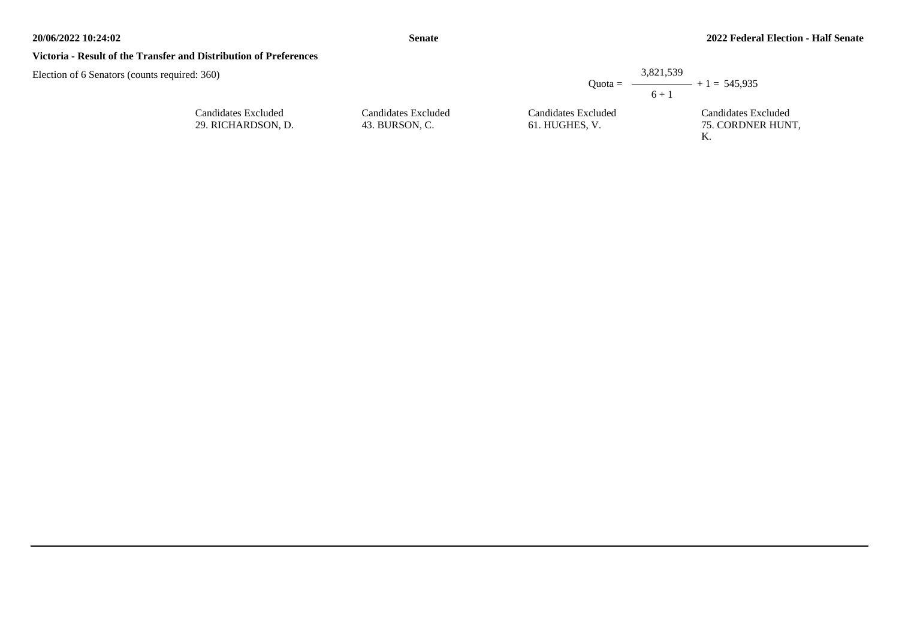**Victoria - Result of the Transfer and Distribution of Preferences**

Election of 6 Senators (counts required: 360)

$$\text{Quota} = \frac{3{,}821{,}539}{6 + 1} + 1 = 545{,}935$$

| Candidates Excluded | Candidates Excluded | Candidates Excluded | Candidates Excluded |
| --- | --- | --- | --- |
| 29. RICHARDSON, D. | 43. BURSON, C. | 61. HUGHES, V. | 75. CORDNER HUNT, K. |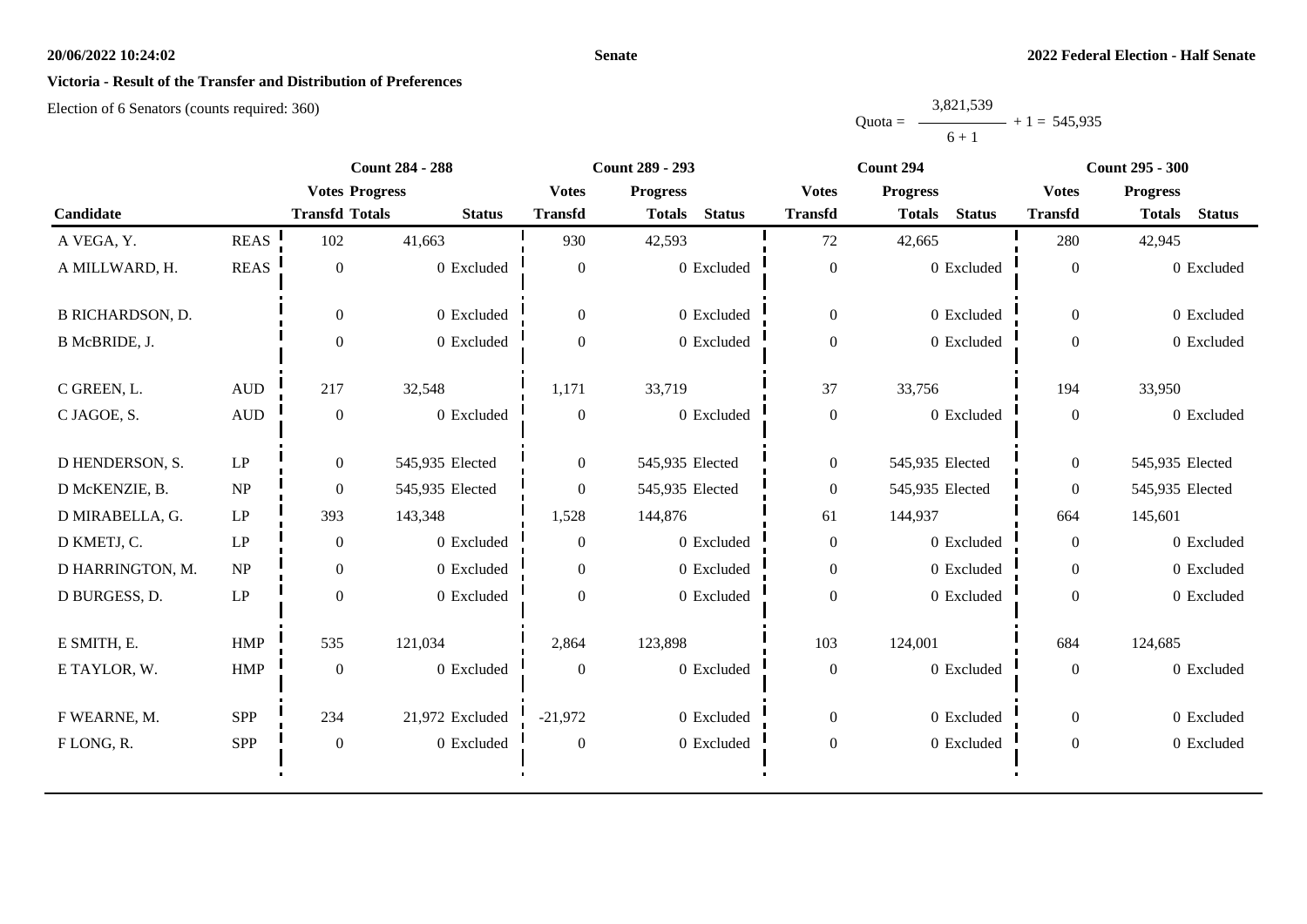**Victoria - Result of the Transfer and Distribution of Preferences**

Election of 6 Senators (counts required: 360)

$$\text{Quota} = \frac{3,821,539}{6+1} + 1 = 545,935$$

| Candidate | | Count 284 - 288 | | | Count 289 - 293 | | | Count 294 | | | Count 295 - 300 | | |
|---|---|---|---|---|---|---|---|---|---|---|---|---|---|
| | | Votes Transfd | Progress Totals | Status | Votes Transfd | Progress Totals | Status | Votes Transfd | Progress Totals | Status | Votes Transfd | Progress Totals | Status |
| A VEGA, Y. | REAS | 102 | 41,663 | | 930 | 42,593 | | 72 | 42,665 | | 280 | 42,945 | |
| A MILLWARD, H. | REAS | 0 | 0 | Excluded | 0 | 0 | Excluded | 0 | 0 | Excluded | 0 | 0 | Excluded |
| B RICHARDSON, D. | | 0 | 0 | Excluded | 0 | 0 | Excluded | 0 | 0 | Excluded | 0 | 0 | Excluded |
| B McBRIDE, J. | | 0 | 0 | Excluded | 0 | 0 | Excluded | 0 | 0 | Excluded | 0 | 0 | Excluded |
| C GREEN, L. | AUD | 217 | 32,548 | | 1,171 | 33,719 | | 37 | 33,756 | | 194 | 33,950 | |
| C JAGOE, S. | AUD | 0 | 0 | Excluded | 0 | 0 | Excluded | 0 | 0 | Excluded | 0 | 0 | Excluded |
| D HENDERSON, S. | LP | 0 | 545,935 | Elected | 0 | 545,935 | Elected | 0 | 545,935 | Elected | 0 | 545,935 | Elected |
| D McKENZIE, B. | NP | 0 | 545,935 | Elected | 0 | 545,935 | Elected | 0 | 545,935 | Elected | 0 | 545,935 | Elected |
| D MIRABELLA, G. | LP | 393 | 143,348 | | 1,528 | 144,876 | | 61 | 144,937 | | 664 | 145,601 | |
| D KMETJ, C. | LP | 0 | 0 | Excluded | 0 | 0 | Excluded | 0 | 0 | Excluded | 0 | 0 | Excluded |
| D HARRINGTON, M. | NP | 0 | 0 | Excluded | 0 | 0 | Excluded | 0 | 0 | Excluded | 0 | 0 | Excluded |
| D BURGESS, D. | LP | 0 | 0 | Excluded | 0 | 0 | Excluded | 0 | 0 | Excluded | 0 | 0 | Excluded |
| E SMITH, E. | HMP | 535 | 121,034 | | 2,864 | 123,898 | | 103 | 124,001 | | 684 | 124,685 | |
| E TAYLOR, W. | HMP | 0 | 0 | Excluded | 0 | 0 | Excluded | 0 | 0 | Excluded | 0 | 0 | Excluded |
| F WEARNE, M. | SPP | 234 | 21,972 | Excluded | -21,972 | 0 | Excluded | 0 | 0 | Excluded | 0 | 0 | Excluded |
| F LONG, R. | SPP | 0 | 0 | Excluded | 0 | 0 | Excluded | 0 | 0 | Excluded | 0 | 0 | Excluded |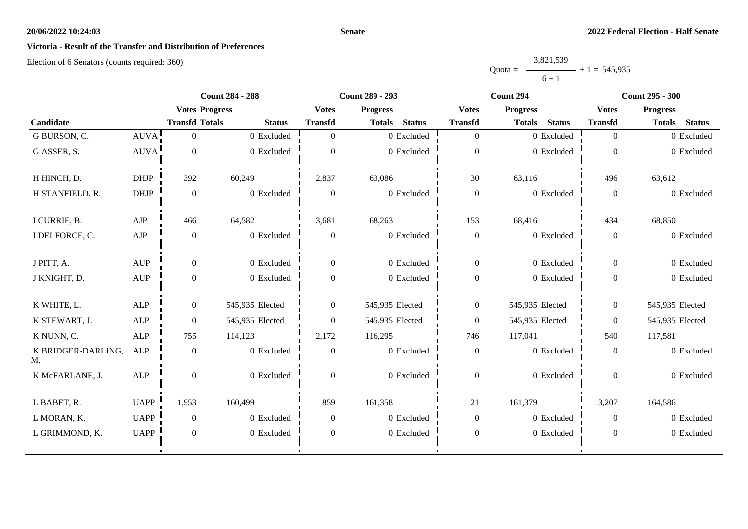**Victoria - Result of the Transfer and Distribution of Preferences**

Election of 6 Senators (counts required: 360)

$$\text{Quota} = \frac{3{,}821{,}539}{6 + 1} + 1 = 545{,}935$$

| Candidate | | Count 284 - 288 | | | Count 289 - 293 | | | Count 294 | | | Count 295 - 300 | | |
|---|---|---|---|---|---|---|---|---|---|---|---|---|---|
| | | Votes Transfd | Progress Totals | Status | Votes Transfd | Progress Totals | Status | Votes Transfd | Progress Totals | Status | Votes Transfd | Progress Totals | Status |
| G BURSON, C. | AUVA | 0 | 0 | Excluded | 0 | 0 | Excluded | 0 | 0 | Excluded | 0 | 0 | Excluded |
| G ASSER, S. | AUVA | 0 | 0 | Excluded | 0 | 0 | Excluded | 0 | 0 | Excluded | 0 | 0 | Excluded |
| H HINCH, D. | DHJP | 392 | 60,249 | | 2,837 | 63,086 | | 30 | 63,116 | | 496 | 63,612 | |
| H STANFIELD, R. | DHJP | 0 | 0 | Excluded | 0 | 0 | Excluded | 0 | 0 | Excluded | 0 | 0 | Excluded |
| I CURRIE, B. | AJP | 466 | 64,582 | | 3,681 | 68,263 | | 153 | 68,416 | | 434 | 68,850 | |
| I DELFORCE, C. | AJP | 0 | 0 | Excluded | 0 | 0 | Excluded | 0 | 0 | Excluded | 0 | 0 | Excluded |
| J PITT, A. | AUP | 0 | 0 | Excluded | 0 | 0 | Excluded | 0 | 0 | Excluded | 0 | 0 | Excluded |
| J KNIGHT, D. | AUP | 0 | 0 | Excluded | 0 | 0 | Excluded | 0 | 0 | Excluded | 0 | 0 | Excluded |
| K WHITE, L. | ALP | 0 | 545,935 | Elected | 0 | 545,935 | Elected | 0 | 545,935 | Elected | 0 | 545,935 | Elected |
| K STEWART, J. | ALP | 0 | 545,935 | Elected | 0 | 545,935 | Elected | 0 | 545,935 | Elected | 0 | 545,935 | Elected |
| K NUNN, C. | ALP | 755 | 114,123 | | 2,172 | 116,295 | | 746 | 117,041 | | 540 | 117,581 | |
| K BRIDGER-DARLING, M. | ALP | 0 | 0 | Excluded | 0 | 0 | Excluded | 0 | 0 | Excluded | 0 | 0 | Excluded |
| K McFARLANE, J. | ALP | 0 | 0 | Excluded | 0 | 0 | Excluded | 0 | 0 | Excluded | 0 | 0 | Excluded |
| L BABET, R. | UAPP | 1,953 | 160,499 | | 859 | 161,358 | | 21 | 161,379 | | 3,207 | 164,586 | |
| L MORAN, K. | UAPP | 0 | 0 | Excluded | 0 | 0 | Excluded | 0 | 0 | Excluded | 0 | 0 | Excluded |
| L GRIMMOND, K. | UAPP | 0 | 0 | Excluded | 0 | 0 | Excluded | 0 | 0 | Excluded | 0 | 0 | Excluded |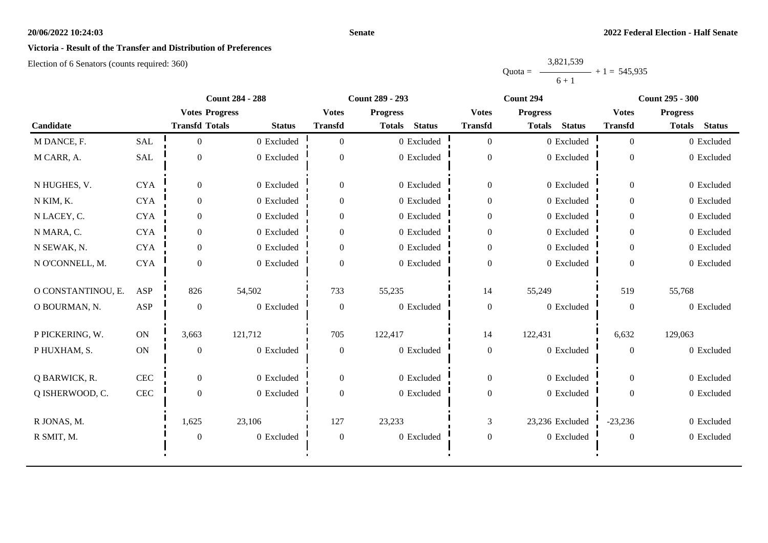**Victoria - Result of the Transfer and Distribution of Preferences**

Election of 6 Senators (counts required: 360)

$$\text{Quota} = \frac{3{,}821{,}539}{6 + 1} + 1 = 545{,}935$$

| Candidate | | Count 284 - 288 | | | Count 289 - 293 | | | Count 294 | | | Count 295 - 300 | | |
|---|---|---|---|---|---|---|---|---|---|---|---|---|---|
| | | Votes Transfd | Progress Totals | Status | Votes Transfd | Progress Totals | Status | Votes Transfd | Progress Totals | Status | Votes Transfd | Progress Totals | Status |
| M DANCE, F. | SAL | 0 | 0 | Excluded | 0 | 0 | Excluded | 0 | 0 | Excluded | 0 | 0 | Excluded |
| M CARR, A. | SAL | 0 | 0 | Excluded | 0 | 0 | Excluded | 0 | 0 | Excluded | 0 | 0 | Excluded |
| N HUGHES, V. | CYA | 0 | 0 | Excluded | 0 | 0 | Excluded | 0 | 0 | Excluded | 0 | 0 | Excluded |
| N KIM, K. | CYA | 0 | 0 | Excluded | 0 | 0 | Excluded | 0 | 0 | Excluded | 0 | 0 | Excluded |
| N LACEY, C. | CYA | 0 | 0 | Excluded | 0 | 0 | Excluded | 0 | 0 | Excluded | 0 | 0 | Excluded |
| N MARA, C. | CYA | 0 | 0 | Excluded | 0 | 0 | Excluded | 0 | 0 | Excluded | 0 | 0 | Excluded |
| N SEWAK, N. | CYA | 0 | 0 | Excluded | 0 | 0 | Excluded | 0 | 0 | Excluded | 0 | 0 | Excluded |
| N O'CONNELL, M. | CYA | 0 | 0 | Excluded | 0 | 0 | Excluded | 0 | 0 | Excluded | 0 | 0 | Excluded |
| O CONSTANTINOU, E. | ASP | 826 | 54,502 | | 733 | 55,235 | | 14 | 55,249 | | 519 | 55,768 | |
| O BOURMAN, N. | ASP | 0 | 0 | Excluded | 0 | 0 | Excluded | 0 | 0 | Excluded | 0 | 0 | Excluded |
| P PICKERING, W. | ON | 3,663 | 121,712 | | 705 | 122,417 | | 14 | 122,431 | | 6,632 | 129,063 | |
| P HUXHAM, S. | ON | 0 | 0 | Excluded | 0 | 0 | Excluded | 0 | 0 | Excluded | 0 | 0 | Excluded |
| Q BARWICK, R. | CEC | 0 | 0 | Excluded | 0 | 0 | Excluded | 0 | 0 | Excluded | 0 | 0 | Excluded |
| Q ISHERWOOD, C. | CEC | 0 | 0 | Excluded | 0 | 0 | Excluded | 0 | 0 | Excluded | 0 | 0 | Excluded |
| R JONAS, M. | | 1,625 | 23,106 | | 127 | 23,233 | | 3 | 23,236 | Excluded | -23,236 | 0 | Excluded |
| R SMIT, M. | | 0 | 0 | Excluded | 0 | 0 | Excluded | 0 | 0 | Excluded | 0 | 0 | Excluded |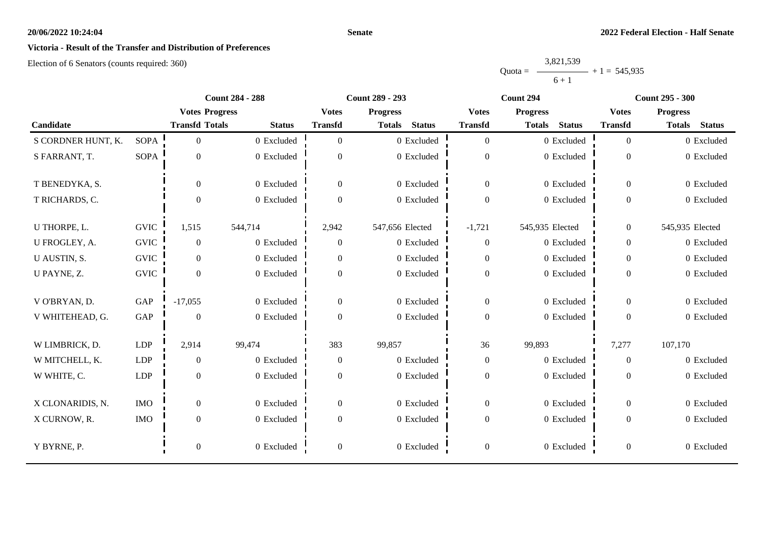**Victoria - Result of the Transfer and Distribution of Preferences**

Election of 6 Senators (counts required: 360)

Quota = 3,821,539 / (6 + 1) + 1 = 545,935

| Candidate | | Count 284 - 288 | | | Count 289 - 293 | | | Count 294 | | | Count 295 - 300 | | |
|---|---|---|---|---|---|---|---|---|---|---|---|---|---|
| | | Votes Transfd | Progress Totals | Status | Votes Transfd | Progress Totals | Status | Votes Transfd | Progress Totals | Status | Votes Transfd | Progress Totals | Status |
| S CORDNER HUNT, K. | SOPA | 0 | 0 | Excluded | 0 | 0 | Excluded | 0 | 0 | Excluded | 0 | 0 | Excluded |
| S FARRANT, T. | SOPA | 0 | 0 | Excluded | 0 | 0 | Excluded | 0 | 0 | Excluded | 0 | 0 | Excluded |
| T BENEDYKA, S. | | 0 | 0 | Excluded | 0 | 0 | Excluded | 0 | 0 | Excluded | 0 | 0 | Excluded |
| T RICHARDS, C. | | 0 | 0 | Excluded | 0 | 0 | Excluded | 0 | 0 | Excluded | 0 | 0 | Excluded |
| U THORPE, L. | GVIC | 1,515 | 544,714 | | 2,942 | 547,656 | Elected | -1,721 | 545,935 | Elected | 0 | 545,935 | Elected |
| U FROGLEY, A. | GVIC | 0 | 0 | Excluded | 0 | 0 | Excluded | 0 | 0 | Excluded | 0 | 0 | Excluded |
| U AUSTIN, S. | GVIC | 0 | 0 | Excluded | 0 | 0 | Excluded | 0 | 0 | Excluded | 0 | 0 | Excluded |
| U PAYNE, Z. | GVIC | 0 | 0 | Excluded | 0 | 0 | Excluded | 0 | 0 | Excluded | 0 | 0 | Excluded |
| V O'BRYAN, D. | GAP | -17,055 | 0 | Excluded | 0 | 0 | Excluded | 0 | 0 | Excluded | 0 | 0 | Excluded |
| V WHITEHEAD, G. | GAP | 0 | 0 | Excluded | 0 | 0 | Excluded | 0 | 0 | Excluded | 0 | 0 | Excluded |
| W LIMBRICK, D. | LDP | 2,914 | 99,474 | | 383 | 99,857 | | 36 | 99,893 | | 7,277 | 107,170 | |
| W MITCHELL, K. | LDP | 0 | 0 | Excluded | 0 | 0 | Excluded | 0 | 0 | Excluded | 0 | 0 | Excluded |
| W WHITE, C. | LDP | 0 | 0 | Excluded | 0 | 0 | Excluded | 0 | 0 | Excluded | 0 | 0 | Excluded |
| X CLONARIDIS, N. | IMO | 0 | 0 | Excluded | 0 | 0 | Excluded | 0 | 0 | Excluded | 0 | 0 | Excluded |
| X CURNOW, R. | IMO | 0 | 0 | Excluded | 0 | 0 | Excluded | 0 | 0 | Excluded | 0 | 0 | Excluded |
| Y BYRNE, P. | | 0 | 0 | Excluded | 0 | 0 | Excluded | 0 | 0 | Excluded | 0 | 0 | Excluded |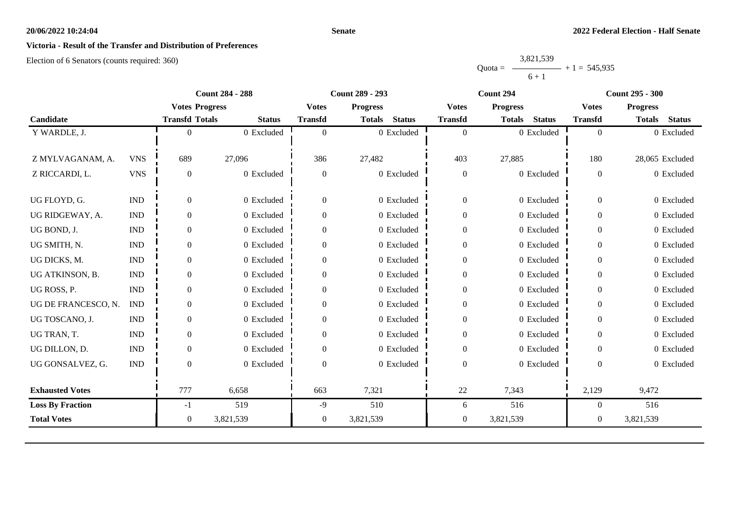**Victoria - Result of the Transfer and Distribution of Preferences**

Election of 6 Senators (counts required: 360)

$$\text{Quota} = \frac{3,821,539}{6+1} + 1 = 545,935$$

| Candidate | | Count 284 - 288 | | | Count 289 - 293 | | | Count 294 | | | Count 295 - 300 | | |
|---|---|---|---|---|---|---|---|---|---|---|---|---|---|
| | | Votes Transfd | Progress Totals | Status | Votes Transfd | Progress Totals | Status | Votes Transfd | Progress Totals | Status | Votes Transfd | Progress Totals | Status |
| Y WARDLE, J. | | 0 | 0 | Excluded | 0 | 0 | Excluded | 0 | 0 | Excluded | 0 | 0 | Excluded |
| Z MYLVAGANAM, A. | VNS | 689 | 27,096 | | 386 | 27,482 | | 403 | 27,885 | | 180 | 28,065 | Excluded |
| Z RICCARDI, L. | VNS | 0 | 0 | Excluded | 0 | 0 | Excluded | 0 | 0 | Excluded | 0 | 0 | Excluded |
| UG FLOYD, G. | IND | 0 | 0 | Excluded | 0 | 0 | Excluded | 0 | 0 | Excluded | 0 | 0 | Excluded |
| UG RIDGEWAY, A. | IND | 0 | 0 | Excluded | 0 | 0 | Excluded | 0 | 0 | Excluded | 0 | 0 | Excluded |
| UG BOND, J. | IND | 0 | 0 | Excluded | 0 | 0 | Excluded | 0 | 0 | Excluded | 0 | 0 | Excluded |
| UG SMITH, N. | IND | 0 | 0 | Excluded | 0 | 0 | Excluded | 0 | 0 | Excluded | 0 | 0 | Excluded |
| UG DICKS, M. | IND | 0 | 0 | Excluded | 0 | 0 | Excluded | 0 | 0 | Excluded | 0 | 0 | Excluded |
| UG ATKINSON, B. | IND | 0 | 0 | Excluded | 0 | 0 | Excluded | 0 | 0 | Excluded | 0 | 0 | Excluded |
| UG ROSS, P. | IND | 0 | 0 | Excluded | 0 | 0 | Excluded | 0 | 0 | Excluded | 0 | 0 | Excluded |
| UG DE FRANCESCO, N. | IND | 0 | 0 | Excluded | 0 | 0 | Excluded | 0 | 0 | Excluded | 0 | 0 | Excluded |
| UG TOSCANO, J. | IND | 0 | 0 | Excluded | 0 | 0 | Excluded | 0 | 0 | Excluded | 0 | 0 | Excluded |
| UG TRAN, T. | IND | 0 | 0 | Excluded | 0 | 0 | Excluded | 0 | 0 | Excluded | 0 | 0 | Excluded |
| UG DILLON, D. | IND | 0 | 0 | Excluded | 0 | 0 | Excluded | 0 | 0 | Excluded | 0 | 0 | Excluded |
| UG GONSALVEZ, G. | IND | 0 | 0 | Excluded | 0 | 0 | Excluded | 0 | 0 | Excluded | 0 | 0 | Excluded |
| **Exhausted Votes** | | 777 | 6,658 | | 663 | 7,321 | | 22 | 7,343 | | 2,129 | 9,472 | |
| **Loss By Fraction** | | -1 | 519 | | -9 | 510 | | 6 | 516 | | 0 | 516 | |
| **Total Votes** | | 0 | 3,821,539 | | 0 | 3,821,539 | | 0 | 3,821,539 | | 0 | 3,821,539 | |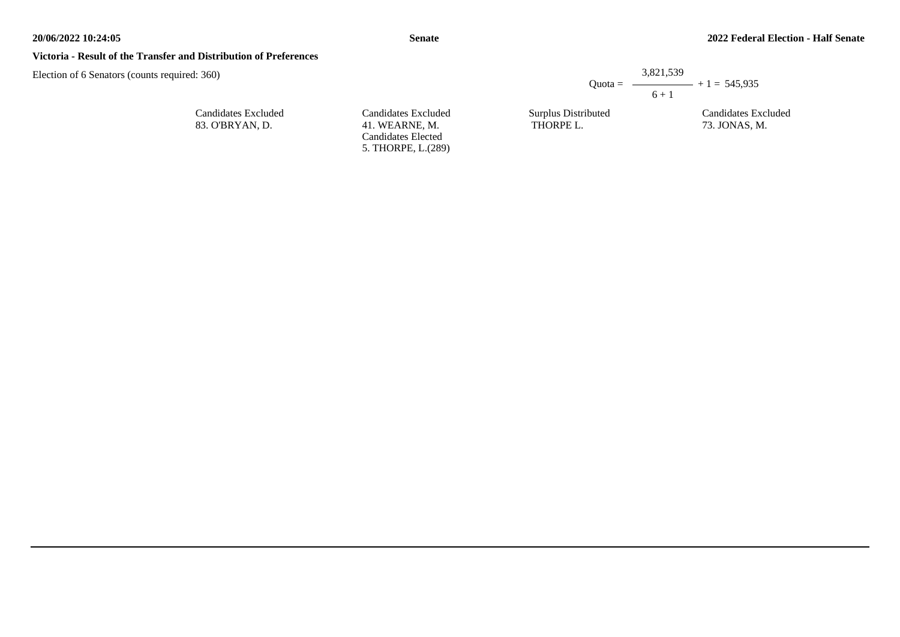**Victoria - Result of the Transfer and Distribution of Preferences**

Election of 6 Senators (counts required: 360)

$$\text{Quota} = \frac{3{,}821{,}539}{6 + 1} + 1 = 545{,}935$$

| Candidates Excluded | Candidates Excluded | Surplus Distributed | Candidates Excluded |
|---|---|---|---|
| 83. O'BRYAN, D. | 41. WEARNE, M. | THORPE L. | 73. JONAS, M. |
| | Candidates Elected | | |
| | 5. THORPE, L.(289) | | |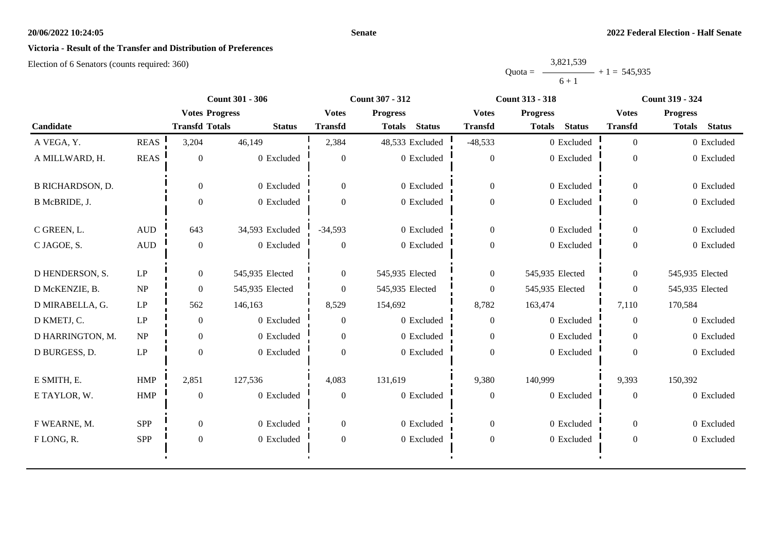**Victoria - Result of the Transfer and Distribution of Preferences**

Election of 6 Senators (counts required: 360)

$$\text{Quota} = \frac{3,821,539}{6 + 1} + 1 = 545,935$$

| Candidate | | Count 301 - 306 | | | Count 307 - 312 | | | Count 313 - 318 | | | Count 319 - 324 | | |
|---|---|---|---|---|---|---|---|---|---|---|---|---|---|
| | | Votes Transfd | Progress Totals | Status | Votes Transfd | Progress Totals | Status | Votes Transfd | Progress Totals | Status | Votes Transfd | Progress Totals | Status |
| A VEGA, Y. | REAS | 3,204 | 46,149 | | 2,384 | 48,533 | Excluded | -48,533 | 0 | Excluded | 0 | 0 | Excluded |
| A MILLWARD, H. | REAS | 0 | 0 | Excluded | 0 | 0 | Excluded | 0 | 0 | Excluded | 0 | 0 | Excluded |
| B RICHARDSON, D. | | 0 | 0 | Excluded | 0 | 0 | Excluded | 0 | 0 | Excluded | 0 | 0 | Excluded |
| B McBRIDE, J. | | 0 | 0 | Excluded | 0 | 0 | Excluded | 0 | 0 | Excluded | 0 | 0 | Excluded |
| C GREEN, L. | AUD | 643 | 34,593 | Excluded | -34,593 | 0 | Excluded | 0 | 0 | Excluded | 0 | 0 | Excluded |
| C JAGOE, S. | AUD | 0 | 0 | Excluded | 0 | 0 | Excluded | 0 | 0 | Excluded | 0 | 0 | Excluded |
| D HENDERSON, S. | LP | 0 | 545,935 | Elected | 0 | 545,935 | Elected | 0 | 545,935 | Elected | 0 | 545,935 | Elected |
| D McKENZIE, B. | NP | 0 | 545,935 | Elected | 0 | 545,935 | Elected | 0 | 545,935 | Elected | 0 | 545,935 | Elected |
| D MIRABELLA, G. | LP | 562 | 146,163 | | 8,529 | 154,692 | | 8,782 | 163,474 | | 7,110 | 170,584 | |
| D KMETJ, C. | LP | 0 | 0 | Excluded | 0 | 0 | Excluded | 0 | 0 | Excluded | 0 | 0 | Excluded |
| D HARRINGTON, M. | NP | 0 | 0 | Excluded | 0 | 0 | Excluded | 0 | 0 | Excluded | 0 | 0 | Excluded |
| D BURGESS, D. | LP | 0 | 0 | Excluded | 0 | 0 | Excluded | 0 | 0 | Excluded | 0 | 0 | Excluded |
| E SMITH, E. | HMP | 2,851 | 127,536 | | 4,083 | 131,619 | | 9,380 | 140,999 | | 9,393 | 150,392 | |
| E TAYLOR, W. | HMP | 0 | 0 | Excluded | 0 | 0 | Excluded | 0 | 0 | Excluded | 0 | 0 | Excluded |
| F WEARNE, M. | SPP | 0 | 0 | Excluded | 0 | 0 | Excluded | 0 | 0 | Excluded | 0 | 0 | Excluded |
| F LONG, R. | SPP | 0 | 0 | Excluded | 0 | 0 | Excluded | 0 | 0 | Excluded | 0 | 0 | Excluded |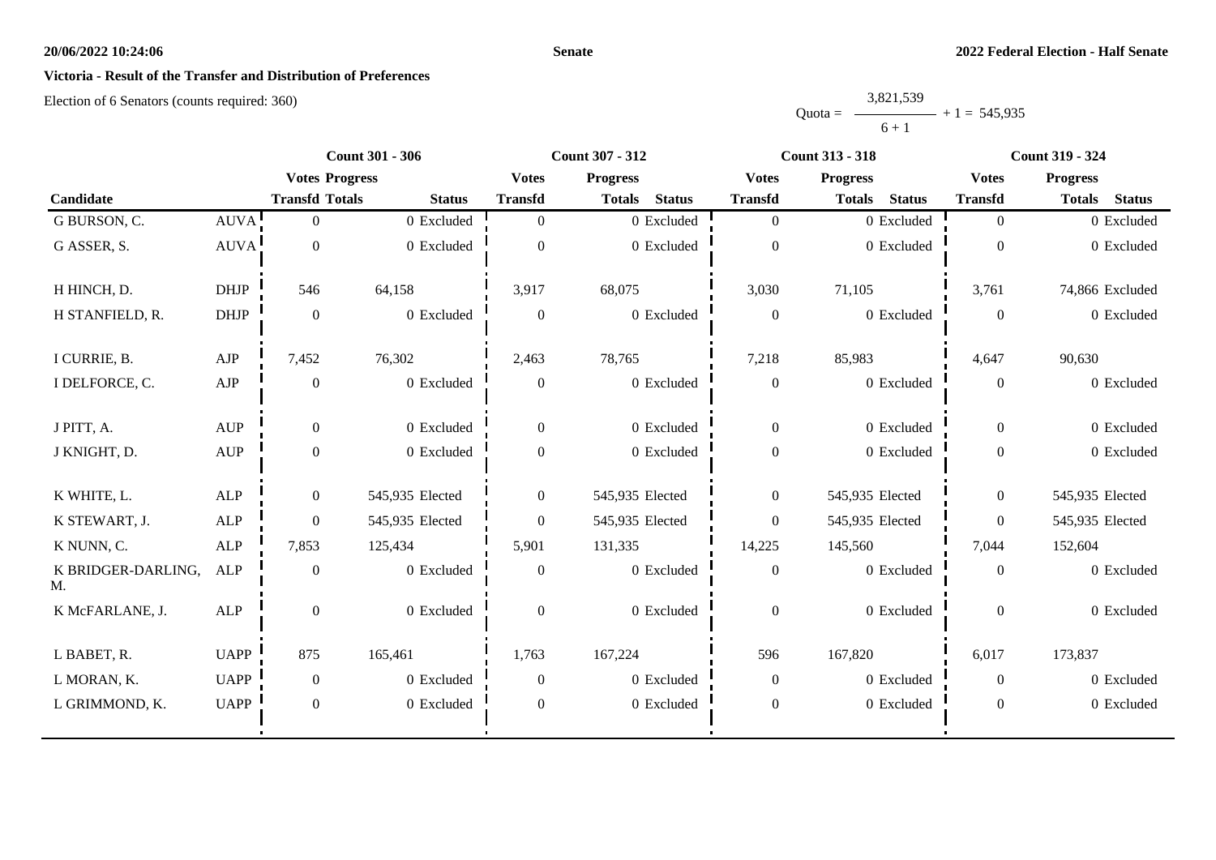**Victoria - Result of the Transfer and Distribution of Preferences**

Election of 6 Senators (counts required: 360)

$$\text{Quota} = \frac{3{,}821{,}539}{6+1} + 1 = 545{,}935$$

| | | Count 301 - 306 | | | Count 307 - 312 | | | Count 313 - 318 | | | Count 319 - 324 | | |
|---|---|---|---|---|---|---|---|---|---|---|---|---|---|
| | | Votes | Progress | | Votes | Progress | | Votes | Progress | | Votes | Progress | |
| Candidate | | Transfd | Totals | Status | Transfd | Totals | Status | Transfd | Totals | Status | Transfd | Totals | Status |
| G BURSON, C. | AUVA | 0 | 0 | Excluded | 0 | 0 | Excluded | 0 | 0 | Excluded | 0 | 0 | Excluded |
| G ASSER, S. | AUVA | 0 | 0 | Excluded | 0 | 0 | Excluded | 0 | 0 | Excluded | 0 | 0 | Excluded |
| H HINCH, D. | DHJP | 546 | 64,158 | | 3,917 | 68,075 | | 3,030 | 71,105 | | 3,761 | 74,866 | Excluded |
| H STANFIELD, R. | DHJP | 0 | 0 | Excluded | 0 | 0 | Excluded | 0 | 0 | Excluded | 0 | 0 | Excluded |
| I CURRIE, B. | AJP | 7,452 | 76,302 | | 2,463 | 78,765 | | 7,218 | 85,983 | | 4,647 | 90,630 | |
| I DELFORCE, C. | AJP | 0 | 0 | Excluded | 0 | 0 | Excluded | 0 | 0 | Excluded | 0 | 0 | Excluded |
| J PITT, A. | AUP | 0 | 0 | Excluded | 0 | 0 | Excluded | 0 | 0 | Excluded | 0 | 0 | Excluded |
| J KNIGHT, D. | AUP | 0 | 0 | Excluded | 0 | 0 | Excluded | 0 | 0 | Excluded | 0 | 0 | Excluded |
| K WHITE, L. | ALP | 0 | 545,935 | Elected | 0 | 545,935 | Elected | 0 | 545,935 | Elected | 0 | 545,935 | Elected |
| K STEWART, J. | ALP | 0 | 545,935 | Elected | 0 | 545,935 | Elected | 0 | 545,935 | Elected | 0 | 545,935 | Elected |
| K NUNN, C. | ALP | 7,853 | 125,434 | | 5,901 | 131,335 | | 14,225 | 145,560 | | 7,044 | 152,604 | |
| K BRIDGER-DARLING, M. | ALP | 0 | 0 | Excluded | 0 | 0 | Excluded | 0 | 0 | Excluded | 0 | 0 | Excluded |
| K McFARLANE, J. | ALP | 0 | 0 | Excluded | 0 | 0 | Excluded | 0 | 0 | Excluded | 0 | 0 | Excluded |
| L BABET, R. | UAPP | 875 | 165,461 | | 1,763 | 167,224 | | 596 | 167,820 | | 6,017 | 173,837 | |
| L MORAN, K. | UAPP | 0 | 0 | Excluded | 0 | 0 | Excluded | 0 | 0 | Excluded | 0 | 0 | Excluded |
| L GRIMMOND, K. | UAPP | 0 | 0 | Excluded | 0 | 0 | Excluded | 0 | 0 | Excluded | 0 | 0 | Excluded |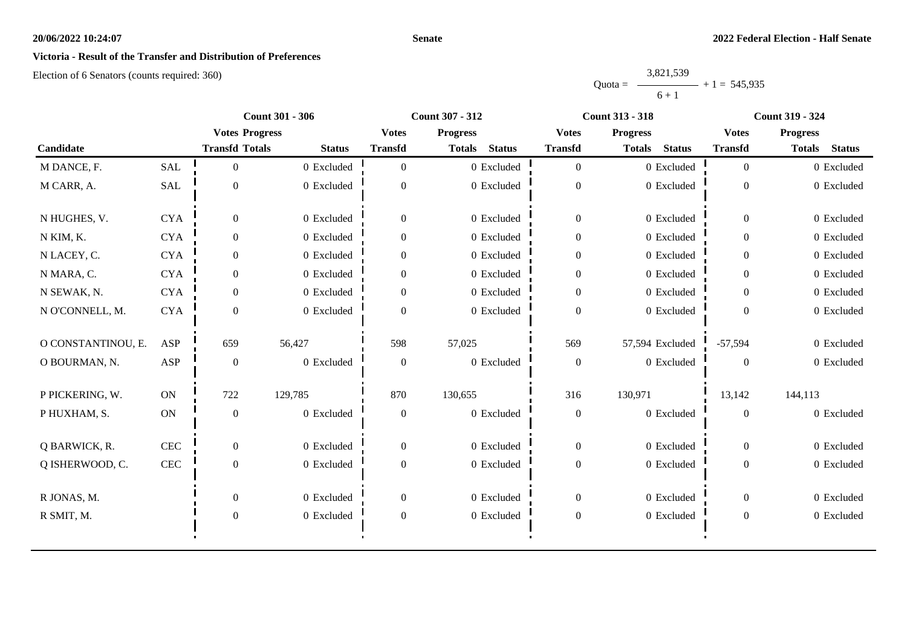**Victoria - Result of the Transfer and Distribution of Preferences**

Election of 6 Senators (counts required: 360)

$$\text{Quota} = \frac{3{,}821{,}539}{6 + 1} + 1 = 545{,}935$$

| Candidate | | Count 301 - 306 | | | Count 307 - 312 | | | Count 313 - 318 | | | Count 319 - 324 | | |
|---|---|---|---|---|---|---|---|---|---|---|---|---|---|
| | | Votes Transfd | Progress Totals | Status | Votes Transfd | Progress Totals | Status | Votes Transfd | Progress Totals | Status | Votes Transfd | Progress Totals | Status |
| M DANCE, F. | SAL | 0 | 0 | Excluded | 0 | 0 | Excluded | 0 | 0 | Excluded | 0 | 0 | Excluded |
| M CARR, A. | SAL | 0 | 0 | Excluded | 0 | 0 | Excluded | 0 | 0 | Excluded | 0 | 0 | Excluded |
| N HUGHES, V. | CYA | 0 | 0 | Excluded | 0 | 0 | Excluded | 0 | 0 | Excluded | 0 | 0 | Excluded |
| N KIM, K. | CYA | 0 | 0 | Excluded | 0 | 0 | Excluded | 0 | 0 | Excluded | 0 | 0 | Excluded |
| N LACEY, C. | CYA | 0 | 0 | Excluded | 0 | 0 | Excluded | 0 | 0 | Excluded | 0 | 0 | Excluded |
| N MARA, C. | CYA | 0 | 0 | Excluded | 0 | 0 | Excluded | 0 | 0 | Excluded | 0 | 0 | Excluded |
| N SEWAK, N. | CYA | 0 | 0 | Excluded | 0 | 0 | Excluded | 0 | 0 | Excluded | 0 | 0 | Excluded |
| N O'CONNELL, M. | CYA | 0 | 0 | Excluded | 0 | 0 | Excluded | 0 | 0 | Excluded | 0 | 0 | Excluded |
| O CONSTANTINOU, E. | ASP | 659 | 56,427 | | 598 | 57,025 | | 569 | 57,594 | Excluded | -57,594 | 0 | Excluded |
| O BOURMAN, N. | ASP | 0 | 0 | Excluded | 0 | 0 | Excluded | 0 | 0 | Excluded | 0 | 0 | Excluded |
| P PICKERING, W. | ON | 722 | 129,785 | | 870 | 130,655 | | 316 | 130,971 | | 13,142 | 144,113 | |
| P HUXHAM, S. | ON | 0 | 0 | Excluded | 0 | 0 | Excluded | 0 | 0 | Excluded | 0 | 0 | Excluded |
| Q BARWICK, R. | CEC | 0 | 0 | Excluded | 0 | 0 | Excluded | 0 | 0 | Excluded | 0 | 0 | Excluded |
| Q ISHERWOOD, C. | CEC | 0 | 0 | Excluded | 0 | 0 | Excluded | 0 | 0 | Excluded | 0 | 0 | Excluded |
| R JONAS, M. | | 0 | 0 | Excluded | 0 | 0 | Excluded | 0 | 0 | Excluded | 0 | 0 | Excluded |
| R SMIT, M. | | 0 | 0 | Excluded | 0 | 0 | Excluded | 0 | 0 | Excluded | 0 | 0 | Excluded |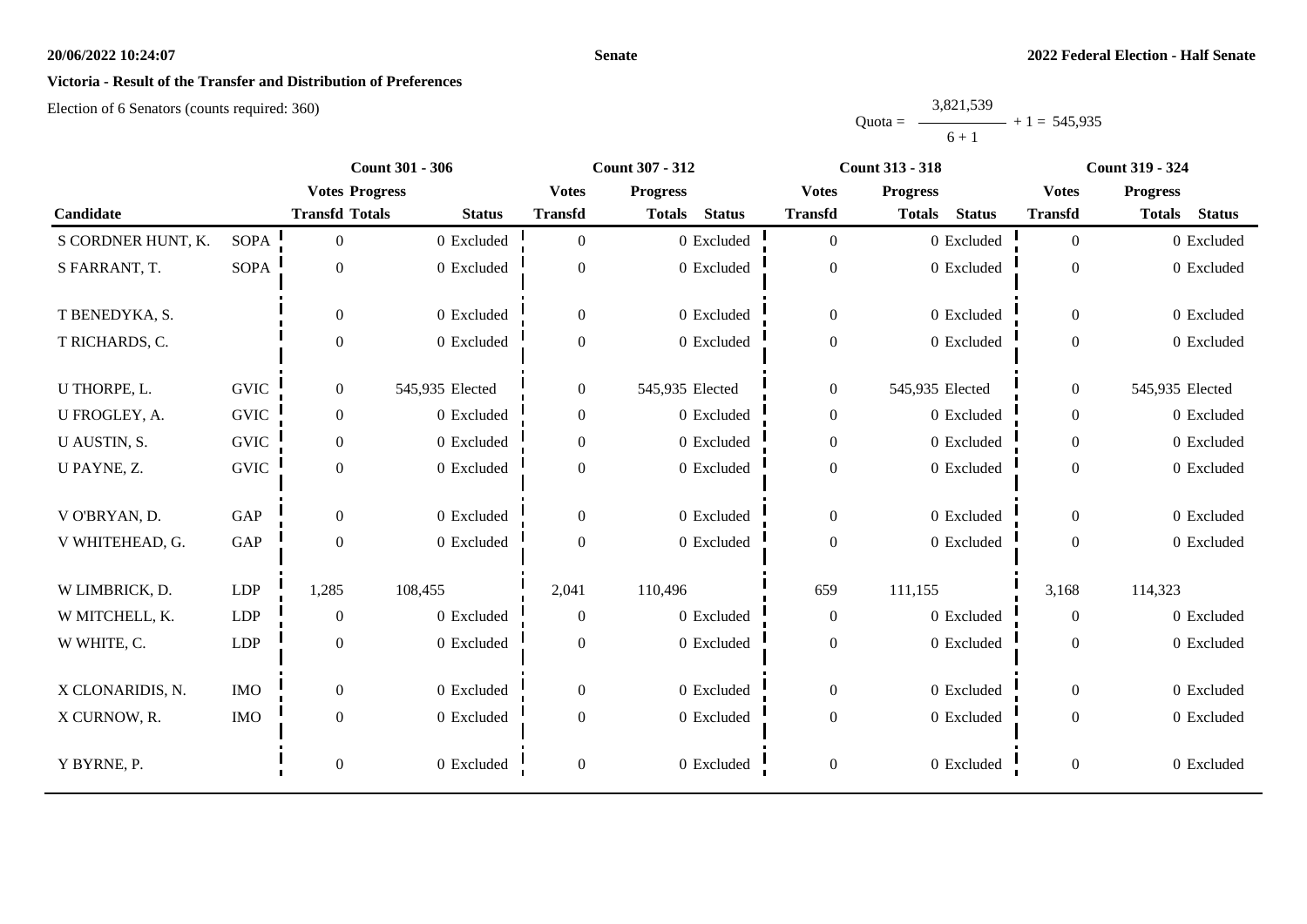**Senate**

**2022 Federal Election - Half Senate**

**Victoria - Result of the Transfer and Distribution of Preferences**

Election of 6 Senators (counts required: 360)

$$Quota = \frac{3,821,539}{6 + 1} + 1 = 545,935$$

| Candidate | | Count 301 - 306 | | | Count 307 - 312 | | | Count 313 - 318 | | | Count 319 - 324 | | |
|---|---|---|---|---|---|---|---|---|---|---|---|---|---|
| | | Votes Transfd | Progress Totals | Status | Votes Transfd | Progress Totals | Status | Votes Transfd | Progress Totals | Status | Votes Transfd | Progress Totals | Status |
| S CORDNER HUNT, K. | SOPA | 0 | 0 | Excluded | 0 | 0 | Excluded | 0 | 0 | Excluded | 0 | 0 | Excluded |
| S FARRANT, T. | SOPA | 0 | 0 | Excluded | 0 | 0 | Excluded | 0 | 0 | Excluded | 0 | 0 | Excluded |
| T BENEDYKA, S. | | 0 | 0 | Excluded | 0 | 0 | Excluded | 0 | 0 | Excluded | 0 | 0 | Excluded |
| T RICHARDS, C. | | 0 | 0 | Excluded | 0 | 0 | Excluded | 0 | 0 | Excluded | 0 | 0 | Excluded |
| U THORPE, L. | GVIC | 0 | 545,935 | Elected | 0 | 545,935 | Elected | 0 | 545,935 | Elected | 0 | 545,935 | Elected |
| U FROGLEY, A. | GVIC | 0 | 0 | Excluded | 0 | 0 | Excluded | 0 | 0 | Excluded | 0 | 0 | Excluded |
| U AUSTIN, S. | GVIC | 0 | 0 | Excluded | 0 | 0 | Excluded | 0 | 0 | Excluded | 0 | 0 | Excluded |
| U PAYNE, Z. | GVIC | 0 | 0 | Excluded | 0 | 0 | Excluded | 0 | 0 | Excluded | 0 | 0 | Excluded |
| V O'BRYAN, D. | GAP | 0 | 0 | Excluded | 0 | 0 | Excluded | 0 | 0 | Excluded | 0 | 0 | Excluded |
| V WHITEHEAD, G. | GAP | 0 | 0 | Excluded | 0 | 0 | Excluded | 0 | 0 | Excluded | 0 | 0 | Excluded |
| W LIMBRICK, D. | LDP | 1,285 | 108,455 | | 2,041 | 110,496 | | 659 | 111,155 | | 3,168 | 114,323 | |
| W MITCHELL, K. | LDP | 0 | 0 | Excluded | 0 | 0 | Excluded | 0 | 0 | Excluded | 0 | 0 | Excluded |
| W WHITE, C. | LDP | 0 | 0 | Excluded | 0 | 0 | Excluded | 0 | 0 | Excluded | 0 | 0 | Excluded |
| X CLONARIDIS, N. | IMO | 0 | 0 | Excluded | 0 | 0 | Excluded | 0 | 0 | Excluded | 0 | 0 | Excluded |
| X CURNOW, R. | IMO | 0 | 0 | Excluded | 0 | 0 | Excluded | 0 | 0 | Excluded | 0 | 0 | Excluded |
| Y BYRNE, P. | | 0 | 0 | Excluded | 0 | 0 | Excluded | 0 | 0 | Excluded | 0 | 0 | Excluded |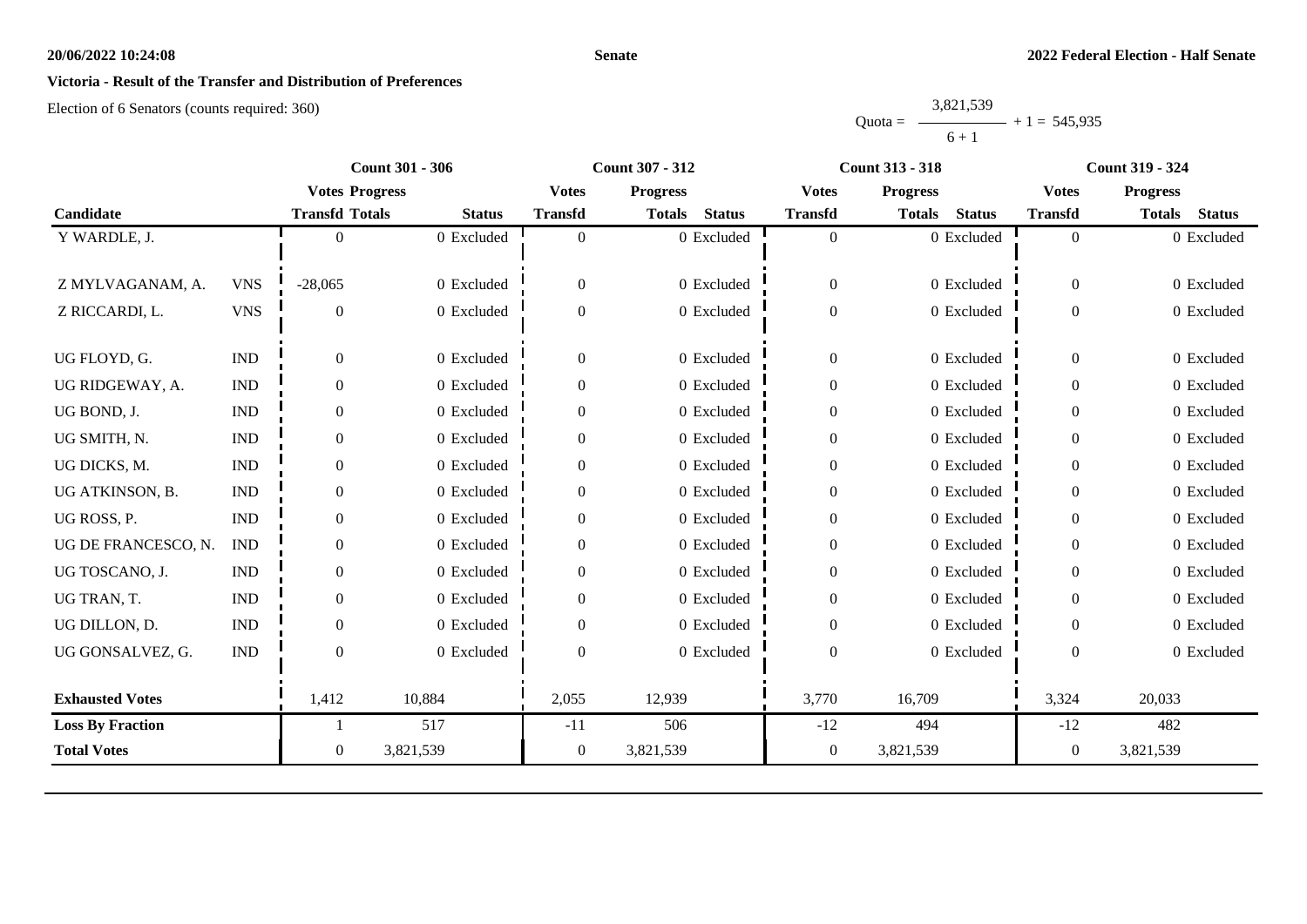**Senate**

**2022 Federal Election - Half Senate**

**Victoria - Result of the Transfer and Distribution of Preferences**

Election of 6 Senators (counts required: 360)

$$\text{Quota} = \frac{3,821,539}{6 + 1} + 1 = 545,935$$

| Candidate | | Count 301 - 306 | | | Count 307 - 312 | | | Count 313 - 318 | | | Count 319 - 324 | | |
|---|---|---|---|---|---|---|---|---|---|---|---|---|---|
| | | Votes Transfd | Progress Totals | Status | Votes Transfd | Progress Totals | Status | Votes Transfd | Progress Totals | Status | Votes Transfd | Progress Totals | Status |
| Y WARDLE, J. | | 0 | 0 | Excluded | 0 | 0 | Excluded | 0 | 0 | Excluded | 0 | 0 | Excluded |
| Z MYLVAGANAM, A. | VNS | -28,065 | 0 | Excluded | 0 | 0 | Excluded | 0 | 0 | Excluded | 0 | 0 | Excluded |
| Z RICCARDI, L. | VNS | 0 | 0 | Excluded | 0 | 0 | Excluded | 0 | 0 | Excluded | 0 | 0 | Excluded |
| UG FLOYD, G. | IND | 0 | 0 | Excluded | 0 | 0 | Excluded | 0 | 0 | Excluded | 0 | 0 | Excluded |
| UG RIDGEWAY, A. | IND | 0 | 0 | Excluded | 0 | 0 | Excluded | 0 | 0 | Excluded | 0 | 0 | Excluded |
| UG BOND, J. | IND | 0 | 0 | Excluded | 0 | 0 | Excluded | 0 | 0 | Excluded | 0 | 0 | Excluded |
| UG SMITH, N. | IND | 0 | 0 | Excluded | 0 | 0 | Excluded | 0 | 0 | Excluded | 0 | 0 | Excluded |
| UG DICKS, M. | IND | 0 | 0 | Excluded | 0 | 0 | Excluded | 0 | 0 | Excluded | 0 | 0 | Excluded |
| UG ATKINSON, B. | IND | 0 | 0 | Excluded | 0 | 0 | Excluded | 0 | 0 | Excluded | 0 | 0 | Excluded |
| UG ROSS, P. | IND | 0 | 0 | Excluded | 0 | 0 | Excluded | 0 | 0 | Excluded | 0 | 0 | Excluded |
| UG DE FRANCESCO, N. | IND | 0 | 0 | Excluded | 0 | 0 | Excluded | 0 | 0 | Excluded | 0 | 0 | Excluded |
| UG TOSCANO, J. | IND | 0 | 0 | Excluded | 0 | 0 | Excluded | 0 | 0 | Excluded | 0 | 0 | Excluded |
| UG TRAN, T. | IND | 0 | 0 | Excluded | 0 | 0 | Excluded | 0 | 0 | Excluded | 0 | 0 | Excluded |
| UG DILLON, D. | IND | 0 | 0 | Excluded | 0 | 0 | Excluded | 0 | 0 | Excluded | 0 | 0 | Excluded |
| UG GONSALVEZ, G. | IND | 0 | 0 | Excluded | 0 | 0 | Excluded | 0 | 0 | Excluded | 0 | 0 | Excluded |
| **Exhausted Votes** | | 1,412 | 10,884 | | 2,055 | 12,939 | | 3,770 | 16,709 | | 3,324 | 20,033 | |
| **Loss By Fraction** | | 1 | 517 | | -11 | 506 | | -12 | 494 | | -12 | 482 | |
| **Total Votes** | | 0 | 3,821,539 | | 0 | 3,821,539 | | 0 | 3,821,539 | | 0 | 3,821,539 | |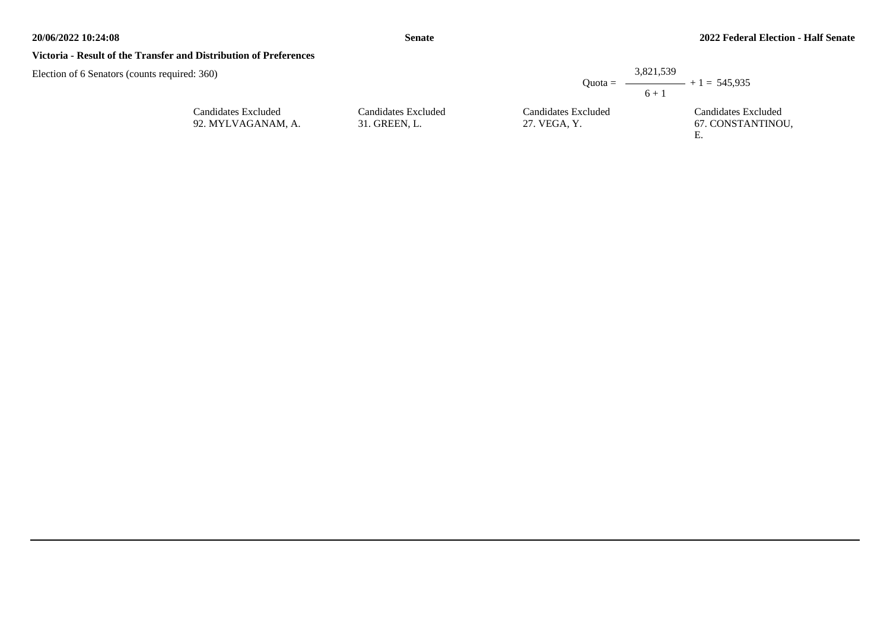**Victoria - Result of the Transfer and Distribution of Preferences**

Election of 6 Senators (counts required: 360)

$$\text{Quota} = \frac{3{,}821{,}539}{6 + 1} + 1 = 545{,}935$$

| Candidates Excluded | Candidates Excluded | Candidates Excluded | Candidates Excluded |
|---|---|---|---|
| 92. MYLVAGANAM, A. | 31. GREEN, L. | 27. VEGA, Y. | 67. CONSTANTINOU, E. |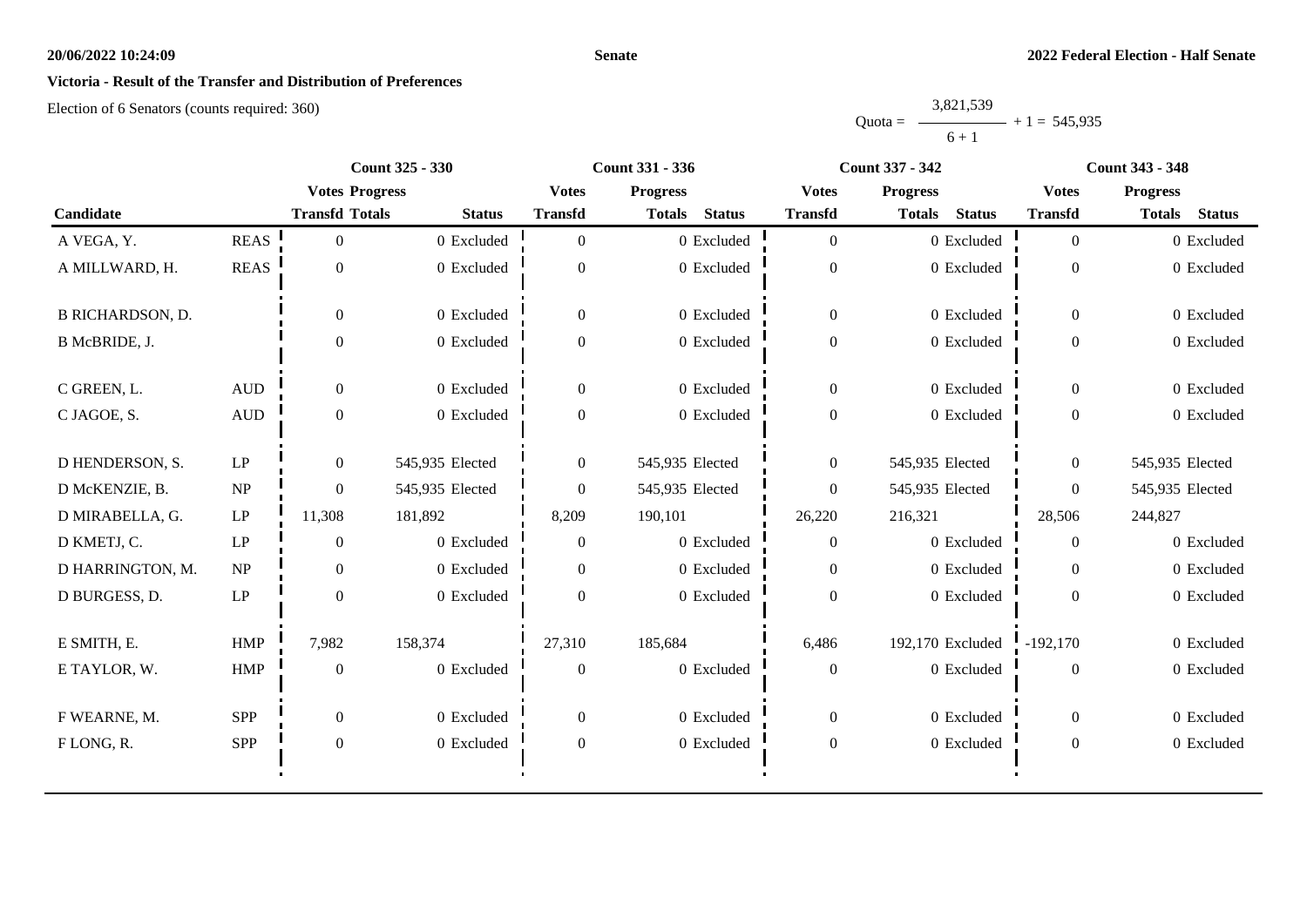**Senate**

**2022 Federal Election - Half Senate**

**Victoria - Result of the Transfer and Distribution of Preferences**

Election of 6 Senators (counts required: 360)

$$\text{Quota} = \frac{3,821,539}{6 + 1} + 1 = 545,935$$

| Candidate | | Count 325 - 330 Votes Transfd | Progress Totals | Status | Count 331 - 336 Votes Transfd | Progress Totals | Status | Count 337 - 342 Votes Transfd | Progress Totals | Status | Count 343 - 348 Votes Transfd | Progress Totals | Status |
|---|---|---|---|---|---|---|---|---|---|---|---|---|---|
| A VEGA, Y. | REAS | 0 | 0 | Excluded | 0 | 0 | Excluded | 0 | 0 | Excluded | 0 | 0 | Excluded |
| A MILLWARD, H. | REAS | 0 | 0 | Excluded | 0 | 0 | Excluded | 0 | 0 | Excluded | 0 | 0 | Excluded |
| B RICHARDSON, D. | | 0 | 0 | Excluded | 0 | 0 | Excluded | 0 | 0 | Excluded | 0 | 0 | Excluded |
| B McBRIDE, J. | | 0 | 0 | Excluded | 0 | 0 | Excluded | 0 | 0 | Excluded | 0 | 0 | Excluded |
| C GREEN, L. | AUD | 0 | 0 | Excluded | 0 | 0 | Excluded | 0 | 0 | Excluded | 0 | 0 | Excluded |
| C JAGOE, S. | AUD | 0 | 0 | Excluded | 0 | 0 | Excluded | 0 | 0 | Excluded | 0 | 0 | Excluded |
| D HENDERSON, S. | LP | 0 | 545,935 | Elected | 0 | 545,935 | Elected | 0 | 545,935 | Elected | 0 | 545,935 | Elected |
| D McKENZIE, B. | NP | 0 | 545,935 | Elected | 0 | 545,935 | Elected | 0 | 545,935 | Elected | 0 | 545,935 | Elected |
| D MIRABELLA, G. | LP | 11,308 | 181,892 | | 8,209 | 190,101 | | 26,220 | 216,321 | | 28,506 | 244,827 | |
| D KMETJ, C. | LP | 0 | 0 | Excluded | 0 | 0 | Excluded | 0 | 0 | Excluded | 0 | 0 | Excluded |
| D HARRINGTON, M. | NP | 0 | 0 | Excluded | 0 | 0 | Excluded | 0 | 0 | Excluded | 0 | 0 | Excluded |
| D BURGESS, D. | LP | 0 | 0 | Excluded | 0 | 0 | Excluded | 0 | 0 | Excluded | 0 | 0 | Excluded |
| E SMITH, E. | HMP | 7,982 | 158,374 | | 27,310 | 185,684 | | 6,486 | 192,170 | Excluded | -192,170 | 0 | Excluded |
| E TAYLOR, W. | HMP | 0 | 0 | Excluded | 0 | 0 | Excluded | 0 | 0 | Excluded | 0 | 0 | Excluded |
| F WEARNE, M. | SPP | 0 | 0 | Excluded | 0 | 0 | Excluded | 0 | 0 | Excluded | 0 | 0 | Excluded |
| F LONG, R. | SPP | 0 | 0 | Excluded | 0 | 0 | Excluded | 0 | 0 | Excluded | 0 | 0 | Excluded |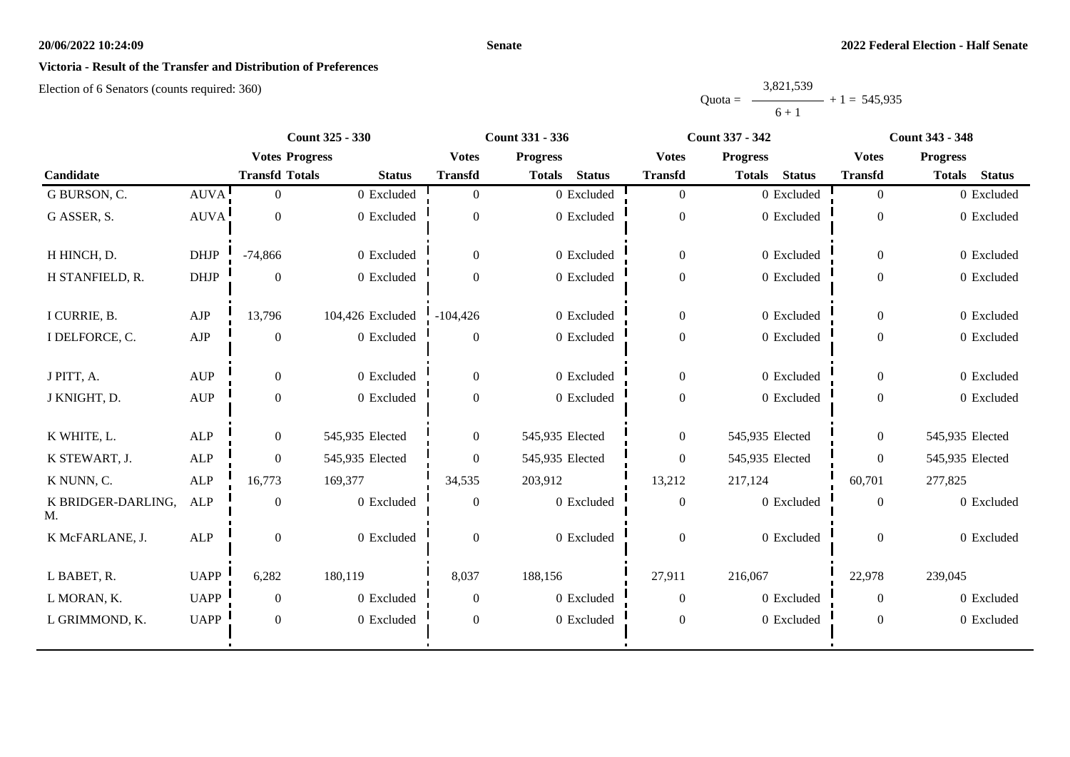**20/06/2022 10:24:09** **Senate** **2022 Federal Election - Half Senate**

## Victoria - Result of the Transfer and Distribution of Preferences

Election of 6 Senators (counts required: 360)

$$Quota = \frac{3,821,539}{6 + 1} + 1 = 545,935$$

| | | Count 325 - 330 | | | Count 331 - 336 | | | Count 337 - 342 | | | Count 343 - 348 | | |
|---|---|---|---|---|---|---|---|---|---|---|---|---|---|
| | | Votes | Progress | | Votes | Progress | | Votes | Progress | | Votes | Progress | |
| Candidate | | Transfd | Totals | Status | Transfd | Totals | Status | Transfd | Totals | Status | Transfd | Totals | Status |
| G BURSON, C. | AUVA | 0 | 0 | Excluded | 0 | 0 | Excluded | 0 | 0 | Excluded | 0 | 0 | Excluded |
| G ASSER, S. | AUVA | 0 | 0 | Excluded | 0 | 0 | Excluded | 0 | 0 | Excluded | 0 | 0 | Excluded |
| H HINCH, D. | DHJP | -74,866 | 0 | Excluded | 0 | 0 | Excluded | 0 | 0 | Excluded | 0 | 0 | Excluded |
| H STANFIELD, R. | DHJP | 0 | 0 | Excluded | 0 | 0 | Excluded | 0 | 0 | Excluded | 0 | 0 | Excluded |
| I CURRIE, B. | AJP | 13,796 | 104,426 | Excluded | -104,426 | 0 | Excluded | 0 | 0 | Excluded | 0 | 0 | Excluded |
| I DELFORCE, C. | AJP | 0 | 0 | Excluded | 0 | 0 | Excluded | 0 | 0 | Excluded | 0 | 0 | Excluded |
| J PITT, A. | AUP | 0 | 0 | Excluded | 0 | 0 | Excluded | 0 | 0 | Excluded | 0 | 0 | Excluded |
| J KNIGHT, D. | AUP | 0 | 0 | Excluded | 0 | 0 | Excluded | 0 | 0 | Excluded | 0 | 0 | Excluded |
| K WHITE, L. | ALP | 0 | 545,935 | Elected | 0 | 545,935 | Elected | 0 | 545,935 | Elected | 0 | 545,935 | Elected |
| K STEWART, J. | ALP | 0 | 545,935 | Elected | 0 | 545,935 | Elected | 0 | 545,935 | Elected | 0 | 545,935 | Elected |
| K NUNN, C. | ALP | 16,773 | 169,377 | | 34,535 | 203,912 | | 13,212 | 217,124 | | 60,701 | 277,825 | |
| K BRIDGER-DARLING, M. | ALP | 0 | 0 | Excluded | 0 | 0 | Excluded | 0 | 0 | Excluded | 0 | 0 | Excluded |
| K McFARLANE, J. | ALP | 0 | 0 | Excluded | 0 | 0 | Excluded | 0 | 0 | Excluded | 0 | 0 | Excluded |
| L BABET, R. | UAPP | 6,282 | 180,119 | | 8,037 | 188,156 | | 27,911 | 216,067 | | 22,978 | 239,045 | |
| L MORAN, K. | UAPP | 0 | 0 | Excluded | 0 | 0 | Excluded | 0 | 0 | Excluded | 0 | 0 | Excluded |
| L GRIMMOND, K. | UAPP | 0 | 0 | Excluded | 0 | 0 | Excluded | 0 | 0 | Excluded | 0 | 0 | Excluded |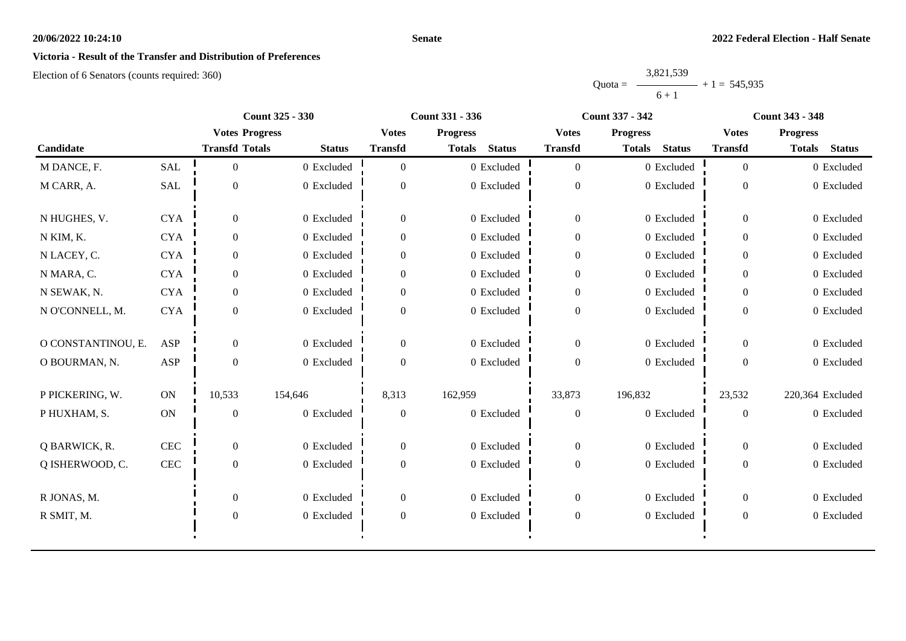**Senate**

**2022 Federal Election - Half Senate**

**Victoria - Result of the Transfer and Distribution of Preferences**

Election of 6 Senators (counts required: 360)

$$\text{Quota} = \frac{3,821,539}{6+1} + 1 = 545,935$$

| Candidate | | Count 325 - 330 | | | Count 331 - 336 | | | Count 337 - 342 | | | Count 343 - 348 | | |
|---|---|---|---|---|---|---|---|---|---|---|---|---|---|
| | | Votes Transfd | Progress Totals | Status | Votes Transfd | Progress Totals | Status | Votes Transfd | Progress Totals | Status | Votes Transfd | Progress Totals | Status |
| M DANCE, F. | SAL | 0 | 0 | Excluded | 0 | 0 | Excluded | 0 | 0 | Excluded | 0 | 0 | Excluded |
| M CARR, A. | SAL | 0 | 0 | Excluded | 0 | 0 | Excluded | 0 | 0 | Excluded | 0 | 0 | Excluded |
| N HUGHES, V. | CYA | 0 | 0 | Excluded | 0 | 0 | Excluded | 0 | 0 | Excluded | 0 | 0 | Excluded |
| N KIM, K. | CYA | 0 | 0 | Excluded | 0 | 0 | Excluded | 0 | 0 | Excluded | 0 | 0 | Excluded |
| N LACEY, C. | CYA | 0 | 0 | Excluded | 0 | 0 | Excluded | 0 | 0 | Excluded | 0 | 0 | Excluded |
| N MARA, C. | CYA | 0 | 0 | Excluded | 0 | 0 | Excluded | 0 | 0 | Excluded | 0 | 0 | Excluded |
| N SEWAK, N. | CYA | 0 | 0 | Excluded | 0 | 0 | Excluded | 0 | 0 | Excluded | 0 | 0 | Excluded |
| N O'CONNELL, M. | CYA | 0 | 0 | Excluded | 0 | 0 | Excluded | 0 | 0 | Excluded | 0 | 0 | Excluded |
| O CONSTANTINOU, E. | ASP | 0 | 0 | Excluded | 0 | 0 | Excluded | 0 | 0 | Excluded | 0 | 0 | Excluded |
| O BOURMAN, N. | ASP | 0 | 0 | Excluded | 0 | 0 | Excluded | 0 | 0 | Excluded | 0 | 0 | Excluded |
| P PICKERING, W. | ON | 10,533 | 154,646 | | 8,313 | 162,959 | | 33,873 | 196,832 | | 23,532 | 220,364 | Excluded |
| P HUXHAM, S. | ON | 0 | 0 | Excluded | 0 | 0 | Excluded | 0 | 0 | Excluded | 0 | 0 | Excluded |
| Q BARWICK, R. | CEC | 0 | 0 | Excluded | 0 | 0 | Excluded | 0 | 0 | Excluded | 0 | 0 | Excluded |
| Q ISHERWOOD, C. | CEC | 0 | 0 | Excluded | 0 | 0 | Excluded | 0 | 0 | Excluded | 0 | 0 | Excluded |
| R JONAS, M. | | 0 | 0 | Excluded | 0 | 0 | Excluded | 0 | 0 | Excluded | 0 | 0 | Excluded |
| R SMIT, M. | | 0 | 0 | Excluded | 0 | 0 | Excluded | 0 | 0 | Excluded | 0 | 0 | Excluded |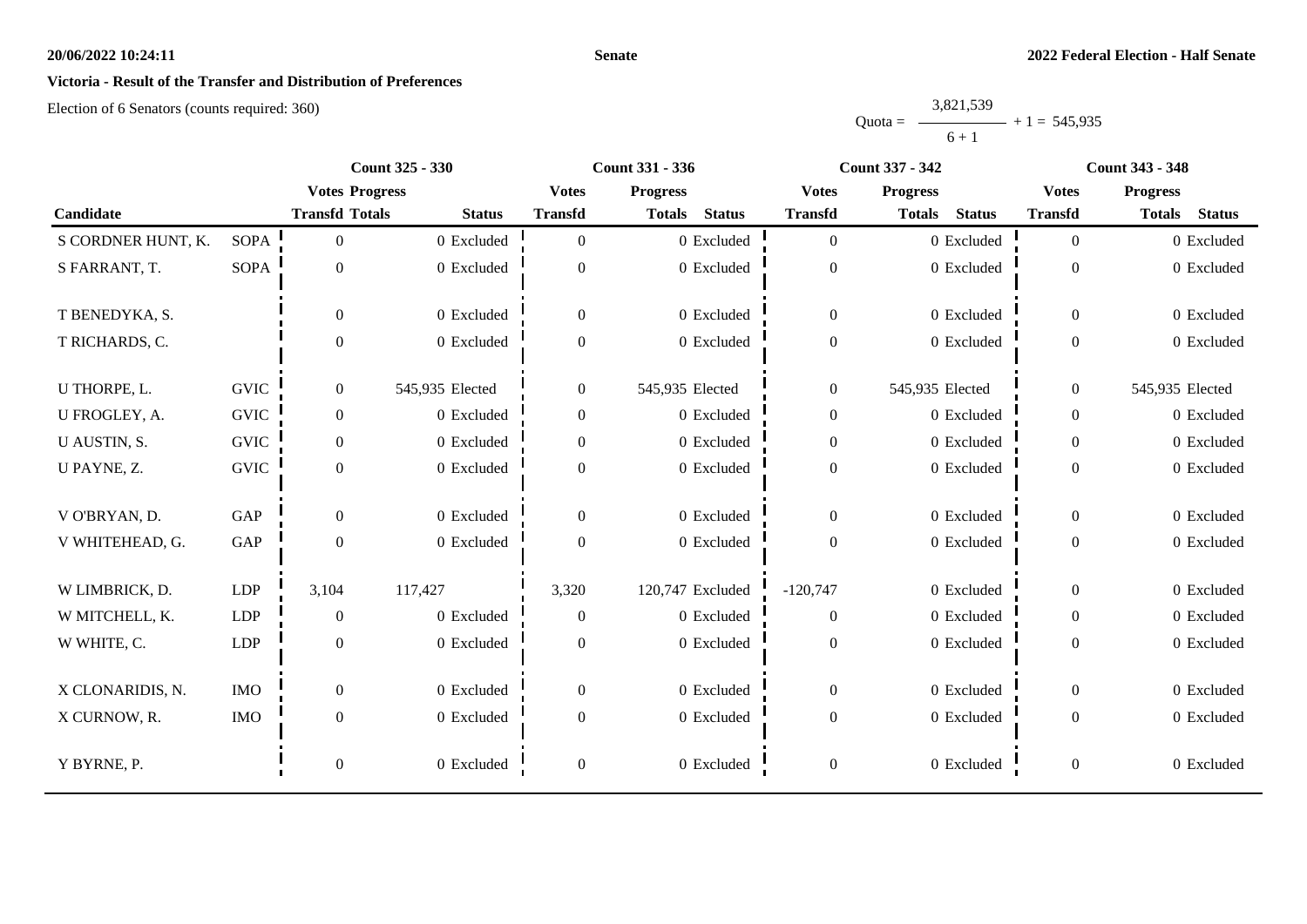**20/06/2022 10:24:11** **Senate** **2022 Federal Election - Half Senate**

**Victoria - Result of the Transfer and Distribution of Preferences**

Election of 6 Senators (counts required: 360)

$$\text{Quota} = \frac{3,821,539}{6 + 1} + 1 = 545,935$$

| Candidate | | Count 325 - 330 | | | Count 331 - 336 | | | Count 337 - 342 | | | Count 343 - 348 | | |
|---|---|---|---|---|---|---|---|---|---|---|---|---|---|
| | | Votes Transfd | Progress Totals | Status | Votes Transfd | Progress Totals | Status | Votes Transfd | Progress Totals | Status | Votes Transfd | Progress Totals | Status |
| S CORDNER HUNT, K. | SOPA | 0 | 0 | Excluded | 0 | 0 | Excluded | 0 | 0 | Excluded | 0 | 0 | Excluded |
| S FARRANT, T. | SOPA | 0 | 0 | Excluded | 0 | 0 | Excluded | 0 | 0 | Excluded | 0 | 0 | Excluded |
| T BENEDYKA, S. | | 0 | 0 | Excluded | 0 | 0 | Excluded | 0 | 0 | Excluded | 0 | 0 | Excluded |
| T RICHARDS, C. | | 0 | 0 | Excluded | 0 | 0 | Excluded | 0 | 0 | Excluded | 0 | 0 | Excluded |
| U THORPE, L. | GVIC | 0 | 545,935 | Elected | 0 | 545,935 | Elected | 0 | 545,935 | Elected | 0 | 545,935 | Elected |
| U FROGLEY, A. | GVIC | 0 | 0 | Excluded | 0 | 0 | Excluded | 0 | 0 | Excluded | 0 | 0 | Excluded |
| U AUSTIN, S. | GVIC | 0 | 0 | Excluded | 0 | 0 | Excluded | 0 | 0 | Excluded | 0 | 0 | Excluded |
| U PAYNE, Z. | GVIC | 0 | 0 | Excluded | 0 | 0 | Excluded | 0 | 0 | Excluded | 0 | 0 | Excluded |
| V O'BRYAN, D. | GAP | 0 | 0 | Excluded | 0 | 0 | Excluded | 0 | 0 | Excluded | 0 | 0 | Excluded |
| V WHITEHEAD, G. | GAP | 0 | 0 | Excluded | 0 | 0 | Excluded | 0 | 0 | Excluded | 0 | 0 | Excluded |
| W LIMBRICK, D. | LDP | 3,104 | 117,427 | | 3,320 | 120,747 | Excluded | -120,747 | 0 | Excluded | 0 | 0 | Excluded |
| W MITCHELL, K. | LDP | 0 | 0 | Excluded | 0 | 0 | Excluded | 0 | 0 | Excluded | 0 | 0 | Excluded |
| W WHITE, C. | LDP | 0 | 0 | Excluded | 0 | 0 | Excluded | 0 | 0 | Excluded | 0 | 0 | Excluded |
| X CLONARIDIS, N. | IMO | 0 | 0 | Excluded | 0 | 0 | Excluded | 0 | 0 | Excluded | 0 | 0 | Excluded |
| X CURNOW, R. | IMO | 0 | 0 | Excluded | 0 | 0 | Excluded | 0 | 0 | Excluded | 0 | 0 | Excluded |
| Y BYRNE, P. | | 0 | 0 | Excluded | 0 | 0 | Excluded | 0 | 0 | Excluded | 0 | 0 | Excluded |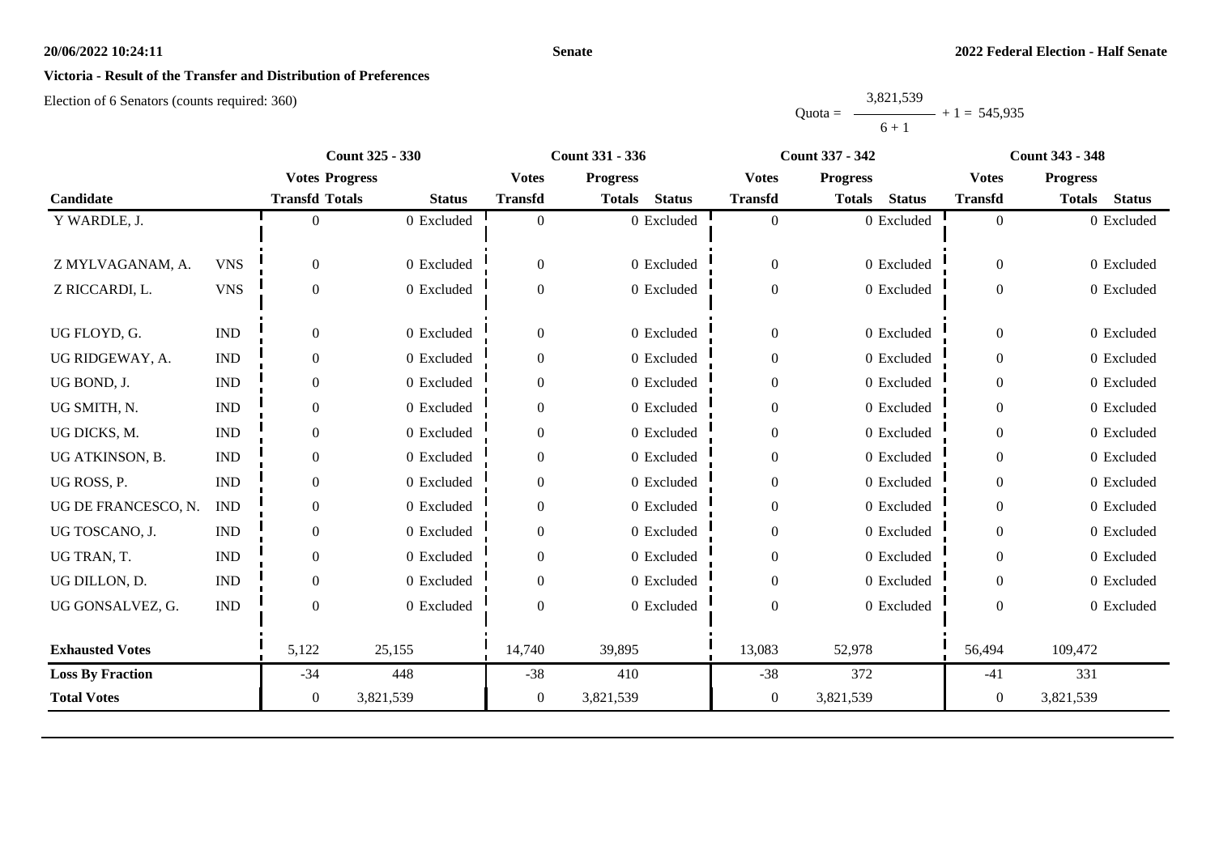20/06/2022 10:24:11 | Senate | 2022 Federal Election - Half Senate

## Victoria - Result of the Transfer and Distribution of Preferences

Election of 6 Senators (counts required: 360)

$$\text{Quota} = \frac{3,821,539}{6 + 1} + 1 = 545,935$$

| Candidate | | Count 325 - 330 | | | Count 331 - 336 | | | Count 337 - 342 | | | Count 343 - 348 | | |
|---|---|---|---|---|---|---|---|---|---|---|---|---|---|
| | | Votes Transfd | Progress Totals | Status | Votes Transfd | Progress Totals | Status | Votes Transfd | Progress Totals | Status | Votes Transfd | Progress Totals | Status |
| Y WARDLE, J. | | 0 | 0 | Excluded | 0 | 0 | Excluded | 0 | 0 | Excluded | 0 | 0 | Excluded |
| Z MYLVAGANAM, A. | VNS | 0 | 0 | Excluded | 0 | 0 | Excluded | 0 | 0 | Excluded | 0 | 0 | Excluded |
| Z RICCARDI, L. | VNS | 0 | 0 | Excluded | 0 | 0 | Excluded | 0 | 0 | Excluded | 0 | 0 | Excluded |
| UG FLOYD, G. | IND | 0 | 0 | Excluded | 0 | 0 | Excluded | 0 | 0 | Excluded | 0 | 0 | Excluded |
| UG RIDGEWAY, A. | IND | 0 | 0 | Excluded | 0 | 0 | Excluded | 0 | 0 | Excluded | 0 | 0 | Excluded |
| UG BOND, J. | IND | 0 | 0 | Excluded | 0 | 0 | Excluded | 0 | 0 | Excluded | 0 | 0 | Excluded |
| UG SMITH, N. | IND | 0 | 0 | Excluded | 0 | 0 | Excluded | 0 | 0 | Excluded | 0 | 0 | Excluded |
| UG DICKS, M. | IND | 0 | 0 | Excluded | 0 | 0 | Excluded | 0 | 0 | Excluded | 0 | 0 | Excluded |
| UG ATKINSON, B. | IND | 0 | 0 | Excluded | 0 | 0 | Excluded | 0 | 0 | Excluded | 0 | 0 | Excluded |
| UG ROSS, P. | IND | 0 | 0 | Excluded | 0 | 0 | Excluded | 0 | 0 | Excluded | 0 | 0 | Excluded |
| UG DE FRANCESCO, N. | IND | 0 | 0 | Excluded | 0 | 0 | Excluded | 0 | 0 | Excluded | 0 | 0 | Excluded |
| UG TOSCANO, J. | IND | 0 | 0 | Excluded | 0 | 0 | Excluded | 0 | 0 | Excluded | 0 | 0 | Excluded |
| UG TRAN, T. | IND | 0 | 0 | Excluded | 0 | 0 | Excluded | 0 | 0 | Excluded | 0 | 0 | Excluded |
| UG DILLON, D. | IND | 0 | 0 | Excluded | 0 | 0 | Excluded | 0 | 0 | Excluded | 0 | 0 | Excluded |
| UG GONSALVEZ, G. | IND | 0 | 0 | Excluded | 0 | 0 | Excluded | 0 | 0 | Excluded | 0 | 0 | Excluded |
| **Exhausted Votes** | | 5,122 | 25,155 | | 14,740 | 39,895 | | 13,083 | 52,978 | | 56,494 | 109,472 | |
| **Loss By Fraction** | | -34 | 448 | | -38 | 410 | | -38 | 372 | | -41 | 331 | |
| **Total Votes** | | 0 | 3,821,539 | | 0 | 3,821,539 | | 0 | 3,821,539 | | 0 | 3,821,539 | |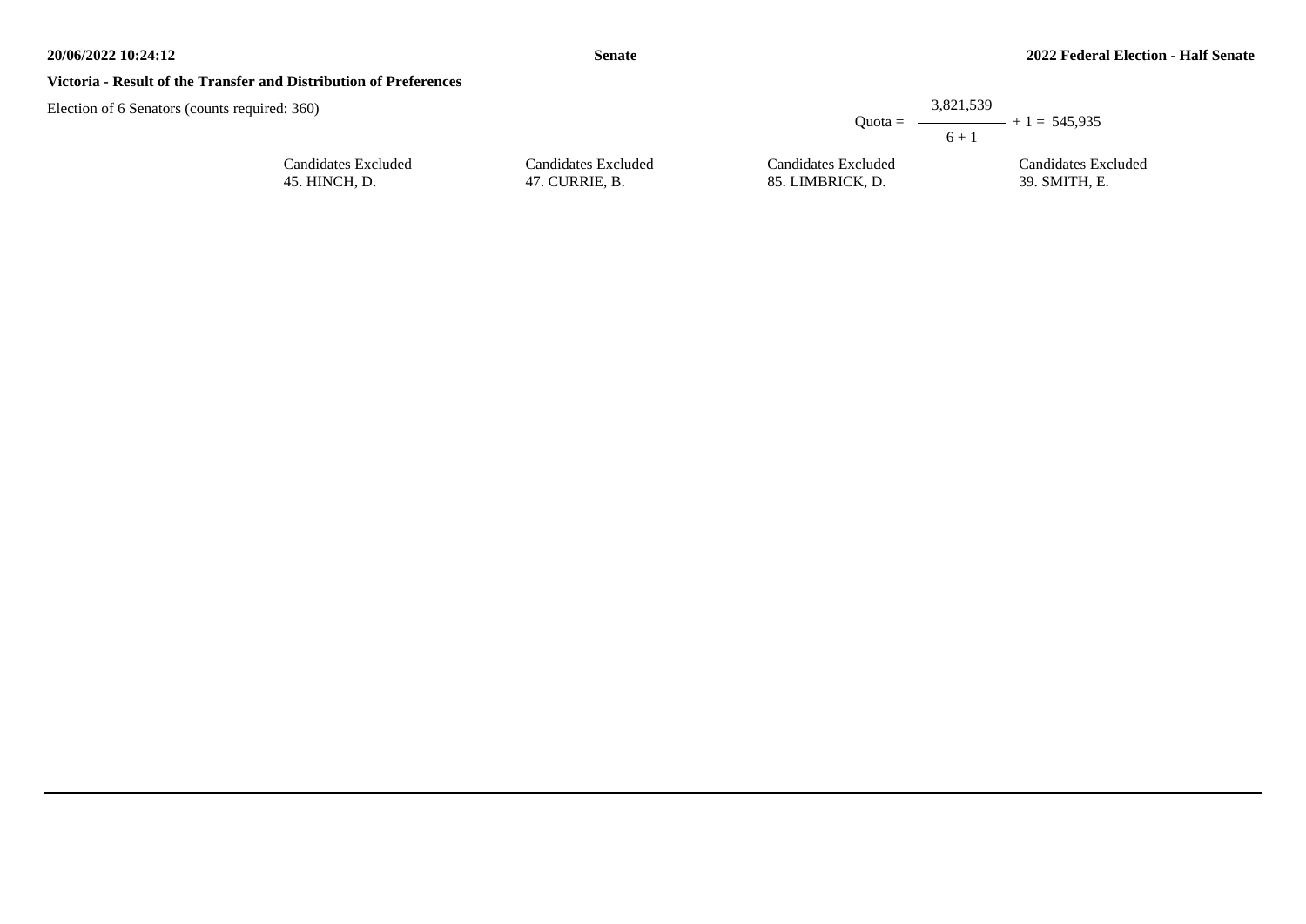**Victoria - Result of the Transfer and Distribution of Preferences**

Election of 6 Senators (counts required: 360)

$$\text{Quota} = \frac{3{,}821{,}539}{6 + 1} + 1 = 545{,}935$$

| Candidates Excluded | Candidates Excluded | Candidates Excluded | Candidates Excluded |
| --- | --- | --- | --- |
| 45. HINCH, D. | 47. CURRIE, B. | 85. LIMBRICK, D. | 39. SMITH, E. |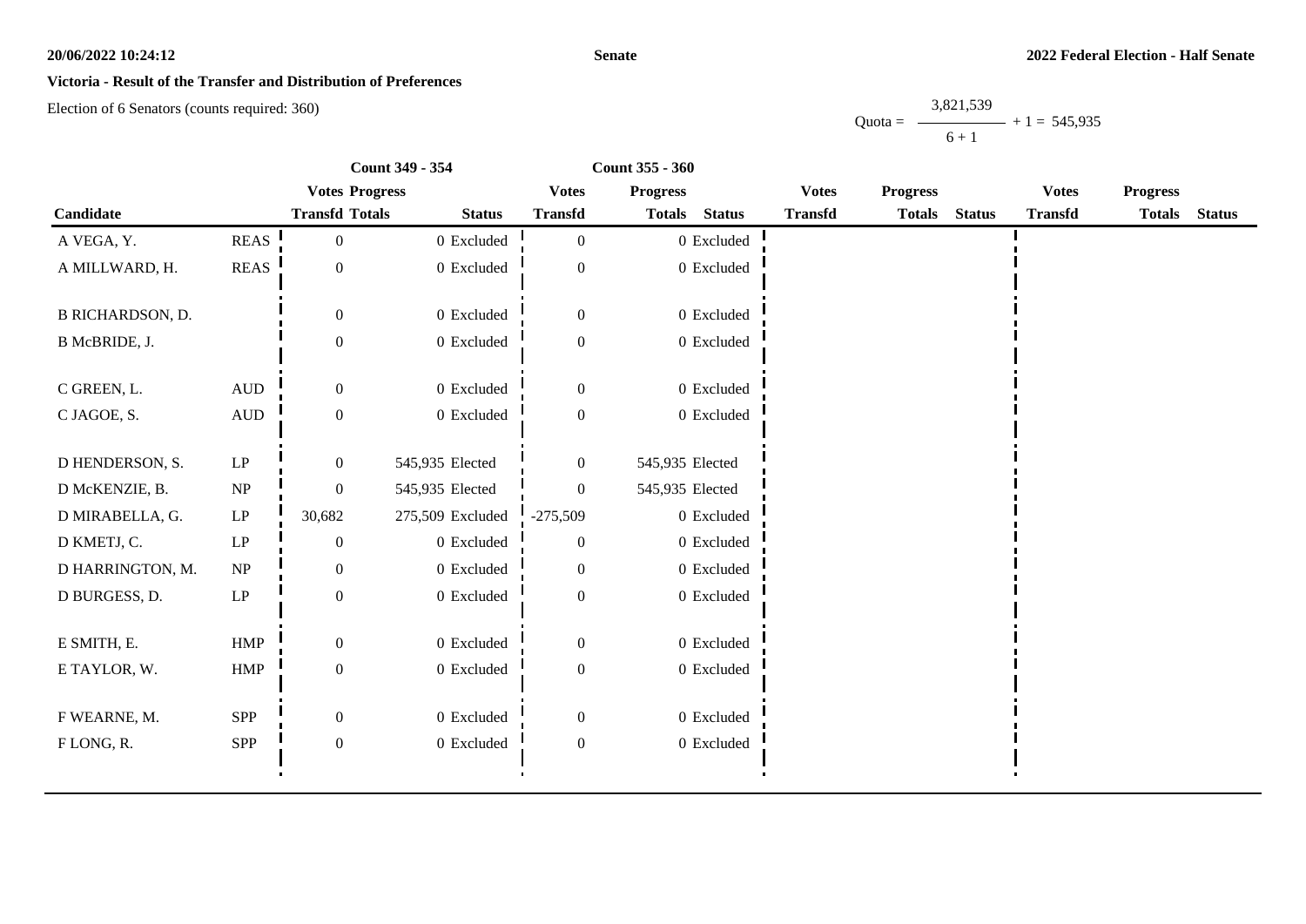**Senate**

**2022 Federal Election - Half Senate**

## Victoria - Result of the Transfer and Distribution of Preferences

Election of 6 Senators (counts required: 360)

$$\text{Quota} = \frac{3,821,539}{6 + 1} + 1 = 545,935$$

| | | Count 349 - 354 | | | Count 355 - 360 | | | | | | | | |
|---|---|---|---|---|---|---|---|---|---|---|---|---|---|
| | | Votes | Progress | | Votes | Progress | | Votes | Progress | | Votes | Progress | |
| Candidate | | Transfd | Totals | Status | Transfd | Totals | Status | Transfd | Totals | Status | Transfd | Totals | Status |
| A VEGA, Y. | REAS | 0 | 0 | Excluded | 0 | 0 | Excluded | | | | | | |
| A MILLWARD, H. | REAS | 0 | 0 | Excluded | 0 | 0 | Excluded | | | | | | |
| B RICHARDSON, D. | | 0 | 0 | Excluded | 0 | 0 | Excluded | | | | | | |
| B McBRIDE, J. | | 0 | 0 | Excluded | 0 | 0 | Excluded | | | | | | |
| C GREEN, L. | AUD | 0 | 0 | Excluded | 0 | 0 | Excluded | | | | | | |
| C JAGOE, S. | AUD | 0 | 0 | Excluded | 0 | 0 | Excluded | | | | | | |
| D HENDERSON, S. | LP | 0 | 545,935 | Elected | 0 | 545,935 | Elected | | | | | | |
| D McKENZIE, B. | NP | 0 | 545,935 | Elected | 0 | 545,935 | Elected | | | | | | |
| D MIRABELLA, G. | LP | 30,682 | 275,509 | Excluded | -275,509 | 0 | Excluded | | | | | | |
| D KMETJ, C. | LP | 0 | 0 | Excluded | 0 | 0 | Excluded | | | | | | |
| D HARRINGTON, M. | NP | 0 | 0 | Excluded | 0 | 0 | Excluded | | | | | | |
| D BURGESS, D. | LP | 0 | 0 | Excluded | 0 | 0 | Excluded | | | | | | |
| E SMITH, E. | HMP | 0 | 0 | Excluded | 0 | 0 | Excluded | | | | | | |
| E TAYLOR, W. | HMP | 0 | 0 | Excluded | 0 | 0 | Excluded | | | | | | |
| F WEARNE, M. | SPP | 0 | 0 | Excluded | 0 | 0 | Excluded | | | | | | |
| F LONG, R. | SPP | 0 | 0 | Excluded | 0 | 0 | Excluded | | | | | | |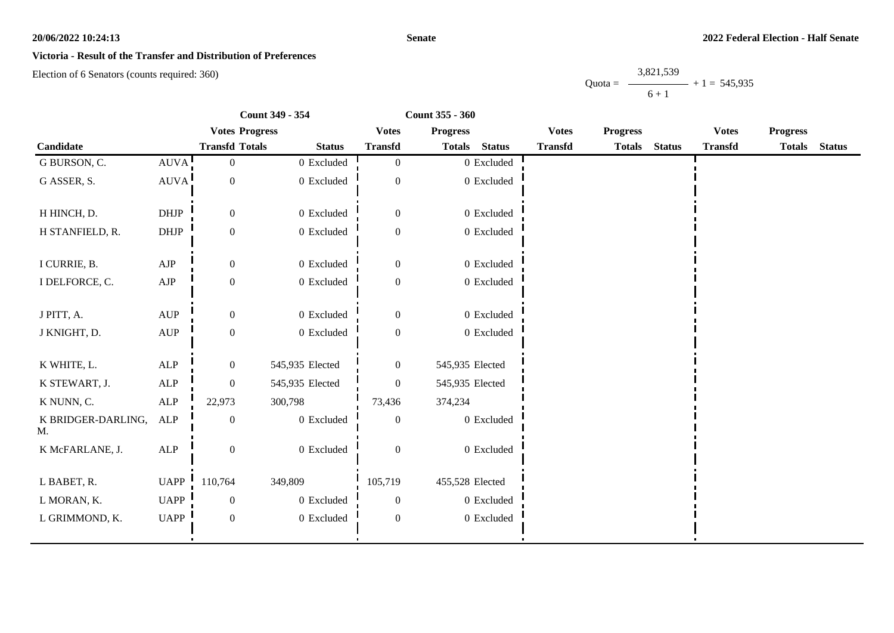**20/06/2022 10:24:13**

**Senate**

**2022 Federal Election - Half Senate**

**Victoria - Result of the Transfer and Distribution of Preferences**

Election of 6 Senators (counts required: 360)

$$\text{Quota} = \frac{3{,}821{,}539}{6 + 1} + 1 = 545{,}935$$

| | | Count 349 - 354 | | | Count 355 - 360 | | | | | | | | |
|---|---|---|---|---|---|---|---|---|---|---|---|---|---|
| | | Votes | Progress | | Votes | Progress | | Votes | Progress | | Votes | Progress | |
| Candidate | | Transfd | Totals | Status | Transfd | Totals | Status | Transfd | Totals | Status | Transfd | Totals | Status |
| G BURSON, C. | AUVA | 0 | 0 | Excluded | 0 | 0 | Excluded | | | | | | |
| G ASSER, S. | AUVA | 0 | 0 | Excluded | 0 | 0 | Excluded | | | | | | |
| H HINCH, D. | DHJP | 0 | 0 | Excluded | 0 | 0 | Excluded | | | | | | |
| H STANFIELD, R. | DHJP | 0 | 0 | Excluded | 0 | 0 | Excluded | | | | | | |
| I CURRIE, B. | AJP | 0 | 0 | Excluded | 0 | 0 | Excluded | | | | | | |
| I DELFORCE, C. | AJP | 0 | 0 | Excluded | 0 | 0 | Excluded | | | | | | |
| J PITT, A. | AUP | 0 | 0 | Excluded | 0 | 0 | Excluded | | | | | | |
| J KNIGHT, D. | AUP | 0 | 0 | Excluded | 0 | 0 | Excluded | | | | | | |
| K WHITE, L. | ALP | 0 | 545,935 | Elected | 0 | 545,935 | Elected | | | | | | |
| K STEWART, J. | ALP | 0 | 545,935 | Elected | 0 | 545,935 | Elected | | | | | | |
| K NUNN, C. | ALP | 22,973 | 300,798 | | 73,436 | 374,234 | | | | | | | |
| K BRIDGER-DARLING, M. | ALP | 0 | 0 | Excluded | 0 | 0 | Excluded | | | | | | |
| K McFARLANE, J. | ALP | 0 | 0 | Excluded | 0 | 0 | Excluded | | | | | | |
| L BABET, R. | UAPP | 110,764 | 349,809 | | 105,719 | 455,528 | Elected | | | | | | |
| L MORAN, K. | UAPP | 0 | 0 | Excluded | 0 | 0 | Excluded | | | | | | |
| L GRIMMOND, K. | UAPP | 0 | 0 | Excluded | 0 | 0 | Excluded | | | | | | |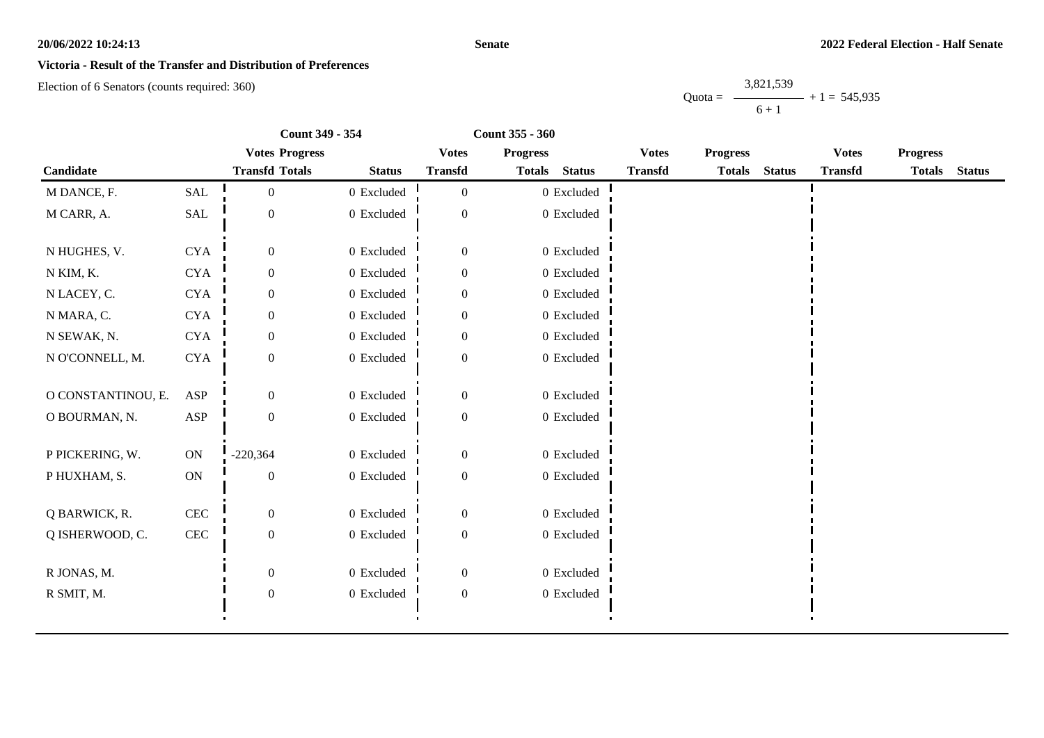**Victoria - Result of the Transfer and Distribution of Preferences**

Election of 6 Senators (counts required: 360)

Quota = 3,821,539 / (6 + 1) + 1 = 545,935

| | | Count 349 - 354 | | | Count 355 - 360 | | | | | | | | |
|---|---|---|---|---|---|---|---|---|---|---|---|---|---|
| | | **Votes** | **Progress** | | **Votes** | **Progress** | | **Votes** | **Progress** | | **Votes** | **Progress** | |
| **Candidate** | | **Transfd** | **Totals** | **Status** | **Transfd** | **Totals** | **Status** | **Transfd** | **Totals** | **Status** | **Transfd** | **Totals** | **Status** |
| M DANCE, F. | SAL | 0 | 0 | Excluded | 0 | 0 | Excluded | | | | | | |
| M CARR, A. | SAL | 0 | 0 | Excluded | 0 | 0 | Excluded | | | | | | |
| N HUGHES, V. | CYA | 0 | 0 | Excluded | 0 | 0 | Excluded | | | | | | |
| N KIM, K. | CYA | 0 | 0 | Excluded | 0 | 0 | Excluded | | | | | | |
| N LACEY, C. | CYA | 0 | 0 | Excluded | 0 | 0 | Excluded | | | | | | |
| N MARA, C. | CYA | 0 | 0 | Excluded | 0 | 0 | Excluded | | | | | | |
| N SEWAK, N. | CYA | 0 | 0 | Excluded | 0 | 0 | Excluded | | | | | | |
| N O'CONNELL, M. | CYA | 0 | 0 | Excluded | 0 | 0 | Excluded | | | | | | |
| O CONSTANTINOU, E. | ASP | 0 | 0 | Excluded | 0 | 0 | Excluded | | | | | | |
| O BOURMAN, N. | ASP | 0 | 0 | Excluded | 0 | 0 | Excluded | | | | | | |
| P PICKERING, W. | ON | -220,364 | 0 | Excluded | 0 | 0 | Excluded | | | | | | |
| P HUXHAM, S. | ON | 0 | 0 | Excluded | 0 | 0 | Excluded | | | | | | |
| Q BARWICK, R. | CEC | 0 | 0 | Excluded | 0 | 0 | Excluded | | | | | | |
| Q ISHERWOOD, C. | CEC | 0 | 0 | Excluded | 0 | 0 | Excluded | | | | | | |
| R JONAS, M. | | 0 | 0 | Excluded | 0 | 0 | Excluded | | | | | | |
| R SMIT, M. | | 0 | 0 | Excluded | 0 | 0 | Excluded | | | | | | |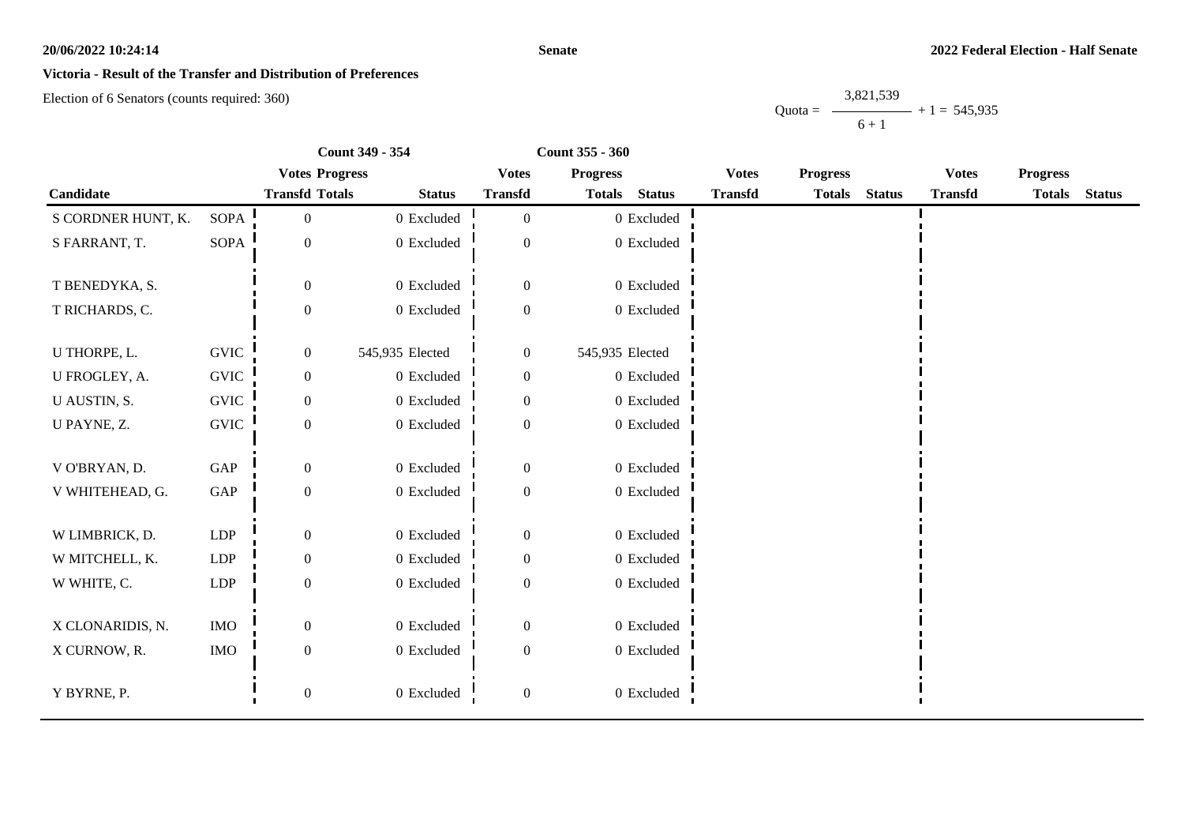**20/06/2022 10:24:14** **Senate** **2022 Federal Election - Half Senate**

## Victoria - Result of the Transfer and Distribution of Preferences

Election of 6 Senators (counts required: 360)

$$\text{Quota} = \frac{3,821,539}{6 + 1} + 1 = 545,935$$

| Candidate | | Count 349 - 354 | | | Count 355 - 360 | | | | | | | | |
|---|---|---|---|---|---|---|---|---|---|---|---|---|---|
| | | Votes Transfd | Progress Totals | Status | Votes Transfd | Progress Totals | Status | Votes Transfd | Progress Totals | Status | Votes Transfd | Progress Totals | Status |
| S CORDNER HUNT, K. | SOPA | 0 | 0 | Excluded | 0 | 0 | Excluded | | | | | | |
| S FARRANT, T. | SOPA | 0 | 0 | Excluded | 0 | 0 | Excluded | | | | | | |
| T BENEDYKA, S. | | 0 | 0 | Excluded | 0 | 0 | Excluded | | | | | | |
| T RICHARDS, C. | | 0 | 0 | Excluded | 0 | 0 | Excluded | | | | | | |
| U THORPE, L. | GVIC | 0 | 545,935 | Elected | 0 | 545,935 | Elected | | | | | | |
| U FROGLEY, A. | GVIC | 0 | 0 | Excluded | 0 | 0 | Excluded | | | | | | |
| U AUSTIN, S. | GVIC | 0 | 0 | Excluded | 0 | 0 | Excluded | | | | | | |
| U PAYNE, Z. | GVIC | 0 | 0 | Excluded | 0 | 0 | Excluded | | | | | | |
| V O'BRYAN, D. | GAP | 0 | 0 | Excluded | 0 | 0 | Excluded | | | | | | |
| V WHITEHEAD, G. | GAP | 0 | 0 | Excluded | 0 | 0 | Excluded | | | | | | |
| W LIMBRICK, D. | LDP | 0 | 0 | Excluded | 0 | 0 | Excluded | | | | | | |
| W MITCHELL, K. | LDP | 0 | 0 | Excluded | 0 | 0 | Excluded | | | | | | |
| W WHITE, C. | LDP | 0 | 0 | Excluded | 0 | 0 | Excluded | | | | | | |
| X CLONARIDIS, N. | IMO | 0 | 0 | Excluded | 0 | 0 | Excluded | | | | | | |
| X CURNOW, R. | IMO | 0 | 0 | Excluded | 0 | 0 | Excluded | | | | | | |
| Y BYRNE, P. | | 0 | 0 | Excluded | 0 | 0 | Excluded | | | | | | |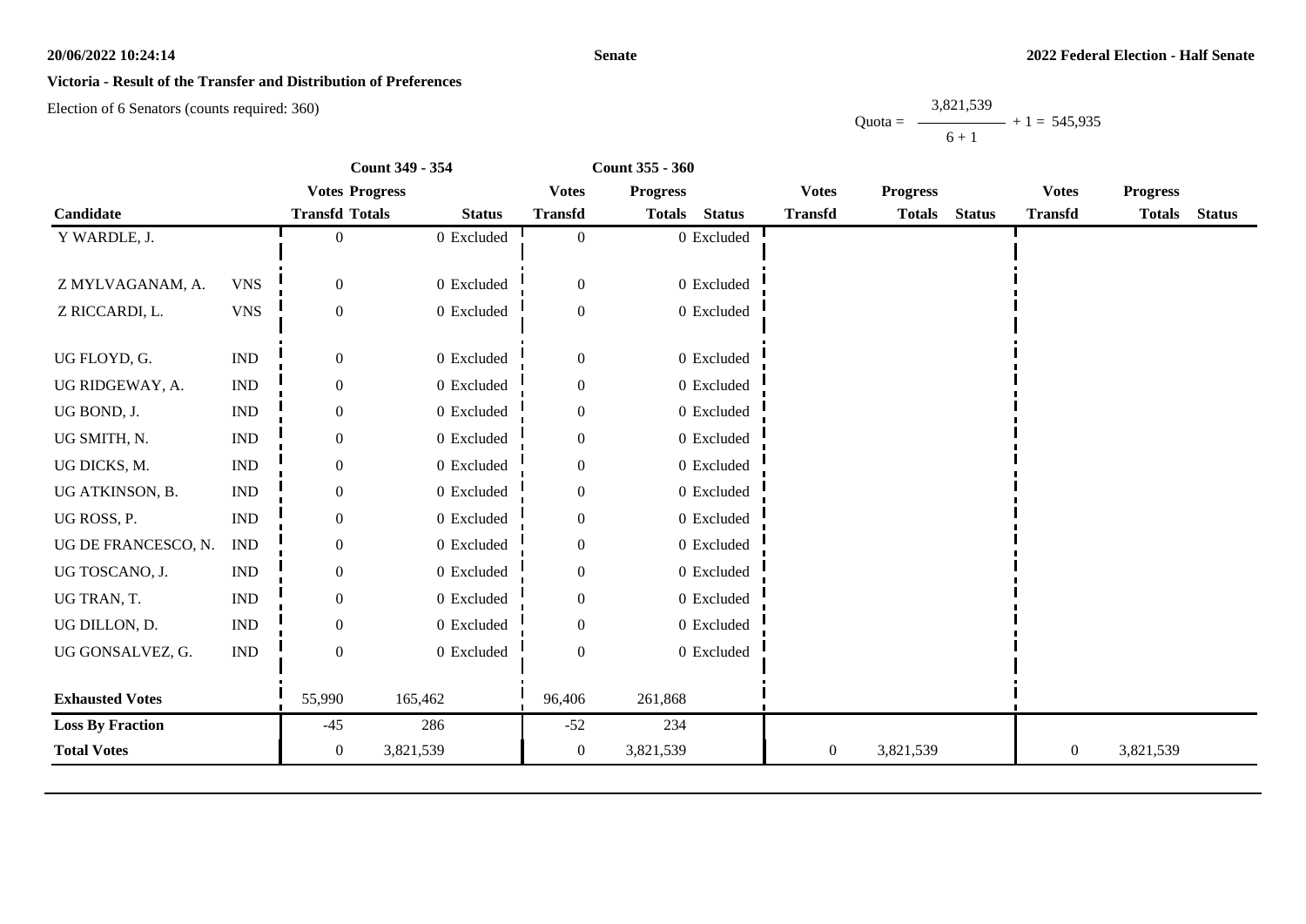**Senate**

**2022 Federal Election - Half Senate**

**Victoria - Result of the Transfer and Distribution of Preferences**

Election of 6 Senators (counts required: 360)

$$\text{Quota} = \frac{3,821,539}{6+1} + 1 = 545,935$$

| Candidate | | Count 349 - 354 Votes Transfd | Progress Totals | Status | Count 355 - 360 Votes Transfd | Progress Totals | Status | Votes Transfd | Progress Totals | Status | Votes Transfd | Progress Totals | Status |
|---|---|---|---|---|---|---|---|---|---|---|---|---|---|
| Y WARDLE, J. | | 0 | 0 | Excluded | 0 | 0 | Excluded | | | | | | |
| Z MYLVAGANAM, A. | VNS | 0 | 0 | Excluded | 0 | 0 | Excluded | | | | | | |
| Z RICCARDI, L. | VNS | 0 | 0 | Excluded | 0 | 0 | Excluded | | | | | | |
| UG FLOYD, G. | IND | 0 | 0 | Excluded | 0 | 0 | Excluded | | | | | | |
| UG RIDGEWAY, A. | IND | 0 | 0 | Excluded | 0 | 0 | Excluded | | | | | | |
| UG BOND, J. | IND | 0 | 0 | Excluded | 0 | 0 | Excluded | | | | | | |
| UG SMITH, N. | IND | 0 | 0 | Excluded | 0 | 0 | Excluded | | | | | | |
| UG DICKS, M. | IND | 0 | 0 | Excluded | 0 | 0 | Excluded | | | | | | |
| UG ATKINSON, B. | IND | 0 | 0 | Excluded | 0 | 0 | Excluded | | | | | | |
| UG ROSS, P. | IND | 0 | 0 | Excluded | 0 | 0 | Excluded | | | | | | |
| UG DE FRANCESCO, N. | IND | 0 | 0 | Excluded | 0 | 0 | Excluded | | | | | | |
| UG TOSCANO, J. | IND | 0 | 0 | Excluded | 0 | 0 | Excluded | | | | | | |
| UG TRAN, T. | IND | 0 | 0 | Excluded | 0 | 0 | Excluded | | | | | | |
| UG DILLON, D. | IND | 0 | 0 | Excluded | 0 | 0 | Excluded | | | | | | |
| UG GONSALVEZ, G. | IND | 0 | 0 | Excluded | 0 | 0 | Excluded | | | | | | |
| **Exhausted Votes** | | 55,990 | 165,462 | | 96,406 | 261,868 | | | | | | | |
| **Loss By Fraction** | | -45 | 286 | | -52 | 234 | | | | | | | |
| **Total Votes** | | 0 | 3,821,539 | | 0 | 3,821,539 | | 0 | 3,821,539 | | 0 | 3,821,539 | |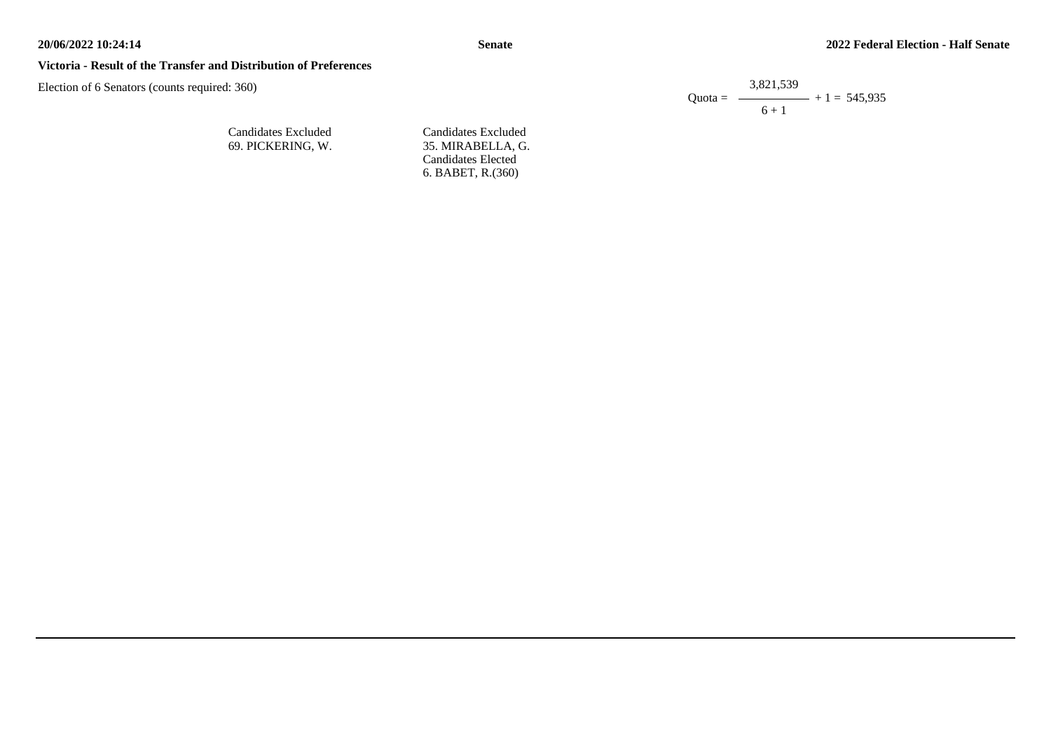**Victoria - Result of the Transfer and Distribution of Preferences**

Election of 6 Senators (counts required: 360)

$$\text{Quota} = \frac{3{,}821{,}539}{6 + 1} + 1 = 545{,}935$$

Candidates Excluded
69. PICKERING, W.

Candidates Excluded
35. MIRABELLA, G.
Candidates Elected
6. BABET, R.(360)